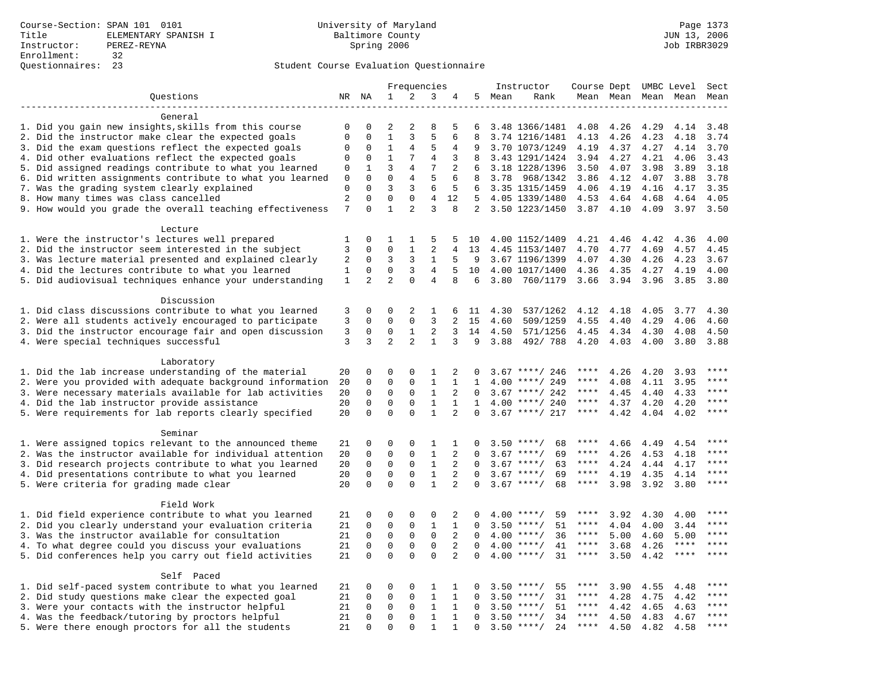Course-Section: SPAN 101 0101
Title: ELEMENTARY SPANISH I
Instructor: PEREZ-REYNA
Enrollment: 32
Questionnaires: 23

University of Maryland
Baltimore County
Spring 2006

Page 1373
JUN 13, 2006
Job IRBR3029

## Student Course Evaluation Questionnaire

| Questions | NR | NA | 1 | 2 | 3 | 4 | 5 | Instructor Mean | Rank | Course Mean | Dept Mean | UMBC Level Mean | Level Mean | Sect Mean |
|---|---|---|---|---|---|---|---|---|---|---|---|---|---|---|
| **General** | | | | | | | | | | | | | | |
| 1. Did you gain new insights,skills from this course | 0 | 0 | 2 | 2 | 8 | 5 | 6 | 3.48 | 1366/1481 | 4.08 | 4.26 | 4.29 | 4.14 | 3.48 |
| 2. Did the instructor make clear the expected goals | 0 | 0 | 1 | 3 | 5 | 6 | 8 | 3.74 | 1216/1481 | 4.13 | 4.26 | 4.23 | 4.18 | 3.74 |
| 3. Did the exam questions reflect the expected goals | 0 | 0 | 1 | 4 | 5 | 4 | 9 | 3.70 | 1073/1249 | 4.19 | 4.37 | 4.27 | 4.14 | 3.70 |
| 4. Did other evaluations reflect the expected goals | 0 | 0 | 1 | 7 | 4 | 3 | 8 | 3.43 | 1291/1424 | 3.94 | 4.27 | 4.21 | 4.06 | 3.43 |
| 5. Did assigned readings contribute to what you learned | 0 | 1 | 3 | 4 | 7 | 2 | 6 | 3.18 | 1228/1396 | 3.50 | 4.07 | 3.98 | 3.89 | 3.18 |
| 6. Did written assignments contribute to what you learned | 0 | 0 | 0 | 4 | 5 | 6 | 8 | 3.78 | 968/1342 | 3.86 | 4.12 | 4.07 | 3.88 | 3.78 |
| 7. Was the grading system clearly explained | 0 | 0 | 3 | 3 | 6 | 5 | 6 | 3.35 | 1315/1459 | 4.06 | 4.19 | 4.16 | 4.17 | 3.35 |
| 8. How many times was class cancelled | 2 | 0 | 0 | 0 | 4 | 12 | 5 | 4.05 | 1339/1480 | 4.53 | 4.64 | 4.68 | 4.64 | 4.05 |
| 9. How would you grade the overall teaching effectiveness | 7 | 0 | 1 | 2 | 3 | 8 | 2 | 3.50 | 1223/1450 | 3.87 | 4.10 | 4.09 | 3.97 | 3.50 |
| **Lecture** | | | | | | | | | | | | | | |
| 1. Were the instructor's lectures well prepared | 1 | 0 | 1 | 1 | 5 | 5 | 10 | 4.00 | 1152/1409 | 4.21 | 4.46 | 4.42 | 4.36 | 4.00 |
| 2. Did the instructor seem interested in the subject | 3 | 0 | 0 | 1 | 2 | 4 | 13 | 4.45 | 1153/1407 | 4.70 | 4.77 | 4.69 | 4.57 | 4.45 |
| 3. Was lecture material presented and explained clearly | 2 | 0 | 3 | 3 | 1 | 5 | 9 | 3.67 | 1196/1399 | 4.07 | 4.30 | 4.26 | 4.23 | 3.67 |
| 4. Did the lectures contribute to what you learned | 1 | 0 | 0 | 3 | 4 | 5 | 10 | 4.00 | 1017/1400 | 4.36 | 4.35 | 4.27 | 4.19 | 4.00 |
| 5. Did audiovisual techniques enhance your understanding | 1 | 2 | 2 | 0 | 4 | 8 | 6 | 3.80 | 760/1179 | 3.66 | 3.94 | 3.96 | 3.85 | 3.80 |
| **Discussion** | | | | | | | | | | | | | | |
| 1. Did class discussions contribute to what you learned | 3 | 0 | 0 | 2 | 1 | 6 | 11 | 4.30 | 537/1262 | 4.12 | 4.18 | 4.05 | 3.77 | 4.30 |
| 2. Were all students actively encouraged to participate | 3 | 0 | 0 | 0 | 3 | 2 | 15 | 4.60 | 509/1259 | 4.55 | 4.40 | 4.29 | 4.06 | 4.60 |
| 3. Did the instructor encourage fair and open discussion | 3 | 0 | 0 | 1 | 2 | 3 | 14 | 4.50 | 571/1256 | 4.45 | 4.34 | 4.30 | 4.08 | 4.50 |
| 4. Were special techniques successful | 3 | 3 | 2 | 2 | 1 | 3 | 9 | 3.88 | 492/ 788 | 4.20 | 4.03 | 4.00 | 3.80 | 3.88 |
| **Laboratory** | | | | | | | | | | | | | | |
| 1. Did the lab increase understanding of the material | 20 | 0 | 0 | 0 | 1 | 2 | 0 | 3.67 | ****/ 246 | **** | 4.26 | 4.20 | 3.93 | **** |
| 2. Were you provided with adequate background information | 20 | 0 | 0 | 0 | 1 | 1 | 1 | 4.00 | ****/ 249 | **** | 4.08 | 4.11 | 3.95 | **** |
| 3. Were necessary materials available for lab activities | 20 | 0 | 0 | 0 | 1 | 2 | 0 | 3.67 | ****/ 242 | **** | 4.45 | 4.40 | 4.33 | **** |
| 4. Did the lab instructor provide assistance | 20 | 0 | 0 | 0 | 1 | 1 | 1 | 4.00 | ****/ 240 | **** | 4.37 | 4.20 | 4.20 | **** |
| 5. Were requirements for lab reports clearly specified | 20 | 0 | 0 | 0 | 1 | 2 | 0 | 3.67 | ****/ 217 | **** | 4.42 | 4.04 | 4.02 | **** |
| **Seminar** | | | | | | | | | | | | | | |
| 1. Were assigned topics relevant to the announced theme | 21 | 0 | 0 | 0 | 1 | 1 | 0 | 3.50 | ****/ 68 | **** | 4.66 | 4.49 | 4.54 | **** |
| 2. Was the instructor available for individual attention | 20 | 0 | 0 | 0 | 1 | 2 | 0 | 3.67 | ****/ 69 | **** | 4.26 | 4.53 | 4.18 | **** |
| 3. Did research projects contribute to what you learned | 20 | 0 | 0 | 0 | 1 | 2 | 0 | 3.67 | ****/ 63 | **** | 4.24 | 4.44 | 4.17 | **** |
| 4. Did presentations contribute to what you learned | 20 | 0 | 0 | 0 | 1 | 2 | 0 | 3.67 | ****/ 69 | **** | 4.19 | 4.35 | 4.14 | **** |
| 5. Were criteria for grading made clear | 20 | 0 | 0 | 0 | 1 | 2 | 0 | 3.67 | ****/ 68 | **** | 3.98 | 3.92 | 3.80 | **** |
| **Field Work** | | | | | | | | | | | | | | |
| 1. Did field experience contribute to what you learned | 21 | 0 | 0 | 0 | 0 | 2 | 0 | 4.00 | ****/ 59 | **** | 3.92 | 4.30 | 4.00 | **** |
| 2. Did you clearly understand your evaluation criteria | 21 | 0 | 0 | 0 | 1 | 1 | 0 | 3.50 | ****/ 51 | **** | 4.04 | 4.00 | 3.44 | **** |
| 3. Was the instructor available for consultation | 21 | 0 | 0 | 0 | 0 | 2 | 0 | 4.00 | ****/ 36 | **** | 5.00 | 4.60 | 5.00 | **** |
| 4. To what degree could you discuss your evaluations | 21 | 0 | 0 | 0 | 0 | 2 | 0 | 4.00 | ****/ 41 | **** | 3.68 | 4.26 | **** | **** |
| 5. Did conferences help you carry out field activities | 21 | 0 | 0 | 0 | 0 | 2 | 0 | 4.00 | ****/ 31 | **** | 3.50 | 4.42 | **** | **** |
| **Self Paced** | | | | | | | | | | | | | | |
| 1. Did self-paced system contribute to what you learned | 21 | 0 | 0 | 0 | 1 | 1 | 0 | 3.50 | ****/ 55 | **** | 3.90 | 4.55 | 4.48 | **** |
| 2. Did study questions make clear the expected goal | 21 | 0 | 0 | 0 | 1 | 1 | 0 | 3.50 | ****/ 31 | **** | 4.28 | 4.75 | 4.42 | **** |
| 3. Were your contacts with the instructor helpful | 21 | 0 | 0 | 0 | 1 | 1 | 0 | 3.50 | ****/ 51 | **** | 4.42 | 4.65 | 4.63 | **** |
| 4. Was the feedback/tutoring by proctors helpful | 21 | 0 | 0 | 0 | 1 | 1 | 0 | 3.50 | ****/ 34 | **** | 4.50 | 4.83 | 4.67 | **** |
| 5. Were there enough proctors for all the students | 21 | 0 | 0 | 0 | 1 | 1 | 0 | 3.50 | ****/ 24 | **** | 4.50 | 4.82 | 4.58 | **** |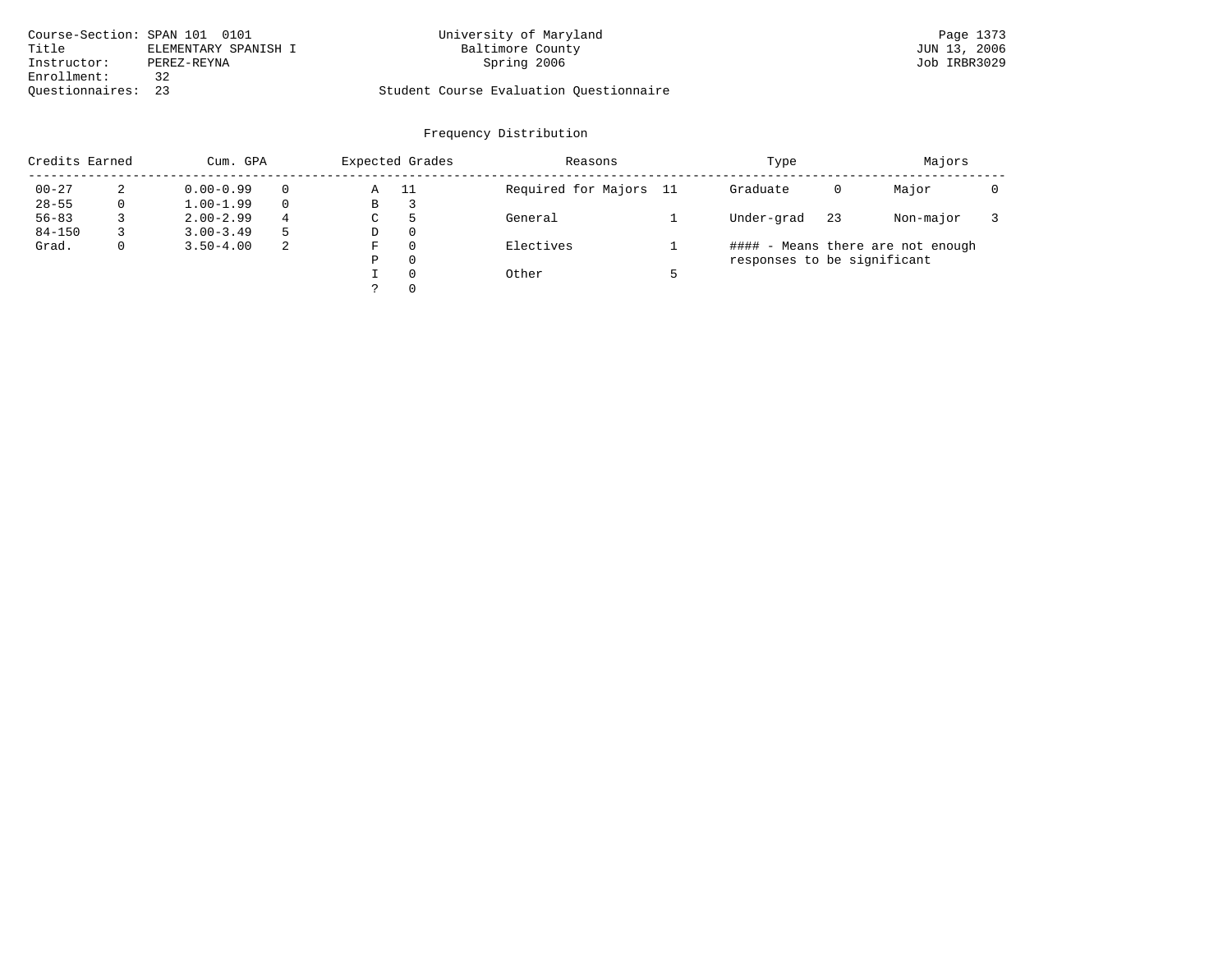Course-Section: SPAN 101 0101
Title: ELEMENTARY SPANISH I
Instructor: PEREZ-REYNA
Enrollment: 32
Questionnaires: 23

University of Maryland
Baltimore County
Spring 2006

Student Course Evaluation Questionnaire

JUN 13, 2006
Job IRBR3029

## Frequency Distribution

| Credits Earned | | Cum. GPA | | Expected Grades | | Reasons | | Type | | Majors | |
|---|---|---|---|---|---|---|---|---|---|---|---|
| 00-27 | 2 | 0.00-0.99 | 0 | A | 11 | Required for Majors | 11 | Graduate | 0 | Major | 0 |
| 28-55 | 0 | 1.00-1.99 | 0 | B | 3 | | | | | | |
| 56-83 | 3 | 2.00-2.99 | 4 | C | 5 | General | 1 | Under-grad | 23 | Non-major | 3 |
| 84-150 | 3 | 3.00-3.49 | 5 | D | 0 | | | | | | |
| Grad. | 0 | 3.50-4.00 | 2 | F | 0 | Electives | 1 | #### - Means there are not enough responses to be significant | | | |
| | | | | P | 0 | | | | | | |
| | | | | I | 0 | Other | 5 | | | | |
| | | | | ? | 0 | | | | | | |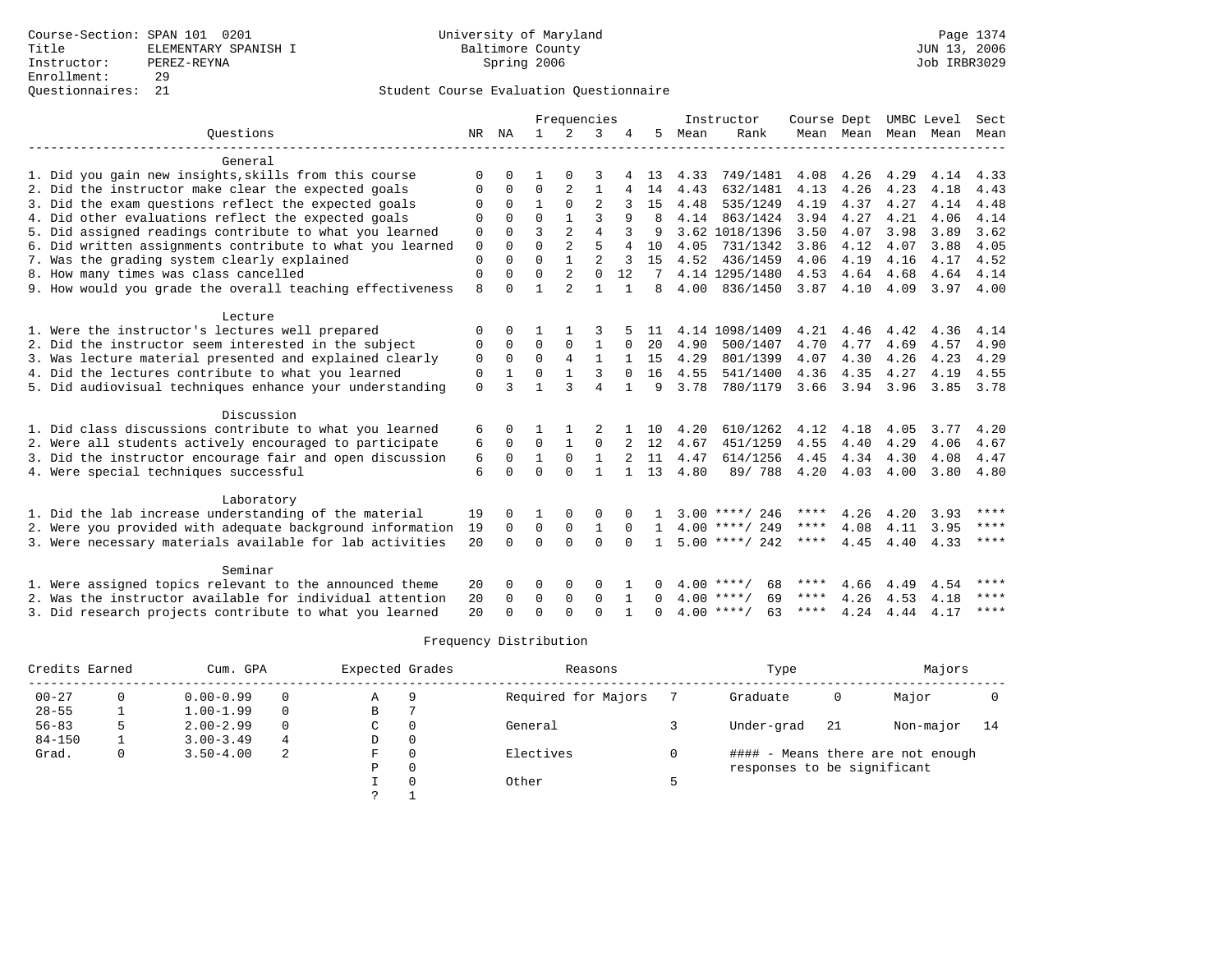Course-Section: SPAN 101 0201
Title: ELEMENTARY SPANISH I
Instructor: PEREZ-REYNA
Enrollment: 29
Questionnaires: 21

University of Maryland
Baltimore County
Spring 2006

Page 1374
JUN 13, 2006
Job IRBR3029

Student Course Evaluation Questionnaire

| Questions | NR | NA | 1 | 2 | 3 | 4 | 5 | Instructor Mean | Rank | Course Mean | Dept Mean | UMBC Mean | Level Mean | Sect Mean |
|---|---|---|---|---|---|---|---|---|---|---|---|---|---|---|
| **General** | | | | | | | | | | | | | | |
| 1. Did you gain new insights,skills from this course | 0 | 0 | 1 | 0 | 3 | 4 | 13 | 4.33 | 749/1481 | 4.08 | 4.26 | 4.29 | 4.14 | 4.33 |
| 2. Did the instructor make clear the expected goals | 0 | 0 | 0 | 2 | 1 | 4 | 14 | 4.43 | 632/1481 | 4.13 | 4.26 | 4.23 | 4.18 | 4.43 |
| 3. Did the exam questions reflect the expected goals | 0 | 0 | 1 | 0 | 2 | 3 | 15 | 4.48 | 535/1249 | 4.19 | 4.37 | 4.27 | 4.14 | 4.48 |
| 4. Did other evaluations reflect the expected goals | 0 | 0 | 0 | 1 | 3 | 9 | 8 | 4.14 | 863/1424 | 3.94 | 4.27 | 4.21 | 4.06 | 4.14 |
| 5. Did assigned readings contribute to what you learned | 0 | 0 | 3 | 2 | 4 | 3 | 9 | 3.62 | 1018/1396 | 3.50 | 4.07 | 3.98 | 3.89 | 3.62 |
| 6. Did written assignments contribute to what you learned | 0 | 0 | 0 | 2 | 5 | 4 | 10 | 4.05 | 731/1342 | 3.86 | 4.12 | 4.07 | 3.88 | 4.05 |
| 7. Was the grading system clearly explained | 0 | 0 | 0 | 1 | 2 | 3 | 15 | 4.52 | 436/1459 | 4.06 | 4.19 | 4.16 | 4.17 | 4.52 |
| 8. How many times was class cancelled | 0 | 0 | 0 | 2 | 0 | 12 | 7 | 4.14 | 1295/1480 | 4.53 | 4.64 | 4.68 | 4.64 | 4.14 |
| 9. How would you grade the overall teaching effectiveness | 8 | 0 | 1 | 2 | 1 | 1 | 8 | 4.00 | 836/1450 | 3.87 | 4.10 | 4.09 | 3.97 | 4.00 |
| **Lecture** | | | | | | | | | | | | | | |
| 1. Were the instructor's lectures well prepared | 0 | 0 | 1 | 1 | 3 | 5 | 11 | 4.14 | 1098/1409 | 4.21 | 4.46 | 4.42 | 4.36 | 4.14 |
| 2. Did the instructor seem interested in the subject | 0 | 0 | 0 | 0 | 1 | 0 | 20 | 4.90 | 500/1407 | 4.70 | 4.77 | 4.69 | 4.57 | 4.90 |
| 3. Was lecture material presented and explained clearly | 0 | 0 | 0 | 4 | 1 | 1 | 15 | 4.29 | 801/1399 | 4.07 | 4.30 | 4.26 | 4.23 | 4.29 |
| 4. Did the lectures contribute to what you learned | 0 | 1 | 0 | 1 | 3 | 0 | 16 | 4.55 | 541/1400 | 4.36 | 4.35 | 4.27 | 4.19 | 4.55 |
| 5. Did audiovisual techniques enhance your understanding | 0 | 3 | 1 | 3 | 4 | 1 | 9 | 3.78 | 780/1179 | 3.66 | 3.94 | 3.96 | 3.85 | 3.78 |
| **Discussion** | | | | | | | | | | | | | | |
| 1. Did class discussions contribute to what you learned | 6 | 0 | 1 | 1 | 2 | 1 | 10 | 4.20 | 610/1262 | 4.12 | 4.18 | 4.05 | 3.77 | 4.20 |
| 2. Were all students actively encouraged to participate | 6 | 0 | 0 | 1 | 0 | 2 | 12 | 4.67 | 451/1259 | 4.55 | 4.40 | 4.29 | 4.06 | 4.67 |
| 3. Did the instructor encourage fair and open discussion | 6 | 0 | 1 | 0 | 1 | 2 | 11 | 4.47 | 614/1256 | 4.45 | 4.34 | 4.30 | 4.08 | 4.47 |
| 4. Were special techniques successful | 6 | 0 | 0 | 0 | 1 | 1 | 13 | 4.80 | 89/ 788 | 4.20 | 4.03 | 4.00 | 3.80 | 4.80 |
| **Laboratory** | | | | | | | | | | | | | | |
| 1. Did the lab increase understanding of the material | 19 | 0 | 1 | 0 | 0 | 0 | 1 | 3.00 | ****/ 246 | **** | 4.26 | 4.20 | 3.93 | **** |
| 2. Were you provided with adequate background information | 19 | 0 | 0 | 0 | 1 | 0 | 1 | 4.00 | ****/ 249 | **** | 4.08 | 4.11 | 3.95 | **** |
| 3. Were necessary materials available for lab activities | 20 | 0 | 0 | 0 | 0 | 0 | 1 | 5.00 | ****/ 242 | **** | 4.45 | 4.40 | 4.33 | **** |
| **Seminar** | | | | | | | | | | | | | | |
| 1. Were assigned topics relevant to the announced theme | 20 | 0 | 0 | 0 | 0 | 1 | 0 | 4.00 | ****/ 68 | **** | 4.66 | 4.49 | 4.54 | **** |
| 2. Was the instructor available for individual attention | 20 | 0 | 0 | 0 | 0 | 1 | 0 | 4.00 | ****/ 69 | **** | 4.26 | 4.53 | 4.18 | **** |
| 3. Did research projects contribute to what you learned | 20 | 0 | 0 | 0 | 0 | 1 | 0 | 4.00 | ****/ 63 | **** | 4.24 | 4.44 | 4.17 | **** |

Frequency Distribution

| Credits Earned | | Cum. GPA | | Expected Grades | | Reasons | | Type | | Majors | |
|---|---|---|---|---|---|---|---|---|---|---|---|
| 00-27 | 0 | 0.00-0.99 | 0 | A | 9 | Required for Majors | 7 | Graduate | 0 | Major | 0 |
| 28-55 | 1 | 1.00-1.99 | 0 | B | 7 | | | | | | |
| 56-83 | 5 | 2.00-2.99 | 0 | C | 0 | General | 3 | Under-grad | 21 | Non-major | 14 |
| 84-150 | 1 | 3.00-3.49 | 4 | D | 0 | | | | | | |
| Grad. | 0 | 3.50-4.00 | 2 | F | 0 | Electives | 0 | #### - Means there are not enough responses to be significant | | | |
| | | | | P | 0 | | | | | | |
| | | | | I | 0 | Other | 5 | | | | |
| | | | | ? | 1 | | | | | | |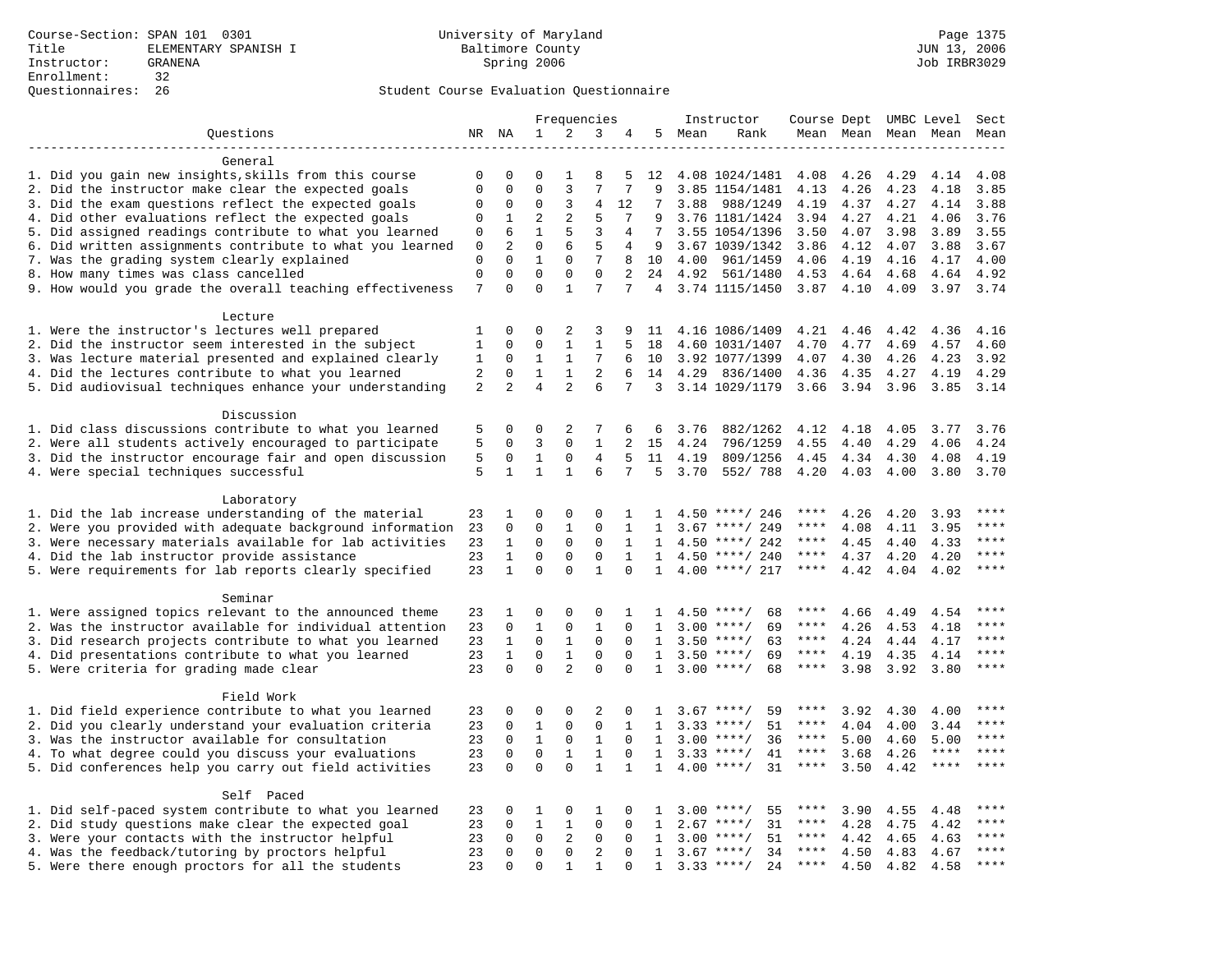Course-Section: SPAN 101 0301
Title: ELEMENTARY SPANISH I
Instructor: GRANENA
Enrollment: 32
Questionnaires: 26

University of Maryland
Baltimore County
Spring 2006

JUN 13, 2006
Job IRBR3029

## Student Course Evaluation Questionnaire

| Questions | NR | NA | 1 | 2 | 3 | 4 | 5 | Instructor Mean | Instructor Rank | Course Mean | Dept Mean | UMBC Mean | Level Mean | Sect Mean |
|---|---|---|---|---|---|---|---|---|---|---|---|---|---|---|
| **General** | | | | | | | | | | | | | | |
| 1. Did you gain new insights,skills from this course | 0 | 0 | 0 | 1 | 8 | 5 | 12 | 4.08 | 1024/1481 | 4.08 | 4.26 | 4.29 | 4.14 | 4.08 |
| 2. Did the instructor make clear the expected goals | 0 | 0 | 0 | 3 | 7 | 7 | 9 | 3.85 | 1154/1481 | 4.13 | 4.26 | 4.23 | 4.18 | 3.85 |
| 3. Did the exam questions reflect the expected goals | 0 | 0 | 0 | 3 | 4 | 12 | 7 | 3.88 | 988/1249 | 4.19 | 4.37 | 4.27 | 4.14 | 3.88 |
| 4. Did other evaluations reflect the expected goals | 0 | 1 | 2 | 2 | 5 | 7 | 9 | 3.76 | 1181/1424 | 3.94 | 4.27 | 4.21 | 4.06 | 3.76 |
| 5. Did assigned readings contribute to what you learned | 0 | 6 | 1 | 5 | 3 | 4 | 7 | 3.55 | 1054/1396 | 3.50 | 4.07 | 3.98 | 3.89 | 3.55 |
| 6. Did written assignments contribute to what you learned | 0 | 2 | 0 | 6 | 5 | 4 | 9 | 3.67 | 1039/1342 | 3.86 | 4.12 | 4.07 | 3.88 | 3.67 |
| 7. Was the grading system clearly explained | 0 | 0 | 1 | 0 | 7 | 8 | 10 | 4.00 | 961/1459 | 4.06 | 4.19 | 4.16 | 4.17 | 4.00 |
| 8. How many times was class cancelled | 0 | 0 | 0 | 0 | 0 | 2 | 24 | 4.92 | 561/1480 | 4.53 | 4.64 | 4.68 | 4.64 | 4.92 |
| 9. How would you grade the overall teaching effectiveness | 7 | 0 | 0 | 1 | 7 | 7 | 4 | 3.74 | 1115/1450 | 3.87 | 4.10 | 4.09 | 3.97 | 3.74 |
| **Lecture** | | | | | | | | | | | | | | |
| 1. Were the instructor's lectures well prepared | 1 | 0 | 0 | 2 | 3 | 9 | 11 | 4.16 | 1086/1409 | 4.21 | 4.46 | 4.42 | 4.36 | 4.16 |
| 2. Did the instructor seem interested in the subject | 1 | 0 | 0 | 1 | 1 | 5 | 18 | 4.60 | 1031/1407 | 4.70 | 4.77 | 4.69 | 4.57 | 4.60 |
| 3. Was lecture material presented and explained clearly | 1 | 0 | 1 | 1 | 7 | 6 | 10 | 3.92 | 1077/1399 | 4.07 | 4.30 | 4.26 | 4.23 | 3.92 |
| 4. Did the lectures contribute to what you learned | 2 | 0 | 1 | 1 | 2 | 6 | 14 | 4.29 | 836/1400 | 4.36 | 4.35 | 4.27 | 4.19 | 4.29 |
| 5. Did audiovisual techniques enhance your understanding | 2 | 2 | 4 | 2 | 6 | 7 | 3 | 3.14 | 1029/1179 | 3.66 | 3.94 | 3.96 | 3.85 | 3.14 |
| **Discussion** | | | | | | | | | | | | | | |
| 1. Did class discussions contribute to what you learned | 5 | 0 | 0 | 2 | 7 | 6 | 6 | 3.76 | 882/1262 | 4.12 | 4.18 | 4.05 | 3.77 | 3.76 |
| 2. Were all students actively encouraged to participate | 5 | 0 | 3 | 0 | 1 | 2 | 15 | 4.24 | 796/1259 | 4.55 | 4.40 | 4.29 | 4.06 | 4.24 |
| 3. Did the instructor encourage fair and open discussion | 5 | 0 | 1 | 0 | 4 | 5 | 11 | 4.19 | 809/1256 | 4.45 | 4.34 | 4.30 | 4.08 | 4.19 |
| 4. Were special techniques successful | 5 | 1 | 1 | 1 | 6 | 7 | 5 | 3.70 | 552/ 788 | 4.20 | 4.03 | 4.00 | 3.80 | 3.70 |
| **Laboratory** | | | | | | | | | | | | | | |
| 1. Did the lab increase understanding of the material | 23 | 1 | 0 | 0 | 0 | 1 | 1 | 4.50 | ****/ 246 | **** | 4.26 | 4.20 | 3.93 | **** |
| 2. Were you provided with adequate background information | 23 | 0 | 0 | 1 | 0 | 1 | 1 | 3.67 | ****/ 249 | **** | 4.08 | 4.11 | 3.95 | **** |
| 3. Were necessary materials available for lab activities | 23 | 1 | 0 | 0 | 0 | 1 | 1 | 4.50 | ****/ 242 | **** | 4.45 | 4.40 | 4.33 | **** |
| 4. Did the lab instructor provide assistance | 23 | 1 | 0 | 0 | 0 | 1 | 1 | 4.50 | ****/ 240 | **** | 4.37 | 4.20 | 4.20 | **** |
| 5. Were requirements for lab reports clearly specified | 23 | 1 | 0 | 0 | 1 | 0 | 1 | 4.00 | ****/ 217 | **** | 4.42 | 4.04 | 4.02 | **** |
| **Seminar** | | | | | | | | | | | | | | |
| 1. Were assigned topics relevant to the announced theme | 23 | 1 | 0 | 0 | 0 | 1 | 1 | 4.50 | ****/ 68 | **** | 4.66 | 4.49 | 4.54 | **** |
| 2. Was the instructor available for individual attention | 23 | 0 | 1 | 0 | 1 | 0 | 1 | 3.00 | ****/ 69 | **** | 4.26 | 4.53 | 4.18 | **** |
| 3. Did research projects contribute to what you learned | 23 | 1 | 0 | 1 | 0 | 0 | 1 | 3.50 | ****/ 63 | **** | 4.24 | 4.44 | 4.17 | **** |
| 4. Did presentations contribute to what you learned | 23 | 1 | 0 | 1 | 0 | 0 | 1 | 3.50 | ****/ 69 | **** | 4.19 | 4.35 | 4.14 | **** |
| 5. Were criteria for grading made clear | 23 | 0 | 0 | 2 | 0 | 0 | 1 | 3.00 | ****/ 68 | **** | 3.98 | 3.92 | 3.80 | **** |
| **Field Work** | | | | | | | | | | | | | | |
| 1. Did field experience contribute to what you learned | 23 | 0 | 0 | 0 | 2 | 0 | 1 | 3.67 | ****/ 59 | **** | 3.92 | 4.30 | 4.00 | **** |
| 2. Did you clearly understand your evaluation criteria | 23 | 0 | 1 | 0 | 0 | 1 | 1 | 3.33 | ****/ 51 | **** | 4.04 | 4.00 | 3.44 | **** |
| 3. Was the instructor available for consultation | 23 | 0 | 1 | 0 | 1 | 0 | 1 | 3.00 | ****/ 36 | **** | 5.00 | 4.60 | 5.00 | **** |
| 4. To what degree could you discuss your evaluations | 23 | 0 | 0 | 1 | 1 | 0 | 1 | 3.33 | ****/ 41 | **** | 3.68 | 4.26 | **** | **** |
| 5. Did conferences help you carry out field activities | 23 | 0 | 0 | 0 | 1 | 1 | 1 | 4.00 | ****/ 31 | **** | 3.50 | 4.42 | **** | **** |
| **Self Paced** | | | | | | | | | | | | | | |
| 1. Did self-paced system contribute to what you learned | 23 | 0 | 1 | 0 | 1 | 0 | 1 | 3.00 | ****/ 55 | **** | 3.90 | 4.55 | 4.48 | **** |
| 2. Did study questions make clear the expected goal | 23 | 0 | 1 | 1 | 0 | 0 | 1 | 2.67 | ****/ 31 | **** | 4.28 | 4.75 | 4.42 | **** |
| 3. Were your contacts with the instructor helpful | 23 | 0 | 0 | 2 | 0 | 0 | 1 | 3.00 | ****/ 51 | **** | 4.42 | 4.65 | 4.63 | **** |
| 4. Was the feedback/tutoring by proctors helpful | 23 | 0 | 0 | 0 | 2 | 0 | 1 | 3.67 | ****/ 34 | **** | 4.50 | 4.83 | 4.67 | **** |
| 5. Were there enough proctors for all the students | 23 | 0 | 0 | 1 | 1 | 0 | 1 | 3.33 | ****/ 24 | **** | 4.50 | 4.82 | 4.58 | **** |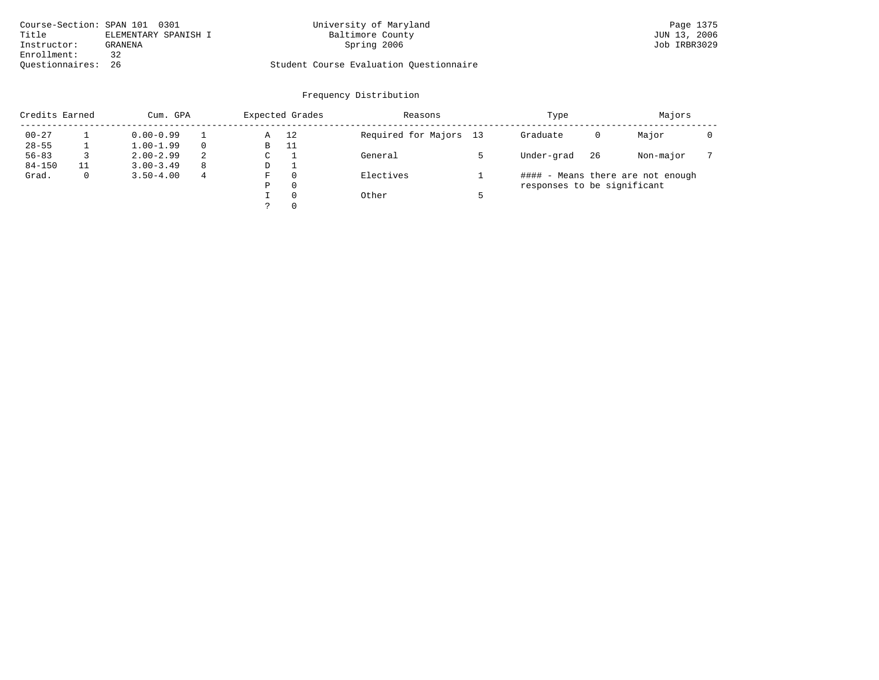Course-Section: SPAN 101 0301
Title: ELEMENTARY SPANISH I
Instructor: GRANENA
Enrollment: 32
Questionnaires: 26

University of Maryland
Baltimore County
Spring 2006

Student Course Evaluation Questionnaire

JUN 13, 2006
Job IRBR3029

## Frequency Distribution

| Credits Earned | | Cum. GPA | | Expected Grades | | Reasons | | Type | | Majors | |
|---|---|---|---|---|---|---|---|---|---|---|---|
| 00-27 | 1 | 0.00-0.99 | 1 | A | 12 | Required for Majors | 13 | Graduate | 0 | Major | 0 |
| 28-55 | 1 | 1.00-1.99 | 0 | B | 11 | | | | | | |
| 56-83 | 3 | 2.00-2.99 | 2 | C | 1 | General | 5 | Under-grad | 26 | Non-major | 7 |
| 84-150 | 11 | 3.00-3.49 | 8 | D | 1 | | | | | | |
| Grad. | 0 | 3.50-4.00 | 4 | F | 0 | Electives | 1 | | | | |
| | | | | P | 0 | | | | | | |
| | | | | I | 0 | Other | 5 | | | | |
| | | | | ? | 0 | | | | | | |

#### - Means there are not enough responses to be significant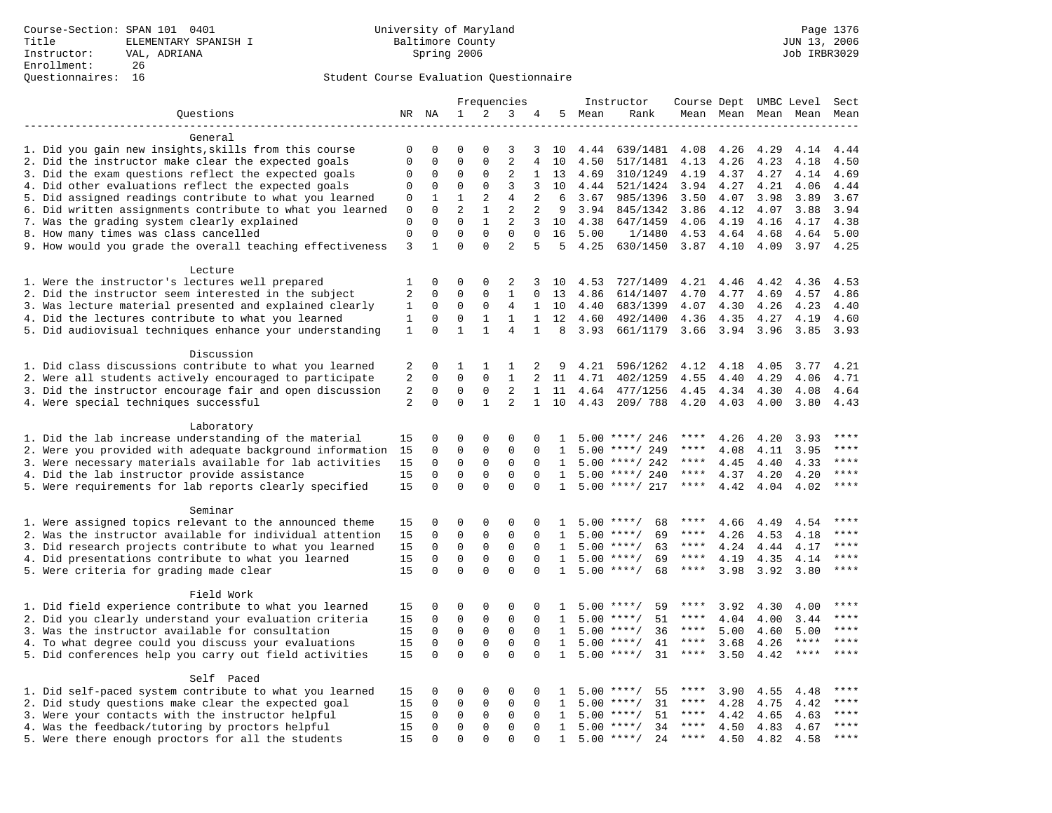Course-Section: SPAN 101 0401
Title: ELEMENTARY SPANISH I
Instructor: VAL, ADRIANA
Enrollment: 26
Questionnaires: 16

University of Maryland
Baltimore County
Spring 2006

Student Course Evaluation Questionnaire

| Questions | NR | NA | 1 | 2 | 3 | 4 | 5 | Instructor Mean | Instructor Rank | Course Mean | Dept Mean | UMBC Level Mean | Level Mean | Sect Mean |
|---|---|---|---|---|---|---|---|---|---|---|---|---|---|---|
| **General** | | | | | | | | | | | | | | |
| 1. Did you gain new insights,skills from this course | 0 | 0 | 0 | 0 | 3 | 3 | 10 | 4.44 | 639/1481 | 4.08 | 4.26 | 4.29 | 4.14 | 4.44 |
| 2. Did the instructor make clear the expected goals | 0 | 0 | 0 | 0 | 2 | 4 | 10 | 4.50 | 517/1481 | 4.13 | 4.26 | 4.23 | 4.18 | 4.50 |
| 3. Did the exam questions reflect the expected goals | 0 | 0 | 0 | 0 | 2 | 1 | 13 | 4.69 | 310/1249 | 4.19 | 4.37 | 4.27 | 4.14 | 4.69 |
| 4. Did other evaluations reflect the expected goals | 0 | 0 | 0 | 0 | 3 | 3 | 10 | 4.44 | 521/1424 | 3.94 | 4.27 | 4.21 | 4.06 | 4.44 |
| 5. Did assigned readings contribute to what you learned | 0 | 1 | 1 | 2 | 4 | 2 | 6 | 3.67 | 985/1396 | 3.50 | 4.07 | 3.98 | 3.89 | 3.67 |
| 6. Did written assignments contribute to what you learned | 0 | 0 | 2 | 1 | 2 | 2 | 9 | 3.94 | 845/1342 | 3.86 | 4.12 | 4.07 | 3.88 | 3.94 |
| 7. Was the grading system clearly explained | 0 | 0 | 0 | 1 | 2 | 3 | 10 | 4.38 | 647/1459 | 4.06 | 4.19 | 4.16 | 4.17 | 4.38 |
| 8. How many times was class cancelled | 0 | 0 | 0 | 0 | 0 | 0 | 16 | 5.00 | 1/1480 | 4.53 | 4.64 | 4.68 | 4.64 | 5.00 |
| 9. How would you grade the overall teaching effectiveness | 3 | 1 | 0 | 0 | 2 | 5 | 5 | 4.25 | 630/1450 | 3.87 | 4.10 | 4.09 | 3.97 | 4.25 |
| **Lecture** | | | | | | | | | | | | | | |
| 1. Were the instructor's lectures well prepared | 1 | 0 | 0 | 0 | 2 | 3 | 10 | 4.53 | 727/1409 | 4.21 | 4.46 | 4.42 | 4.36 | 4.53 |
| 2. Did the instructor seem interested in the subject | 2 | 0 | 0 | 0 | 1 | 0 | 13 | 4.86 | 614/1407 | 4.70 | 4.77 | 4.69 | 4.57 | 4.86 |
| 3. Was lecture material presented and explained clearly | 1 | 0 | 0 | 0 | 4 | 1 | 10 | 4.40 | 683/1399 | 4.07 | 4.30 | 4.26 | 4.23 | 4.40 |
| 4. Did the lectures contribute to what you learned | 1 | 0 | 0 | 1 | 1 | 1 | 12 | 4.60 | 492/1400 | 4.36 | 4.35 | 4.27 | 4.19 | 4.60 |
| 5. Did audiovisual techniques enhance your understanding | 1 | 0 | 1 | 1 | 4 | 1 | 8 | 3.93 | 661/1179 | 3.66 | 3.94 | 3.96 | 3.85 | 3.93 |
| **Discussion** | | | | | | | | | | | | | | |
| 1. Did class discussions contribute to what you learned | 2 | 0 | 1 | 1 | 1 | 2 | 9 | 4.21 | 596/1262 | 4.12 | 4.18 | 4.05 | 3.77 | 4.21 |
| 2. Were all students actively encouraged to participate | 2 | 0 | 0 | 0 | 1 | 2 | 11 | 4.71 | 402/1259 | 4.55 | 4.40 | 4.29 | 4.06 | 4.71 |
| 3. Did the instructor encourage fair and open discussion | 2 | 0 | 0 | 0 | 2 | 1 | 11 | 4.64 | 477/1256 | 4.45 | 4.34 | 4.30 | 4.08 | 4.64 |
| 4. Were special techniques successful | 2 | 0 | 0 | 1 | 2 | 1 | 10 | 4.43 | 209/ 788 | 4.20 | 4.03 | 4.00 | 3.80 | 4.43 |
| **Laboratory** | | | | | | | | | | | | | | |
| 1. Did the lab increase understanding of the material | 15 | 0 | 0 | 0 | 0 | 0 | 1 | 5.00 | ****/ 246 | **** | 4.26 | 4.20 | 3.93 | **** |
| 2. Were you provided with adequate background information | 15 | 0 | 0 | 0 | 0 | 0 | 1 | 5.00 | ****/ 249 | **** | 4.08 | 4.11 | 3.95 | **** |
| 3. Were necessary materials available for lab activities | 15 | 0 | 0 | 0 | 0 | 0 | 1 | 5.00 | ****/ 242 | **** | 4.45 | 4.40 | 4.33 | **** |
| 4. Did the lab instructor provide assistance | 15 | 0 | 0 | 0 | 0 | 0 | 1 | 5.00 | ****/ 240 | **** | 4.37 | 4.20 | 4.20 | **** |
| 5. Were requirements for lab reports clearly specified | 15 | 0 | 0 | 0 | 0 | 0 | 1 | 5.00 | ****/ 217 | **** | 4.42 | 4.04 | 4.02 | **** |
| **Seminar** | | | | | | | | | | | | | | |
| 1. Were assigned topics relevant to the announced theme | 15 | 0 | 0 | 0 | 0 | 0 | 1 | 5.00 | ****/ 68 | **** | 4.66 | 4.49 | 4.54 | **** |
| 2. Was the instructor available for individual attention | 15 | 0 | 0 | 0 | 0 | 0 | 1 | 5.00 | ****/ 69 | **** | 4.26 | 4.53 | 4.18 | **** |
| 3. Did research projects contribute to what you learned | 15 | 0 | 0 | 0 | 0 | 0 | 1 | 5.00 | ****/ 63 | **** | 4.24 | 4.44 | 4.17 | **** |
| 4. Did presentations contribute to what you learned | 15 | 0 | 0 | 0 | 0 | 0 | 1 | 5.00 | ****/ 69 | **** | 4.19 | 4.35 | 4.14 | **** |
| 5. Were criteria for grading made clear | 15 | 0 | 0 | 0 | 0 | 0 | 1 | 5.00 | ****/ 68 | **** | 3.98 | 3.92 | 3.80 | **** |
| **Field Work** | | | | | | | | | | | | | | |
| 1. Did field experience contribute to what you learned | 15 | 0 | 0 | 0 | 0 | 0 | 1 | 5.00 | ****/ 59 | **** | 3.92 | 4.30 | 4.00 | **** |
| 2. Did you clearly understand your evaluation criteria | 15 | 0 | 0 | 0 | 0 | 0 | 1 | 5.00 | ****/ 51 | **** | 4.04 | 4.00 | 3.44 | **** |
| 3. Was the instructor available for consultation | 15 | 0 | 0 | 0 | 0 | 0 | 1 | 5.00 | ****/ 36 | **** | 5.00 | 4.60 | 5.00 | **** |
| 4. To what degree could you discuss your evaluations | 15 | 0 | 0 | 0 | 0 | 0 | 1 | 5.00 | ****/ 41 | **** | 3.68 | 4.26 | **** | **** |
| 5. Did conferences help you carry out field activities | 15 | 0 | 0 | 0 | 0 | 0 | 1 | 5.00 | ****/ 31 | **** | 3.50 | 4.42 | **** | **** |
| **Self Paced** | | | | | | | | | | | | | | |
| 1. Did self-paced system contribute to what you learned | 15 | 0 | 0 | 0 | 0 | 0 | 1 | 5.00 | ****/ 55 | **** | 3.90 | 4.55 | 4.48 | **** |
| 2. Did study questions make clear the expected goal | 15 | 0 | 0 | 0 | 0 | 0 | 1 | 5.00 | ****/ 31 | **** | 4.28 | 4.75 | 4.42 | **** |
| 3. Were your contacts with the instructor helpful | 15 | 0 | 0 | 0 | 0 | 0 | 1 | 5.00 | ****/ 51 | **** | 4.42 | 4.65 | 4.63 | **** |
| 4. Was the feedback/tutoring by proctors helpful | 15 | 0 | 0 | 0 | 0 | 0 | 1 | 5.00 | ****/ 34 | **** | 4.50 | 4.83 | 4.67 | **** |
| 5. Were there enough proctors for all the students | 15 | 0 | 0 | 0 | 0 | 0 | 1 | 5.00 | ****/ 24 | **** | 4.50 | 4.82 | 4.58 | **** |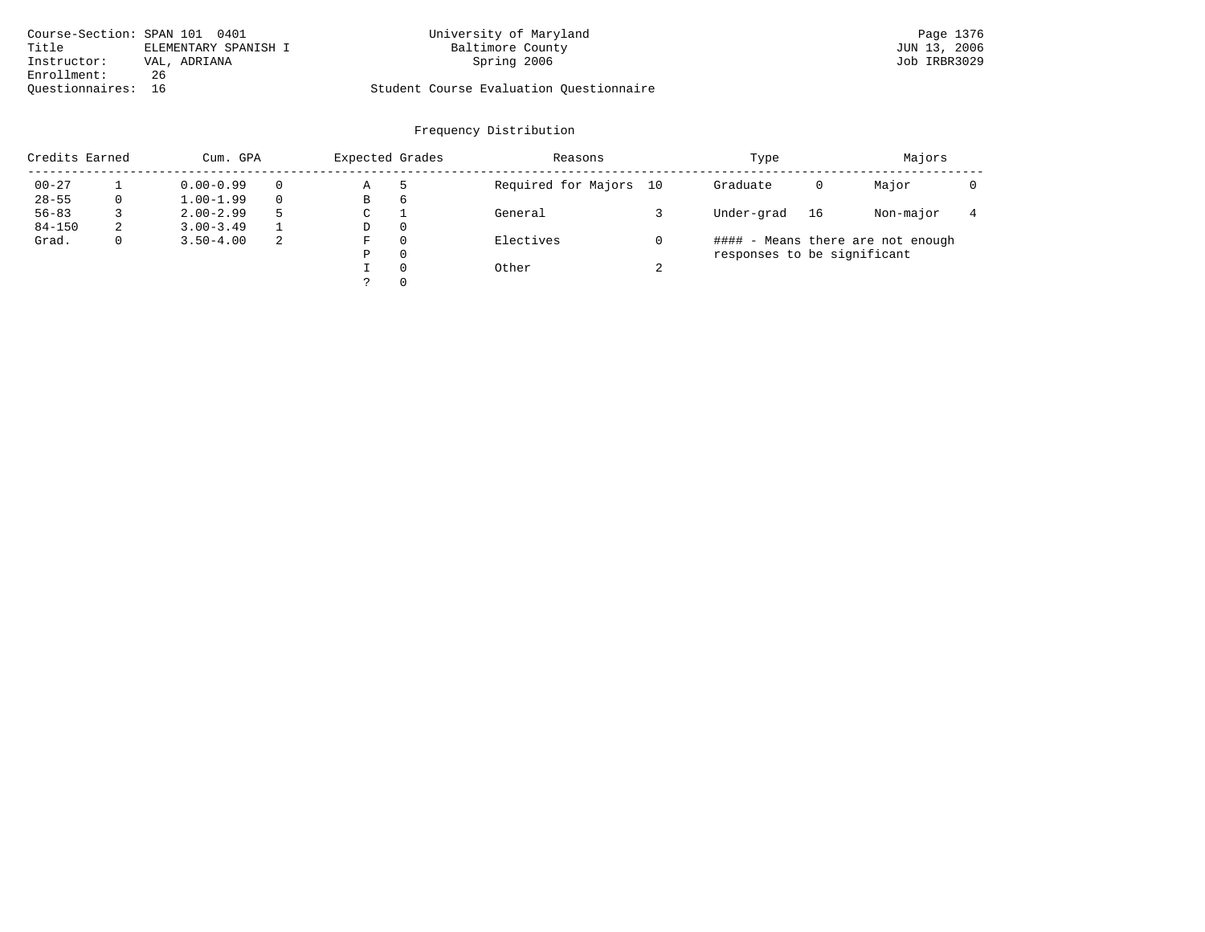Course-Section: SPAN 101 0401
Title: ELEMENTARY SPANISH I
Instructor: VAL, ADRIANA
Enrollment: 26
Questionnaires: 16

University of Maryland
Baltimore County
Spring 2006

Student Course Evaluation Questionnaire

Page 1376
JUN 13, 2006
Job IRBR3029

## Frequency Distribution

| Credits Earned | | Cum. GPA | | Expected Grades | | Reasons | | Type | | Majors | |
|---|---|---|---|---|---|---|---|---|---|---|---|
| 00-27 | 1 | 0.00-0.99 | 0 | A | 5 | Required for Majors | 10 | Graduate | 0 | Major | 0 |
| 28-55 | 0 | 1.00-1.99 | 0 | B | 6 | | | | | | |
| 56-83 | 3 | 2.00-2.99 | 5 | C | 1 | General | 3 | Under-grad | 16 | Non-major | 4 |
| 84-150 | 2 | 3.00-3.49 | 1 | D | 0 | | | | | | |
| Grad. | 0 | 3.50-4.00 | 2 | F | 0 | Electives | 0 | | | | |
| | | | | P | 0 | | | | | | |
| | | | | I | 0 | Other | 2 | | | | |
| | | | | ? | 0 | | | | | | |

#### - Means there are not enough responses to be significant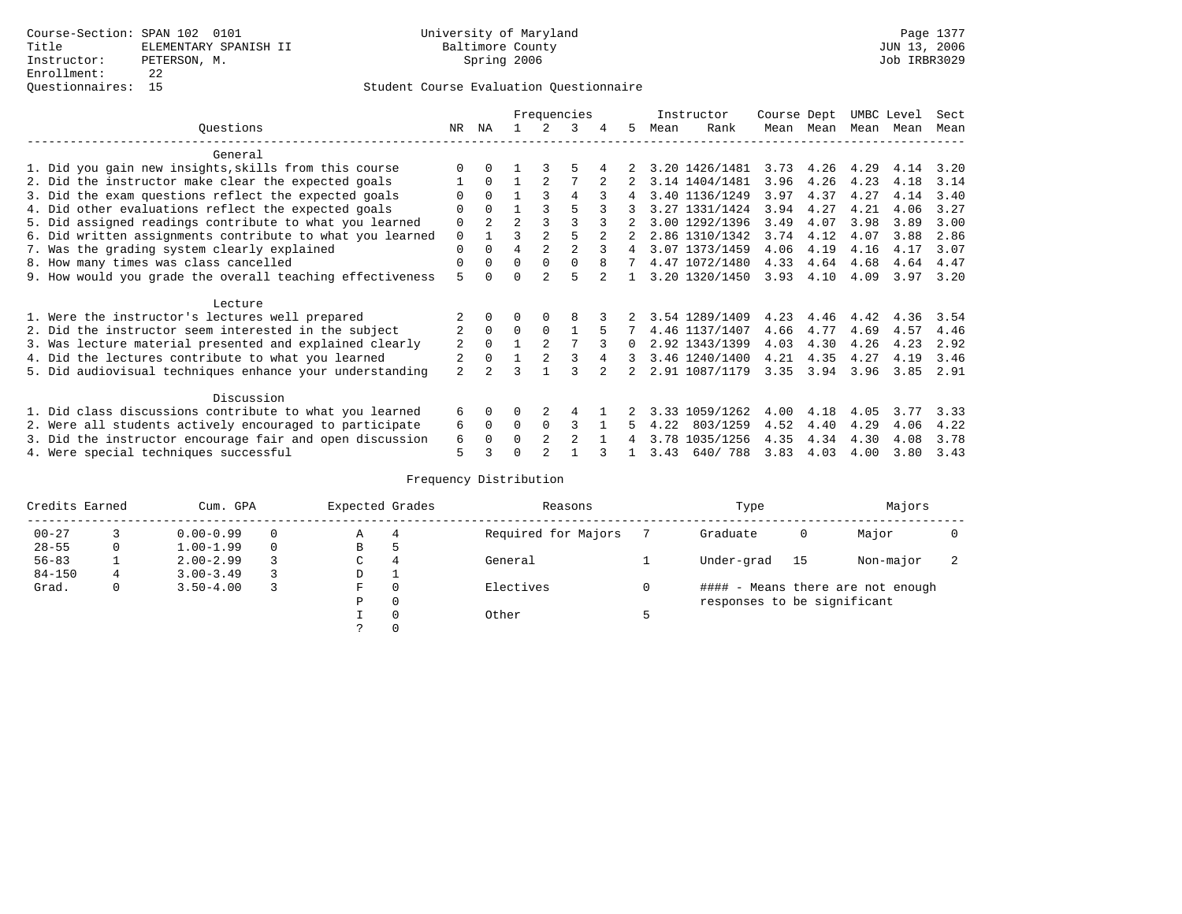Course-Section: SPAN 102 0101
Title: ELEMENTARY SPANISH II
Instructor: PETERSON, M.
Enrollment: 22
Questionnaires: 15

University of Maryland
Baltimore County
Spring 2006

JUN 13, 2006
Job IRBR3029

## Student Course Evaluation Questionnaire

| Questions | NR | NA | 1 | 2 | 3 | 4 | 5 | Instructor Mean | Rank | Course Mean | Dept Mean | UMBC Mean | Level Mean | Sect Mean |
|---|---|---|---|---|---|---|---|---|---|---|---|---|---|---|
| **General** | | | | | | | | | | | | | | |
| 1. Did you gain new insights,skills from this course | 0 | 0 | 1 | 3 | 5 | 4 | 2 | 3.20 | 1426/1481 | 3.73 | 4.26 | 4.29 | 4.14 | 3.20 |
| 2. Did the instructor make clear the expected goals | 1 | 0 | 1 | 2 | 7 | 2 | 2 | 3.14 | 1404/1481 | 3.96 | 4.26 | 4.23 | 4.18 | 3.14 |
| 3. Did the exam questions reflect the expected goals | 0 | 0 | 1 | 3 | 4 | 3 | 4 | 3.40 | 1136/1249 | 3.97 | 4.37 | 4.27 | 4.14 | 3.40 |
| 4. Did other evaluations reflect the expected goals | 0 | 0 | 1 | 3 | 5 | 3 | 3 | 3.27 | 1331/1424 | 3.94 | 4.27 | 4.21 | 4.06 | 3.27 |
| 5. Did assigned readings contribute to what you learned | 0 | 2 | 2 | 3 | 3 | 3 | 2 | 3.00 | 1292/1396 | 3.49 | 4.07 | 3.98 | 3.89 | 3.00 |
| 6. Did written assignments contribute to what you learned | 0 | 1 | 3 | 2 | 5 | 2 | 2 | 2.86 | 1310/1342 | 3.74 | 4.12 | 4.07 | 3.88 | 2.86 |
| 7. Was the grading system clearly explained | 0 | 0 | 4 | 2 | 2 | 3 | 4 | 3.07 | 1373/1459 | 4.06 | 4.19 | 4.16 | 4.17 | 3.07 |
| 8. How many times was class cancelled | 0 | 0 | 0 | 0 | 0 | 8 | 7 | 4.47 | 1072/1480 | 4.33 | 4.64 | 4.68 | 4.64 | 4.47 |
| 9. How would you grade the overall teaching effectiveness | 5 | 0 | 0 | 2 | 5 | 2 | 1 | 3.20 | 1320/1450 | 3.93 | 4.10 | 4.09 | 3.97 | 3.20 |
| **Lecture** | | | | | | | | | | | | | | |
| 1. Were the instructor's lectures well prepared | 2 | 0 | 0 | 0 | 8 | 3 | 2 | 3.54 | 1289/1409 | 4.23 | 4.46 | 4.42 | 4.36 | 3.54 |
| 2. Did the instructor seem interested in the subject | 2 | 0 | 0 | 0 | 1 | 5 | 7 | 4.46 | 1137/1407 | 4.66 | 4.77 | 4.69 | 4.57 | 4.46 |
| 3. Was lecture material presented and explained clearly | 2 | 0 | 1 | 2 | 7 | 3 | 0 | 2.92 | 1343/1399 | 4.03 | 4.30 | 4.26 | 4.23 | 2.92 |
| 4. Did the lectures contribute to what you learned | 2 | 0 | 1 | 2 | 3 | 4 | 3 | 3.46 | 1240/1400 | 4.21 | 4.35 | 4.27 | 4.19 | 3.46 |
| 5. Did audiovisual techniques enhance your understanding | 2 | 2 | 3 | 1 | 3 | 2 | 2 | 2.91 | 1087/1179 | 3.35 | 3.94 | 3.96 | 3.85 | 2.91 |
| **Discussion** | | | | | | | | | | | | | | |
| 1. Did class discussions contribute to what you learned | 6 | 0 | 0 | 2 | 4 | 1 | 2 | 3.33 | 1059/1262 | 4.00 | 4.18 | 4.05 | 3.77 | 3.33 |
| 2. Were all students actively encouraged to participate | 6 | 0 | 0 | 0 | 3 | 1 | 5 | 4.22 | 803/1259 | 4.52 | 4.40 | 4.29 | 4.06 | 4.22 |
| 3. Did the instructor encourage fair and open discussion | 6 | 0 | 0 | 2 | 2 | 1 | 4 | 3.78 | 1035/1256 | 4.35 | 4.34 | 4.30 | 4.08 | 3.78 |
| 4. Were special techniques successful | 5 | 3 | 0 | 2 | 1 | 3 | 1 | 3.43 | 640/ 788 | 3.83 | 4.03 | 4.00 | 3.80 | 3.43 |

## Frequency Distribution

| Credits Earned | | Cum. GPA | | Expected Grades | | Reasons | | Type | | Majors | |
|---|---|---|---|---|---|---|---|---|---|---|---|
| 00-27 | 3 | 0.00-0.99 | 0 | A | 4 | Required for Majors | 7 | Graduate | 0 | Major | 0 |
| 28-55 | 0 | 1.00-1.99 | 0 | B | 5 | | | | | | |
| 56-83 | 1 | 2.00-2.99 | 3 | C | 4 | General | 1 | Under-grad | 15 | Non-major | 2 |
| 84-150 | 4 | 3.00-3.49 | 3 | D | 1 | | | | | | |
| Grad. | 0 | 3.50-4.00 | 3 | F | 0 | Electives | 0 | | | | |
| | | | | P | 0 | | | | | | |
| | | | | I | 0 | Other | 5 | | | | |
| | | | | ? | 0 | | | | | | |

#### - Means there are not enough responses to be significant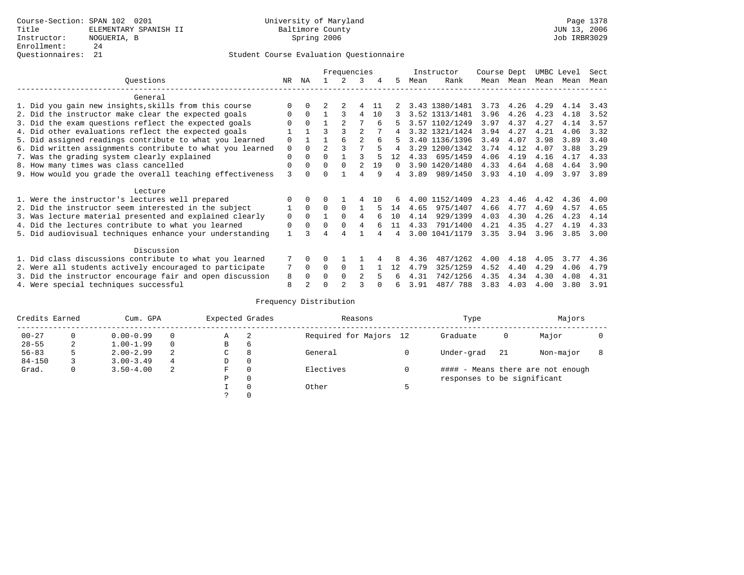Course-Section: SPAN 102 0201
Title: ELEMENTARY SPANISH II
Instructor: NOGUERIA, B
Enrollment: 24
Questionnaires: 21

University of Maryland
Baltimore County
Spring 2006

JUN 13, 2006
Job IRBR3029

## Student Course Evaluation Questionnaire

| Questions | NR | NA | 1 | 2 | 3 | 4 | 5 | Instructor Mean | Instructor Rank | Course Mean | Dept Mean | UMBC Mean | Level Mean | Sect Mean |
|---|---|---|---|---|---|---|---|---|---|---|---|---|---|---|
| **General** | | | | | | | | | | | | | | |
| 1. Did you gain new insights,skills from this course | 0 | 0 | 2 | 2 | 4 | 11 | 2 | 3.43 | 1380/1481 | 3.73 | 4.26 | 4.29 | 4.14 | 3.43 |
| 2. Did the instructor make clear the expected goals | 0 | 0 | 1 | 3 | 4 | 10 | 3 | 3.52 | 1313/1481 | 3.96 | 4.26 | 4.23 | 4.18 | 3.52 |
| 3. Did the exam questions reflect the expected goals | 0 | 0 | 1 | 2 | 7 | 6 | 5 | 3.57 | 1102/1249 | 3.97 | 4.37 | 4.27 | 4.14 | 3.57 |
| 4. Did other evaluations reflect the expected goals | 1 | 1 | 3 | 3 | 2 | 7 | 4 | 3.32 | 1321/1424 | 3.94 | 4.27 | 4.21 | 4.06 | 3.32 |
| 5. Did assigned readings contribute to what you learned | 0 | 1 | 1 | 6 | 2 | 6 | 5 | 3.40 | 1136/1396 | 3.49 | 4.07 | 3.98 | 3.89 | 3.40 |
| 6. Did written assignments contribute to what you learned | 0 | 0 | 2 | 3 | 7 | 5 | 4 | 3.29 | 1200/1342 | 3.74 | 4.12 | 4.07 | 3.88 | 3.29 |
| 7. Was the grading system clearly explained | 0 | 0 | 0 | 1 | 3 | 5 | 12 | 4.33 | 695/1459 | 4.06 | 4.19 | 4.16 | 4.17 | 4.33 |
| 8. How many times was class cancelled | 0 | 0 | 0 | 0 | 2 | 19 | 0 | 3.90 | 1420/1480 | 4.33 | 4.64 | 4.68 | 4.64 | 3.90 |
| 9. How would you grade the overall teaching effectiveness | 3 | 0 | 0 | 1 | 4 | 9 | 4 | 3.89 | 989/1450 | 3.93 | 4.10 | 4.09 | 3.97 | 3.89 |
| **Lecture** | | | | | | | | | | | | | | |
| 1. Were the instructor's lectures well prepared | 0 | 0 | 0 | 1 | 4 | 10 | 6 | 4.00 | 1152/1409 | 4.23 | 4.46 | 4.42 | 4.36 | 4.00 |
| 2. Did the instructor seem interested in the subject | 1 | 0 | 0 | 0 | 1 | 5 | 14 | 4.65 | 975/1407 | 4.66 | 4.77 | 4.69 | 4.57 | 4.65 |
| 3. Was lecture material presented and explained clearly | 0 | 0 | 1 | 0 | 4 | 6 | 10 | 4.14 | 929/1399 | 4.03 | 4.30 | 4.26 | 4.23 | 4.14 |
| 4. Did the lectures contribute to what you learned | 0 | 0 | 0 | 0 | 4 | 6 | 11 | 4.33 | 791/1400 | 4.21 | 4.35 | 4.27 | 4.19 | 4.33 |
| 5. Did audiovisual techniques enhance your understanding | 1 | 3 | 4 | 4 | 1 | 4 | 4 | 3.00 | 1041/1179 | 3.35 | 3.94 | 3.96 | 3.85 | 3.00 |
| **Discussion** | | | | | | | | | | | | | | |
| 1. Did class discussions contribute to what you learned | 7 | 0 | 0 | 1 | 1 | 4 | 8 | 4.36 | 487/1262 | 4.00 | 4.18 | 4.05 | 3.77 | 4.36 |
| 2. Were all students actively encouraged to participate | 7 | 0 | 0 | 0 | 1 | 1 | 12 | 4.79 | 325/1259 | 4.52 | 4.40 | 4.29 | 4.06 | 4.79 |
| 3. Did the instructor encourage fair and open discussion | 8 | 0 | 0 | 0 | 2 | 5 | 6 | 4.31 | 742/1256 | 4.35 | 4.34 | 4.30 | 4.08 | 4.31 |
| 4. Were special techniques successful | 8 | 2 | 0 | 2 | 3 | 0 | 6 | 3.91 | 487/ 788 | 3.83 | 4.03 | 4.00 | 3.80 | 3.91 |

## Frequency Distribution

| Credits Earned | | Cum. GPA | | Expected Grades | | Reasons | | Type | | Majors | |
|---|---|---|---|---|---|---|---|---|---|---|---|
| 00-27 | 0 | 0.00-0.99 | 0 | A | 2 | Required for Majors | 12 | Graduate | 0 | Major | 0 |
| 28-55 | 2 | 1.00-1.99 | 0 | B | 6 | | | | | | |
| 56-83 | 5 | 2.00-2.99 | 2 | C | 8 | General | 0 | Under-grad | 21 | Non-major | 8 |
| 84-150 | 3 | 3.00-3.49 | 4 | D | 0 | | | | | | |
| Grad. | 0 | 3.50-4.00 | 2 | F | 0 | Electives | 0 | #### - Means there are not enough responses to be significant | | | |
| | | | | P | 0 | | | | | | |
| | | | | I | 0 | Other | 5 | | | | |
| | | | | ? | 0 | | | | | | |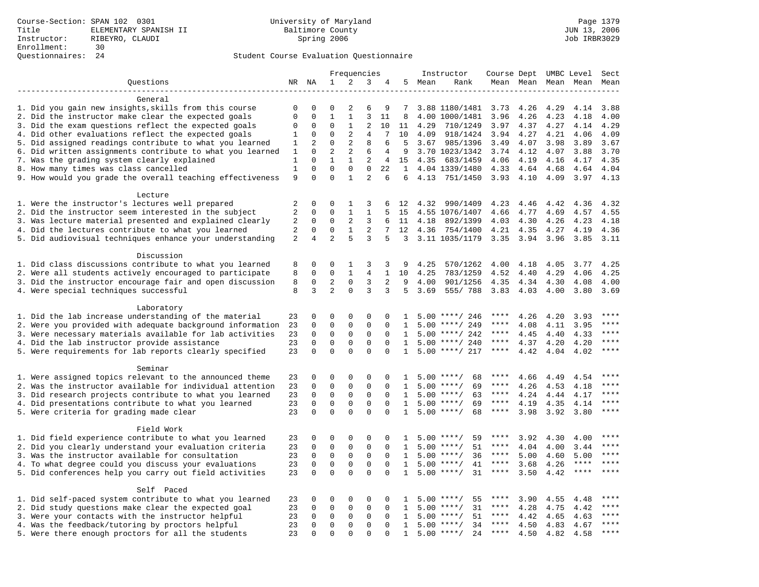Course-Section: SPAN 102 0301
Title: ELEMENTARY SPANISH II
Instructor: RIBEYRO, CLAUDI
Enrollment: 30
Questionnaires: 24

University of Maryland
Baltimore County
Spring 2006

Page 1379
JUN 13, 2006
Job IRBR3029

Student Course Evaluation Questionnaire

| Questions | NR | NA | 1 | 2 | 3 | 4 | 5 | Instructor Mean | Rank | Course Mean | Dept Mean | UMBC Mean | Level Mean | Sect Mean |
|---|---|---|---|---|---|---|---|---|---|---|---|---|---|---|
| **General** | | | | | | | | | | | | | | |
| 1. Did you gain new insights,skills from this course | 0 | 0 | 0 | 2 | 6 | 9 | 7 | 3.88 | 1180/1481 | 3.73 | 4.26 | 4.29 | 4.14 | 3.88 |
| 2. Did the instructor make clear the expected goals | 0 | 0 | 1 | 1 | 3 | 11 | 8 | 4.00 | 1000/1481 | 3.96 | 4.26 | 4.23 | 4.18 | 4.00 |
| 3. Did the exam questions reflect the expected goals | 0 | 0 | 0 | 1 | 2 | 10 | 11 | 4.29 | 710/1249 | 3.97 | 4.37 | 4.27 | 4.14 | 4.29 |
| 4. Did other evaluations reflect the expected goals | 1 | 0 | 0 | 2 | 4 | 7 | 10 | 4.09 | 918/1424 | 3.94 | 4.27 | 4.21 | 4.06 | 4.09 |
| 5. Did assigned readings contribute to what you learned | 1 | 2 | 0 | 2 | 8 | 6 | 5 | 3.67 | 985/1396 | 3.49 | 4.07 | 3.98 | 3.89 | 3.67 |
| 6. Did written assignments contribute to what you learned | 1 | 0 | 2 | 2 | 6 | 4 | 9 | 3.70 | 1023/1342 | 3.74 | 4.12 | 4.07 | 3.88 | 3.70 |
| 7. Was the grading system clearly explained | 1 | 0 | 1 | 1 | 2 | 4 | 15 | 4.35 | 683/1459 | 4.06 | 4.19 | 4.16 | 4.17 | 4.35 |
| 8. How many times was class cancelled | 1 | 0 | 0 | 0 | 0 | 22 | 1 | 4.04 | 1339/1480 | 4.33 | 4.64 | 4.68 | 4.64 | 4.04 |
| 9. How would you grade the overall teaching effectiveness | 9 | 0 | 0 | 1 | 2 | 6 | 6 | 4.13 | 751/1450 | 3.93 | 4.10 | 4.09 | 3.97 | 4.13 |
| **Lecture** | | | | | | | | | | | | | | |
| 1. Were the instructor's lectures well prepared | 2 | 0 | 0 | 1 | 3 | 6 | 12 | 4.32 | 990/1409 | 4.23 | 4.46 | 4.42 | 4.36 | 4.32 |
| 2. Did the instructor seem interested in the subject | 2 | 0 | 0 | 1 | 1 | 5 | 15 | 4.55 | 1076/1407 | 4.66 | 4.77 | 4.69 | 4.57 | 4.55 |
| 3. Was lecture material presented and explained clearly | 2 | 0 | 0 | 2 | 3 | 6 | 11 | 4.18 | 892/1399 | 4.03 | 4.30 | 4.26 | 4.23 | 4.18 |
| 4. Did the lectures contribute to what you learned | 2 | 0 | 0 | 1 | 2 | 7 | 12 | 4.36 | 754/1400 | 4.21 | 4.35 | 4.27 | 4.19 | 4.36 |
| 5. Did audiovisual techniques enhance your understanding | 2 | 4 | 2 | 5 | 3 | 5 | 3 | 3.11 | 1035/1179 | 3.35 | 3.94 | 3.96 | 3.85 | 3.11 |
| **Discussion** | | | | | | | | | | | | | | |
| 1. Did class discussions contribute to what you learned | 8 | 0 | 0 | 1 | 3 | 3 | 9 | 4.25 | 570/1262 | 4.00 | 4.18 | 4.05 | 3.77 | 4.25 |
| 2. Were all students actively encouraged to participate | 8 | 0 | 0 | 1 | 4 | 1 | 10 | 4.25 | 783/1259 | 4.52 | 4.40 | 4.29 | 4.06 | 4.25 |
| 3. Did the instructor encourage fair and open discussion | 8 | 0 | 2 | 0 | 3 | 2 | 9 | 4.00 | 901/1256 | 4.35 | 4.34 | 4.30 | 4.08 | 4.00 |
| 4. Were special techniques successful | 8 | 3 | 2 | 0 | 3 | 3 | 5 | 3.69 | 555/ 788 | 3.83 | 4.03 | 4.00 | 3.80 | 3.69 |
| **Laboratory** | | | | | | | | | | | | | | |
| 1. Did the lab increase understanding of the material | 23 | 0 | 0 | 0 | 0 | 0 | 1 | 5.00 | ****/ 246 | **** | 4.26 | 4.20 | 3.93 | **** |
| 2. Were you provided with adequate background information | 23 | 0 | 0 | 0 | 0 | 0 | 1 | 5.00 | ****/ 249 | **** | 4.08 | 4.11 | 3.95 | **** |
| 3. Were necessary materials available for lab activities | 23 | 0 | 0 | 0 | 0 | 0 | 1 | 5.00 | ****/ 242 | **** | 4.45 | 4.40 | 4.33 | **** |
| 4. Did the lab instructor provide assistance | 23 | 0 | 0 | 0 | 0 | 0 | 1 | 5.00 | ****/ 240 | **** | 4.37 | 4.20 | 4.20 | **** |
| 5. Were requirements for lab reports clearly specified | 23 | 0 | 0 | 0 | 0 | 0 | 1 | 5.00 | ****/ 217 | **** | 4.42 | 4.04 | 4.02 | **** |
| **Seminar** | | | | | | | | | | | | | | |
| 1. Were assigned topics relevant to the announced theme | 23 | 0 | 0 | 0 | 0 | 0 | 1 | 5.00 | ****/ 68 | **** | 4.66 | 4.49 | 4.54 | **** |
| 2. Was the instructor available for individual attention | 23 | 0 | 0 | 0 | 0 | 0 | 1 | 5.00 | ****/ 69 | **** | 4.26 | 4.53 | 4.18 | **** |
| 3. Did research projects contribute to what you learned | 23 | 0 | 0 | 0 | 0 | 0 | 1 | 5.00 | ****/ 63 | **** | 4.24 | 4.44 | 4.17 | **** |
| 4. Did presentations contribute to what you learned | 23 | 0 | 0 | 0 | 0 | 0 | 1 | 5.00 | ****/ 69 | **** | 4.19 | 4.35 | 4.14 | **** |
| 5. Were criteria for grading made clear | 23 | 0 | 0 | 0 | 0 | 0 | 1 | 5.00 | ****/ 68 | **** | 3.98 | 3.92 | 3.80 | **** |
| **Field Work** | | | | | | | | | | | | | | |
| 1. Did field experience contribute to what you learned | 23 | 0 | 0 | 0 | 0 | 0 | 1 | 5.00 | ****/ 59 | **** | 3.92 | 4.30 | 4.00 | **** |
| 2. Did you clearly understand your evaluation criteria | 23 | 0 | 0 | 0 | 0 | 0 | 1 | 5.00 | ****/ 51 | **** | 4.04 | 4.00 | 3.44 | **** |
| 3. Was the instructor available for consultation | 23 | 0 | 0 | 0 | 0 | 0 | 1 | 5.00 | ****/ 36 | **** | 5.00 | 4.60 | 5.00 | **** |
| 4. To what degree could you discuss your evaluations | 23 | 0 | 0 | 0 | 0 | 0 | 1 | 5.00 | ****/ 41 | **** | 3.68 | 4.26 | **** | **** |
| 5. Did conferences help you carry out field activities | 23 | 0 | 0 | 0 | 0 | 0 | 1 | 5.00 | ****/ 31 | **** | 3.50 | 4.42 | **** | **** |
| **Self Paced** | | | | | | | | | | | | | | |
| 1. Did self-paced system contribute to what you learned | 23 | 0 | 0 | 0 | 0 | 0 | 1 | 5.00 | ****/ 55 | **** | 3.90 | 4.55 | 4.48 | **** |
| 2. Did study questions make clear the expected goal | 23 | 0 | 0 | 0 | 0 | 0 | 1 | 5.00 | ****/ 31 | **** | 4.28 | 4.75 | 4.42 | **** |
| 3. Were your contacts with the instructor helpful | 23 | 0 | 0 | 0 | 0 | 0 | 1 | 5.00 | ****/ 51 | **** | 4.42 | 4.65 | 4.63 | **** |
| 4. Was the feedback/tutoring by proctors helpful | 23 | 0 | 0 | 0 | 0 | 0 | 1 | 5.00 | ****/ 34 | **** | 4.50 | 4.83 | 4.67 | **** |
| 5. Were there enough proctors for all the students | 23 | 0 | 0 | 0 | 0 | 0 | 1 | 5.00 | ****/ 24 | **** | 4.50 | 4.82 | 4.58 | **** |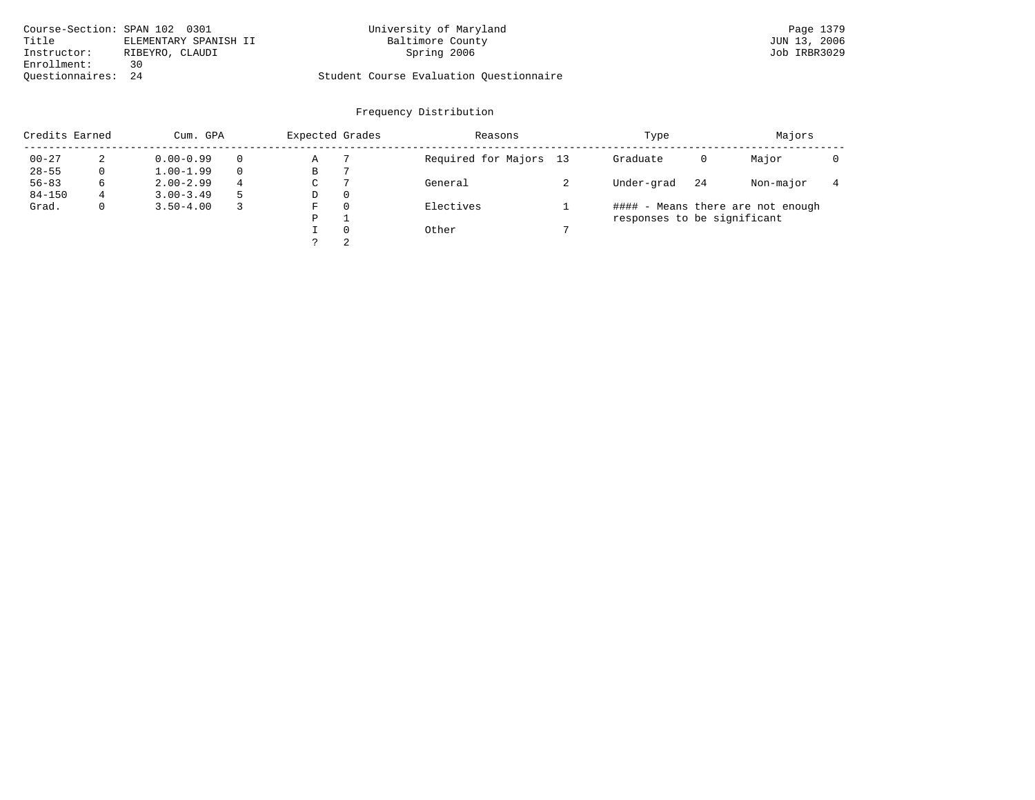Course-Section: SPAN 102 0301
Title: ELEMENTARY SPANISH II
Instructor: RIBEYRO, CLAUDI
Enrollment: 30
Questionnaires: 24

University of Maryland
Baltimore County
Spring 2006

Student Course Evaluation Questionnaire

JUN 13, 2006
Job IRBR3029

## Frequency Distribution

| Credits Earned | | Cum. GPA | | Expected Grades | | Reasons | | Type | | Majors | |
|---|---|---|---|---|---|---|---|---|---|---|---|
| 00-27 | 2 | 0.00-0.99 | 0 | A | 7 | Required for Majors | 13 | Graduate | 0 | Major | 0 |
| 28-55 | 0 | 1.00-1.99 | 0 | B | 7 | | | | | | |
| 56-83 | 6 | 2.00-2.99 | 4 | C | 7 | General | 2 | Under-grad | 24 | Non-major | 4 |
| 84-150 | 4 | 3.00-3.49 | 5 | D | 0 | | | | | | |
| Grad. | 0 | 3.50-4.00 | 3 | F | 0 | Electives | 1 | | | | |
| | | | | P | 1 | | | | | | |
| | | | | I | 0 | Other | 7 | | | | |
| | | | | ? | 2 | | | | | | |

#### - Means there are not enough responses to be significant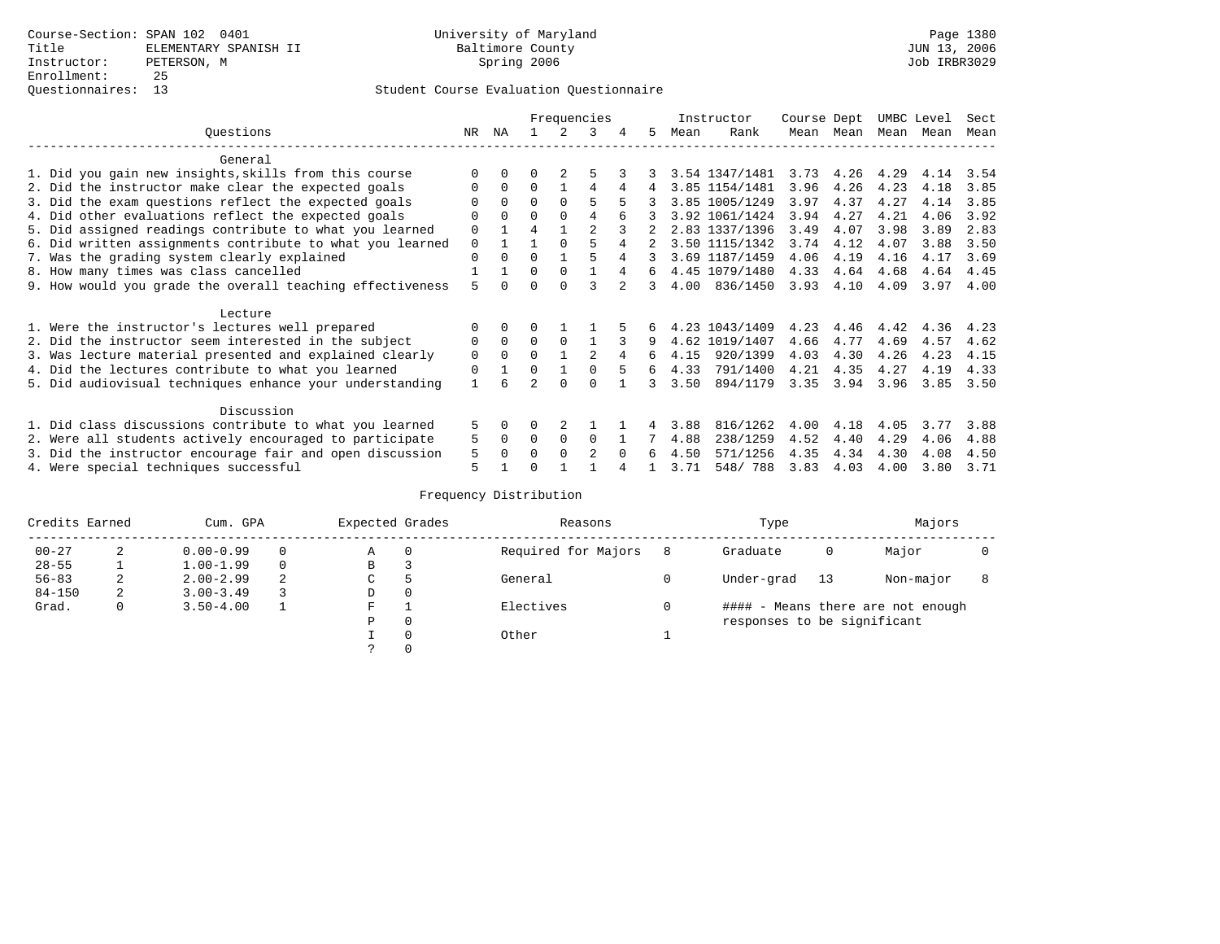Course-Section: SPAN 102 0401
Title: ELEMENTARY SPANISH II
Instructor: PETERSON, M
Enrollment: 25
Questionnaires: 13

University of Maryland
Baltimore County
Spring 2006

JUN 13, 2006
Job IRBR3029

## Student Course Evaluation Questionnaire

| Questions | NR | NA | 1 | 2 | 3 | 4 | 5 | Instructor Mean | Rank | Course Mean | Dept Mean | UMBC Mean | Level Mean | Sect Mean |
|---|---|---|---|---|---|---|---|---|---|---|---|---|---|---|
| **General** | | | | | | | | | | | | | | |
| 1. Did you gain new insights,skills from this course | 0 | 0 | 0 | 2 | 5 | 3 | 3 | 3.54 | 1347/1481 | 3.73 | 4.26 | 4.29 | 4.14 | 3.54 |
| 2. Did the instructor make clear the expected goals | 0 | 0 | 0 | 1 | 4 | 4 | 4 | 3.85 | 1154/1481 | 3.96 | 4.26 | 4.23 | 4.18 | 3.85 |
| 3. Did the exam questions reflect the expected goals | 0 | 0 | 0 | 0 | 5 | 5 | 3 | 3.85 | 1005/1249 | 3.97 | 4.37 | 4.27 | 4.14 | 3.85 |
| 4. Did other evaluations reflect the expected goals | 0 | 0 | 0 | 0 | 4 | 6 | 3 | 3.92 | 1061/1424 | 3.94 | 4.27 | 4.21 | 4.06 | 3.92 |
| 5. Did assigned readings contribute to what you learned | 0 | 1 | 4 | 1 | 2 | 3 | 2 | 2.83 | 1337/1396 | 3.49 | 4.07 | 3.98 | 3.89 | 2.83 |
| 6. Did written assignments contribute to what you learned | 0 | 1 | 1 | 0 | 5 | 4 | 2 | 3.50 | 1115/1342 | 3.74 | 4.12 | 4.07 | 3.88 | 3.50 |
| 7. Was the grading system clearly explained | 0 | 0 | 0 | 1 | 5 | 4 | 3 | 3.69 | 1187/1459 | 4.06 | 4.19 | 4.16 | 4.17 | 3.69 |
| 8. How many times was class cancelled | 1 | 1 | 0 | 0 | 1 | 4 | 6 | 4.45 | 1079/1480 | 4.33 | 4.64 | 4.68 | 4.64 | 4.45 |
| 9. How would you grade the overall teaching effectiveness | 5 | 0 | 0 | 0 | 3 | 2 | 3 | 4.00 | 836/1450 | 3.93 | 4.10 | 4.09 | 3.97 | 4.00 |
| **Lecture** | | | | | | | | | | | | | | |
| 1. Were the instructor's lectures well prepared | 0 | 0 | 0 | 1 | 1 | 5 | 6 | 4.23 | 1043/1409 | 4.23 | 4.46 | 4.42 | 4.36 | 4.23 |
| 2. Did the instructor seem interested in the subject | 0 | 0 | 0 | 0 | 1 | 3 | 9 | 4.62 | 1019/1407 | 4.66 | 4.77 | 4.69 | 4.57 | 4.62 |
| 3. Was lecture material presented and explained clearly | 0 | 0 | 0 | 1 | 2 | 4 | 6 | 4.15 | 920/1399 | 4.03 | 4.30 | 4.26 | 4.23 | 4.15 |
| 4. Did the lectures contribute to what you learned | 0 | 1 | 0 | 1 | 0 | 5 | 6 | 4.33 | 791/1400 | 4.21 | 4.35 | 4.27 | 4.19 | 4.33 |
| 5. Did audiovisual techniques enhance your understanding | 1 | 6 | 2 | 0 | 0 | 1 | 3 | 3.50 | 894/1179 | 3.35 | 3.94 | 3.96 | 3.85 | 3.50 |
| **Discussion** | | | | | | | | | | | | | | |
| 1. Did class discussions contribute to what you learned | 5 | 0 | 0 | 2 | 1 | 1 | 4 | 3.88 | 816/1262 | 4.00 | 4.18 | 4.05 | 3.77 | 3.88 |
| 2. Were all students actively encouraged to participate | 5 | 0 | 0 | 0 | 0 | 1 | 7 | 4.88 | 238/1259 | 4.52 | 4.40 | 4.29 | 4.06 | 4.88 |
| 3. Did the instructor encourage fair and open discussion | 5 | 0 | 0 | 0 | 2 | 0 | 6 | 4.50 | 571/1256 | 4.35 | 4.34 | 4.30 | 4.08 | 4.50 |
| 4. Were special techniques successful | 5 | 1 | 0 | 1 | 1 | 4 | 1 | 3.71 | 548/ 788 | 3.83 | 4.03 | 4.00 | 3.80 | 3.71 |

## Frequency Distribution

| Credits Earned | | Cum. GPA | | Expected Grades | | Reasons | | Type | | Majors | |
|---|---|---|---|---|---|---|---|---|---|---|---|
| 00-27 | 2 | 0.00-0.99 | 0 | A | 0 | Required for Majors | 8 | Graduate | 0 | Major | 0 |
| 28-55 | 1 | 1.00-1.99 | 0 | B | 3 | | | | | | |
| 56-83 | 2 | 2.00-2.99 | 2 | C | 5 | General | 0 | Under-grad | 13 | Non-major | 8 |
| 84-150 | 2 | 3.00-3.49 | 3 | D | 0 | | | | | | |
| Grad. | 0 | 3.50-4.00 | 1 | F | 1 | Electives | 0 | #### - Means there are not enough responses to be significant | | | |
| | | | | P | 0 | | | | | | |
| | | | | I | 0 | Other | 1 | | | | |
| | | | | ? | 0 | | | | | | |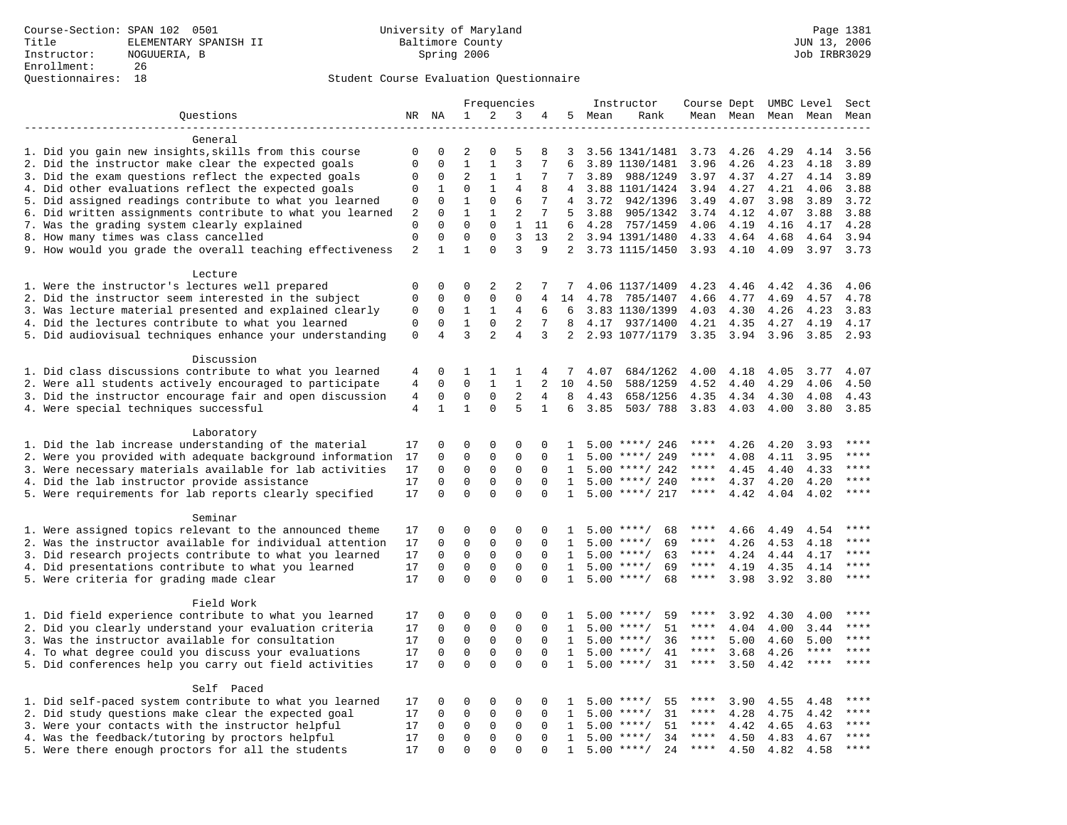Course-Section: SPAN 102 0501
Title: ELEMENTARY SPANISH II
Instructor: NOGUUERIA, B
Enrollment: 26
Questionnaires: 18

University of Maryland
Baltimore County
Spring 2006

JUN 13, 2006
Job IRBR3029

Student Course Evaluation Questionnaire

| Questions | NR | NA | 1 | 2 | 3 | 4 | 5 | Instructor Mean | Rank | Course Mean | Dept Mean | UMBC Mean | Level Mean | Sect Mean |
|---|---|---|---|---|---|---|---|---|---|---|---|---|---|---|
| **General** | | | | | | | | | | | | | | |
| 1. Did you gain new insights,skills from this course | 0 | 0 | 2 | 0 | 5 | 8 | 3 | 3.56 | 1341/1481 | 3.73 | 4.26 | 4.29 | 4.14 | 3.56 |
| 2. Did the instructor make clear the expected goals | 0 | 0 | 1 | 1 | 3 | 7 | 6 | 3.89 | 1130/1481 | 3.96 | 4.26 | 4.23 | 4.18 | 3.89 |
| 3. Did the exam questions reflect the expected goals | 0 | 0 | 2 | 1 | 1 | 7 | 7 | 3.89 | 988/1249 | 3.97 | 4.37 | 4.27 | 4.14 | 3.89 |
| 4. Did other evaluations reflect the expected goals | 0 | 1 | 0 | 1 | 4 | 8 | 4 | 3.88 | 1101/1424 | 3.94 | 4.27 | 4.21 | 4.06 | 3.88 |
| 5. Did assigned readings contribute to what you learned | 0 | 0 | 1 | 0 | 6 | 7 | 4 | 3.72 | 942/1396 | 3.49 | 4.07 | 3.98 | 3.89 | 3.72 |
| 6. Did written assignments contribute to what you learned | 2 | 0 | 1 | 1 | 2 | 7 | 5 | 3.88 | 905/1342 | 3.74 | 4.12 | 4.07 | 3.88 | 3.88 |
| 7. Was the grading system clearly explained | 0 | 0 | 0 | 0 | 1 | 11 | 6 | 4.28 | 757/1459 | 4.06 | 4.19 | 4.16 | 4.17 | 4.28 |
| 8. How many times was class cancelled | 0 | 0 | 0 | 0 | 3 | 13 | 2 | 3.94 | 1391/1480 | 4.33 | 4.64 | 4.68 | 4.64 | 3.94 |
| 9. How would you grade the overall teaching effectiveness | 2 | 1 | 1 | 0 | 3 | 9 | 2 | 3.73 | 1115/1450 | 3.93 | 4.10 | 4.09 | 3.97 | 3.73 |
| **Lecture** | | | | | | | | | | | | | | |
| 1. Were the instructor's lectures well prepared | 0 | 0 | 0 | 2 | 2 | 7 | 7 | 4.06 | 1137/1409 | 4.23 | 4.46 | 4.42 | 4.36 | 4.06 |
| 2. Did the instructor seem interested in the subject | 0 | 0 | 0 | 0 | 0 | 4 | 14 | 4.78 | 785/1407 | 4.66 | 4.77 | 4.69 | 4.57 | 4.78 |
| 3. Was lecture material presented and explained clearly | 0 | 0 | 1 | 1 | 4 | 6 | 6 | 3.83 | 1130/1399 | 4.03 | 4.30 | 4.26 | 4.23 | 3.83 |
| 4. Did the lectures contribute to what you learned | 0 | 0 | 1 | 0 | 2 | 7 | 8 | 4.17 | 937/1400 | 4.21 | 4.35 | 4.27 | 4.19 | 4.17 |
| 5. Did audiovisual techniques enhance your understanding | 0 | 4 | 3 | 2 | 4 | 3 | 2 | 2.93 | 1077/1179 | 3.35 | 3.94 | 3.96 | 3.85 | 2.93 |
| **Discussion** | | | | | | | | | | | | | | |
| 1. Did class discussions contribute to what you learned | 4 | 0 | 1 | 1 | 1 | 4 | 7 | 4.07 | 684/1262 | 4.00 | 4.18 | 4.05 | 3.77 | 4.07 |
| 2. Were all students actively encouraged to participate | 4 | 0 | 0 | 1 | 1 | 2 | 10 | 4.50 | 588/1259 | 4.52 | 4.40 | 4.29 | 4.06 | 4.50 |
| 3. Did the instructor encourage fair and open discussion | 4 | 0 | 0 | 0 | 2 | 4 | 8 | 4.43 | 658/1256 | 4.35 | 4.34 | 4.30 | 4.08 | 4.43 |
| 4. Were special techniques successful | 4 | 1 | 1 | 0 | 5 | 1 | 6 | 3.85 | 503/ 788 | 3.83 | 4.03 | 4.00 | 3.80 | 3.85 |
| **Laboratory** | | | | | | | | | | | | | | |
| 1. Did the lab increase understanding of the material | 17 | 0 | 0 | 0 | 0 | 0 | 1 | 5.00 | ****/ 246 | **** | 4.26 | 4.20 | 3.93 | **** |
| 2. Were you provided with adequate background information | 17 | 0 | 0 | 0 | 0 | 0 | 1 | 5.00 | ****/ 249 | **** | 4.08 | 4.11 | 3.95 | **** |
| 3. Were necessary materials available for lab activities | 17 | 0 | 0 | 0 | 0 | 0 | 1 | 5.00 | ****/ 242 | **** | 4.45 | 4.40 | 4.33 | **** |
| 4. Did the lab instructor provide assistance | 17 | 0 | 0 | 0 | 0 | 0 | 1 | 5.00 | ****/ 240 | **** | 4.37 | 4.20 | 4.20 | **** |
| 5. Were requirements for lab reports clearly specified | 17 | 0 | 0 | 0 | 0 | 0 | 1 | 5.00 | ****/ 217 | **** | 4.42 | 4.04 | 4.02 | **** |
| **Seminar** | | | | | | | | | | | | | | |
| 1. Were assigned topics relevant to the announced theme | 17 | 0 | 0 | 0 | 0 | 0 | 1 | 5.00 | ****/ 68 | **** | 4.66 | 4.49 | 4.54 | **** |
| 2. Was the instructor available for individual attention | 17 | 0 | 0 | 0 | 0 | 0 | 1 | 5.00 | ****/ 69 | **** | 4.26 | 4.53 | 4.18 | **** |
| 3. Did research projects contribute to what you learned | 17 | 0 | 0 | 0 | 0 | 0 | 1 | 5.00 | ****/ 63 | **** | 4.24 | 4.44 | 4.17 | **** |
| 4. Did presentations contribute to what you learned | 17 | 0 | 0 | 0 | 0 | 0 | 1 | 5.00 | ****/ 69 | **** | 4.19 | 4.35 | 4.14 | **** |
| 5. Were criteria for grading made clear | 17 | 0 | 0 | 0 | 0 | 0 | 1 | 5.00 | ****/ 68 | **** | 3.98 | 3.92 | 3.80 | **** |
| **Field Work** | | | | | | | | | | | | | | |
| 1. Did field experience contribute to what you learned | 17 | 0 | 0 | 0 | 0 | 0 | 1 | 5.00 | ****/ 59 | **** | 3.92 | 4.30 | 4.00 | **** |
| 2. Did you clearly understand your evaluation criteria | 17 | 0 | 0 | 0 | 0 | 0 | 1 | 5.00 | ****/ 51 | **** | 4.04 | 4.00 | 3.44 | **** |
| 3. Was the instructor available for consultation | 17 | 0 | 0 | 0 | 0 | 0 | 1 | 5.00 | ****/ 36 | **** | 5.00 | 4.60 | 5.00 | **** |
| 4. To what degree could you discuss your evaluations | 17 | 0 | 0 | 0 | 0 | 0 | 1 | 5.00 | ****/ 41 | **** | 3.68 | 4.26 | **** | **** |
| 5. Did conferences help you carry out field activities | 17 | 0 | 0 | 0 | 0 | 0 | 1 | 5.00 | ****/ 31 | **** | 3.50 | 4.42 | **** | **** |
| **Self Paced** | | | | | | | | | | | | | | |
| 1. Did self-paced system contribute to what you learned | 17 | 0 | 0 | 0 | 0 | 0 | 1 | 5.00 | ****/ 55 | **** | 3.90 | 4.55 | 4.48 | **** |
| 2. Did study questions make clear the expected goal | 17 | 0 | 0 | 0 | 0 | 0 | 1 | 5.00 | ****/ 31 | **** | 4.28 | 4.75 | 4.42 | **** |
| 3. Were your contacts with the instructor helpful | 17 | 0 | 0 | 0 | 0 | 0 | 1 | 5.00 | ****/ 51 | **** | 4.42 | 4.65 | 4.63 | **** |
| 4. Was the feedback/tutoring by proctors helpful | 17 | 0 | 0 | 0 | 0 | 0 | 1 | 5.00 | ****/ 34 | **** | 4.50 | 4.83 | 4.67 | **** |
| 5. Were there enough proctors for all the students | 17 | 0 | 0 | 0 | 0 | 0 | 1 | 5.00 | ****/ 24 | **** | 4.50 | 4.82 | 4.58 | **** |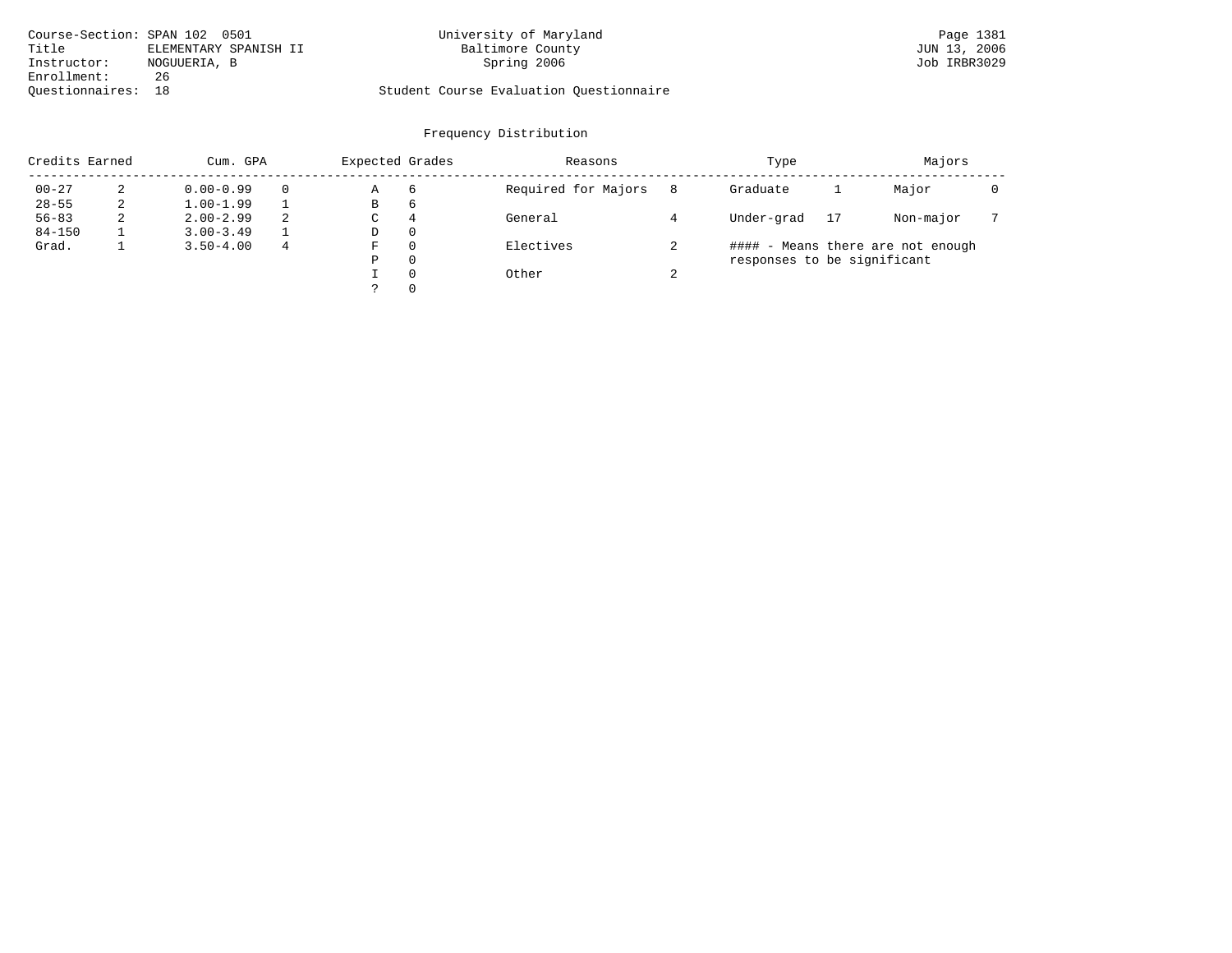Course-Section: SPAN 102 0501
Title: ELEMENTARY SPANISH II
Instructor: NOGUUERIA, B
Enrollment: 26
Questionnaires: 18

University of Maryland
Baltimore County
Spring 2006

Student Course Evaluation Questionnaire

Page 1381
JUN 13, 2006
Job IRBR3029

## Frequency Distribution

| Credits Earned | | Cum. GPA | | Expected Grades | | Reasons | | Type | | Majors | |
|---|---|---|---|---|---|---|---|---|---|---|---|
| 00-27 | 2 | 0.00-0.99 | 0 | A | 6 | Required for Majors | 8 | Graduate | 1 | Major | 0 |
| 28-55 | 2 | 1.00-1.99 | 1 | B | 6 | | | | | | |
| 56-83 | 2 | 2.00-2.99 | 2 | C | 4 | General | 4 | Under-grad | 17 | Non-major | 7 |
| 84-150 | 1 | 3.00-3.49 | 1 | D | 0 | | | | | | |
| Grad. | 1 | 3.50-4.00 | 4 | F | 0 | Electives | 2 | | | | |
| | | | | P | 0 | | | | | | |
| | | | | I | 0 | Other | 2 | | | | |
| | | | | ? | 0 | | | | | | |

#### - Means there are not enough responses to be significant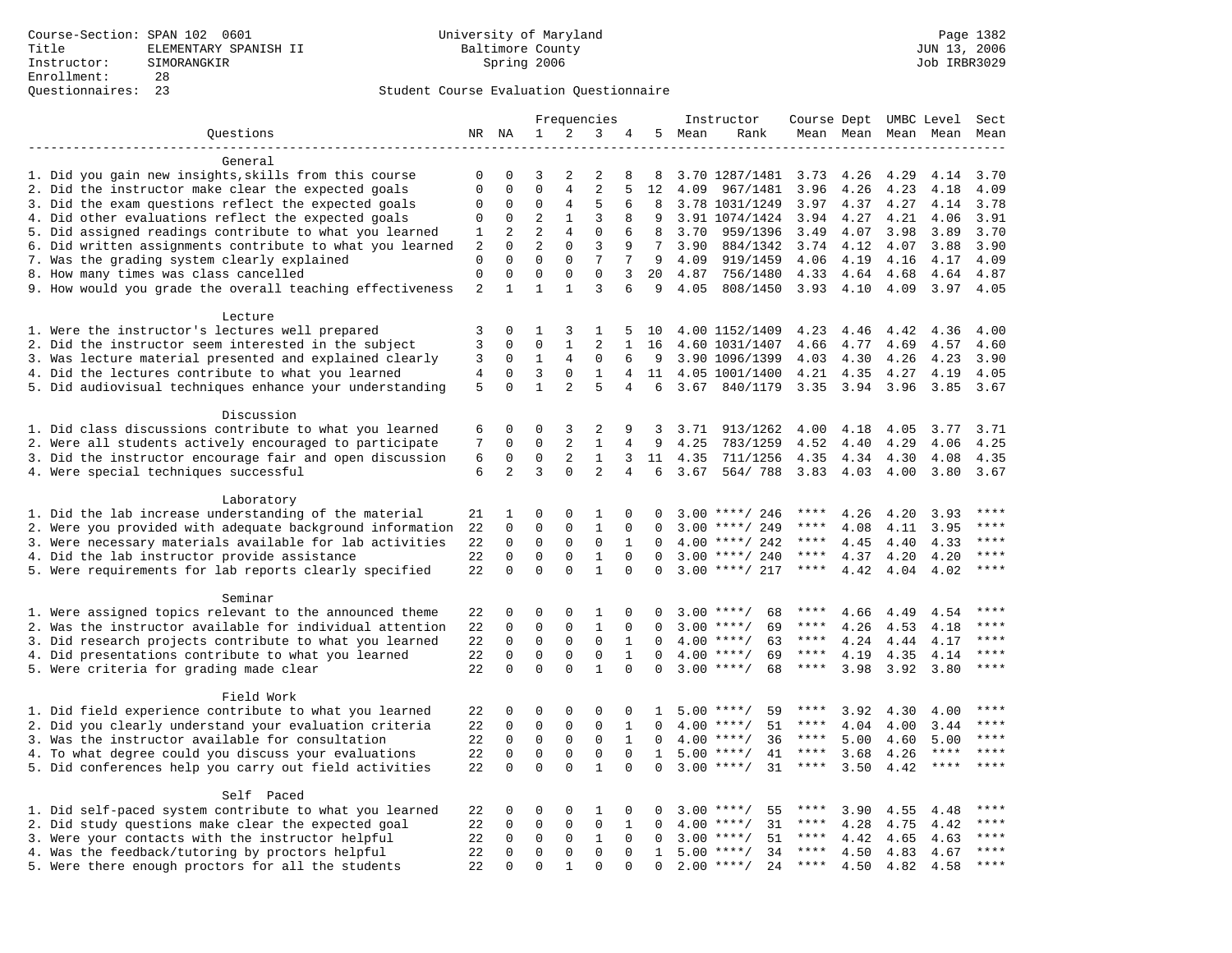Course-Section: SPAN 102 0601
Title: ELEMENTARY SPANISH II
Instructor: SIMORANGKIR
Enrollment: 28
Questionnaires: 23

University of Maryland
Baltimore County
Spring 2006

Page 1382
JUN 13, 2006
Job IRBR3029

## Student Course Evaluation Questionnaire

| Questions | NR | NA | 1 | 2 | 3 | 4 | 5 | Instructor Mean | Rank | Course Mean | Dept Mean | UMBC Mean | Level Mean | Sect Mean |
|---|---|---|---|---|---|---|---|---|---|---|---|---|---|---|
| **General** | | | | | | | | | | | | | | |
| 1. Did you gain new insights,skills from this course | 0 | 0 | 3 | 2 | 2 | 8 | 8 | 3.70 | 1287/1481 | 3.73 | 4.26 | 4.29 | 4.14 | 3.70 |
| 2. Did the instructor make clear the expected goals | 0 | 0 | 0 | 4 | 2 | 5 | 12 | 4.09 | 967/1481 | 3.96 | 4.26 | 4.23 | 4.18 | 4.09 |
| 3. Did the exam questions reflect the expected goals | 0 | 0 | 0 | 4 | 5 | 6 | 8 | 3.78 | 1031/1249 | 3.97 | 4.37 | 4.27 | 4.14 | 3.78 |
| 4. Did other evaluations reflect the expected goals | 0 | 0 | 2 | 1 | 3 | 8 | 9 | 3.91 | 1074/1424 | 3.94 | 4.27 | 4.21 | 4.06 | 3.91 |
| 5. Did assigned readings contribute to what you learned | 1 | 2 | 2 | 4 | 0 | 6 | 8 | 3.70 | 959/1396 | 3.49 | 4.07 | 3.98 | 3.89 | 3.70 |
| 6. Did written assignments contribute to what you learned | 2 | 0 | 2 | 0 | 3 | 9 | 7 | 3.90 | 884/1342 | 3.74 | 4.12 | 4.07 | 3.88 | 3.90 |
| 7. Was the grading system clearly explained | 0 | 0 | 0 | 0 | 7 | 7 | 9 | 4.09 | 919/1459 | 4.06 | 4.19 | 4.16 | 4.17 | 4.09 |
| 8. How many times was class cancelled | 0 | 0 | 0 | 0 | 0 | 3 | 20 | 4.87 | 756/1480 | 4.33 | 4.64 | 4.68 | 4.64 | 4.87 |
| 9. How would you grade the overall teaching effectiveness | 2 | 1 | 1 | 1 | 3 | 6 | 9 | 4.05 | 808/1450 | 3.93 | 4.10 | 4.09 | 3.97 | 4.05 |
| **Lecture** | | | | | | | | | | | | | | |
| 1. Were the instructor's lectures well prepared | 3 | 0 | 1 | 3 | 1 | 5 | 10 | 4.00 | 1152/1409 | 4.23 | 4.46 | 4.42 | 4.36 | 4.00 |
| 2. Did the instructor seem interested in the subject | 3 | 0 | 0 | 1 | 2 | 1 | 16 | 4.60 | 1031/1407 | 4.66 | 4.77 | 4.69 | 4.57 | 4.60 |
| 3. Was lecture material presented and explained clearly | 3 | 0 | 1 | 4 | 0 | 6 | 9 | 3.90 | 1096/1399 | 4.03 | 4.30 | 4.26 | 4.23 | 3.90 |
| 4. Did the lectures contribute to what you learned | 4 | 0 | 3 | 0 | 1 | 4 | 11 | 4.05 | 1001/1400 | 4.21 | 4.35 | 4.27 | 4.19 | 4.05 |
| 5. Did audiovisual techniques enhance your understanding | 5 | 0 | 1 | 2 | 5 | 4 | 6 | 3.67 | 840/1179 | 3.35 | 3.94 | 3.96 | 3.85 | 3.67 |
| **Discussion** | | | | | | | | | | | | | | |
| 1. Did class discussions contribute to what you learned | 6 | 0 | 0 | 3 | 2 | 9 | 3 | 3.71 | 913/1262 | 4.00 | 4.18 | 4.05 | 3.77 | 3.71 |
| 2. Were all students actively encouraged to participate | 7 | 0 | 0 | 2 | 1 | 4 | 9 | 4.25 | 783/1259 | 4.52 | 4.40 | 4.29 | 4.06 | 4.25 |
| 3. Did the instructor encourage fair and open discussion | 6 | 0 | 0 | 2 | 1 | 3 | 11 | 4.35 | 711/1256 | 4.35 | 4.34 | 4.30 | 4.08 | 4.35 |
| 4. Were special techniques successful | 6 | 2 | 3 | 0 | 2 | 4 | 6 | 3.67 | 564/ 788 | 3.83 | 4.03 | 4.00 | 3.80 | 3.67 |
| **Laboratory** | | | | | | | | | | | | | | |
| 1. Did the lab increase understanding of the material | 21 | 1 | 0 | 0 | 1 | 0 | 0 | 3.00 | ****/ 246 | **** | 4.26 | 4.20 | 3.93 | **** |
| 2. Were you provided with adequate background information | 22 | 0 | 0 | 0 | 1 | 0 | 0 | 3.00 | ****/ 249 | **** | 4.08 | 4.11 | 3.95 | **** |
| 3. Were necessary materials available for lab activities | 22 | 0 | 0 | 0 | 0 | 1 | 0 | 4.00 | ****/ 242 | **** | 4.45 | 4.40 | 4.33 | **** |
| 4. Did the lab instructor provide assistance | 22 | 0 | 0 | 0 | 1 | 0 | 0 | 3.00 | ****/ 240 | **** | 4.37 | 4.20 | 4.20 | **** |
| 5. Were requirements for lab reports clearly specified | 22 | 0 | 0 | 0 | 1 | 0 | 0 | 3.00 | ****/ 217 | **** | 4.42 | 4.04 | 4.02 | **** |
| **Seminar** | | | | | | | | | | | | | | |
| 1. Were assigned topics relevant to the announced theme | 22 | 0 | 0 | 0 | 1 | 0 | 0 | 3.00 | ****/ 68 | **** | 4.66 | 4.49 | 4.54 | **** |
| 2. Was the instructor available for individual attention | 22 | 0 | 0 | 0 | 1 | 0 | 0 | 3.00 | ****/ 69 | **** | 4.26 | 4.53 | 4.18 | **** |
| 3. Did research projects contribute to what you learned | 22 | 0 | 0 | 0 | 0 | 1 | 0 | 4.00 | ****/ 63 | **** | 4.24 | 4.44 | 4.17 | **** |
| 4. Did presentations contribute to what you learned | 22 | 0 | 0 | 0 | 0 | 1 | 0 | 4.00 | ****/ 69 | **** | 4.19 | 4.35 | 4.14 | **** |
| 5. Were criteria for grading made clear | 22 | 0 | 0 | 0 | 1 | 0 | 0 | 3.00 | ****/ 68 | **** | 3.98 | 3.92 | 3.80 | **** |
| **Field Work** | | | | | | | | | | | | | | |
| 1. Did field experience contribute to what you learned | 22 | 0 | 0 | 0 | 0 | 0 | 1 | 5.00 | ****/ 59 | **** | 3.92 | 4.30 | 4.00 | **** |
| 2. Did you clearly understand your evaluation criteria | 22 | 0 | 0 | 0 | 0 | 1 | 0 | 4.00 | ****/ 51 | **** | 4.04 | 4.00 | 3.44 | **** |
| 3. Was the instructor available for consultation | 22 | 0 | 0 | 0 | 0 | 1 | 0 | 4.00 | ****/ 36 | **** | 5.00 | 4.60 | 5.00 | **** |
| 4. To what degree could you discuss your evaluations | 22 | 0 | 0 | 0 | 0 | 0 | 1 | 5.00 | ****/ 41 | **** | 3.68 | 4.26 | **** | **** |
| 5. Did conferences help you carry out field activities | 22 | 0 | 0 | 0 | 1 | 0 | 0 | 3.00 | ****/ 31 | **** | 3.50 | 4.42 | **** | **** |
| **Self Paced** | | | | | | | | | | | | | | |
| 1. Did self-paced system contribute to what you learned | 22 | 0 | 0 | 0 | 1 | 0 | 0 | 3.00 | ****/ 55 | **** | 3.90 | 4.55 | 4.48 | **** |
| 2. Did study questions make clear the expected goal | 22 | 0 | 0 | 0 | 0 | 1 | 0 | 4.00 | ****/ 31 | **** | 4.28 | 4.75 | 4.42 | **** |
| 3. Were your contacts with the instructor helpful | 22 | 0 | 0 | 0 | 1 | 0 | 0 | 3.00 | ****/ 51 | **** | 4.42 | 4.65 | 4.63 | **** |
| 4. Was the feedback/tutoring by proctors helpful | 22 | 0 | 0 | 0 | 0 | 0 | 1 | 5.00 | ****/ 34 | **** | 4.50 | 4.83 | 4.67 | **** |
| 5. Were there enough proctors for all the students | 22 | 0 | 0 | 1 | 0 | 0 | 0 | 2.00 | ****/ 24 | **** | 4.50 | 4.82 | 4.58 | **** |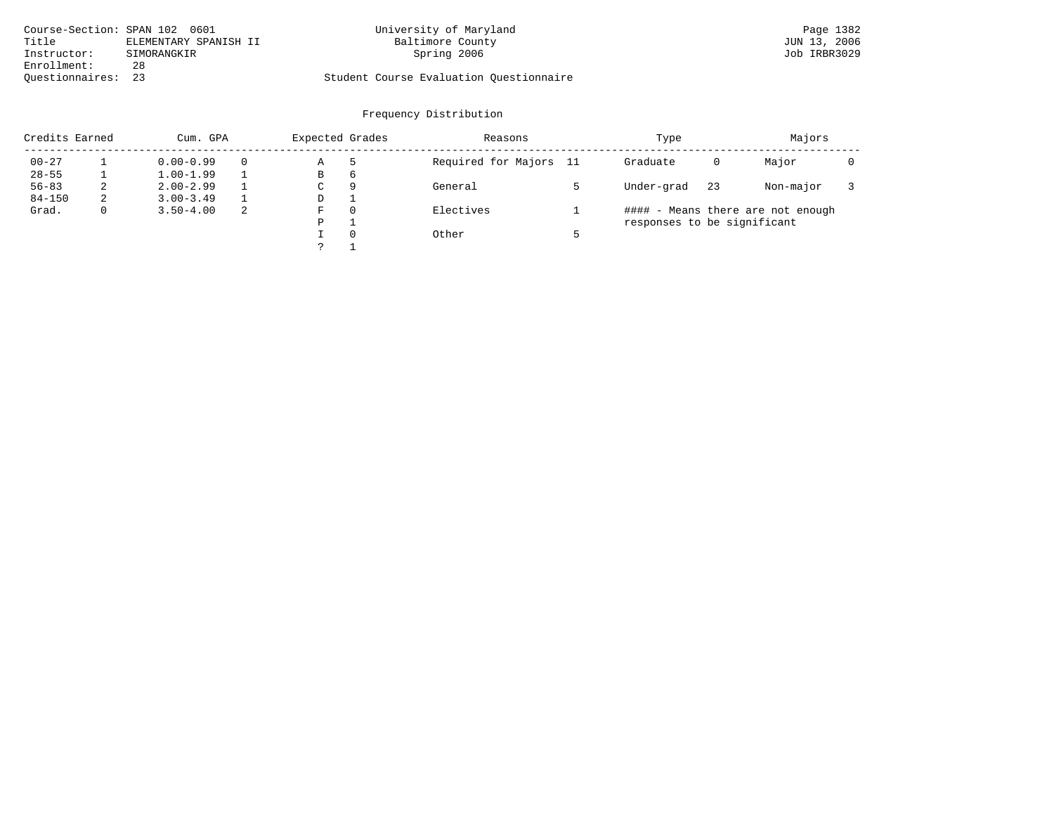Course-Section: SPAN 102 0601
Title: ELEMENTARY SPANISH II
Instructor: SIMORANGKIR
Enrollment: 28
Questionnaires: 23

University of Maryland
Baltimore County
Spring 2006

Student Course Evaluation Questionnaire

Page 1382
JUN 13, 2006
Job IRBR3029

## Frequency Distribution

| Credits Earned | | Cum. GPA | | Expected Grades | | Reasons | | Type | | Majors | |
|---|---|---|---|---|---|---|---|---|---|---|---|
| 00-27 | 1 | 0.00-0.99 | 0 | A | 5 | Required for Majors | 11 | Graduate | 0 | Major | 0 |
| 28-55 | 1 | 1.00-1.99 | 1 | B | 6 | | | | | | |
| 56-83 | 2 | 2.00-2.99 | 1 | C | 9 | General | 5 | Under-grad | 23 | Non-major | 3 |
| 84-150 | 2 | 3.00-3.49 | 1 | D | 1 | | | | | | |
| Grad. | 0 | 3.50-4.00 | 2 | F | 0 | Electives | 1 | | | | |
| | | | | P | 1 | | | | | | |
| | | | | I | 0 | Other | 5 | | | | |
| | | | | ? | 1 | | | | | | |

#### - Means there are not enough responses to be significant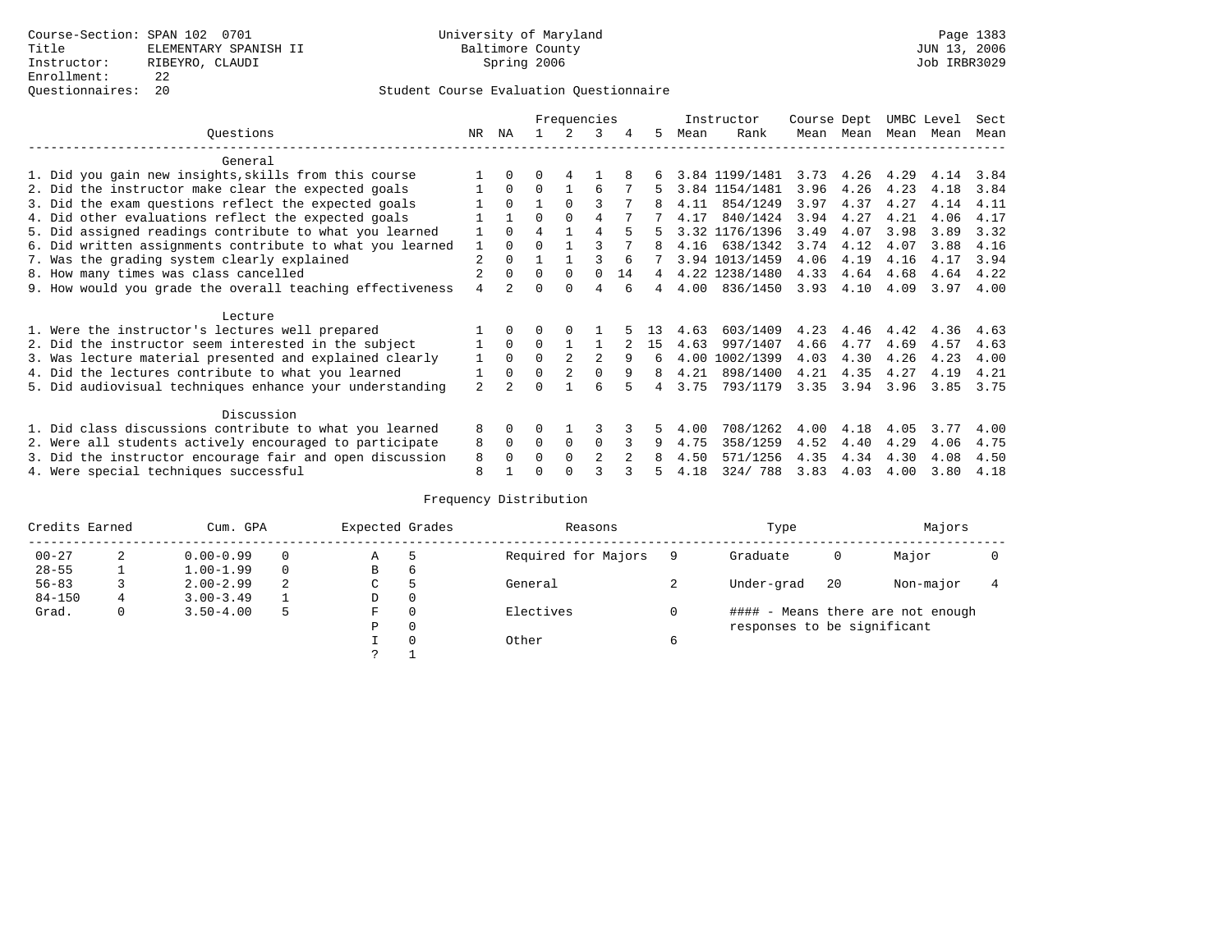Course-Section: SPAN 102 0701
Title: ELEMENTARY SPANISH II
Instructor: RIBEYRO, CLAUDI
Enrollment: 22
Questionnaires: 20

University of Maryland
Baltimore County
Spring 2006

JUN 13, 2006
Job IRBR3029

Student Course Evaluation Questionnaire

| Questions | NR | NA | 1 | 2 | 3 | 4 | 5 | Instructor Mean | Rank | Course Mean | Dept Mean | UMBC Mean | Level Mean | Sect Mean |
|---|---|---|---|---|---|---|---|---|---|---|---|---|---|---|
| **General** | | | | | | | | | | | | | | |
| 1. Did you gain new insights,skills from this course | 1 | 0 | 0 | 4 | 1 | 8 | 6 | 3.84 | 1199/1481 | 3.73 | 4.26 | 4.29 | 4.14 | 3.84 |
| 2. Did the instructor make clear the expected goals | 1 | 0 | 0 | 1 | 6 | 7 | 5 | 3.84 | 1154/1481 | 3.96 | 4.26 | 4.23 | 4.18 | 3.84 |
| 3. Did the exam questions reflect the expected goals | 1 | 0 | 1 | 0 | 3 | 7 | 8 | 4.11 | 854/1249 | 3.97 | 4.37 | 4.27 | 4.14 | 4.11 |
| 4. Did other evaluations reflect the expected goals | 1 | 1 | 0 | 0 | 4 | 7 | 7 | 4.17 | 840/1424 | 3.94 | 4.27 | 4.21 | 4.06 | 4.17 |
| 5. Did assigned readings contribute to what you learned | 1 | 0 | 4 | 1 | 4 | 5 | 5 | 3.32 | 1176/1396 | 3.49 | 4.07 | 3.98 | 3.89 | 3.32 |
| 6. Did written assignments contribute to what you learned | 1 | 0 | 0 | 1 | 3 | 7 | 8 | 4.16 | 638/1342 | 3.74 | 4.12 | 4.07 | 3.88 | 4.16 |
| 7. Was the grading system clearly explained | 2 | 0 | 1 | 1 | 3 | 6 | 7 | 3.94 | 1013/1459 | 4.06 | 4.19 | 4.16 | 4.17 | 3.94 |
| 8. How many times was class cancelled | 2 | 0 | 0 | 0 | 0 | 14 | 4 | 4.22 | 1238/1480 | 4.33 | 4.64 | 4.68 | 4.64 | 4.22 |
| 9. How would you grade the overall teaching effectiveness | 4 | 2 | 0 | 0 | 4 | 6 | 4 | 4.00 | 836/1450 | 3.93 | 4.10 | 4.09 | 3.97 | 4.00 |
| **Lecture** | | | | | | | | | | | | | | |
| 1. Were the instructor's lectures well prepared | 1 | 0 | 0 | 0 | 1 | 5 | 13 | 4.63 | 603/1409 | 4.23 | 4.46 | 4.42 | 4.36 | 4.63 |
| 2. Did the instructor seem interested in the subject | 1 | 0 | 0 | 1 | 1 | 2 | 15 | 4.63 | 997/1407 | 4.66 | 4.77 | 4.69 | 4.57 | 4.63 |
| 3. Was lecture material presented and explained clearly | 1 | 0 | 0 | 2 | 2 | 9 | 6 | 4.00 | 1002/1399 | 4.03 | 4.30 | 4.26 | 4.23 | 4.00 |
| 4. Did the lectures contribute to what you learned | 1 | 0 | 0 | 2 | 0 | 9 | 8 | 4.21 | 898/1400 | 4.21 | 4.35 | 4.27 | 4.19 | 4.21 |
| 5. Did audiovisual techniques enhance your understanding | 2 | 2 | 0 | 1 | 6 | 5 | 4 | 3.75 | 793/1179 | 3.35 | 3.94 | 3.96 | 3.85 | 3.75 |
| **Discussion** | | | | | | | | | | | | | | |
| 1. Did class discussions contribute to what you learned | 8 | 0 | 0 | 1 | 3 | 3 | 5 | 4.00 | 708/1262 | 4.00 | 4.18 | 4.05 | 3.77 | 4.00 |
| 2. Were all students actively encouraged to participate | 8 | 0 | 0 | 0 | 0 | 3 | 9 | 4.75 | 358/1259 | 4.52 | 4.40 | 4.29 | 4.06 | 4.75 |
| 3. Did the instructor encourage fair and open discussion | 8 | 0 | 0 | 0 | 2 | 2 | 8 | 4.50 | 571/1256 | 4.35 | 4.34 | 4.30 | 4.08 | 4.50 |
| 4. Were special techniques successful | 8 | 1 | 0 | 0 | 3 | 3 | 5 | 4.18 | 324/ 788 | 3.83 | 4.03 | 4.00 | 3.80 | 4.18 |

Frequency Distribution

| Credits Earned | | Cum. GPA | | Expected Grades | | Reasons | | Type | | Majors | |
|---|---|---|---|---|---|---|---|---|---|---|---|
| 00-27 | 2 | 0.00-0.99 | 0 | A | 5 | Required for Majors | 9 | Graduate | 0 | Major | 0 |
| 28-55 | 1 | 1.00-1.99 | 0 | B | 6 | | | | | | |
| 56-83 | 3 | 2.00-2.99 | 2 | C | 5 | General | 2 | Under-grad | 20 | Non-major | 4 |
| 84-150 | 4 | 3.00-3.49 | 1 | D | 0 | | | | | | |
| Grad. | 0 | 3.50-4.00 | 5 | F | 0 | Electives | 0 | #### - Means there are not enough responses to be significant | | | |
| | | | | P | 0 | | | | | | |
| | | | | I | 0 | Other | 6 | | | | |
| | | | | ? | 1 | | | | | | |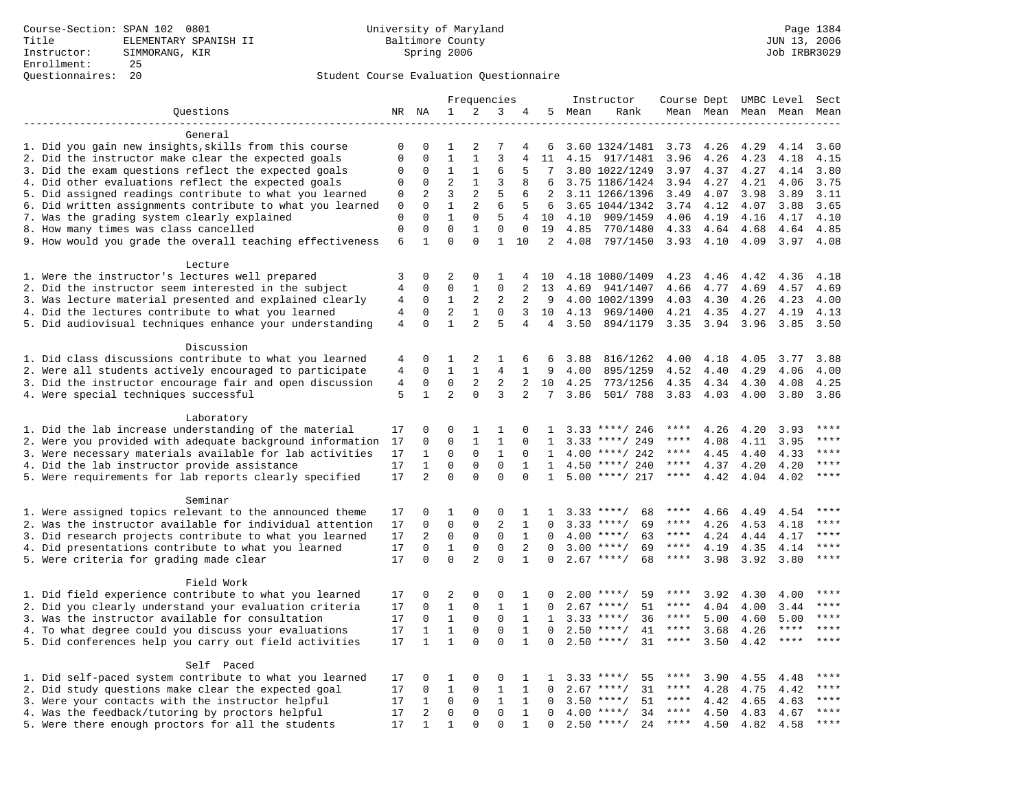Course-Section: SPAN 102 0801
Title: ELEMENTARY SPANISH II
Instructor: SIMMORANG, KIR
Enrollment: 25
Questionnaires: 20

University of Maryland
Baltimore County
Spring 2006

Page 1384
JUN 13, 2006
Job IRBR3029

Student Course Evaluation Questionnaire

| Questions | NR | NA | 1 | 2 | 3 | 4 | 5 | Instructor Mean | Rank | Course Mean | Dept Mean | UMBC Mean | Level Mean | Sect Mean |
|---|---|---|---|---|---|---|---|---|---|---|---|---|---|---|
| **General** | | | | | | | | | | | | | | |
| 1. Did you gain new insights,skills from this course | 0 | 0 | 1 | 2 | 7 | 4 | 6 | 3.60 | 1324/1481 | 3.73 | 4.26 | 4.29 | 4.14 | 3.60 |
| 2. Did the instructor make clear the expected goals | 0 | 0 | 1 | 1 | 3 | 4 | 11 | 4.15 | 917/1481 | 3.96 | 4.26 | 4.23 | 4.18 | 4.15 |
| 3. Did the exam questions reflect the expected goals | 0 | 0 | 1 | 1 | 6 | 5 | 7 | 3.80 | 1022/1249 | 3.97 | 4.37 | 4.27 | 4.14 | 3.80 |
| 4. Did other evaluations reflect the expected goals | 0 | 0 | 2 | 1 | 3 | 8 | 6 | 3.75 | 1186/1424 | 3.94 | 4.27 | 4.21 | 4.06 | 3.75 |
| 5. Did assigned readings contribute to what you learned | 0 | 2 | 3 | 2 | 5 | 6 | 2 | 3.11 | 1266/1396 | 3.49 | 4.07 | 3.98 | 3.89 | 3.11 |
| 6. Did written assignments contribute to what you learned | 0 | 0 | 1 | 2 | 6 | 5 | 6 | 3.65 | 1044/1342 | 3.74 | 4.12 | 4.07 | 3.88 | 3.65 |
| 7. Was the grading system clearly explained | 0 | 0 | 1 | 0 | 5 | 4 | 10 | 4.10 | 909/1459 | 4.06 | 4.19 | 4.16 | 4.17 | 4.10 |
| 8. How many times was class cancelled | 0 | 0 | 0 | 1 | 0 | 0 | 19 | 4.85 | 770/1480 | 4.33 | 4.64 | 4.68 | 4.64 | 4.85 |
| 9. How would you grade the overall teaching effectiveness | 6 | 1 | 0 | 0 | 1 | 10 | 2 | 4.08 | 797/1450 | 3.93 | 4.10 | 4.09 | 3.97 | 4.08 |
| **Lecture** | | | | | | | | | | | | | | |
| 1. Were the instructor's lectures well prepared | 3 | 0 | 2 | 0 | 1 | 4 | 10 | 4.18 | 1080/1409 | 4.23 | 4.46 | 4.42 | 4.36 | 4.18 |
| 2. Did the instructor seem interested in the subject | 4 | 0 | 0 | 1 | 0 | 2 | 13 | 4.69 | 941/1407 | 4.66 | 4.77 | 4.69 | 4.57 | 4.69 |
| 3. Was lecture material presented and explained clearly | 4 | 0 | 1 | 2 | 2 | 2 | 9 | 4.00 | 1002/1399 | 4.03 | 4.30 | 4.26 | 4.23 | 4.00 |
| 4. Did the lectures contribute to what you learned | 4 | 0 | 2 | 1 | 0 | 3 | 10 | 4.13 | 969/1400 | 4.21 | 4.35 | 4.27 | 4.19 | 4.13 |
| 5. Did audiovisual techniques enhance your understanding | 4 | 0 | 1 | 2 | 5 | 4 | 4 | 3.50 | 894/1179 | 3.35 | 3.94 | 3.96 | 3.85 | 3.50 |
| **Discussion** | | | | | | | | | | | | | | |
| 1. Did class discussions contribute to what you learned | 4 | 0 | 1 | 2 | 1 | 6 | 6 | 3.88 | 816/1262 | 4.00 | 4.18 | 4.05 | 3.77 | 3.88 |
| 2. Were all students actively encouraged to participate | 4 | 0 | 1 | 1 | 4 | 1 | 9 | 4.00 | 895/1259 | 4.52 | 4.40 | 4.29 | 4.06 | 4.00 |
| 3. Did the instructor encourage fair and open discussion | 4 | 0 | 0 | 2 | 2 | 2 | 10 | 4.25 | 773/1256 | 4.35 | 4.34 | 4.30 | 4.08 | 4.25 |
| 4. Were special techniques successful | 5 | 1 | 2 | 0 | 3 | 2 | 7 | 3.86 | 501/ 788 | 3.83 | 4.03 | 4.00 | 3.80 | 3.86 |
| **Laboratory** | | | | | | | | | | | | | | |
| 1. Did the lab increase understanding of the material | 17 | 0 | 0 | 1 | 1 | 0 | 1 | 3.33 | ****/ 246 | **** | 4.26 | 4.20 | 3.93 | **** |
| 2. Were you provided with adequate background information | 17 | 0 | 0 | 1 | 1 | 0 | 1 | 3.33 | ****/ 249 | **** | 4.08 | 4.11 | 3.95 | **** |
| 3. Were necessary materials available for lab activities | 17 | 1 | 0 | 0 | 1 | 0 | 1 | 4.00 | ****/ 242 | **** | 4.45 | 4.40 | 4.33 | **** |
| 4. Did the lab instructor provide assistance | 17 | 1 | 0 | 0 | 0 | 1 | 1 | 4.50 | ****/ 240 | **** | 4.37 | 4.20 | 4.20 | **** |
| 5. Were requirements for lab reports clearly specified | 17 | 2 | 0 | 0 | 0 | 0 | 1 | 5.00 | ****/ 217 | **** | 4.42 | 4.04 | 4.02 | **** |
| **Seminar** | | | | | | | | | | | | | | |
| 1. Were assigned topics relevant to the announced theme | 17 | 0 | 1 | 0 | 0 | 1 | 1 | 3.33 | ****/ 68 | **** | 4.66 | 4.49 | 4.54 | **** |
| 2. Was the instructor available for individual attention | 17 | 0 | 0 | 0 | 2 | 1 | 0 | 3.33 | ****/ 69 | **** | 4.26 | 4.53 | 4.18 | **** |
| 3. Did research projects contribute to what you learned | 17 | 2 | 0 | 0 | 0 | 1 | 0 | 4.00 | ****/ 63 | **** | 4.24 | 4.44 | 4.17 | **** |
| 4. Did presentations contribute to what you learned | 17 | 0 | 1 | 0 | 0 | 2 | 0 | 3.00 | ****/ 69 | **** | 4.19 | 4.35 | 4.14 | **** |
| 5. Were criteria for grading made clear | 17 | 0 | 0 | 2 | 0 | 1 | 0 | 2.67 | ****/ 68 | **** | 3.98 | 3.92 | 3.80 | **** |
| **Field Work** | | | | | | | | | | | | | | |
| 1. Did field experience contribute to what you learned | 17 | 0 | 2 | 0 | 0 | 1 | 0 | 2.00 | ****/ 59 | **** | 3.92 | 4.30 | 4.00 | **** |
| 2. Did you clearly understand your evaluation criteria | 17 | 0 | 1 | 0 | 1 | 1 | 0 | 2.67 | ****/ 51 | **** | 4.04 | 4.00 | 3.44 | **** |
| 3. Was the instructor available for consultation | 17 | 0 | 1 | 0 | 0 | 1 | 1 | 3.33 | ****/ 36 | **** | 5.00 | 4.60 | 5.00 | **** |
| 4. To what degree could you discuss your evaluations | 17 | 1 | 1 | 0 | 0 | 1 | 0 | 2.50 | ****/ 41 | **** | 3.68 | 4.26 | **** | **** |
| 5. Did conferences help you carry out field activities | 17 | 1 | 1 | 0 | 0 | 1 | 0 | 2.50 | ****/ 31 | **** | 3.50 | 4.42 | **** | **** |
| **Self Paced** | | | | | | | | | | | | | | |
| 1. Did self-paced system contribute to what you learned | 17 | 0 | 1 | 0 | 0 | 1 | 1 | 3.33 | ****/ 55 | **** | 3.90 | 4.55 | 4.48 | **** |
| 2. Did study questions make clear the expected goal | 17 | 0 | 1 | 0 | 1 | 1 | 0 | 2.67 | ****/ 31 | **** | 4.28 | 4.75 | 4.42 | **** |
| 3. Were your contacts with the instructor helpful | 17 | 1 | 0 | 0 | 1 | 1 | 0 | 3.50 | ****/ 51 | **** | 4.42 | 4.65 | 4.63 | **** |
| 4. Was the feedback/tutoring by proctors helpful | 17 | 2 | 0 | 0 | 0 | 1 | 0 | 4.00 | ****/ 34 | **** | 4.50 | 4.83 | 4.67 | **** |
| 5. Were there enough proctors for all the students | 17 | 1 | 1 | 0 | 0 | 1 | 0 | 2.50 | ****/ 24 | **** | 4.50 | 4.82 | 4.58 | **** |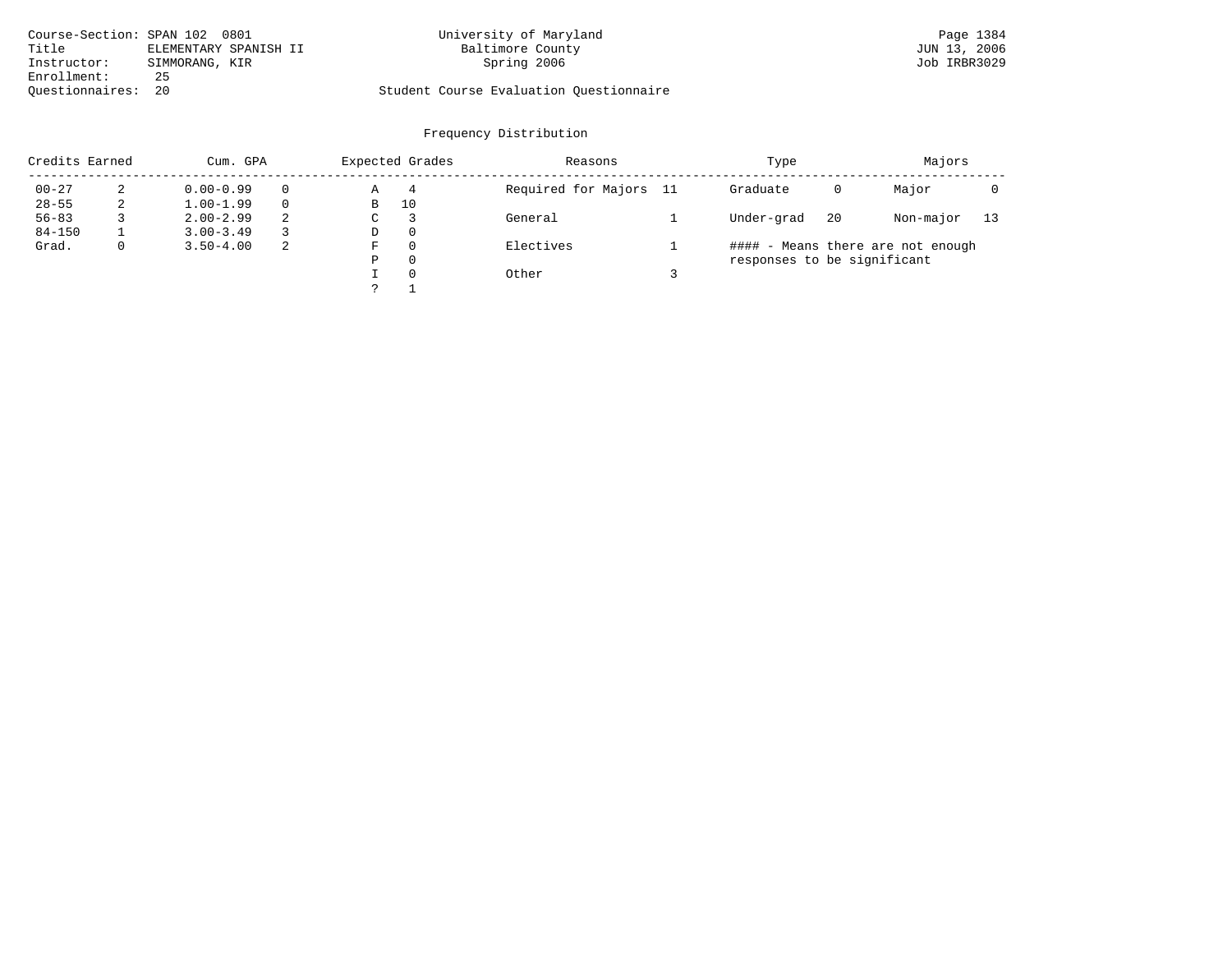Course-Section: SPAN 102 0801
Title: ELEMENTARY SPANISH II
Instructor: SIMMORANG, KIR
Enrollment: 25
Questionnaires: 20

University of Maryland
Baltimore County
Spring 2006

Student Course Evaluation Questionnaire

## Frequency Distribution

| Credits Earned | | Cum. GPA | | Expected Grades | | Reasons | | Type | | Majors | |
|---|---|---|---|---|---|---|---|---|---|---|---|
| 00-27 | 2 | 0.00-0.99 | 0 | A | 4 | Required for Majors | 11 | Graduate | 0 | Major | 0 |
| 28-55 | 2 | 1.00-1.99 | 0 | B | 10 | | | | | | |
| 56-83 | 3 | 2.00-2.99 | 2 | C | 3 | General | 1 | Under-grad | 20 | Non-major | 13 |
| 84-150 | 1 | 3.00-3.49 | 3 | D | 0 | | | | | | |
| Grad. | 0 | 3.50-4.00 | 2 | F | 0 | Electives | 1 | | | | |
| | | | | P | 0 | | | | | | |
| | | | | I | 0 | Other | 3 | | | | |
| | | | | ? | 1 | | | | | | |

#### - Means there are not enough responses to be significant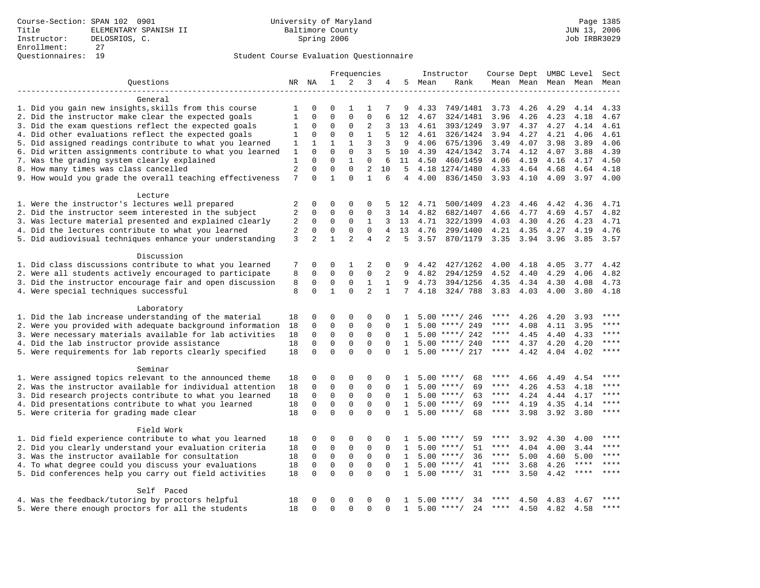Course-Section: SPAN 102 0901
Title: ELEMENTARY SPANISH II
Instructor: DELOSRIOS, C.
Enrollment: 27
Questionnaires: 19

University of Maryland
Baltimore County
Spring 2006

JUN 13, 2006
Job IRBR3029

## Student Course Evaluation Questionnaire

| Questions | NR | NA | 1 | 2 | 3 | 4 | 5 | Instructor Mean | Instructor Rank | Course Mean | Dept Mean | UMBC Mean | Level Mean | Sect Mean |
|---|---|---|---|---|---|---|---|---|---|---|---|---|---|---|
| **General** | | | | | | | | | | | | | | |
| 1. Did you gain new insights,skills from this course | 1 | 0 | 0 | 1 | 1 | 7 | 9 | 4.33 | 749/1481 | 3.73 | 4.26 | 4.29 | 4.14 | 4.33 |
| 2. Did the instructor make clear the expected goals | 1 | 0 | 0 | 0 | 0 | 6 | 12 | 4.67 | 324/1481 | 3.96 | 4.26 | 4.23 | 4.18 | 4.67 |
| 3. Did the exam questions reflect the expected goals | 1 | 0 | 0 | 0 | 2 | 3 | 13 | 4.61 | 393/1249 | 3.97 | 4.37 | 4.27 | 4.14 | 4.61 |
| 4. Did other evaluations reflect the expected goals | 1 | 0 | 0 | 0 | 1 | 5 | 12 | 4.61 | 326/1424 | 3.94 | 4.27 | 4.21 | 4.06 | 4.61 |
| 5. Did assigned readings contribute to what you learned | 1 | 1 | 1 | 1 | 3 | 3 | 9 | 4.06 | 675/1396 | 3.49 | 4.07 | 3.98 | 3.89 | 4.06 |
| 6. Did written assignments contribute to what you learned | 1 | 0 | 0 | 0 | 3 | 5 | 10 | 4.39 | 424/1342 | 3.74 | 4.12 | 4.07 | 3.88 | 4.39 |
| 7. Was the grading system clearly explained | 1 | 0 | 0 | 1 | 0 | 6 | 11 | 4.50 | 460/1459 | 4.06 | 4.19 | 4.16 | 4.17 | 4.50 |
| 8. How many times was class cancelled | 2 | 0 | 0 | 0 | 2 | 10 | 5 | 4.18 | 1274/1480 | 4.33 | 4.64 | 4.68 | 4.64 | 4.18 |
| 9. How would you grade the overall teaching effectiveness | 7 | 0 | 1 | 0 | 1 | 6 | 4 | 4.00 | 836/1450 | 3.93 | 4.10 | 4.09 | 3.97 | 4.00 |
| **Lecture** | | | | | | | | | | | | | | |
| 1. Were the instructor's lectures well prepared | 2 | 0 | 0 | 0 | 0 | 5 | 12 | 4.71 | 500/1409 | 4.23 | 4.46 | 4.42 | 4.36 | 4.71 |
| 2. Did the instructor seem interested in the subject | 2 | 0 | 0 | 0 | 0 | 3 | 14 | 4.82 | 682/1407 | 4.66 | 4.77 | 4.69 | 4.57 | 4.82 |
| 3. Was lecture material presented and explained clearly | 2 | 0 | 0 | 0 | 1 | 3 | 13 | 4.71 | 322/1399 | 4.03 | 4.30 | 4.26 | 4.23 | 4.71 |
| 4. Did the lectures contribute to what you learned | 2 | 0 | 0 | 0 | 0 | 4 | 13 | 4.76 | 299/1400 | 4.21 | 4.35 | 4.27 | 4.19 | 4.76 |
| 5. Did audiovisual techniques enhance your understanding | 3 | 2 | 1 | 2 | 4 | 2 | 5 | 3.57 | 870/1179 | 3.35 | 3.94 | 3.96 | 3.85 | 3.57 |
| **Discussion** | | | | | | | | | | | | | | |
| 1. Did class discussions contribute to what you learned | 7 | 0 | 0 | 1 | 2 | 0 | 9 | 4.42 | 427/1262 | 4.00 | 4.18 | 4.05 | 3.77 | 4.42 |
| 2. Were all students actively encouraged to participate | 8 | 0 | 0 | 0 | 0 | 2 | 9 | 4.82 | 294/1259 | 4.52 | 4.40 | 4.29 | 4.06 | 4.82 |
| 3. Did the instructor encourage fair and open discussion | 8 | 0 | 0 | 0 | 1 | 1 | 9 | 4.73 | 394/1256 | 4.35 | 4.34 | 4.30 | 4.08 | 4.73 |
| 4. Were special techniques successful | 8 | 0 | 1 | 0 | 2 | 1 | 7 | 4.18 | 324/ 788 | 3.83 | 4.03 | 4.00 | 3.80 | 4.18 |
| **Laboratory** | | | | | | | | | | | | | | |
| 1. Did the lab increase understanding of the material | 18 | 0 | 0 | 0 | 0 | 0 | 1 | 5.00 | ****/ 246 | **** | 4.26 | 4.20 | 3.93 | **** |
| 2. Were you provided with adequate background information | 18 | 0 | 0 | 0 | 0 | 0 | 1 | 5.00 | ****/ 249 | **** | 4.08 | 4.11 | 3.95 | **** |
| 3. Were necessary materials available for lab activities | 18 | 0 | 0 | 0 | 0 | 0 | 1 | 5.00 | ****/ 242 | **** | 4.45 | 4.40 | 4.33 | **** |
| 4. Did the lab instructor provide assistance | 18 | 0 | 0 | 0 | 0 | 0 | 1 | 5.00 | ****/ 240 | **** | 4.37 | 4.20 | 4.20 | **** |
| 5. Were requirements for lab reports clearly specified | 18 | 0 | 0 | 0 | 0 | 0 | 1 | 5.00 | ****/ 217 | **** | 4.42 | 4.04 | 4.02 | **** |
| **Seminar** | | | | | | | | | | | | | | |
| 1. Were assigned topics relevant to the announced theme | 18 | 0 | 0 | 0 | 0 | 0 | 1 | 5.00 | ****/ 68 | **** | 4.66 | 4.49 | 4.54 | **** |
| 2. Was the instructor available for individual attention | 18 | 0 | 0 | 0 | 0 | 0 | 1 | 5.00 | ****/ 69 | **** | 4.26 | 4.53 | 4.18 | **** |
| 3. Did research projects contribute to what you learned | 18 | 0 | 0 | 0 | 0 | 0 | 1 | 5.00 | ****/ 63 | **** | 4.24 | 4.44 | 4.17 | **** |
| 4. Did presentations contribute to what you learned | 18 | 0 | 0 | 0 | 0 | 0 | 1 | 5.00 | ****/ 69 | **** | 4.19 | 4.35 | 4.14 | **** |
| 5. Were criteria for grading made clear | 18 | 0 | 0 | 0 | 0 | 0 | 1 | 5.00 | ****/ 68 | **** | 3.98 | 3.92 | 3.80 | **** |
| **Field Work** | | | | | | | | | | | | | | |
| 1. Did field experience contribute to what you learned | 18 | 0 | 0 | 0 | 0 | 0 | 1 | 5.00 | ****/ 59 | **** | 3.92 | 4.30 | 4.00 | **** |
| 2. Did you clearly understand your evaluation criteria | 18 | 0 | 0 | 0 | 0 | 0 | 1 | 5.00 | ****/ 51 | **** | 4.04 | 4.00 | 3.44 | **** |
| 3. Was the instructor available for consultation | 18 | 0 | 0 | 0 | 0 | 0 | 1 | 5.00 | ****/ 36 | **** | 5.00 | 4.60 | 5.00 | **** |
| 4. To what degree could you discuss your evaluations | 18 | 0 | 0 | 0 | 0 | 0 | 1 | 5.00 | ****/ 41 | **** | 3.68 | 4.26 | **** | **** |
| 5. Did conferences help you carry out field activities | 18 | 0 | 0 | 0 | 0 | 0 | 1 | 5.00 | ****/ 31 | **** | 3.50 | 4.42 | **** | **** |
| **Self Paced** | | | | | | | | | | | | | | |
| 4. Was the feedback/tutoring by proctors helpful | 18 | 0 | 0 | 0 | 0 | 0 | 1 | 5.00 | ****/ 34 | **** | 4.50 | 4.83 | 4.67 | **** |
| 5. Were there enough proctors for all the students | 18 | 0 | 0 | 0 | 0 | 0 | 1 | 5.00 | ****/ 24 | **** | 4.50 | 4.82 | 4.58 | **** |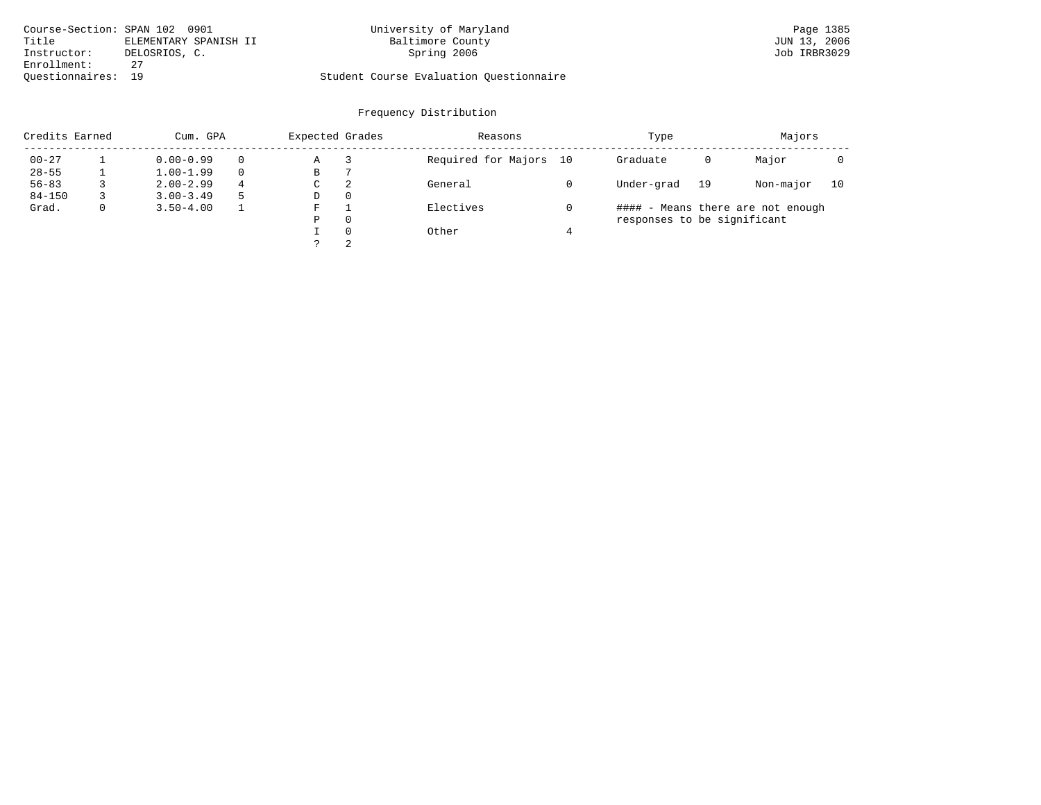Course-Section: SPAN 102 0901
Title: ELEMENTARY SPANISH II
Instructor: DELOSRIOS, C.
Enrollment: 27
Questionnaires: 19

University of Maryland
Baltimore County
Spring 2006

Student Course Evaluation Questionnaire

Page 1385
JUN 13, 2006
Job IRBR3029

## Frequency Distribution

| Credits Earned | | Cum. GPA | | Expected Grades | | Reasons | | Type | | Majors | |
|---|---|---|---|---|---|---|---|---|---|---|---|
| 00-27 | 1 | 0.00-0.99 | 0 | A | 3 | Required for Majors | 10 | Graduate | 0 | Major | 0 |
| 28-55 | 1 | 1.00-1.99 | 0 | B | 7 | | | | | | |
| 56-83 | 3 | 2.00-2.99 | 4 | C | 2 | General | 0 | Under-grad | 19 | Non-major | 10 |
| 84-150 | 3 | 3.00-3.49 | 5 | D | 0 | | | | | | |
| Grad. | 0 | 3.50-4.00 | 1 | F | 1 | Electives | 0 | | | | |
| | | | | P | 0 | | | | | | |
| | | | | I | 0 | Other | 4 | | | | |
| | | | | ? | 2 | | | | | | |

#### - Means there are not enough responses to be significant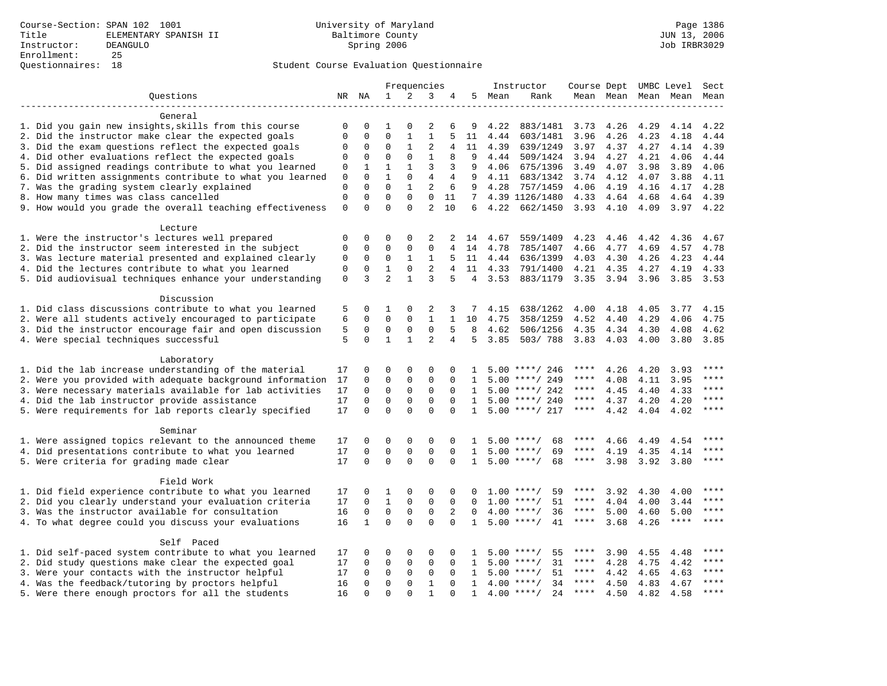Course-Section: SPAN 102 1001
Title: ELEMENTARY SPANISH II
Instructor: DEANGULO
Enrollment: 25
Questionnaires: 18

University of Maryland
Baltimore County
Spring 2006

Page 1386
JUN 13, 2006
Job IRBR3029

## Student Course Evaluation Questionnaire

| Questions | NR | NA | 1 | 2 | 3 | 4 | 5 | Instructor Mean | Instructor Rank | Course Mean | Dept Mean | UMBC Mean | Level Mean | Sect Mean |
|---|---|---|---|---|---|---|---|---|---|---|---|---|---|---|
| **General** | | | | | | | | | | | | | | |
| 1. Did you gain new insights,skills from this course | 0 | 0 | 1 | 0 | 2 | 6 | 9 | 4.22 | 883/1481 | 3.73 | 4.26 | 4.29 | 4.14 | 4.22 |
| 2. Did the instructor make clear the expected goals | 0 | 0 | 0 | 1 | 1 | 5 | 11 | 4.44 | 603/1481 | 3.96 | 4.26 | 4.23 | 4.18 | 4.44 |
| 3. Did the exam questions reflect the expected goals | 0 | 0 | 0 | 1 | 2 | 4 | 11 | 4.39 | 639/1249 | 3.97 | 4.37 | 4.27 | 4.14 | 4.39 |
| 4. Did other evaluations reflect the expected goals | 0 | 0 | 0 | 0 | 1 | 8 | 9 | 4.44 | 509/1424 | 3.94 | 4.27 | 4.21 | 4.06 | 4.44 |
| 5. Did assigned readings contribute to what you learned | 0 | 1 | 1 | 1 | 3 | 3 | 9 | 4.06 | 675/1396 | 3.49 | 4.07 | 3.98 | 3.89 | 4.06 |
| 6. Did written assignments contribute to what you learned | 0 | 0 | 1 | 0 | 4 | 4 | 9 | 4.11 | 683/1342 | 3.74 | 4.12 | 4.07 | 3.88 | 4.11 |
| 7. Was the grading system clearly explained | 0 | 0 | 0 | 1 | 2 | 6 | 9 | 4.28 | 757/1459 | 4.06 | 4.19 | 4.16 | 4.17 | 4.28 |
| 8. How many times was class cancelled | 0 | 0 | 0 | 0 | 0 | 11 | 7 | 4.39 | 1126/1480 | 4.33 | 4.64 | 4.68 | 4.64 | 4.39 |
| 9. How would you grade the overall teaching effectiveness | 0 | 0 | 0 | 0 | 2 | 10 | 6 | 4.22 | 662/1450 | 3.93 | 4.10 | 4.09 | 3.97 | 4.22 |
| **Lecture** | | | | | | | | | | | | | | |
| 1. Were the instructor's lectures well prepared | 0 | 0 | 0 | 0 | 2 | 2 | 14 | 4.67 | 559/1409 | 4.23 | 4.46 | 4.42 | 4.36 | 4.67 |
| 2. Did the instructor seem interested in the subject | 0 | 0 | 0 | 0 | 0 | 4 | 14 | 4.78 | 785/1407 | 4.66 | 4.77 | 4.69 | 4.57 | 4.78 |
| 3. Was lecture material presented and explained clearly | 0 | 0 | 0 | 1 | 1 | 5 | 11 | 4.44 | 636/1399 | 4.03 | 4.30 | 4.26 | 4.23 | 4.44 |
| 4. Did the lectures contribute to what you learned | 0 | 0 | 1 | 0 | 2 | 4 | 11 | 4.33 | 791/1400 | 4.21 | 4.35 | 4.27 | 4.19 | 4.33 |
| 5. Did audiovisual techniques enhance your understanding | 0 | 3 | 2 | 1 | 3 | 5 | 4 | 3.53 | 883/1179 | 3.35 | 3.94 | 3.96 | 3.85 | 3.53 |
| **Discussion** | | | | | | | | | | | | | | |
| 1. Did class discussions contribute to what you learned | 5 | 0 | 1 | 0 | 2 | 3 | 7 | 4.15 | 638/1262 | 4.00 | 4.18 | 4.05 | 3.77 | 4.15 |
| 2. Were all students actively encouraged to participate | 6 | 0 | 0 | 0 | 1 | 1 | 10 | 4.75 | 358/1259 | 4.52 | 4.40 | 4.29 | 4.06 | 4.75 |
| 3. Did the instructor encourage fair and open discussion | 5 | 0 | 0 | 0 | 0 | 5 | 8 | 4.62 | 506/1256 | 4.35 | 4.34 | 4.30 | 4.08 | 4.62 |
| 4. Were special techniques successful | 5 | 0 | 1 | 1 | 2 | 4 | 5 | 3.85 | 503/ 788 | 3.83 | 4.03 | 4.00 | 3.80 | 3.85 |
| **Laboratory** | | | | | | | | | | | | | | |
| 1. Did the lab increase understanding of the material | 17 | 0 | 0 | 0 | 0 | 0 | 1 | 5.00 | ****/ 246 | **** | 4.26 | 4.20 | 3.93 | **** |
| 2. Were you provided with adequate background information | 17 | 0 | 0 | 0 | 0 | 0 | 1 | 5.00 | ****/ 249 | **** | 4.08 | 4.11 | 3.95 | **** |
| 3. Were necessary materials available for lab activities | 17 | 0 | 0 | 0 | 0 | 0 | 1 | 5.00 | ****/ 242 | **** | 4.45 | 4.40 | 4.33 | **** |
| 4. Did the lab instructor provide assistance | 17 | 0 | 0 | 0 | 0 | 0 | 1 | 5.00 | ****/ 240 | **** | 4.37 | 4.20 | 4.20 | **** |
| 5. Were requirements for lab reports clearly specified | 17 | 0 | 0 | 0 | 0 | 0 | 1 | 5.00 | ****/ 217 | **** | 4.42 | 4.04 | 4.02 | **** |
| **Seminar** | | | | | | | | | | | | | | |
| 1. Were assigned topics relevant to the announced theme | 17 | 0 | 0 | 0 | 0 | 0 | 1 | 5.00 | ****/ 68 | **** | 4.66 | 4.49 | 4.54 | **** |
| 4. Did presentations contribute to what you learned | 17 | 0 | 0 | 0 | 0 | 0 | 1 | 5.00 | ****/ 69 | **** | 4.19 | 4.35 | 4.14 | **** |
| 5. Were criteria for grading made clear | 17 | 0 | 0 | 0 | 0 | 0 | 1 | 5.00 | ****/ 68 | **** | 3.98 | 3.92 | 3.80 | **** |
| **Field Work** | | | | | | | | | | | | | | |
| 1. Did field experience contribute to what you learned | 17 | 0 | 1 | 0 | 0 | 0 | 0 | 1.00 | ****/ 59 | **** | 3.92 | 4.30 | 4.00 | **** |
| 2. Did you clearly understand your evaluation criteria | 17 | 0 | 1 | 0 | 0 | 0 | 0 | 1.00 | ****/ 51 | **** | 4.04 | 4.00 | 3.44 | **** |
| 3. Was the instructor available for consultation | 16 | 0 | 0 | 0 | 0 | 2 | 0 | 4.00 | ****/ 36 | **** | 5.00 | 4.60 | 5.00 | **** |
| 4. To what degree could you discuss your evaluations | 16 | 1 | 0 | 0 | 0 | 0 | 1 | 5.00 | ****/ 41 | **** | 3.68 | 4.26 | **** | **** |
| **Self Paced** | | | | | | | | | | | | | | |
| 1. Did self-paced system contribute to what you learned | 17 | 0 | 0 | 0 | 0 | 0 | 1 | 5.00 | ****/ 55 | **** | 3.90 | 4.55 | 4.48 | **** |
| 2. Did study questions make clear the expected goal | 17 | 0 | 0 | 0 | 0 | 0 | 1 | 5.00 | ****/ 31 | **** | 4.28 | 4.75 | 4.42 | **** |
| 3. Were your contacts with the instructor helpful | 17 | 0 | 0 | 0 | 0 | 0 | 1 | 5.00 | ****/ 51 | **** | 4.42 | 4.65 | 4.63 | **** |
| 4. Was the feedback/tutoring by proctors helpful | 16 | 0 | 0 | 0 | 1 | 0 | 1 | 4.00 | ****/ 34 | **** | 4.50 | 4.83 | 4.67 | **** |
| 5. Were there enough proctors for all the students | 16 | 0 | 0 | 0 | 1 | 0 | 1 | 4.00 | ****/ 24 | **** | 4.50 | 4.82 | 4.58 | **** |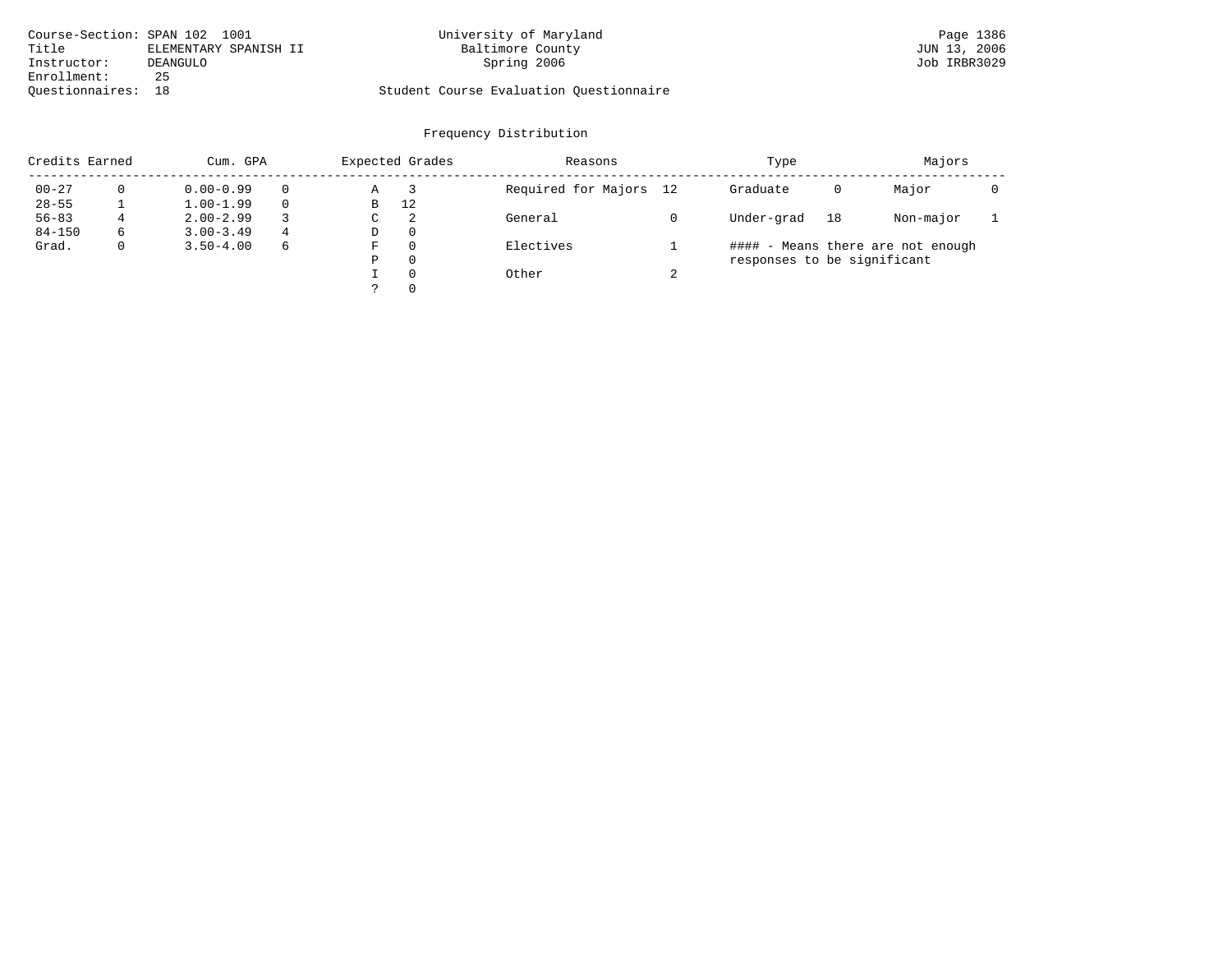Course-Section: SPAN 102 1001
Title: ELEMENTARY SPANISH II
Instructor: DEANGULO
Enrollment: 25
Questionnaires: 18

University of Maryland
Baltimore County
Spring 2006

Student Course Evaluation Questionnaire

## Frequency Distribution

| Credits Earned | | Cum. GPA | | Expected Grades | | Reasons | | Type | | Majors | |
|---|---|---|---|---|---|---|---|---|---|---|---|
| 00-27 | 0 | 0.00-0.99 | 0 | A | 3 | Required for Majors | 12 | Graduate | 0 | Major | 0 |
| 28-55 | 1 | 1.00-1.99 | 0 | B | 12 | | | | | | |
| 56-83 | 4 | 2.00-2.99 | 3 | C | 2 | General | 0 | Under-grad | 18 | Non-major | 1 |
| 84-150 | 6 | 3.00-3.49 | 4 | D | 0 | | | | | | |
| Grad. | 0 | 3.50-4.00 | 6 | F | 0 | Electives | 1 | | | | |
| | | | | P | 0 | | | | | | |
| | | | | I | 0 | Other | 2 | | | | |
| | | | | ? | 0 | | | | | | |

#### - Means there are not enough responses to be significant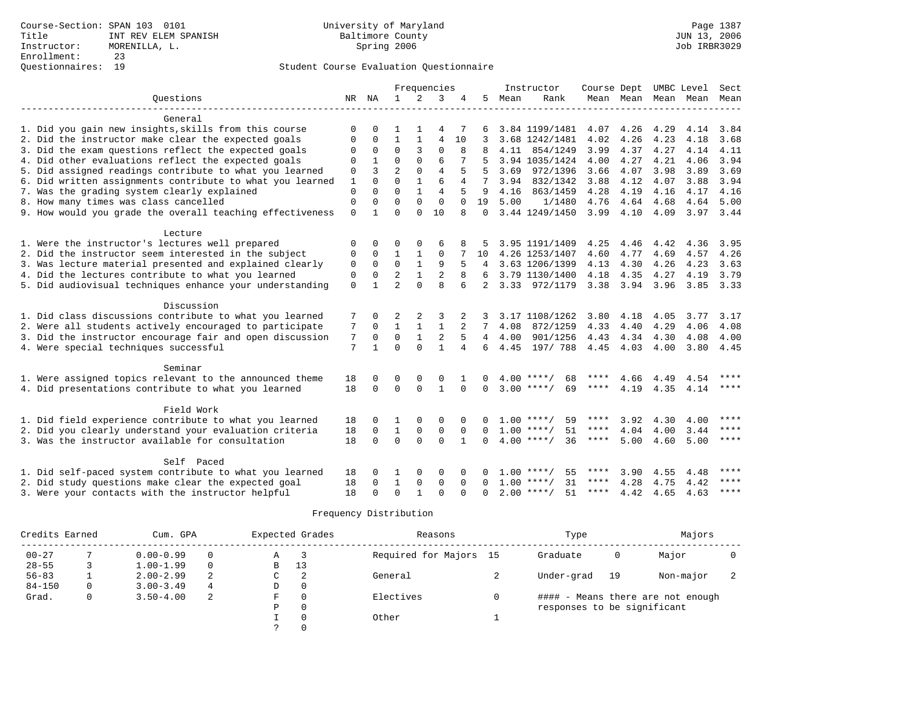Course-Section: SPAN 103 0101
Title: INT REV ELEM SPANISH
Instructor: MORENILLA, L.
Enrollment: 23
Questionnaires: 19

University of Maryland
Baltimore County
Spring 2006

Student Course Evaluation Questionnaire

| Questions | NR | NA | 1 | 2 | 3 | 4 | 5 | Instructor Mean | Rank | Course Mean | Dept Mean | UMBC Mean | Level Mean | Sect Mean |
|---|---|---|---|---|---|---|---|---|---|---|---|---|---|---|
| **General** | | | | | | | | | | | | | | |
| 1. Did you gain new insights,skills from this course | 0 | 0 | 1 | 1 | 4 | 7 | 6 | 3.84 | 1199/1481 | 4.07 | 4.26 | 4.29 | 4.14 | 3.84 |
| 2. Did the instructor make clear the expected goals | 0 | 0 | 1 | 1 | 4 | 10 | 3 | 3.68 | 1242/1481 | 4.02 | 4.26 | 4.23 | 4.18 | 3.68 |
| 3. Did the exam questions reflect the expected goals | 0 | 0 | 0 | 3 | 0 | 8 | 8 | 4.11 | 854/1249 | 3.99 | 4.37 | 4.27 | 4.14 | 4.11 |
| 4. Did other evaluations reflect the expected goals | 0 | 1 | 0 | 0 | 6 | 7 | 5 | 3.94 | 1035/1424 | 4.00 | 4.27 | 4.21 | 4.06 | 3.94 |
| 5. Did assigned readings contribute to what you learned | 0 | 3 | 2 | 0 | 4 | 5 | 5 | 3.69 | 972/1396 | 3.66 | 4.07 | 3.98 | 3.89 | 3.69 |
| 6. Did written assignments contribute to what you learned | 1 | 0 | 0 | 1 | 6 | 4 | 7 | 3.94 | 832/1342 | 3.88 | 4.12 | 4.07 | 3.88 | 3.94 |
| 7. Was the grading system clearly explained | 0 | 0 | 0 | 1 | 4 | 5 | 9 | 4.16 | 863/1459 | 4.28 | 4.19 | 4.16 | 4.17 | 4.16 |
| 8. How many times was class cancelled | 0 | 0 | 0 | 0 | 0 | 0 | 19 | 5.00 | 1/1480 | 4.76 | 4.64 | 4.68 | 4.64 | 5.00 |
| 9. How would you grade the overall teaching effectiveness | 0 | 1 | 0 | 0 | 10 | 8 | 0 | 3.44 | 1249/1450 | 3.99 | 4.10 | 4.09 | 3.97 | 3.44 |
| **Lecture** | | | | | | | | | | | | | | |
| 1. Were the instructor's lectures well prepared | 0 | 0 | 0 | 0 | 6 | 8 | 5 | 3.95 | 1191/1409 | 4.25 | 4.46 | 4.42 | 4.36 | 3.95 |
| 2. Did the instructor seem interested in the subject | 0 | 0 | 1 | 1 | 0 | 7 | 10 | 4.26 | 1253/1407 | 4.60 | 4.77 | 4.69 | 4.57 | 4.26 |
| 3. Was lecture material presented and explained clearly | 0 | 0 | 0 | 1 | 9 | 5 | 4 | 3.63 | 1206/1399 | 4.13 | 4.30 | 4.26 | 4.23 | 3.63 |
| 4. Did the lectures contribute to what you learned | 0 | 0 | 2 | 1 | 2 | 8 | 6 | 3.79 | 1130/1400 | 4.18 | 4.35 | 4.27 | 4.19 | 3.79 |
| 5. Did audiovisual techniques enhance your understanding | 0 | 1 | 2 | 0 | 8 | 6 | 2 | 3.33 | 972/1179 | 3.38 | 3.94 | 3.96 | 3.85 | 3.33 |
| **Discussion** | | | | | | | | | | | | | | |
| 1. Did class discussions contribute to what you learned | 7 | 0 | 2 | 2 | 3 | 2 | 3 | 3.17 | 1108/1262 | 3.80 | 4.18 | 4.05 | 3.77 | 3.17 |
| 2. Were all students actively encouraged to participate | 7 | 0 | 1 | 1 | 1 | 2 | 7 | 4.08 | 872/1259 | 4.33 | 4.40 | 4.29 | 4.06 | 4.08 |
| 3. Did the instructor encourage fair and open discussion | 7 | 0 | 0 | 1 | 2 | 5 | 4 | 4.00 | 901/1256 | 4.43 | 4.34 | 4.30 | 4.08 | 4.00 |
| 4. Were special techniques successful | 7 | 1 | 0 | 0 | 1 | 4 | 6 | 4.45 | 197/ 788 | 4.45 | 4.03 | 4.00 | 3.80 | 4.45 |
| **Seminar** | | | | | | | | | | | | | | |
| 1. Were assigned topics relevant to the announced theme | 18 | 0 | 0 | 0 | 0 | 1 | 0 | 4.00 | ****/ 68 | **** | 4.66 | 4.49 | 4.54 | **** |
| 4. Did presentations contribute to what you learned | 18 | 0 | 0 | 0 | 1 | 0 | 0 | 3.00 | ****/ 69 | **** | 4.19 | 4.35 | 4.14 | **** |
| **Field Work** | | | | | | | | | | | | | | |
| 1. Did field experience contribute to what you learned | 18 | 0 | 1 | 0 | 0 | 0 | 0 | 1.00 | ****/ 59 | **** | 3.92 | 4.30 | 4.00 | **** |
| 2. Did you clearly understand your evaluation criteria | 18 | 0 | 1 | 0 | 0 | 0 | 0 | 1.00 | ****/ 51 | **** | 4.04 | 4.00 | 3.44 | **** |
| 3. Was the instructor available for consultation | 18 | 0 | 0 | 0 | 0 | 1 | 0 | 4.00 | ****/ 36 | **** | 5.00 | 4.60 | 5.00 | **** |
| **Self Paced** | | | | | | | | | | | | | | |
| 1. Did self-paced system contribute to what you learned | 18 | 0 | 1 | 0 | 0 | 0 | 0 | 1.00 | ****/ 55 | **** | 3.90 | 4.55 | 4.48 | **** |
| 2. Did study questions make clear the expected goal | 18 | 0 | 1 | 0 | 0 | 0 | 0 | 1.00 | ****/ 31 | **** | 4.28 | 4.75 | 4.42 | **** |
| 3. Were your contacts with the instructor helpful | 18 | 0 | 0 | 1 | 0 | 0 | 0 | 2.00 | ****/ 51 | **** | 4.42 | 4.65 | 4.63 | **** |

Frequency Distribution

| Credits Earned | | Cum. GPA | | Expected Grades | | Reasons | | Type | | Majors | |
|---|---|---|---|---|---|---|---|---|---|---|---|
| 00-27 | 7 | 0.00-0.99 | 0 | A | 3 | Required for Majors | 15 | Graduate | 0 | Major | 0 |
| 28-55 | 3 | 1.00-1.99 | 0 | B | 13 | | | | | | |
| 56-83 | 1 | 2.00-2.99 | 2 | C | 2 | General | 2 | Under-grad | 19 | Non-major | 2 |
| 84-150 | 0 | 3.00-3.49 | 4 | D | 0 | | | | | | |
| Grad. | 0 | 3.50-4.00 | 2 | F | 0 | Electives | 0 | | | | |
| | | | | P | 0 | | | | | | |
| | | | | I | 0 | Other | 1 | | | | |
| | | | | ? | 0 | | | | | | |

#### - Means there are not enough responses to be significant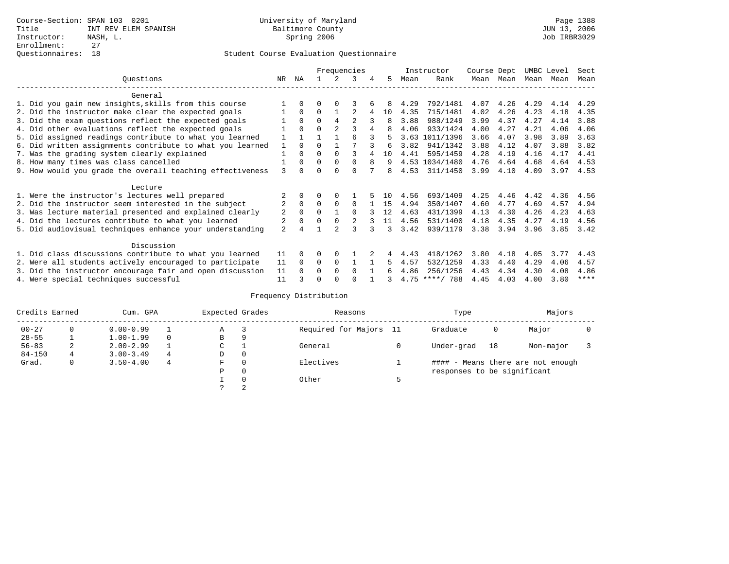Course-Section: SPAN 103 0201
Title: INT REV ELEM SPANISH
Instructor: NASH, L.
Enrollment: 27
Questionnaires: 18

University of Maryland
Baltimore County
Spring 2006

JUN 13, 2006
Job IRBR3029

## Student Course Evaluation Questionnaire

| Questions | NR | NA | 1 | 2 | 3 | 4 | 5 | Instructor Mean | Rank | Course Mean | Dept Mean | UMBC Mean | Level Mean | Sect Mean |
|---|---|---|---|---|---|---|---|---|---|---|---|---|---|---|
| **General** | | | | | | | | | | | | | | |
| 1. Did you gain new insights,skills from this course | 1 | 0 | 0 | 0 | 3 | 6 | 8 | 4.29 | 792/1481 | 4.07 | 4.26 | 4.29 | 4.14 | 4.29 |
| 2. Did the instructor make clear the expected goals | 1 | 0 | 0 | 1 | 2 | 4 | 10 | 4.35 | 715/1481 | 4.02 | 4.26 | 4.23 | 4.18 | 4.35 |
| 3. Did the exam questions reflect the expected goals | 1 | 0 | 0 | 4 | 2 | 3 | 8 | 3.88 | 988/1249 | 3.99 | 4.37 | 4.27 | 4.14 | 3.88 |
| 4. Did other evaluations reflect the expected goals | 1 | 0 | 0 | 2 | 3 | 4 | 8 | 4.06 | 933/1424 | 4.00 | 4.27 | 4.21 | 4.06 | 4.06 |
| 5. Did assigned readings contribute to what you learned | 1 | 1 | 1 | 1 | 6 | 3 | 5 | 3.63 | 1011/1396 | 3.66 | 4.07 | 3.98 | 3.89 | 3.63 |
| 6. Did written assignments contribute to what you learned | 1 | 0 | 0 | 1 | 7 | 3 | 6 | 3.82 | 941/1342 | 3.88 | 4.12 | 4.07 | 3.88 | 3.82 |
| 7. Was the grading system clearly explained | 1 | 0 | 0 | 0 | 3 | 4 | 10 | 4.41 | 595/1459 | 4.28 | 4.19 | 4.16 | 4.17 | 4.41 |
| 8. How many times was class cancelled | 1 | 0 | 0 | 0 | 0 | 8 | 9 | 4.53 | 1034/1480 | 4.76 | 4.64 | 4.68 | 4.64 | 4.53 |
| 9. How would you grade the overall teaching effectiveness | 3 | 0 | 0 | 0 | 0 | 7 | 8 | 4.53 | 311/1450 | 3.99 | 4.10 | 4.09 | 3.97 | 4.53 |
| **Lecture** | | | | | | | | | | | | | | |
| 1. Were the instructor's lectures well prepared | 2 | 0 | 0 | 0 | 1 | 5 | 10 | 4.56 | 693/1409 | 4.25 | 4.46 | 4.42 | 4.36 | 4.56 |
| 2. Did the instructor seem interested in the subject | 2 | 0 | 0 | 0 | 0 | 1 | 15 | 4.94 | 350/1407 | 4.60 | 4.77 | 4.69 | 4.57 | 4.94 |
| 3. Was lecture material presented and explained clearly | 2 | 0 | 0 | 1 | 0 | 3 | 12 | 4.63 | 431/1399 | 4.13 | 4.30 | 4.26 | 4.23 | 4.63 |
| 4. Did the lectures contribute to what you learned | 2 | 0 | 0 | 0 | 2 | 3 | 11 | 4.56 | 531/1400 | 4.18 | 4.35 | 4.27 | 4.19 | 4.56 |
| 5. Did audiovisual techniques enhance your understanding | 2 | 4 | 1 | 2 | 3 | 3 | 3 | 3.42 | 939/1179 | 3.38 | 3.94 | 3.96 | 3.85 | 3.42 |
| **Discussion** | | | | | | | | | | | | | | |
| 1. Did class discussions contribute to what you learned | 11 | 0 | 0 | 0 | 1 | 2 | 4 | 4.43 | 418/1262 | 3.80 | 4.18 | 4.05 | 3.77 | 4.43 |
| 2. Were all students actively encouraged to participate | 11 | 0 | 0 | 0 | 1 | 1 | 5 | 4.57 | 532/1259 | 4.33 | 4.40 | 4.29 | 4.06 | 4.57 |
| 3. Did the instructor encourage fair and open discussion | 11 | 0 | 0 | 0 | 0 | 1 | 6 | 4.86 | 256/1256 | 4.43 | 4.34 | 4.30 | 4.08 | 4.86 |
| 4. Were special techniques successful | 11 | 3 | 0 | 0 | 0 | 1 | 3 | 4.75 | ****/ 788 | 4.45 | 4.03 | 4.00 | 3.80 | **** |

## Frequency Distribution

| Credits Earned | | Cum. GPA | | Expected Grades | | Reasons | | Type | | Majors | |
|---|---|---|---|---|---|---|---|---|---|---|---|
| 00-27 | 0 | 0.00-0.99 | 1 | A | 3 | Required for Majors | 11 | Graduate | 0 | Major | 0 |
| 28-55 | 1 | 1.00-1.99 | 0 | B | 9 | | | | | | |
| 56-83 | 2 | 2.00-2.99 | 1 | C | 1 | General | 0 | Under-grad | 18 | Non-major | 3 |
| 84-150 | 4 | 3.00-3.49 | 4 | D | 0 | | | | | | |
| Grad. | 0 | 3.50-4.00 | 4 | F | 0 | Electives | 1 | #### - Means there are not enough responses to be significant | | | |
| | | | | P | 0 | | | | | | |
| | | | | I | 0 | Other | 5 | | | | |
| | | | | ? | 2 | | | | | | |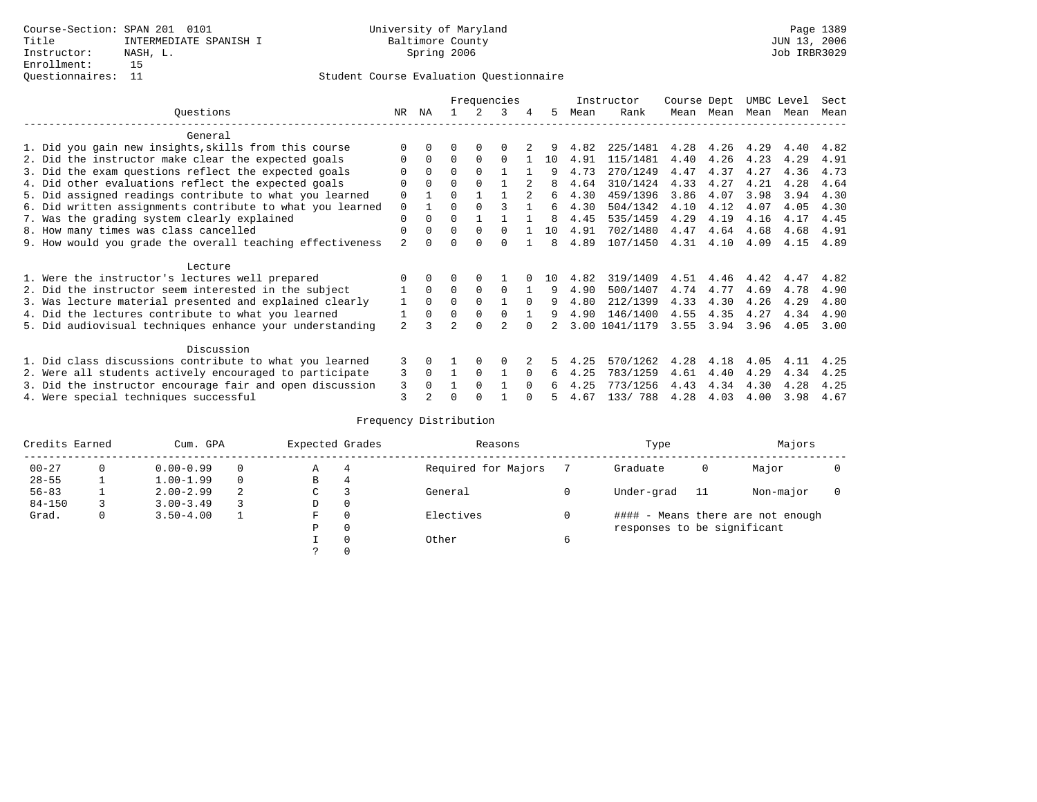Course-Section: SPAN 201 0101
Title: INTERMEDIATE SPANISH I
Instructor: NASH, L.
Enrollment: 15
Questionnaires: 11

University of Maryland
Baltimore County
Spring 2006

Page 1389
JUN 13, 2006
Job IRBR3029

## Student Course Evaluation Questionnaire

| Questions | NR | NA | 1 | 2 | 3 | 4 | 5 | Instructor Mean | Rank | Course Mean | Dept Mean | UMBC Mean | Level Mean | Sect Mean |
|---|---|---|---|---|---|---|---|---|---|---|---|---|---|---|
| **General** | | | | | | | | | | | | | | |
| 1. Did you gain new insights,skills from this course | 0 | 0 | 0 | 0 | 0 | 2 | 9 | 4.82 | 225/1481 | 4.28 | 4.26 | 4.29 | 4.40 | 4.82 |
| 2. Did the instructor make clear the expected goals | 0 | 0 | 0 | 0 | 0 | 1 | 10 | 4.91 | 115/1481 | 4.40 | 4.26 | 4.23 | 4.29 | 4.91 |
| 3. Did the exam questions reflect the expected goals | 0 | 0 | 0 | 0 | 1 | 1 | 9 | 4.73 | 270/1249 | 4.47 | 4.37 | 4.27 | 4.36 | 4.73 |
| 4. Did other evaluations reflect the expected goals | 0 | 0 | 0 | 0 | 1 | 2 | 8 | 4.64 | 310/1424 | 4.33 | 4.27 | 4.21 | 4.28 | 4.64 |
| 5. Did assigned readings contribute to what you learned | 0 | 1 | 0 | 1 | 1 | 2 | 6 | 4.30 | 459/1396 | 3.86 | 4.07 | 3.98 | 3.94 | 4.30 |
| 6. Did written assignments contribute to what you learned | 0 | 1 | 0 | 0 | 3 | 1 | 6 | 4.30 | 504/1342 | 4.10 | 4.12 | 4.07 | 4.05 | 4.30 |
| 7. Was the grading system clearly explained | 0 | 0 | 0 | 1 | 1 | 1 | 8 | 4.45 | 535/1459 | 4.29 | 4.19 | 4.16 | 4.17 | 4.45 |
| 8. How many times was class cancelled | 0 | 0 | 0 | 0 | 0 | 1 | 10 | 4.91 | 702/1480 | 4.47 | 4.64 | 4.68 | 4.68 | 4.91 |
| 9. How would you grade the overall teaching effectiveness | 2 | 0 | 0 | 0 | 0 | 1 | 8 | 4.89 | 107/1450 | 4.31 | 4.10 | 4.09 | 4.15 | 4.89 |
| **Lecture** | | | | | | | | | | | | | | |
| 1. Were the instructor's lectures well prepared | 0 | 0 | 0 | 0 | 1 | 0 | 10 | 4.82 | 319/1409 | 4.51 | 4.46 | 4.42 | 4.47 | 4.82 |
| 2. Did the instructor seem interested in the subject | 1 | 0 | 0 | 0 | 0 | 1 | 9 | 4.90 | 500/1407 | 4.74 | 4.77 | 4.69 | 4.78 | 4.90 |
| 3. Was lecture material presented and explained clearly | 1 | 0 | 0 | 0 | 1 | 0 | 9 | 4.80 | 212/1399 | 4.33 | 4.30 | 4.26 | 4.29 | 4.80 |
| 4. Did the lectures contribute to what you learned | 1 | 0 | 0 | 0 | 0 | 1 | 9 | 4.90 | 146/1400 | 4.55 | 4.35 | 4.27 | 4.34 | 4.90 |
| 5. Did audiovisual techniques enhance your understanding | 2 | 3 | 2 | 0 | 2 | 0 | 2 | 3.00 | 1041/1179 | 3.55 | 3.94 | 3.96 | 4.05 | 3.00 |
| **Discussion** | | | | | | | | | | | | | | |
| 1. Did class discussions contribute to what you learned | 3 | 0 | 1 | 0 | 0 | 2 | 5 | 4.25 | 570/1262 | 4.28 | 4.18 | 4.05 | 4.11 | 4.25 |
| 2. Were all students actively encouraged to participate | 3 | 0 | 1 | 0 | 1 | 0 | 6 | 4.25 | 783/1259 | 4.61 | 4.40 | 4.29 | 4.34 | 4.25 |
| 3. Did the instructor encourage fair and open discussion | 3 | 0 | 1 | 0 | 1 | 0 | 6 | 4.25 | 773/1256 | 4.43 | 4.34 | 4.30 | 4.28 | 4.25 |
| 4. Were special techniques successful | 3 | 2 | 0 | 0 | 1 | 0 | 5 | 4.67 | 133/ 788 | 4.28 | 4.03 | 4.00 | 3.98 | 4.67 |

## Frequency Distribution

| Credits Earned | | Cum. GPA | | Expected Grades | | Reasons | | Type | | Majors | |
|---|---|---|---|---|---|---|---|---|---|---|---|
| 00-27 | 0 | 0.00-0.99 | 0 | A | 4 | Required for Majors | 7 | Graduate | 0 | Major | 0 |
| 28-55 | 1 | 1.00-1.99 | 0 | B | 4 | | | | | | |
| 56-83 | 1 | 2.00-2.99 | 2 | C | 3 | General | 0 | Under-grad | 11 | Non-major | 0 |
| 84-150 | 3 | 3.00-3.49 | 3 | D | 0 | | | | | | |
| Grad. | 0 | 3.50-4.00 | 1 | F | 0 | Electives | 0 | #### - Means there are not enough responses to be significant | | | |
| | | | | P | 0 | | | | | | |
| | | | | I | 0 | Other | 6 | | | | |
| | | | | ? | 0 | | | | | | |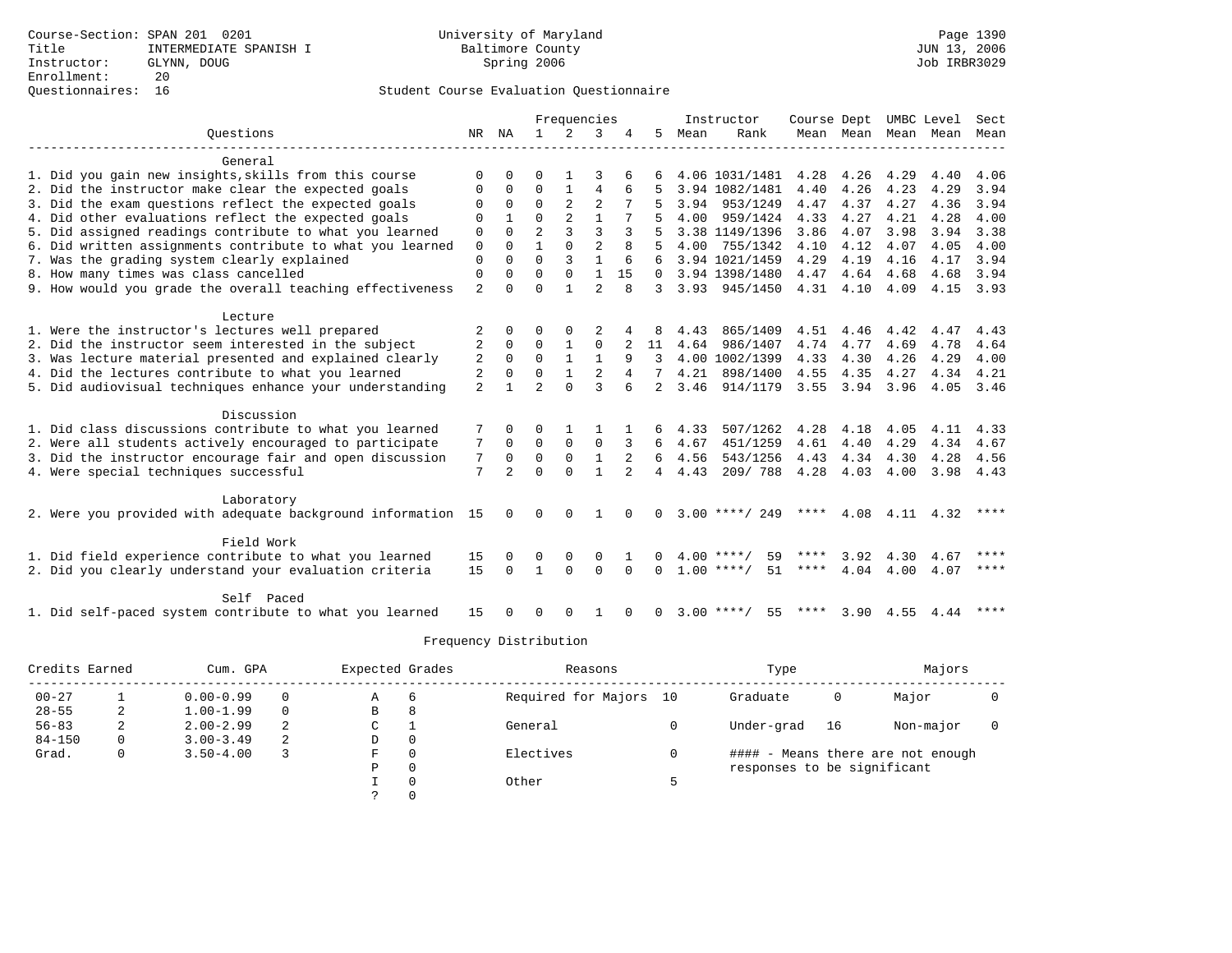Course-Section: SPAN 201 0201
Title: INTERMEDIATE SPANISH I
Instructor: GLYNN, DOUG
Enrollment: 20
Questionnaires: 16

University of Maryland
Baltimore County
Spring 2006

Student Course Evaluation Questionnaire

| Questions | NR | NA | 1 | 2 | 3 | 4 | 5 | Instructor Mean | Rank | Course Mean | Dept Mean | UMBC Mean | Level Mean | Sect Mean |
|---|---|---|---|---|---|---|---|---|---|---|---|---|---|---|
| **General** | | | | | | | | | | | | | | |
| 1. Did you gain new insights,skills from this course | 0 | 0 | 0 | 1 | 3 | 6 | 6 | 4.06 | 1031/1481 | 4.28 | 4.26 | 4.29 | 4.40 | 4.06 |
| 2. Did the instructor make clear the expected goals | 0 | 0 | 0 | 1 | 4 | 6 | 5 | 3.94 | 1082/1481 | 4.40 | 4.26 | 4.23 | 4.29 | 3.94 |
| 3. Did the exam questions reflect the expected goals | 0 | 0 | 0 | 2 | 2 | 7 | 5 | 3.94 | 953/1249 | 4.47 | 4.37 | 4.27 | 4.36 | 3.94 |
| 4. Did other evaluations reflect the expected goals | 0 | 1 | 0 | 2 | 1 | 7 | 5 | 4.00 | 959/1424 | 4.33 | 4.27 | 4.21 | 4.28 | 4.00 |
| 5. Did assigned readings contribute to what you learned | 0 | 0 | 2 | 3 | 3 | 3 | 5 | 3.38 | 1149/1396 | 3.86 | 4.07 | 3.98 | 3.94 | 3.38 |
| 6. Did written assignments contribute to what you learned | 0 | 0 | 1 | 0 | 2 | 8 | 5 | 4.00 | 755/1342 | 4.10 | 4.12 | 4.07 | 4.05 | 4.00 |
| 7. Was the grading system clearly explained | 0 | 0 | 0 | 3 | 1 | 6 | 6 | 3.94 | 1021/1459 | 4.29 | 4.19 | 4.16 | 4.17 | 3.94 |
| 8. How many times was class cancelled | 0 | 0 | 0 | 0 | 1 | 15 | 0 | 3.94 | 1398/1480 | 4.47 | 4.64 | 4.68 | 4.68 | 3.94 |
| 9. How would you grade the overall teaching effectiveness | 2 | 0 | 0 | 1 | 2 | 8 | 3 | 3.93 | 945/1450 | 4.31 | 4.10 | 4.09 | 4.15 | 3.93 |
| **Lecture** | | | | | | | | | | | | | | |
| 1. Were the instructor's lectures well prepared | 2 | 0 | 0 | 0 | 2 | 4 | 8 | 4.43 | 865/1409 | 4.51 | 4.46 | 4.42 | 4.47 | 4.43 |
| 2. Did the instructor seem interested in the subject | 2 | 0 | 0 | 1 | 0 | 2 | 11 | 4.64 | 986/1407 | 4.74 | 4.77 | 4.69 | 4.78 | 4.64 |
| 3. Was lecture material presented and explained clearly | 2 | 0 | 0 | 1 | 1 | 9 | 3 | 4.00 | 1002/1399 | 4.33 | 4.30 | 4.26 | 4.29 | 4.00 |
| 4. Did the lectures contribute to what you learned | 2 | 0 | 0 | 1 | 2 | 4 | 7 | 4.21 | 898/1400 | 4.55 | 4.35 | 4.27 | 4.34 | 4.21 |
| 5. Did audiovisual techniques enhance your understanding | 2 | 1 | 2 | 0 | 3 | 6 | 2 | 3.46 | 914/1179 | 3.55 | 3.94 | 3.96 | 4.05 | 3.46 |
| **Discussion** | | | | | | | | | | | | | | |
| 1. Did class discussions contribute to what you learned | 7 | 0 | 0 | 1 | 1 | 1 | 6 | 4.33 | 507/1262 | 4.28 | 4.18 | 4.05 | 4.11 | 4.33 |
| 2. Were all students actively encouraged to participate | 7 | 0 | 0 | 0 | 0 | 3 | 6 | 4.67 | 451/1259 | 4.61 | 4.40 | 4.29 | 4.34 | 4.67 |
| 3. Did the instructor encourage fair and open discussion | 7 | 0 | 0 | 0 | 1 | 2 | 6 | 4.56 | 543/1256 | 4.43 | 4.34 | 4.30 | 4.28 | 4.56 |
| 4. Were special techniques successful | 7 | 2 | 0 | 0 | 1 | 2 | 4 | 4.43 | 209/ 788 | 4.28 | 4.03 | 4.00 | 3.98 | 4.43 |
| **Laboratory** | | | | | | | | | | | | | | |
| 2. Were you provided with adequate background information | 15 | 0 | 0 | 0 | 1 | 0 | 0 | 3.00 | ****/ 249 | **** | 4.08 | 4.11 | 4.32 | **** |
| **Field Work** | | | | | | | | | | | | | | |
| 1. Did field experience contribute to what you learned | 15 | 0 | 0 | 0 | 0 | 1 | 0 | 4.00 | ****/ 59 | **** | 3.92 | 4.30 | 4.67 | **** |
| 2. Did you clearly understand your evaluation criteria | 15 | 0 | 1 | 0 | 0 | 0 | 0 | 1.00 | ****/ 51 | **** | 4.04 | 4.00 | 4.07 | **** |
| **Self Paced** | | | | | | | | | | | | | | |
| 1. Did self-paced system contribute to what you learned | 15 | 0 | 0 | 0 | 1 | 0 | 0 | 3.00 | ****/ 55 | **** | 3.90 | 4.55 | 4.44 | **** |

Frequency Distribution

| Credits Earned | | Cum. GPA | | Expected Grades | | Reasons | | Type | | Majors | |
|---|---|---|---|---|---|---|---|---|---|---|---|
| 00-27 | 1 | 0.00-0.99 | 0 | A | 6 | Required for Majors | 10 | Graduate | 0 | Major | 0 |
| 28-55 | 2 | 1.00-1.99 | 0 | B | 8 | | | | | | |
| 56-83 | 2 | 2.00-2.99 | 2 | C | 1 | General | 0 | Under-grad | 16 | Non-major | 0 |
| 84-150 | 0 | 3.00-3.49 | 2 | D | 0 | | | | | | |
| Grad. | 0 | 3.50-4.00 | 3 | F | 0 | Electives | 0 | #### - Means there are not enough responses to be significant | | | |
| | | | | P | 0 | | | | | | |
| | | | | I | 0 | Other | 5 | | | | |
| | | | | ? | 0 | | | | | | |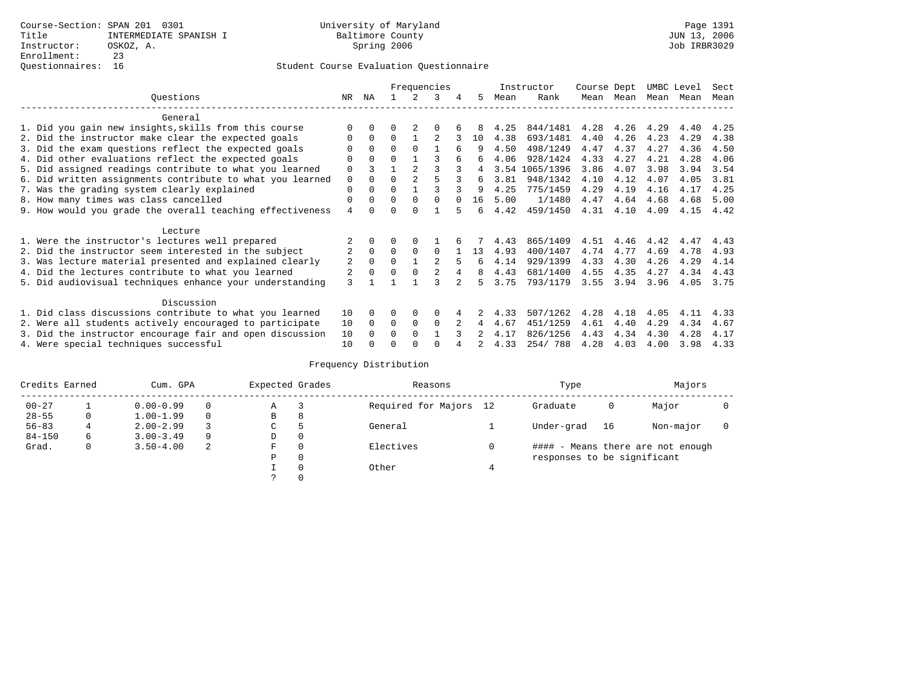Course-Section: SPAN 201 0301
Title: INTERMEDIATE SPANISH I
Instructor: OSKOZ, A.
Enrollment: 23
Questionnaires: 16

University of Maryland
Baltimore County
Spring 2006

Page 1391
JUN 13, 2006
Job IRBR3029

## Student Course Evaluation Questionnaire

| Questions | NR | NA | 1 | 2 | 3 | 4 | 5 | Instructor Mean | Instructor Rank | Course Mean | Dept Mean | UMBC Mean | Level Mean | Sect Mean |
|---|---|---|---|---|---|---|---|---|---|---|---|---|---|---|
| **General** | | | | | | | | | | | | | | |
| 1. Did you gain new insights,skills from this course | 0 | 0 | 0 | 2 | 0 | 6 | 8 | 4.25 | 844/1481 | 4.28 | 4.26 | 4.29 | 4.40 | 4.25 |
| 2. Did the instructor make clear the expected goals | 0 | 0 | 0 | 1 | 2 | 3 | 10 | 4.38 | 693/1481 | 4.40 | 4.26 | 4.23 | 4.29 | 4.38 |
| 3. Did the exam questions reflect the expected goals | 0 | 0 | 0 | 0 | 1 | 6 | 9 | 4.50 | 498/1249 | 4.47 | 4.37 | 4.27 | 4.36 | 4.50 |
| 4. Did other evaluations reflect the expected goals | 0 | 0 | 0 | 1 | 3 | 6 | 6 | 4.06 | 928/1424 | 4.33 | 4.27 | 4.21 | 4.28 | 4.06 |
| 5. Did assigned readings contribute to what you learned | 0 | 3 | 1 | 2 | 3 | 3 | 4 | 3.54 | 1065/1396 | 3.86 | 4.07 | 3.98 | 3.94 | 3.54 |
| 6. Did written assignments contribute to what you learned | 0 | 0 | 0 | 2 | 5 | 3 | 6 | 3.81 | 948/1342 | 4.10 | 4.12 | 4.07 | 4.05 | 3.81 |
| 7. Was the grading system clearly explained | 0 | 0 | 0 | 1 | 3 | 3 | 9 | 4.25 | 775/1459 | 4.29 | 4.19 | 4.16 | 4.17 | 4.25 |
| 8. How many times was class cancelled | 0 | 0 | 0 | 0 | 0 | 0 | 16 | 5.00 | 1/1480 | 4.47 | 4.64 | 4.68 | 4.68 | 5.00 |
| 9. How would you grade the overall teaching effectiveness | 4 | 0 | 0 | 0 | 1 | 5 | 6 | 4.42 | 459/1450 | 4.31 | 4.10 | 4.09 | 4.15 | 4.42 |
| **Lecture** | | | | | | | | | | | | | | |
| 1. Were the instructor's lectures well prepared | 2 | 0 | 0 | 0 | 1 | 6 | 7 | 4.43 | 865/1409 | 4.51 | 4.46 | 4.42 | 4.47 | 4.43 |
| 2. Did the instructor seem interested in the subject | 2 | 0 | 0 | 0 | 0 | 1 | 13 | 4.93 | 400/1407 | 4.74 | 4.77 | 4.69 | 4.78 | 4.93 |
| 3. Was lecture material presented and explained clearly | 2 | 0 | 0 | 1 | 2 | 5 | 6 | 4.14 | 929/1399 | 4.33 | 4.30 | 4.26 | 4.29 | 4.14 |
| 4. Did the lectures contribute to what you learned | 2 | 0 | 0 | 0 | 2 | 4 | 8 | 4.43 | 681/1400 | 4.55 | 4.35 | 4.27 | 4.34 | 4.43 |
| 5. Did audiovisual techniques enhance your understanding | 3 | 1 | 1 | 1 | 3 | 2 | 5 | 3.75 | 793/1179 | 3.55 | 3.94 | 3.96 | 4.05 | 3.75 |
| **Discussion** | | | | | | | | | | | | | | |
| 1. Did class discussions contribute to what you learned | 10 | 0 | 0 | 0 | 0 | 4 | 2 | 4.33 | 507/1262 | 4.28 | 4.18 | 4.05 | 4.11 | 4.33 |
| 2. Were all students actively encouraged to participate | 10 | 0 | 0 | 0 | 0 | 2 | 4 | 4.67 | 451/1259 | 4.61 | 4.40 | 4.29 | 4.34 | 4.67 |
| 3. Did the instructor encourage fair and open discussion | 10 | 0 | 0 | 0 | 1 | 3 | 2 | 4.17 | 826/1256 | 4.43 | 4.34 | 4.30 | 4.28 | 4.17 |
| 4. Were special techniques successful | 10 | 0 | 0 | 0 | 0 | 4 | 2 | 4.33 | 254/ 788 | 4.28 | 4.03 | 4.00 | 3.98 | 4.33 |

## Frequency Distribution

| Credits Earned | | Cum. GPA | | Expected Grades | | Reasons | | Type | | Majors | |
|---|---|---|---|---|---|---|---|---|---|---|---|
| 00-27 | 1 | 0.00-0.99 | 0 | A | 3 | Required for Majors | 12 | Graduate | 0 | Major | 0 |
| 28-55 | 0 | 1.00-1.99 | 0 | B | 8 | | | | | | |
| 56-83 | 4 | 2.00-2.99 | 3 | C | 5 | General | 1 | Under-grad | 16 | Non-major | 0 |
| 84-150 | 6 | 3.00-3.49 | 9 | D | 0 | | | | | | |
| Grad. | 0 | 3.50-4.00 | 2 | F | 0 | Electives | 0 | #### - Means there are not enough responses to be significant | | | |
| | | | | P | 0 | | | | | | |
| | | | | I | 0 | Other | 4 | | | | |
| | | | | ? | 0 | | | | | | |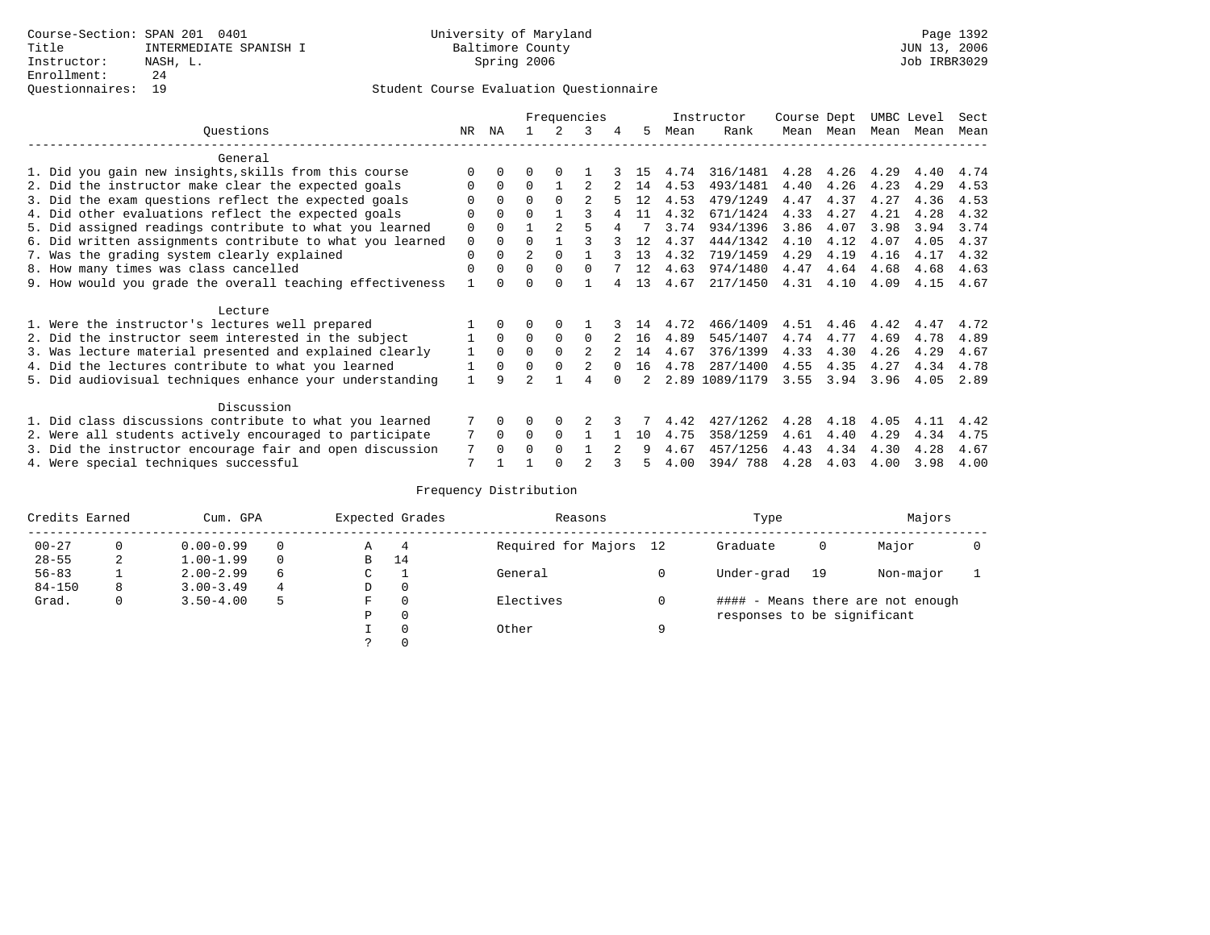Course-Section: SPAN 201 0401
Title: INTERMEDIATE SPANISH I
Instructor: NASH, L.
Enrollment: 24
Questionnaires: 19

University of Maryland
Baltimore County
Spring 2006

Page 1392
JUN 13, 2006
Job IRBR3029

## Student Course Evaluation Questionnaire

| Questions | NR | NA | 1 | 2 | 3 | 4 | 5 | Instructor Mean | Instructor Rank | Course Mean | Dept Mean | UMBC Mean | Level Mean | Sect Mean |
|---|---|---|---|---|---|---|---|---|---|---|---|---|---|---|
| **General** | | | | | | | | | | | | | | |
| 1. Did you gain new insights,skills from this course | 0 | 0 | 0 | 0 | 1 | 3 | 15 | 4.74 | 316/1481 | 4.28 | 4.26 | 4.29 | 4.40 | 4.74 |
| 2. Did the instructor make clear the expected goals | 0 | 0 | 0 | 1 | 2 | 2 | 14 | 4.53 | 493/1481 | 4.40 | 4.26 | 4.23 | 4.29 | 4.53 |
| 3. Did the exam questions reflect the expected goals | 0 | 0 | 0 | 0 | 2 | 5 | 12 | 4.53 | 479/1249 | 4.47 | 4.37 | 4.27 | 4.36 | 4.53 |
| 4. Did other evaluations reflect the expected goals | 0 | 0 | 0 | 1 | 3 | 4 | 11 | 4.32 | 671/1424 | 4.33 | 4.27 | 4.21 | 4.28 | 4.32 |
| 5. Did assigned readings contribute to what you learned | 0 | 0 | 1 | 2 | 5 | 4 | 7 | 3.74 | 934/1396 | 3.86 | 4.07 | 3.98 | 3.94 | 3.74 |
| 6. Did written assignments contribute to what you learned | 0 | 0 | 0 | 1 | 3 | 3 | 12 | 4.37 | 444/1342 | 4.10 | 4.12 | 4.07 | 4.05 | 4.37 |
| 7. Was the grading system clearly explained | 0 | 0 | 2 | 0 | 1 | 3 | 13 | 4.32 | 719/1459 | 4.29 | 4.19 | 4.16 | 4.17 | 4.32 |
| 8. How many times was class cancelled | 0 | 0 | 0 | 0 | 0 | 7 | 12 | 4.63 | 974/1480 | 4.47 | 4.64 | 4.68 | 4.68 | 4.63 |
| 9. How would you grade the overall teaching effectiveness | 1 | 0 | 0 | 0 | 1 | 4 | 13 | 4.67 | 217/1450 | 4.31 | 4.10 | 4.09 | 4.15 | 4.67 |
| **Lecture** | | | | | | | | | | | | | | |
| 1. Were the instructor's lectures well prepared | 1 | 0 | 0 | 0 | 1 | 3 | 14 | 4.72 | 466/1409 | 4.51 | 4.46 | 4.42 | 4.47 | 4.72 |
| 2. Did the instructor seem interested in the subject | 1 | 0 | 0 | 0 | 0 | 2 | 16 | 4.89 | 545/1407 | 4.74 | 4.77 | 4.69 | 4.78 | 4.89 |
| 3. Was lecture material presented and explained clearly | 1 | 0 | 0 | 0 | 2 | 2 | 14 | 4.67 | 376/1399 | 4.33 | 4.30 | 4.26 | 4.29 | 4.67 |
| 4. Did the lectures contribute to what you learned | 1 | 0 | 0 | 0 | 2 | 0 | 16 | 4.78 | 287/1400 | 4.55 | 4.35 | 4.27 | 4.34 | 4.78 |
| 5. Did audiovisual techniques enhance your understanding | 1 | 9 | 2 | 1 | 4 | 0 | 2 | 2.89 | 1089/1179 | 3.55 | 3.94 | 3.96 | 4.05 | 2.89 |
| **Discussion** | | | | | | | | | | | | | | |
| 1. Did class discussions contribute to what you learned | 7 | 0 | 0 | 0 | 2 | 3 | 7 | 4.42 | 427/1262 | 4.28 | 4.18 | 4.05 | 4.11 | 4.42 |
| 2. Were all students actively encouraged to participate | 7 | 0 | 0 | 0 | 1 | 1 | 10 | 4.75 | 358/1259 | 4.61 | 4.40 | 4.29 | 4.34 | 4.75 |
| 3. Did the instructor encourage fair and open discussion | 7 | 0 | 0 | 0 | 1 | 2 | 9 | 4.67 | 457/1256 | 4.43 | 4.34 | 4.30 | 4.28 | 4.67 |
| 4. Were special techniques successful | 7 | 1 | 1 | 0 | 2 | 3 | 5 | 4.00 | 394/ 788 | 4.28 | 4.03 | 4.00 | 3.98 | 4.00 |

## Frequency Distribution

| Credits Earned | | Cum. GPA | | Expected Grades | | Reasons | | Type | | Majors | |
|---|---|---|---|---|---|---|---|---|---|---|---|
| 00-27 | 0 | 0.00-0.99 | 0 | A | 4 | Required for Majors | 12 | Graduate | 0 | Major | 0 |
| 28-55 | 2 | 1.00-1.99 | 0 | B | 14 | | | | | | |
| 56-83 | 1 | 2.00-2.99 | 6 | C | 1 | General | 0 | Under-grad | 19 | Non-major | 1 |
| 84-150 | 8 | 3.00-3.49 | 4 | D | 0 | | | | | | |
| Grad. | 0 | 3.50-4.00 | 5 | F | 0 | Electives | 0 | #### - Means there are not enough responses to be significant | | | |
| | | | | P | 0 | | | | | | |
| | | | | I | 0 | Other | 9 | | | | |
| | | | | ? | 0 | | | | | | |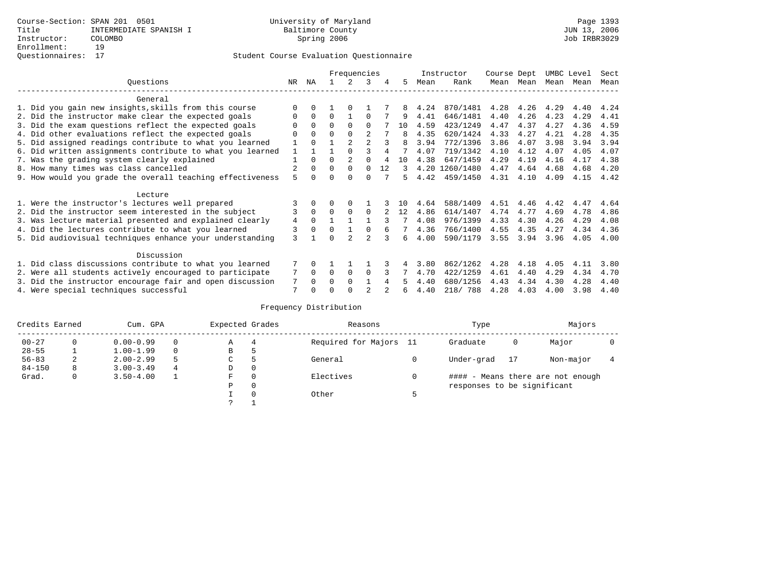Course-Section: SPAN 201 0501
Title: INTERMEDIATE SPANISH I
Instructor: COLOMBO
Enrollment: 19
Questionnaires: 17

University of Maryland
Baltimore County
Spring 2006

Student Course Evaluation Questionnaire

| Questions | NR | NA | 1 | 2 | 3 | 4 | 5 | Instructor Mean | Rank | Course Mean | Dept Mean | UMBC Mean | Level Mean | Sect Mean |
|---|---|---|---|---|---|---|---|---|---|---|---|---|---|---|
| **General** | | | | | | | | | | | | | | |
| 1. Did you gain new insights,skills from this course | 0 | 0 | 1 | 0 | 1 | 7 | 8 | 4.24 | 870/1481 | 4.28 | 4.26 | 4.29 | 4.40 | 4.24 |
| 2. Did the instructor make clear the expected goals | 0 | 0 | 0 | 1 | 0 | 7 | 9 | 4.41 | 646/1481 | 4.40 | 4.26 | 4.23 | 4.29 | 4.41 |
| 3. Did the exam questions reflect the expected goals | 0 | 0 | 0 | 0 | 0 | 7 | 10 | 4.59 | 423/1249 | 4.47 | 4.37 | 4.27 | 4.36 | 4.59 |
| 4. Did other evaluations reflect the expected goals | 0 | 0 | 0 | 0 | 2 | 7 | 8 | 4.35 | 620/1424 | 4.33 | 4.27 | 4.21 | 4.28 | 4.35 |
| 5. Did assigned readings contribute to what you learned | 1 | 0 | 1 | 2 | 2 | 3 | 8 | 3.94 | 772/1396 | 3.86 | 4.07 | 3.98 | 3.94 | 3.94 |
| 6. Did written assignments contribute to what you learned | 1 | 1 | 1 | 0 | 3 | 4 | 7 | 4.07 | 719/1342 | 4.10 | 4.12 | 4.07 | 4.05 | 4.07 |
| 7. Was the grading system clearly explained | 1 | 0 | 0 | 2 | 0 | 4 | 10 | 4.38 | 647/1459 | 4.29 | 4.19 | 4.16 | 4.17 | 4.38 |
| 8. How many times was class cancelled | 2 | 0 | 0 | 0 | 0 | 12 | 3 | 4.20 | 1260/1480 | 4.47 | 4.64 | 4.68 | 4.68 | 4.20 |
| 9. How would you grade the overall teaching effectiveness | 5 | 0 | 0 | 0 | 0 | 7 | 5 | 4.42 | 459/1450 | 4.31 | 4.10 | 4.09 | 4.15 | 4.42 |
| **Lecture** | | | | | | | | | | | | | | |
| 1. Were the instructor's lectures well prepared | 3 | 0 | 0 | 0 | 1 | 3 | 10 | 4.64 | 588/1409 | 4.51 | 4.46 | 4.42 | 4.47 | 4.64 |
| 2. Did the instructor seem interested in the subject | 3 | 0 | 0 | 0 | 0 | 2 | 12 | 4.86 | 614/1407 | 4.74 | 4.77 | 4.69 | 4.78 | 4.86 |
| 3. Was lecture material presented and explained clearly | 4 | 0 | 1 | 1 | 1 | 3 | 7 | 4.08 | 976/1399 | 4.33 | 4.30 | 4.26 | 4.29 | 4.08 |
| 4. Did the lectures contribute to what you learned | 3 | 0 | 0 | 1 | 0 | 6 | 7 | 4.36 | 766/1400 | 4.55 | 4.35 | 4.27 | 4.34 | 4.36 |
| 5. Did audiovisual techniques enhance your understanding | 3 | 1 | 0 | 2 | 2 | 3 | 6 | 4.00 | 590/1179 | 3.55 | 3.94 | 3.96 | 4.05 | 4.00 |
| **Discussion** | | | | | | | | | | | | | | |
| 1. Did class discussions contribute to what you learned | 7 | 0 | 1 | 1 | 1 | 3 | 4 | 3.80 | 862/1262 | 4.28 | 4.18 | 4.05 | 4.11 | 3.80 |
| 2. Were all students actively encouraged to participate | 7 | 0 | 0 | 0 | 0 | 3 | 7 | 4.70 | 422/1259 | 4.61 | 4.40 | 4.29 | 4.34 | 4.70 |
| 3. Did the instructor encourage fair and open discussion | 7 | 0 | 0 | 0 | 1 | 4 | 5 | 4.40 | 680/1256 | 4.43 | 4.34 | 4.30 | 4.28 | 4.40 |
| 4. Were special techniques successful | 7 | 0 | 0 | 0 | 2 | 2 | 6 | 4.40 | 218/ 788 | 4.28 | 4.03 | 4.00 | 3.98 | 4.40 |

## Frequency Distribution

| Credits Earned | | Cum. GPA | | Expected Grades | | Reasons | | Type | | Majors | |
|---|---|---|---|---|---|---|---|---|---|---|---|
| 00-27 | 0 | 0.00-0.99 | 0 | A | 4 | Required for Majors | 11 | Graduate | 0 | Major | 0 |
| 28-55 | 1 | 1.00-1.99 | 0 | B | 5 | | | | | | |
| 56-83 | 2 | 2.00-2.99 | 5 | C | 5 | General | 0 | Under-grad | 17 | Non-major | 4 |
| 84-150 | 8 | 3.00-3.49 | 4 | D | 0 | | | | | | |
| Grad. | 0 | 3.50-4.00 | 1 | F | 0 | Electives | 0 | #### - Means there are not enough responses to be significant | | | |
| | | | | P | 0 | | | | | | |
| | | | | I | 0 | Other | 5 | | | | |
| | | | | ? | 1 | | | | | | |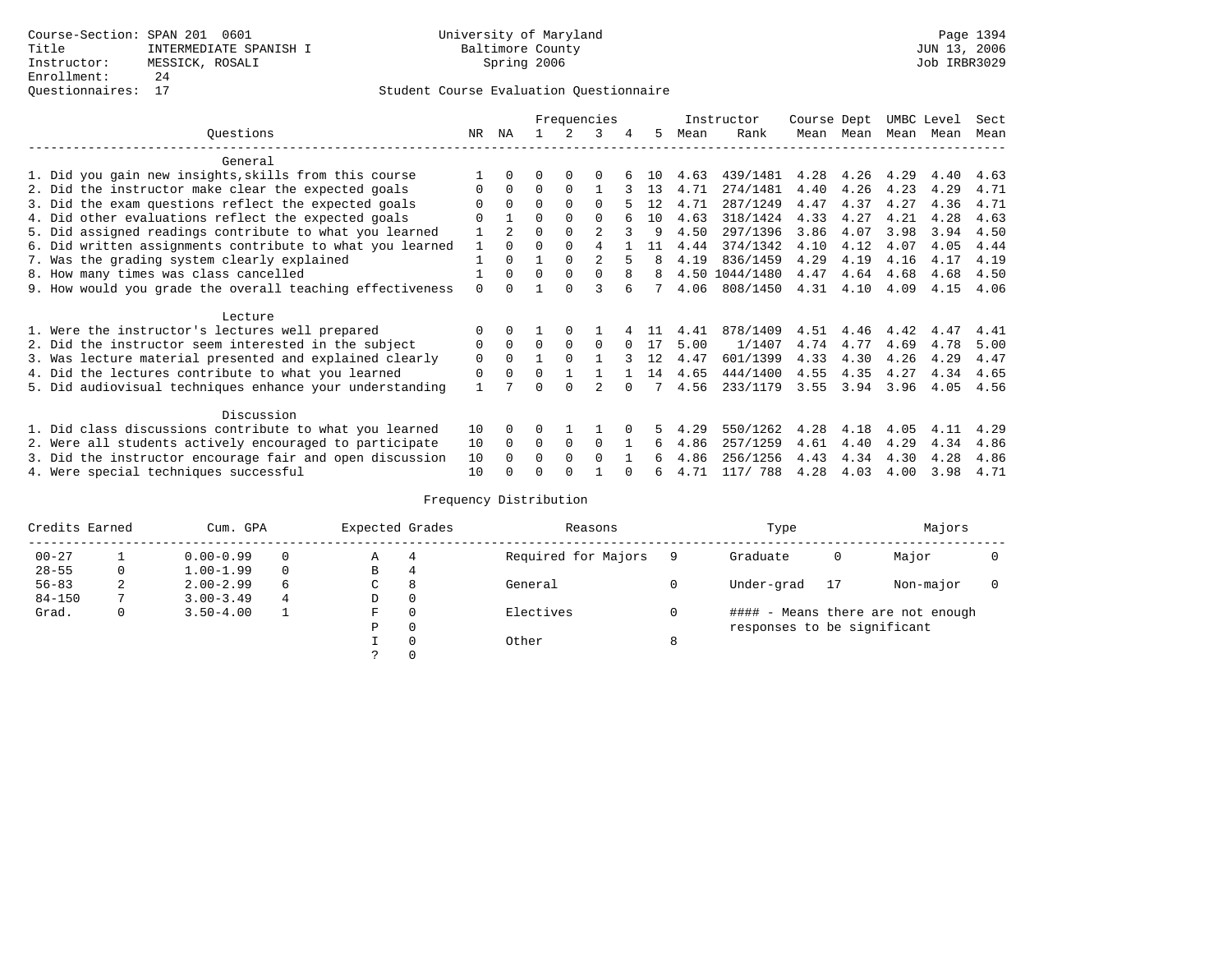Course-Section: SPAN 201 0601
Title: INTERMEDIATE SPANISH I
Instructor: MESSICK, ROSALI
Enrollment: 24
Questionnaires: 17

University of Maryland
Baltimore County
Spring 2006

Student Course Evaluation Questionnaire

| Questions | NR | NA | 1 | 2 | 3 | 4 | 5 | Instructor Mean | Instructor Rank | Course Mean | Dept Mean | UMBC Mean | Level Mean | Sect Mean |
|---|---|---|---|---|---|---|---|---|---|---|---|---|---|---|
| **General** | | | | | | | | | | | | | | |
| 1. Did you gain new insights,skills from this course | 1 | 0 | 0 | 0 | 0 | 6 | 10 | 4.63 | 439/1481 | 4.28 | 4.26 | 4.29 | 4.40 | 4.63 |
| 2. Did the instructor make clear the expected goals | 0 | 0 | 0 | 0 | 1 | 3 | 13 | 4.71 | 274/1481 | 4.40 | 4.26 | 4.23 | 4.29 | 4.71 |
| 3. Did the exam questions reflect the expected goals | 0 | 0 | 0 | 0 | 0 | 5 | 12 | 4.71 | 287/1249 | 4.47 | 4.37 | 4.27 | 4.36 | 4.71 |
| 4. Did other evaluations reflect the expected goals | 0 | 1 | 0 | 0 | 0 | 6 | 10 | 4.63 | 318/1424 | 4.33 | 4.27 | 4.21 | 4.28 | 4.63 |
| 5. Did assigned readings contribute to what you learned | 1 | 2 | 0 | 0 | 2 | 3 | 9 | 4.50 | 297/1396 | 3.86 | 4.07 | 3.98 | 3.94 | 4.50 |
| 6. Did written assignments contribute to what you learned | 1 | 0 | 0 | 0 | 4 | 1 | 11 | 4.44 | 374/1342 | 4.10 | 4.12 | 4.07 | 4.05 | 4.44 |
| 7. Was the grading system clearly explained | 1 | 0 | 1 | 0 | 2 | 5 | 8 | 4.19 | 836/1459 | 4.29 | 4.19 | 4.16 | 4.17 | 4.19 |
| 8. How many times was class cancelled | 1 | 0 | 0 | 0 | 0 | 8 | 8 | 4.50 | 1044/1480 | 4.47 | 4.64 | 4.68 | 4.68 | 4.50 |
| 9. How would you grade the overall teaching effectiveness | 0 | 0 | 1 | 0 | 3 | 6 | 7 | 4.06 | 808/1450 | 4.31 | 4.10 | 4.09 | 4.15 | 4.06 |
| **Lecture** | | | | | | | | | | | | | | |
| 1. Were the instructor's lectures well prepared | 0 | 0 | 1 | 0 | 1 | 4 | 11 | 4.41 | 878/1409 | 4.51 | 4.46 | 4.42 | 4.47 | 4.41 |
| 2. Did the instructor seem interested in the subject | 0 | 0 | 0 | 0 | 0 | 0 | 17 | 5.00 | 1/1407 | 4.74 | 4.77 | 4.69 | 4.78 | 5.00 |
| 3. Was lecture material presented and explained clearly | 0 | 0 | 1 | 0 | 1 | 3 | 12 | 4.47 | 601/1399 | 4.33 | 4.30 | 4.26 | 4.29 | 4.47 |
| 4. Did the lectures contribute to what you learned | 0 | 0 | 0 | 1 | 1 | 1 | 14 | 4.65 | 444/1400 | 4.55 | 4.35 | 4.27 | 4.34 | 4.65 |
| 5. Did audiovisual techniques enhance your understanding | 1 | 7 | 0 | 0 | 2 | 0 | 7 | 4.56 | 233/1179 | 3.55 | 3.94 | 3.96 | 4.05 | 4.56 |
| **Discussion** | | | | | | | | | | | | | | |
| 1. Did class discussions contribute to what you learned | 10 | 0 | 0 | 1 | 1 | 0 | 5 | 4.29 | 550/1262 | 4.28 | 4.18 | 4.05 | 4.11 | 4.29 |
| 2. Were all students actively encouraged to participate | 10 | 0 | 0 | 0 | 0 | 1 | 6 | 4.86 | 257/1259 | 4.61 | 4.40 | 4.29 | 4.34 | 4.86 |
| 3. Did the instructor encourage fair and open discussion | 10 | 0 | 0 | 0 | 0 | 1 | 6 | 4.86 | 256/1256 | 4.43 | 4.34 | 4.30 | 4.28 | 4.86 |
| 4. Were special techniques successful | 10 | 0 | 0 | 0 | 1 | 0 | 6 | 4.71 | 117/ 788 | 4.28 | 4.03 | 4.00 | 3.98 | 4.71 |

## Frequency Distribution

| Credits Earned | | Cum. GPA | | Expected Grades | | Reasons | | Type | | Majors | |
|---|---|---|---|---|---|---|---|---|---|---|---|
| 00-27 | 1 | 0.00-0.99 | 0 | A | 4 | Required for Majors | 9 | Graduate | 0 | Major | 0 |
| 28-55 | 0 | 1.00-1.99 | 0 | B | 4 | | | | | | |
| 56-83 | 2 | 2.00-2.99 | 6 | C | 8 | General | 0 | Under-grad | 17 | Non-major | 0 |
| 84-150 | 7 | 3.00-3.49 | 4 | D | 0 | | | | | | |
| Grad. | 0 | 3.50-4.00 | 1 | F | 0 | Electives | 0 | #### - Means there are not enough responses to be significant | | | |
| | | | | P | 0 | | | | | | |
| | | | | I | 0 | Other | 8 | | | | |
| | | | | ? | 0 | | | | | | |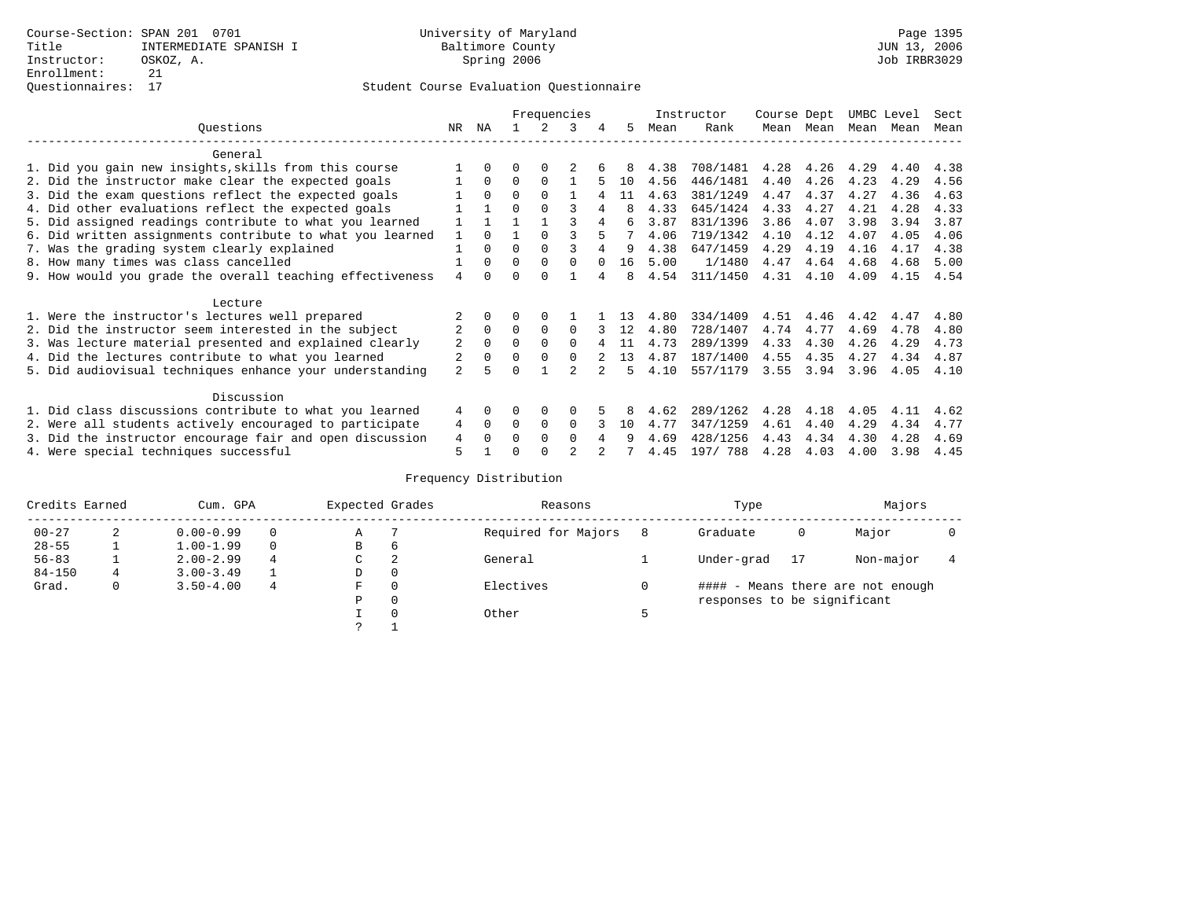Course-Section: SPAN 201 0701
Title: INTERMEDIATE SPANISH I
Instructor: OSKOZ, A.
Enrollment: 21
Questionnaires: 17

University of Maryland
Baltimore County
Spring 2006

Page 1395
JUN 13, 2006
Job IRBR3029

## Student Course Evaluation Questionnaire

| Questions | NR | NA | 1 | 2 | 3 | 4 | 5 | Instructor Mean | Rank | Course Mean | Dept Mean | UMBC Mean | Level Mean | Sect Mean |
|---|---|---|---|---|---|---|---|---|---|---|---|---|---|---|
| **General** | | | | | | | | | | | | | | |
| 1. Did you gain new insights,skills from this course | 1 | 0 | 0 | 0 | 2 | 6 | 8 | 4.38 | 708/1481 | 4.28 | 4.26 | 4.29 | 4.40 | 4.38 |
| 2. Did the instructor make clear the expected goals | 1 | 0 | 0 | 0 | 1 | 5 | 10 | 4.56 | 446/1481 | 4.40 | 4.26 | 4.23 | 4.29 | 4.56 |
| 3. Did the exam questions reflect the expected goals | 1 | 0 | 0 | 0 | 1 | 4 | 11 | 4.63 | 381/1249 | 4.47 | 4.37 | 4.27 | 4.36 | 4.63 |
| 4. Did other evaluations reflect the expected goals | 1 | 1 | 0 | 0 | 3 | 4 | 8 | 4.33 | 645/1424 | 4.33 | 4.27 | 4.21 | 4.28 | 4.33 |
| 5. Did assigned readings contribute to what you learned | 1 | 1 | 1 | 1 | 3 | 4 | 6 | 3.87 | 831/1396 | 3.86 | 4.07 | 3.98 | 3.94 | 3.87 |
| 6. Did written assignments contribute to what you learned | 1 | 0 | 1 | 0 | 3 | 5 | 7 | 4.06 | 719/1342 | 4.10 | 4.12 | 4.07 | 4.05 | 4.06 |
| 7. Was the grading system clearly explained | 1 | 0 | 0 | 0 | 3 | 4 | 9 | 4.38 | 647/1459 | 4.29 | 4.19 | 4.16 | 4.17 | 4.38 |
| 8. How many times was class cancelled | 1 | 0 | 0 | 0 | 0 | 0 | 16 | 5.00 | 1/1480 | 4.47 | 4.64 | 4.68 | 4.68 | 5.00 |
| 9. How would you grade the overall teaching effectiveness | 4 | 0 | 0 | 0 | 1 | 4 | 8 | 4.54 | 311/1450 | 4.31 | 4.10 | 4.09 | 4.15 | 4.54 |
| **Lecture** | | | | | | | | | | | | | | |
| 1. Were the instructor's lectures well prepared | 2 | 0 | 0 | 0 | 1 | 1 | 13 | 4.80 | 334/1409 | 4.51 | 4.46 | 4.42 | 4.47 | 4.80 |
| 2. Did the instructor seem interested in the subject | 2 | 0 | 0 | 0 | 0 | 3 | 12 | 4.80 | 728/1407 | 4.74 | 4.77 | 4.69 | 4.78 | 4.80 |
| 3. Was lecture material presented and explained clearly | 2 | 0 | 0 | 0 | 0 | 4 | 11 | 4.73 | 289/1399 | 4.33 | 4.30 | 4.26 | 4.29 | 4.73 |
| 4. Did the lectures contribute to what you learned | 2 | 0 | 0 | 0 | 0 | 2 | 13 | 4.87 | 187/1400 | 4.55 | 4.35 | 4.27 | 4.34 | 4.87 |
| 5. Did audiovisual techniques enhance your understanding | 2 | 5 | 0 | 1 | 2 | 2 | 5 | 4.10 | 557/1179 | 3.55 | 3.94 | 3.96 | 4.05 | 4.10 |
| **Discussion** | | | | | | | | | | | | | | |
| 1. Did class discussions contribute to what you learned | 4 | 0 | 0 | 0 | 0 | 5 | 8 | 4.62 | 289/1262 | 4.28 | 4.18 | 4.05 | 4.11 | 4.62 |
| 2. Were all students actively encouraged to participate | 4 | 0 | 0 | 0 | 0 | 3 | 10 | 4.77 | 347/1259 | 4.61 | 4.40 | 4.29 | 4.34 | 4.77 |
| 3. Did the instructor encourage fair and open discussion | 4 | 0 | 0 | 0 | 0 | 4 | 9 | 4.69 | 428/1256 | 4.43 | 4.34 | 4.30 | 4.28 | 4.69 |
| 4. Were special techniques successful | 5 | 1 | 0 | 0 | 2 | 2 | 7 | 4.45 | 197/ 788 | 4.28 | 4.03 | 4.00 | 3.98 | 4.45 |

## Frequency Distribution

| Credits Earned | | Cum. GPA | | Expected Grades | | Reasons | | Type | | Majors | |
|---|---|---|---|---|---|---|---|---|---|---|---|
| 00-27 | 2 | 0.00-0.99 | 0 | A | 7 | Required for Majors | 8 | Graduate | 0 | Major | 0 |
| 28-55 | 1 | 1.00-1.99 | 0 | B | 6 | | | | | | |
| 56-83 | 1 | 2.00-2.99 | 4 | C | 2 | General | 1 | Under-grad | 17 | Non-major | 4 |
| 84-150 | 4 | 3.00-3.49 | 1 | D | 0 | | | | | | |
| Grad. | 0 | 3.50-4.00 | 4 | F | 0 | Electives | 0 | #### - Means there are not enough responses to be significant | | | |
| | | | | P | 0 | | | | | | |
| | | | | I | 0 | Other | 5 | | | | |
| | | | | ? | 1 | | | | | | |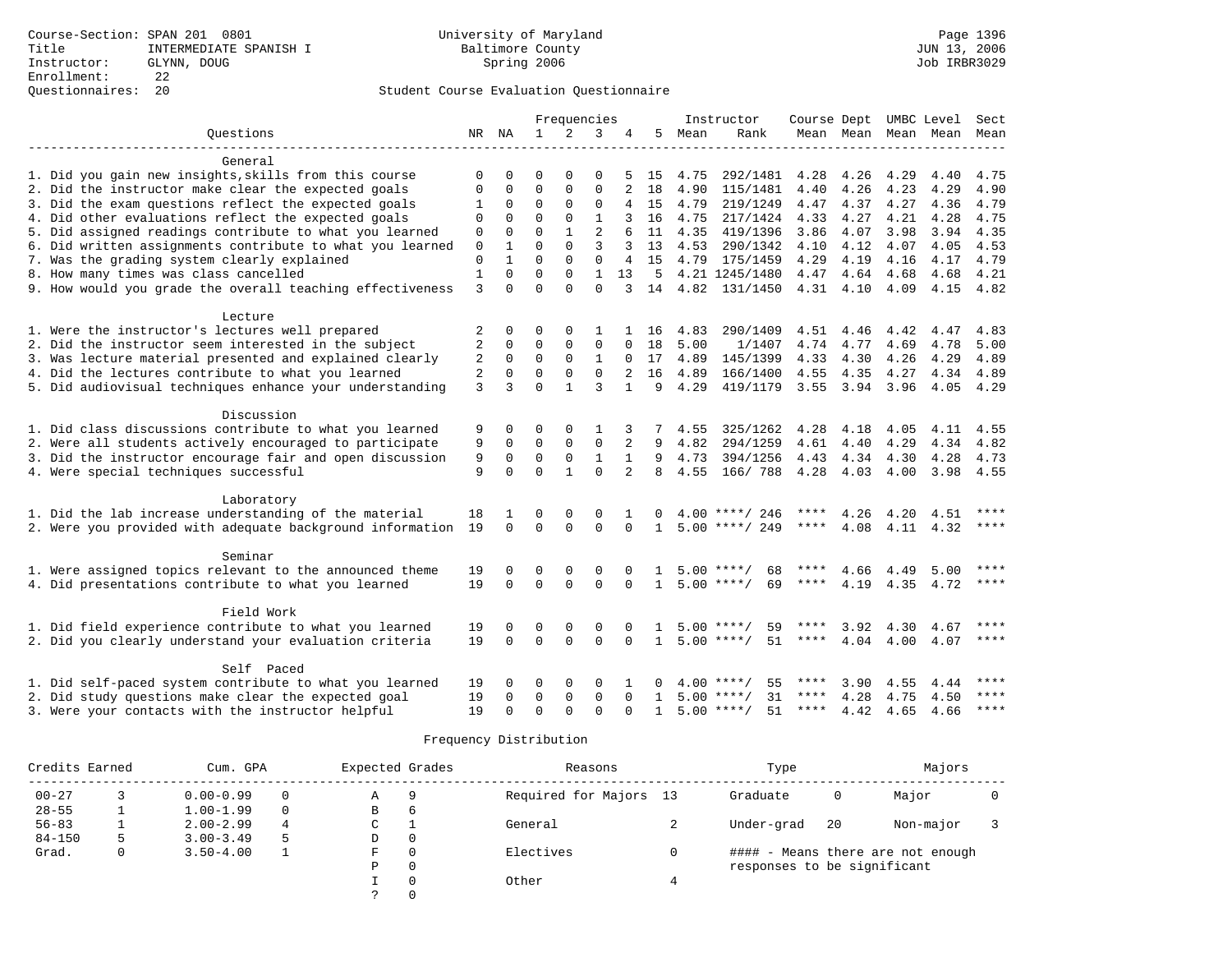Course-Section: SPAN 201 0801
Title: INTERMEDIATE SPANISH I
Instructor: GLYNN, DOUG
Enrollment: 22
Questionnaires: 20

University of Maryland
Baltimore County
Spring 2006

Page 1396
JUN 13, 2006
Job IRBR3029

Student Course Evaluation Questionnaire

| Questions | NR | NA | 1 | 2 | 3 | 4 | 5 | Instructor Mean | Rank | Course Mean | Dept Mean | UMBC Mean | Level Mean | Sect Mean |
|---|---|---|---|---|---|---|---|---|---|---|---|---|---|---|
| **General** | | | | | | | | | | | | | | |
| 1. Did you gain new insights,skills from this course | 0 | 0 | 0 | 0 | 0 | 5 | 15 | 4.75 | 292/1481 | 4.28 | 4.26 | 4.29 | 4.40 | 4.75 |
| 2. Did the instructor make clear the expected goals | 0 | 0 | 0 | 0 | 0 | 2 | 18 | 4.90 | 115/1481 | 4.40 | 4.26 | 4.23 | 4.29 | 4.90 |
| 3. Did the exam questions reflect the expected goals | 1 | 0 | 0 | 0 | 0 | 4 | 15 | 4.79 | 219/1249 | 4.47 | 4.37 | 4.27 | 4.36 | 4.79 |
| 4. Did other evaluations reflect the expected goals | 0 | 0 | 0 | 0 | 1 | 3 | 16 | 4.75 | 217/1424 | 4.33 | 4.27 | 4.21 | 4.28 | 4.75 |
| 5. Did assigned readings contribute to what you learned | 0 | 0 | 0 | 1 | 2 | 6 | 11 | 4.35 | 419/1396 | 3.86 | 4.07 | 3.98 | 3.94 | 4.35 |
| 6. Did written assignments contribute to what you learned | 0 | 1 | 0 | 0 | 3 | 3 | 13 | 4.53 | 290/1342 | 4.10 | 4.12 | 4.07 | 4.05 | 4.53 |
| 7. Was the grading system clearly explained | 0 | 1 | 0 | 0 | 0 | 4 | 15 | 4.79 | 175/1459 | 4.29 | 4.19 | 4.16 | 4.17 | 4.79 |
| 8. How many times was class cancelled | 1 | 0 | 0 | 0 | 1 | 13 | 5 | 4.21 | 1245/1480 | 4.47 | 4.64 | 4.68 | 4.68 | 4.21 |
| 9. How would you grade the overall teaching effectiveness | 3 | 0 | 0 | 0 | 0 | 3 | 14 | 4.82 | 131/1450 | 4.31 | 4.10 | 4.09 | 4.15 | 4.82 |
| **Lecture** | | | | | | | | | | | | | | |
| 1. Were the instructor's lectures well prepared | 2 | 0 | 0 | 0 | 1 | 1 | 16 | 4.83 | 290/1409 | 4.51 | 4.46 | 4.42 | 4.47 | 4.83 |
| 2. Did the instructor seem interested in the subject | 2 | 0 | 0 | 0 | 0 | 0 | 18 | 5.00 | 1/1407 | 4.74 | 4.77 | 4.69 | 4.78 | 5.00 |
| 3. Was lecture material presented and explained clearly | 2 | 0 | 0 | 0 | 1 | 0 | 17 | 4.89 | 145/1399 | 4.33 | 4.30 | 4.26 | 4.29 | 4.89 |
| 4. Did the lectures contribute to what you learned | 2 | 0 | 0 | 0 | 0 | 2 | 16 | 4.89 | 166/1400 | 4.55 | 4.35 | 4.27 | 4.34 | 4.89 |
| 5. Did audiovisual techniques enhance your understanding | 3 | 3 | 0 | 1 | 3 | 1 | 9 | 4.29 | 419/1179 | 3.55 | 3.94 | 3.96 | 4.05 | 4.29 |
| **Discussion** | | | | | | | | | | | | | | |
| 1. Did class discussions contribute to what you learned | 9 | 0 | 0 | 0 | 1 | 3 | 7 | 4.55 | 325/1262 | 4.28 | 4.18 | 4.05 | 4.11 | 4.55 |
| 2. Were all students actively encouraged to participate | 9 | 0 | 0 | 0 | 0 | 2 | 9 | 4.82 | 294/1259 | 4.61 | 4.40 | 4.29 | 4.34 | 4.82 |
| 3. Did the instructor encourage fair and open discussion | 9 | 0 | 0 | 0 | 1 | 1 | 9 | 4.73 | 394/1256 | 4.43 | 4.34 | 4.30 | 4.28 | 4.73 |
| 4. Were special techniques successful | 9 | 0 | 0 | 1 | 0 | 2 | 8 | 4.55 | 166/ 788 | 4.28 | 4.03 | 4.00 | 3.98 | 4.55 |
| **Laboratory** | | | | | | | | | | | | | | |
| 1. Did the lab increase understanding of the material | 18 | 1 | 0 | 0 | 0 | 1 | 0 | 4.00 | ****/ 246 | **** | 4.26 | 4.20 | 4.51 | **** |
| 2. Were you provided with adequate background information | 19 | 0 | 0 | 0 | 0 | 0 | 1 | 5.00 | ****/ 249 | **** | 4.08 | 4.11 | 4.32 | **** |
| **Seminar** | | | | | | | | | | | | | | |
| 1. Were assigned topics relevant to the announced theme | 19 | 0 | 0 | 0 | 0 | 0 | 1 | 5.00 | ****/ 68 | **** | 4.66 | 4.49 | 5.00 | **** |
| 4. Did presentations contribute to what you learned | 19 | 0 | 0 | 0 | 0 | 0 | 1 | 5.00 | ****/ 69 | **** | 4.19 | 4.35 | 4.72 | **** |
| **Field Work** | | | | | | | | | | | | | | |
| 1. Did field experience contribute to what you learned | 19 | 0 | 0 | 0 | 0 | 0 | 1 | 5.00 | ****/ 59 | **** | 3.92 | 4.30 | 4.67 | **** |
| 2. Did you clearly understand your evaluation criteria | 19 | 0 | 0 | 0 | 0 | 0 | 1 | 5.00 | ****/ 51 | **** | 4.04 | 4.00 | 4.07 | **** |
| **Self Paced** | | | | | | | | | | | | | | |
| 1. Did self-paced system contribute to what you learned | 19 | 0 | 0 | 0 | 0 | 1 | 0 | 4.00 | ****/ 55 | **** | 3.90 | 4.55 | 4.44 | **** |
| 2. Did study questions make clear the expected goal | 19 | 0 | 0 | 0 | 0 | 0 | 1 | 5.00 | ****/ 31 | **** | 4.28 | 4.75 | 4.50 | **** |
| 3. Were your contacts with the instructor helpful | 19 | 0 | 0 | 0 | 0 | 0 | 1 | 5.00 | ****/ 51 | **** | 4.42 | 4.65 | 4.66 | **** |

Frequency Distribution

| Credits Earned | | Cum. GPA | | Expected Grades | | Reasons | | Type | | Majors | |
|---|---|---|---|---|---|---|---|---|---|---|---|
| 00-27 | 3 | 0.00-0.99 | 0 | A | 9 | Required for Majors | 13 | Graduate | 0 | Major | 0 |
| 28-55 | 1 | 1.00-1.99 | 0 | B | 6 | | | | | | |
| 56-83 | 1 | 2.00-2.99 | 4 | C | 1 | General | 2 | Under-grad | 20 | Non-major | 3 |
| 84-150 | 5 | 3.00-3.49 | 5 | D | 0 | | | | | | |
| Grad. | 0 | 3.50-4.00 | 1 | F | 0 | Electives | 0 | #### - Means there are not enough responses to be significant | | | |
| | | | | P | 0 | | | | | | |
| | | | | I | 0 | Other | 4 | | | | |
| | | | | ? | 0 | | | | | | |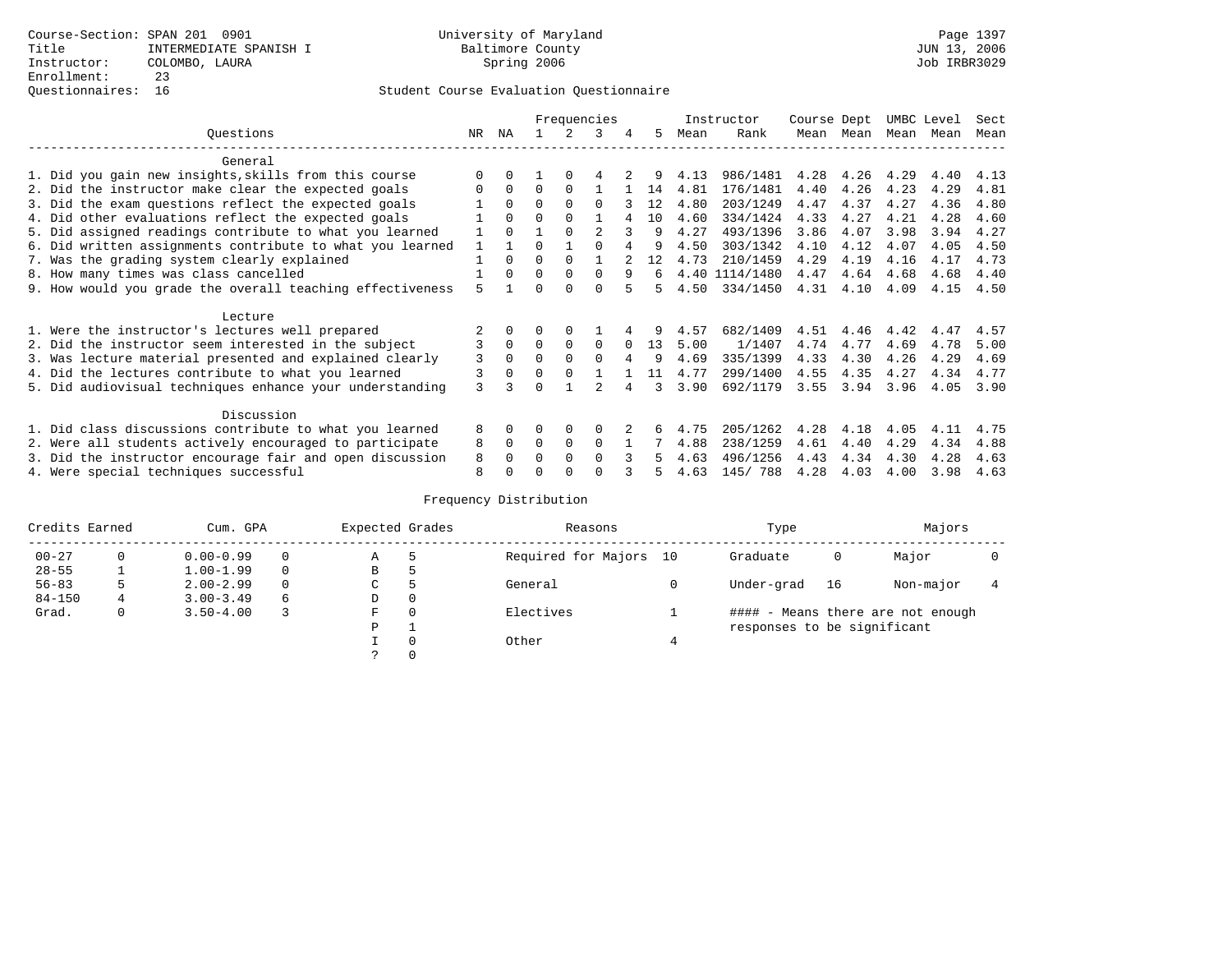Course-Section: SPAN 201 0901
Title: INTERMEDIATE SPANISH I
Instructor: COLOMBO, LAURA
Enrollment: 23
Questionnaires: 16

University of Maryland
Baltimore County
Spring 2006

Page 1397
JUN 13, 2006
Job IRBR3029

## Student Course Evaluation Questionnaire

| Questions | NR | NA | 1 | 2 | 3 | 4 | 5 | Instructor Mean | Instructor Rank | Course Mean | Dept Mean | UMBC Mean | Level Mean | Sect Mean |
|---|---|---|---|---|---|---|---|---|---|---|---|---|---|---|
| **General** | | | | | | | | | | | | | | |
| 1. Did you gain new insights,skills from this course | 0 | 0 | 1 | 0 | 4 | 2 | 9 | 4.13 | 986/1481 | 4.28 | 4.26 | 4.29 | 4.40 | 4.13 |
| 2. Did the instructor make clear the expected goals | 0 | 0 | 0 | 0 | 1 | 1 | 14 | 4.81 | 176/1481 | 4.40 | 4.26 | 4.23 | 4.29 | 4.81 |
| 3. Did the exam questions reflect the expected goals | 1 | 0 | 0 | 0 | 0 | 3 | 12 | 4.80 | 203/1249 | 4.47 | 4.37 | 4.27 | 4.36 | 4.80 |
| 4. Did other evaluations reflect the expected goals | 1 | 0 | 0 | 0 | 1 | 4 | 10 | 4.60 | 334/1424 | 4.33 | 4.27 | 4.21 | 4.28 | 4.60 |
| 5. Did assigned readings contribute to what you learned | 1 | 0 | 1 | 0 | 2 | 3 | 9 | 4.27 | 493/1396 | 3.86 | 4.07 | 3.98 | 3.94 | 4.27 |
| 6. Did written assignments contribute to what you learned | 1 | 1 | 0 | 1 | 0 | 4 | 9 | 4.50 | 303/1342 | 4.10 | 4.12 | 4.07 | 4.05 | 4.50 |
| 7. Was the grading system clearly explained | 1 | 0 | 0 | 0 | 1 | 2 | 12 | 4.73 | 210/1459 | 4.29 | 4.19 | 4.16 | 4.17 | 4.73 |
| 8. How many times was class cancelled | 1 | 0 | 0 | 0 | 0 | 9 | 6 | 4.40 | 1114/1480 | 4.47 | 4.64 | 4.68 | 4.68 | 4.40 |
| 9. How would you grade the overall teaching effectiveness | 5 | 1 | 0 | 0 | 0 | 5 | 5 | 4.50 | 334/1450 | 4.31 | 4.10 | 4.09 | 4.15 | 4.50 |
| **Lecture** | | | | | | | | | | | | | | |
| 1. Were the instructor's lectures well prepared | 2 | 0 | 0 | 0 | 1 | 4 | 9 | 4.57 | 682/1409 | 4.51 | 4.46 | 4.42 | 4.47 | 4.57 |
| 2. Did the instructor seem interested in the subject | 3 | 0 | 0 | 0 | 0 | 0 | 13 | 5.00 | 1/1407 | 4.74 | 4.77 | 4.69 | 4.78 | 5.00 |
| 3. Was lecture material presented and explained clearly | 3 | 0 | 0 | 0 | 0 | 4 | 9 | 4.69 | 335/1399 | 4.33 | 4.30 | 4.26 | 4.29 | 4.69 |
| 4. Did the lectures contribute to what you learned | 3 | 0 | 0 | 0 | 1 | 1 | 11 | 4.77 | 299/1400 | 4.55 | 4.35 | 4.27 | 4.34 | 4.77 |
| 5. Did audiovisual techniques enhance your understanding | 3 | 3 | 0 | 1 | 2 | 4 | 3 | 3.90 | 692/1179 | 3.55 | 3.94 | 3.96 | 4.05 | 3.90 |
| **Discussion** | | | | | | | | | | | | | | |
| 1. Did class discussions contribute to what you learned | 8 | 0 | 0 | 0 | 0 | 2 | 6 | 4.75 | 205/1262 | 4.28 | 4.18 | 4.05 | 4.11 | 4.75 |
| 2. Were all students actively encouraged to participate | 8 | 0 | 0 | 0 | 0 | 1 | 7 | 4.88 | 238/1259 | 4.61 | 4.40 | 4.29 | 4.34 | 4.88 |
| 3. Did the instructor encourage fair and open discussion | 8 | 0 | 0 | 0 | 0 | 3 | 5 | 4.63 | 496/1256 | 4.43 | 4.34 | 4.30 | 4.28 | 4.63 |
| 4. Were special techniques successful | 8 | 0 | 0 | 0 | 0 | 3 | 5 | 4.63 | 145/ 788 | 4.28 | 4.03 | 4.00 | 3.98 | 4.63 |

## Frequency Distribution

| Credits Earned | | Cum. GPA | | Expected Grades | | Reasons | | Type | | Majors | |
|---|---|---|---|---|---|---|---|---|---|---|---|
| 00-27 | 0 | 0.00-0.99 | 0 | A | 5 | Required for Majors | 10 | Graduate | 0 | Major | 0 |
| 28-55 | 1 | 1.00-1.99 | 0 | B | 5 | | | | | | |
| 56-83 | 5 | 2.00-2.99 | 0 | C | 5 | General | 0 | Under-grad | 16 | Non-major | 4 |
| 84-150 | 4 | 3.00-3.49 | 6 | D | 0 | | | | | | |
| Grad. | 0 | 3.50-4.00 | 3 | F | 0 | Electives | 1 | #### - Means there are not enough responses to be significant | | | |
| | | | | P | 1 | | | | | | |
| | | | | I | 0 | Other | 4 | | | | |
| | | | | ? | 0 | | | | | | |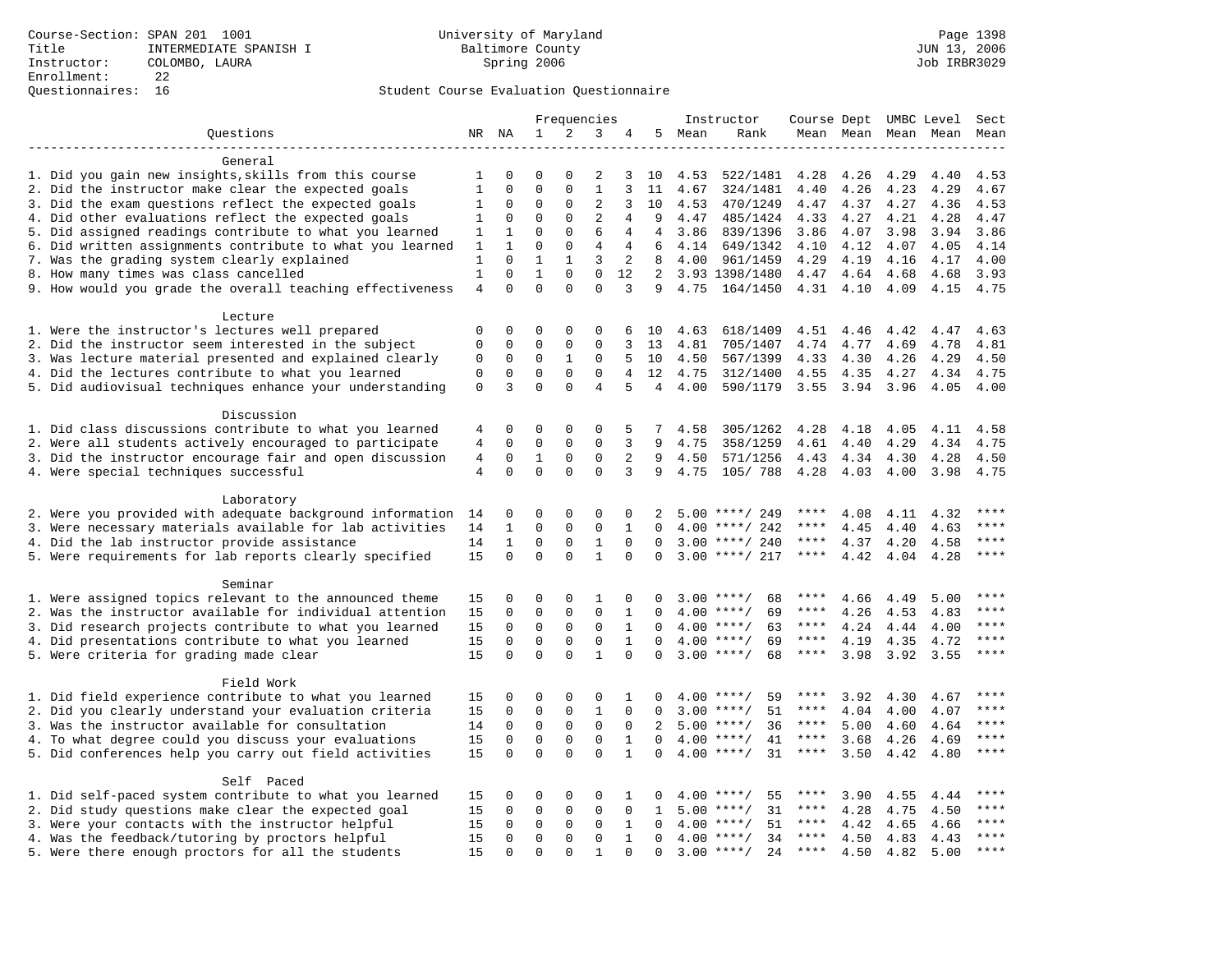Course-Section: SPAN 201 1001
Title: INTERMEDIATE SPANISH I
Instructor: COLOMBO, LAURA
Enrollment: 22
Questionnaires: 16

University of Maryland
Baltimore County
Spring 2006

Page 1398
JUN 13, 2006
Job IRBR3029

Student Course Evaluation Questionnaire

| Questions | NR | NA | 1 | 2 | 3 | 4 | 5 | Instructor Mean | Instructor Rank | Course Mean | Dept Mean | UMBC Level Mean | Level Mean | Sect Mean |
|---|---|---|---|---|---|---|---|---|---|---|---|---|---|---|
| **General** | | | | | | | | | | | | | | |
| 1. Did you gain new insights,skills from this course | 1 | 0 | 0 | 0 | 2 | 3 | 10 | 4.53 | 522/1481 | 4.28 | 4.26 | 4.29 | 4.40 | 4.53 |
| 2. Did the instructor make clear the expected goals | 1 | 0 | 0 | 0 | 1 | 3 | 11 | 4.67 | 324/1481 | 4.40 | 4.26 | 4.23 | 4.29 | 4.67 |
| 3. Did the exam questions reflect the expected goals | 1 | 0 | 0 | 0 | 2 | 3 | 10 | 4.53 | 470/1249 | 4.47 | 4.37 | 4.27 | 4.36 | 4.53 |
| 4. Did other evaluations reflect the expected goals | 1 | 0 | 0 | 0 | 2 | 4 | 9 | 4.47 | 485/1424 | 4.33 | 4.27 | 4.21 | 4.28 | 4.47 |
| 5. Did assigned readings contribute to what you learned | 1 | 1 | 0 | 0 | 6 | 4 | 4 | 3.86 | 839/1396 | 3.86 | 4.07 | 3.98 | 3.94 | 3.86 |
| 6. Did written assignments contribute to what you learned | 1 | 1 | 0 | 0 | 4 | 4 | 6 | 4.14 | 649/1342 | 4.10 | 4.12 | 4.07 | 4.05 | 4.14 |
| 7. Was the grading system clearly explained | 1 | 0 | 1 | 1 | 3 | 2 | 8 | 4.00 | 961/1459 | 4.29 | 4.19 | 4.16 | 4.17 | 4.00 |
| 8. How many times was class cancelled | 1 | 0 | 1 | 0 | 0 | 12 | 2 | 3.93 | 1398/1480 | 4.47 | 4.64 | 4.68 | 4.68 | 3.93 |
| 9. How would you grade the overall teaching effectiveness | 4 | 0 | 0 | 0 | 0 | 3 | 9 | 4.75 | 164/1450 | 4.31 | 4.10 | 4.09 | 4.15 | 4.75 |
| **Lecture** | | | | | | | | | | | | | | |
| 1. Were the instructor's lectures well prepared | 0 | 0 | 0 | 0 | 0 | 6 | 10 | 4.63 | 618/1409 | 4.51 | 4.46 | 4.42 | 4.47 | 4.63 |
| 2. Did the instructor seem interested in the subject | 0 | 0 | 0 | 0 | 0 | 3 | 13 | 4.81 | 705/1407 | 4.74 | 4.77 | 4.69 | 4.78 | 4.81 |
| 3. Was lecture material presented and explained clearly | 0 | 0 | 0 | 1 | 0 | 5 | 10 | 4.50 | 567/1399 | 4.33 | 4.30 | 4.26 | 4.29 | 4.50 |
| 4. Did the lectures contribute to what you learned | 0 | 0 | 0 | 0 | 0 | 4 | 12 | 4.75 | 312/1400 | 4.55 | 4.35 | 4.27 | 4.34 | 4.75 |
| 5. Did audiovisual techniques enhance your understanding | 0 | 3 | 0 | 0 | 4 | 5 | 4 | 4.00 | 590/1179 | 3.55 | 3.94 | 3.96 | 4.05 | 4.00 |
| **Discussion** | | | | | | | | | | | | | | |
| 1. Did class discussions contribute to what you learned | 4 | 0 | 0 | 0 | 0 | 5 | 7 | 4.58 | 305/1262 | 4.28 | 4.18 | 4.05 | 4.11 | 4.58 |
| 2. Were all students actively encouraged to participate | 4 | 0 | 0 | 0 | 0 | 3 | 9 | 4.75 | 358/1259 | 4.61 | 4.40 | 4.29 | 4.34 | 4.75 |
| 3. Did the instructor encourage fair and open discussion | 4 | 0 | 1 | 0 | 0 | 2 | 9 | 4.50 | 571/1256 | 4.43 | 4.34 | 4.30 | 4.28 | 4.50 |
| 4. Were special techniques successful | 4 | 0 | 0 | 0 | 0 | 3 | 9 | 4.75 | 105/ 788 | 4.28 | 4.03 | 4.00 | 3.98 | 4.75 |
| **Laboratory** | | | | | | | | | | | | | | |
| 2. Were you provided with adequate background information | 14 | 0 | 0 | 0 | 0 | 0 | 2 | 5.00 | ****/ 249 | **** | 4.08 | 4.11 | 4.32 | **** |
| 3. Were necessary materials available for lab activities | 14 | 1 | 0 | 0 | 0 | 1 | 0 | 4.00 | ****/ 242 | **** | 4.45 | 4.40 | 4.63 | **** |
| 4. Did the lab instructor provide assistance | 14 | 1 | 0 | 0 | 1 | 0 | 0 | 3.00 | ****/ 240 | **** | 4.37 | 4.20 | 4.58 | **** |
| 5. Were requirements for lab reports clearly specified | 15 | 0 | 0 | 0 | 1 | 0 | 0 | 3.00 | ****/ 217 | **** | 4.42 | 4.04 | 4.28 | **** |
| **Seminar** | | | | | | | | | | | | | | |
| 1. Were assigned topics relevant to the announced theme | 15 | 0 | 0 | 0 | 1 | 0 | 0 | 3.00 | ****/ 68 | **** | 4.66 | 4.49 | 5.00 | **** |
| 2. Was the instructor available for individual attention | 15 | 0 | 0 | 0 | 0 | 1 | 0 | 4.00 | ****/ 69 | **** | 4.26 | 4.53 | 4.83 | **** |
| 3. Did research projects contribute to what you learned | 15 | 0 | 0 | 0 | 0 | 1 | 0 | 4.00 | ****/ 63 | **** | 4.24 | 4.44 | 4.00 | **** |
| 4. Did presentations contribute to what you learned | 15 | 0 | 0 | 0 | 0 | 1 | 0 | 4.00 | ****/ 69 | **** | 4.19 | 4.35 | 4.72 | **** |
| 5. Were criteria for grading made clear | 15 | 0 | 0 | 0 | 1 | 0 | 0 | 3.00 | ****/ 68 | **** | 3.98 | 3.92 | 3.55 | **** |
| **Field Work** | | | | | | | | | | | | | | |
| 1. Did field experience contribute to what you learned | 15 | 0 | 0 | 0 | 0 | 1 | 0 | 4.00 | ****/ 59 | **** | 3.92 | 4.30 | 4.67 | **** |
| 2. Did you clearly understand your evaluation criteria | 15 | 0 | 0 | 0 | 1 | 0 | 0 | 3.00 | ****/ 51 | **** | 4.04 | 4.00 | 4.07 | **** |
| 3. Was the instructor available for consultation | 14 | 0 | 0 | 0 | 0 | 0 | 2 | 5.00 | ****/ 36 | **** | 5.00 | 4.60 | 4.64 | **** |
| 4. To what degree could you discuss your evaluations | 15 | 0 | 0 | 0 | 0 | 1 | 0 | 4.00 | ****/ 41 | **** | 3.68 | 4.26 | 4.69 | **** |
| 5. Did conferences help you carry out field activities | 15 | 0 | 0 | 0 | 0 | 1 | 0 | 4.00 | ****/ 31 | **** | 3.50 | 4.42 | 4.80 | **** |
| **Self Paced** | | | | | | | | | | | | | | |
| 1. Did self-paced system contribute to what you learned | 15 | 0 | 0 | 0 | 0 | 1 | 0 | 4.00 | ****/ 55 | **** | 3.90 | 4.55 | 4.44 | **** |
| 2. Did study questions make clear the expected goal | 15 | 0 | 0 | 0 | 0 | 0 | 1 | 5.00 | ****/ 31 | **** | 4.28 | 4.75 | 4.50 | **** |
| 3. Were your contacts with the instructor helpful | 15 | 0 | 0 | 0 | 0 | 1 | 0 | 4.00 | ****/ 51 | **** | 4.42 | 4.65 | 4.66 | **** |
| 4. Was the feedback/tutoring by proctors helpful | 15 | 0 | 0 | 0 | 0 | 1 | 0 | 4.00 | ****/ 34 | **** | 4.50 | 4.83 | 4.43 | **** |
| 5. Were there enough proctors for all the students | 15 | 0 | 0 | 0 | 1 | 0 | 0 | 3.00 | ****/ 24 | **** | 4.50 | 4.82 | 5.00 | **** |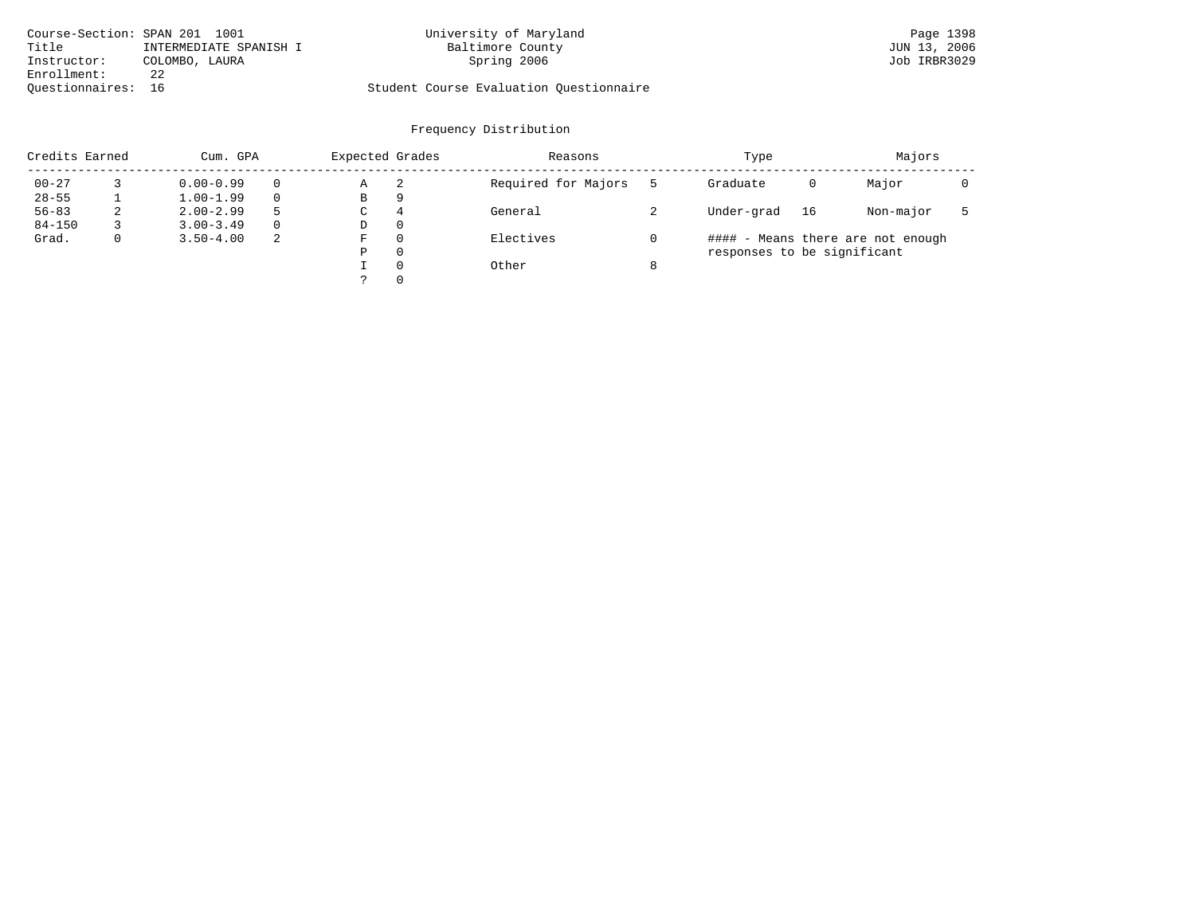Course-Section: SPAN 201 1001
Title INTERMEDIATE SPANISH I
Instructor: COLOMBO, LAURA
Enrollment: 22
Questionnaires: 16

University of Maryland
Baltimore County
Spring 2006

Student Course Evaluation Questionnaire

Page 1398
JUN 13, 2006
Job IRBR3029

## Frequency Distribution

| Credits Earned | | Cum. GPA | | Expected Grades | | Reasons | | Type | | Majors | |
|---|---|---|---|---|---|---|---|---|---|---|---|
| 00-27 | 3 | 0.00-0.99 | 0 | A | 2 | Required for Majors | 5 | Graduate | 0 | Major | 0 |
| 28-55 | 1 | 1.00-1.99 | 0 | B | 9 | | | | | | |
| 56-83 | 2 | 2.00-2.99 | 5 | C | 4 | General | 2 | Under-grad | 16 | Non-major | 5 |
| 84-150 | 3 | 3.00-3.49 | 0 | D | 0 | | | | | | |
| Grad. | 0 | 3.50-4.00 | 2 | F | 0 | Electives | 0 | #### - Means there are not enough responses to be significant | | | |
| | | | | P | 0 | | | | | | |
| | | | | I | 0 | Other | 8 | | | | |
| | | | | ? | 0 | | | | | | |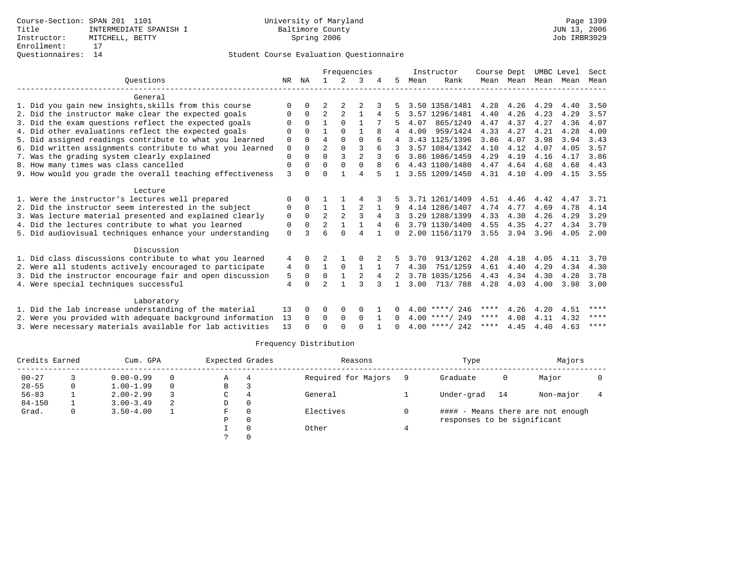Course-Section: SPAN 201 1101
Title: INTERMEDIATE SPANISH I
Instructor: MITCHELL, BETTY
Enrollment: 17
Questionnaires: 14

University of Maryland
Baltimore County
Spring 2006

Page 1399
JUN 13, 2006
Job IRBR3029

Student Course Evaluation Questionnaire

| Questions | NR | NA | 1 | 2 | 3 | 4 | 5 | Instructor Mean | Instructor Rank | Course Mean | Dept Mean | UMBC Mean | Level Mean | Sect Mean |
|---|---|---|---|---|---|---|---|---|---|---|---|---|---|---|
| **General** | | | | | | | | | | | | | | |
| 1. Did you gain new insights,skills from this course | 0 | 0 | 2 | 2 | 2 | 3 | 5 | 3.50 | 1358/1481 | 4.28 | 4.26 | 4.29 | 4.40 | 3.50 |
| 2. Did the instructor make clear the expected goals | 0 | 0 | 2 | 2 | 1 | 4 | 5 | 3.57 | 1296/1481 | 4.40 | 4.26 | 4.23 | 4.29 | 3.57 |
| 3. Did the exam questions reflect the expected goals | 0 | 0 | 1 | 0 | 1 | 7 | 5 | 4.07 | 865/1249 | 4.47 | 4.37 | 4.27 | 4.36 | 4.07 |
| 4. Did other evaluations reflect the expected goals | 0 | 0 | 1 | 0 | 1 | 8 | 4 | 4.00 | 959/1424 | 4.33 | 4.27 | 4.21 | 4.28 | 4.00 |
| 5. Did assigned readings contribute to what you learned | 0 | 0 | 4 | 0 | 0 | 6 | 4 | 3.43 | 1125/1396 | 3.86 | 4.07 | 3.98 | 3.94 | 3.43 |
| 6. Did written assignments contribute to what you learned | 0 | 0 | 2 | 0 | 3 | 6 | 3 | 3.57 | 1084/1342 | 4.10 | 4.12 | 4.07 | 4.05 | 3.57 |
| 7. Was the grading system clearly explained | 0 | 0 | 0 | 3 | 2 | 3 | 6 | 3.86 | 1086/1459 | 4.29 | 4.19 | 4.16 | 4.17 | 3.86 |
| 8. How many times was class cancelled | 0 | 0 | 0 | 0 | 0 | 8 | 6 | 4.43 | 1100/1480 | 4.47 | 4.64 | 4.68 | 4.68 | 4.43 |
| 9. How would you grade the overall teaching effectiveness | 3 | 0 | 0 | 1 | 4 | 5 | 1 | 3.55 | 1209/1450 | 4.31 | 4.10 | 4.09 | 4.15 | 3.55 |
| **Lecture** | | | | | | | | | | | | | | |
| 1. Were the instructor's lectures well prepared | 0 | 0 | 1 | 1 | 4 | 3 | 5 | 3.71 | 1261/1409 | 4.51 | 4.46 | 4.42 | 4.47 | 3.71 |
| 2. Did the instructor seem interested in the subject | 0 | 0 | 1 | 1 | 2 | 1 | 9 | 4.14 | 1286/1407 | 4.74 | 4.77 | 4.69 | 4.78 | 4.14 |
| 3. Was lecture material presented and explained clearly | 0 | 0 | 2 | 2 | 3 | 4 | 3 | 3.29 | 1288/1399 | 4.33 | 4.30 | 4.26 | 4.29 | 3.29 |
| 4. Did the lectures contribute to what you learned | 0 | 0 | 2 | 1 | 1 | 4 | 6 | 3.79 | 1130/1400 | 4.55 | 4.35 | 4.27 | 4.34 | 3.79 |
| 5. Did audiovisual techniques enhance your understanding | 0 | 3 | 6 | 0 | 4 | 1 | 0 | 2.00 | 1156/1179 | 3.55 | 3.94 | 3.96 | 4.05 | 2.00 |
| **Discussion** | | | | | | | | | | | | | | |
| 1. Did class discussions contribute to what you learned | 4 | 0 | 2 | 1 | 0 | 2 | 5 | 3.70 | 913/1262 | 4.28 | 4.18 | 4.05 | 4.11 | 3.70 |
| 2. Were all students actively encouraged to participate | 4 | 0 | 1 | 0 | 1 | 1 | 7 | 4.30 | 751/1259 | 4.61 | 4.40 | 4.29 | 4.34 | 4.30 |
| 3. Did the instructor encourage fair and open discussion | 5 | 0 | 0 | 1 | 2 | 4 | 2 | 3.78 | 1035/1256 | 4.43 | 4.34 | 4.30 | 4.28 | 3.78 |
| 4. Were special techniques successful | 4 | 0 | 2 | 1 | 3 | 3 | 1 | 3.00 | 713/ 788 | 4.28 | 4.03 | 4.00 | 3.98 | 3.00 |
| **Laboratory** | | | | | | | | | | | | | | |
| 1. Did the lab increase understanding of the material | 13 | 0 | 0 | 0 | 0 | 1 | 0 | 4.00 | ****/ 246 | **** | 4.26 | 4.20 | 4.51 | **** |
| 2. Were you provided with adequate background information | 13 | 0 | 0 | 0 | 0 | 1 | 0 | 4.00 | ****/ 249 | **** | 4.08 | 4.11 | 4.32 | **** |
| 3. Were necessary materials available for lab activities | 13 | 0 | 0 | 0 | 0 | 1 | 0 | 4.00 | ****/ 242 | **** | 4.45 | 4.40 | 4.63 | **** |

Frequency Distribution

| Credits Earned | | Cum. GPA | | Expected Grades | | Reasons | | Type | | Majors | |
|---|---|---|---|---|---|---|---|---|---|---|---|
| 00-27 | 3 | 0.00-0.99 | 0 | A | 4 | Required for Majors | 9 | Graduate | 0 | Major | 0 |
| 28-55 | 0 | 1.00-1.99 | 0 | B | 3 | | | | | | |
| 56-83 | 1 | 2.00-2.99 | 3 | C | 4 | General | 1 | Under-grad | 14 | Non-major | 4 |
| 84-150 | 1 | 3.00-3.49 | 2 | D | 0 | | | | | | |
| Grad. | 0 | 3.50-4.00 | 1 | F | 0 | Electives | 0 | #### - Means there are not enough responses to be significant | | | |
| | | | | P | 0 | | | | | | |
| | | | | I | 0 | Other | 4 | | | | |
| | | | | ? | 0 | | | | | | |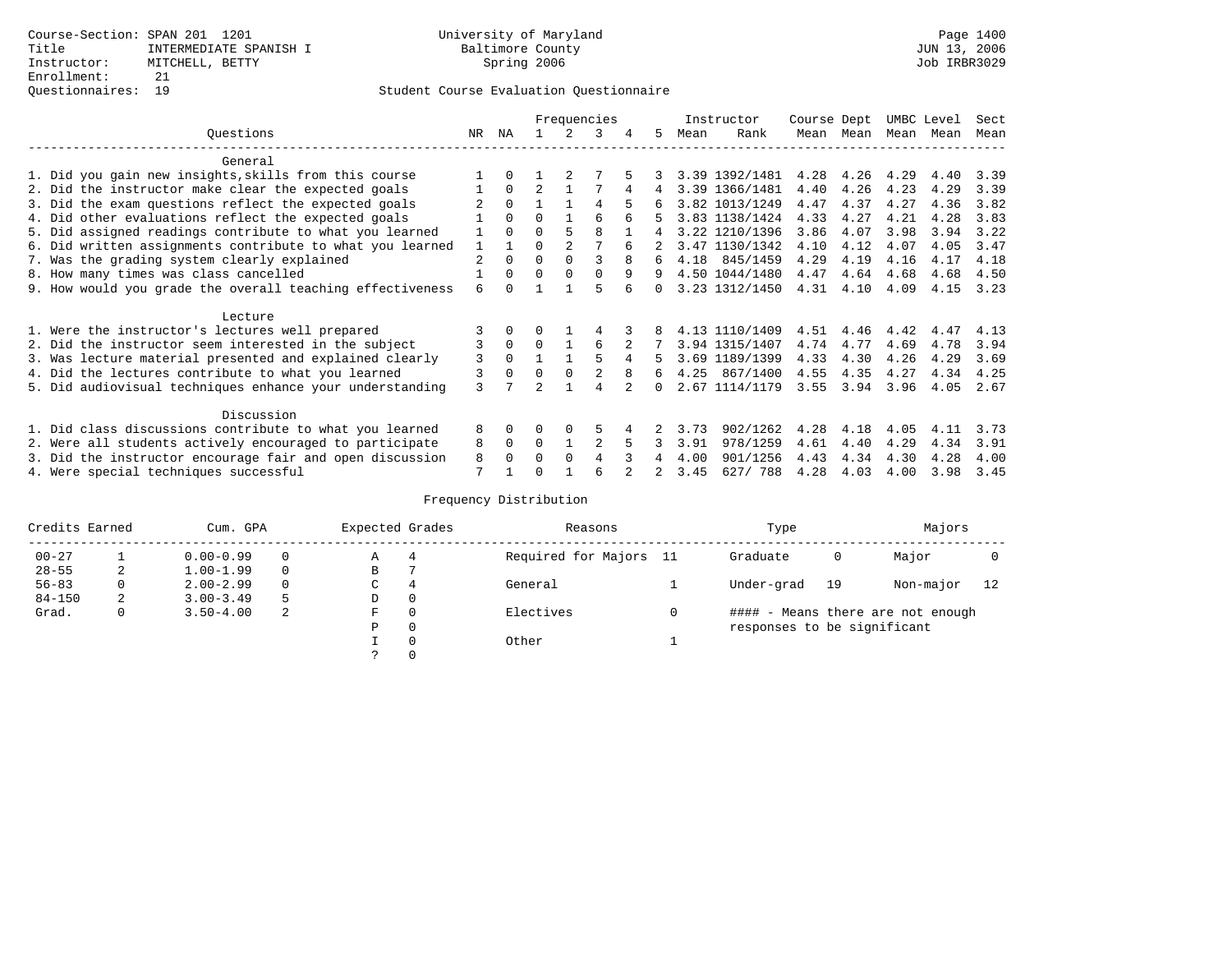Course-Section: SPAN 201 1201
Title: INTERMEDIATE SPANISH I
Instructor: MITCHELL, BETTY
Enrollment: 21
Questionnaires: 19

University of Maryland
Baltimore County
Spring 2006

JUN 13, 2006
Job IRBR3029

## Student Course Evaluation Questionnaire

| Questions | NR | NA | 1 | 2 | 3 | 4 | 5 | Instructor Mean | Instructor Rank | Course Mean | Dept Mean | UMBC Mean | Level Mean | Sect Mean |
|---|---|---|---|---|---|---|---|---|---|---|---|---|---|---|
| **General** | | | | | | | | | | | | | | |
| 1. Did you gain new insights,skills from this course | 1 | 0 | 1 | 2 | 7 | 5 | 3 | 3.39 | 1392/1481 | 4.28 | 4.26 | 4.29 | 4.40 | 3.39 |
| 2. Did the instructor make clear the expected goals | 1 | 0 | 2 | 1 | 7 | 4 | 4 | 3.39 | 1366/1481 | 4.40 | 4.26 | 4.23 | 4.29 | 3.39 |
| 3. Did the exam questions reflect the expected goals | 2 | 0 | 1 | 1 | 4 | 5 | 6 | 3.82 | 1013/1249 | 4.47 | 4.37 | 4.27 | 4.36 | 3.82 |
| 4. Did other evaluations reflect the expected goals | 1 | 0 | 0 | 1 | 6 | 6 | 5 | 3.83 | 1138/1424 | 4.33 | 4.27 | 4.21 | 4.28 | 3.83 |
| 5. Did assigned readings contribute to what you learned | 1 | 0 | 0 | 5 | 8 | 1 | 4 | 3.22 | 1210/1396 | 3.86 | 4.07 | 3.98 | 3.94 | 3.22 |
| 6. Did written assignments contribute to what you learned | 1 | 1 | 0 | 2 | 7 | 6 | 2 | 3.47 | 1130/1342 | 4.10 | 4.12 | 4.07 | 4.05 | 3.47 |
| 7. Was the grading system clearly explained | 2 | 0 | 0 | 0 | 3 | 8 | 6 | 4.18 | 845/1459 | 4.29 | 4.19 | 4.16 | 4.17 | 4.18 |
| 8. How many times was class cancelled | 1 | 0 | 0 | 0 | 0 | 9 | 9 | 4.50 | 1044/1480 | 4.47 | 4.64 | 4.68 | 4.68 | 4.50 |
| 9. How would you grade the overall teaching effectiveness | 6 | 0 | 1 | 1 | 5 | 6 | 0 | 3.23 | 1312/1450 | 4.31 | 4.10 | 4.09 | 4.15 | 3.23 |
| **Lecture** | | | | | | | | | | | | | | |
| 1. Were the instructor's lectures well prepared | 3 | 0 | 0 | 1 | 4 | 3 | 8 | 4.13 | 1110/1409 | 4.51 | 4.46 | 4.42 | 4.47 | 4.13 |
| 2. Did the instructor seem interested in the subject | 3 | 0 | 0 | 1 | 6 | 2 | 7 | 3.94 | 1315/1407 | 4.74 | 4.77 | 4.69 | 4.78 | 3.94 |
| 3. Was lecture material presented and explained clearly | 3 | 0 | 1 | 1 | 5 | 4 | 5 | 3.69 | 1189/1399 | 4.33 | 4.30 | 4.26 | 4.29 | 3.69 |
| 4. Did the lectures contribute to what you learned | 3 | 0 | 0 | 0 | 2 | 8 | 6 | 4.25 | 867/1400 | 4.55 | 4.35 | 4.27 | 4.34 | 4.25 |
| 5. Did audiovisual techniques enhance your understanding | 3 | 7 | 2 | 1 | 4 | 2 | 0 | 2.67 | 1114/1179 | 3.55 | 3.94 | 3.96 | 4.05 | 2.67 |
| **Discussion** | | | | | | | | | | | | | | |
| 1. Did class discussions contribute to what you learned | 8 | 0 | 0 | 0 | 5 | 4 | 2 | 3.73 | 902/1262 | 4.28 | 4.18 | 4.05 | 4.11 | 3.73 |
| 2. Were all students actively encouraged to participate | 8 | 0 | 0 | 1 | 2 | 5 | 3 | 3.91 | 978/1259 | 4.61 | 4.40 | 4.29 | 4.34 | 3.91 |
| 3. Did the instructor encourage fair and open discussion | 8 | 0 | 0 | 0 | 4 | 3 | 4 | 4.00 | 901/1256 | 4.43 | 4.34 | 4.30 | 4.28 | 4.00 |
| 4. Were special techniques successful | 7 | 1 | 0 | 1 | 6 | 2 | 2 | 3.45 | 627/ 788 | 4.28 | 4.03 | 4.00 | 3.98 | 3.45 |

### Frequency Distribution

| Credits Earned | | Cum. GPA | | Expected Grades | | Reasons | | Type | | Majors | |
|---|---|---|---|---|---|---|---|---|---|---|---|
| 00-27 | 1 | 0.00-0.99 | 0 | A | 4 | Required for Majors | 11 | Graduate | 0 | Major | 0 |
| 28-55 | 2 | 1.00-1.99 | 0 | B | 7 | | | | | | |
| 56-83 | 0 | 2.00-2.99 | 0 | C | 4 | General | 1 | Under-grad | 19 | Non-major | 12 |
| 84-150 | 2 | 3.00-3.49 | 5 | D | 0 | | | | | | |
| Grad. | 0 | 3.50-4.00 | 2 | F | 0 | Electives | 0 | | | | |
| | | | | P | 0 | | | | | | |
| | | | | I | 0 | Other | 1 | | | | |
| | | | | ? | 0 | | | | | | |

#### - Means there are not enough responses to be significant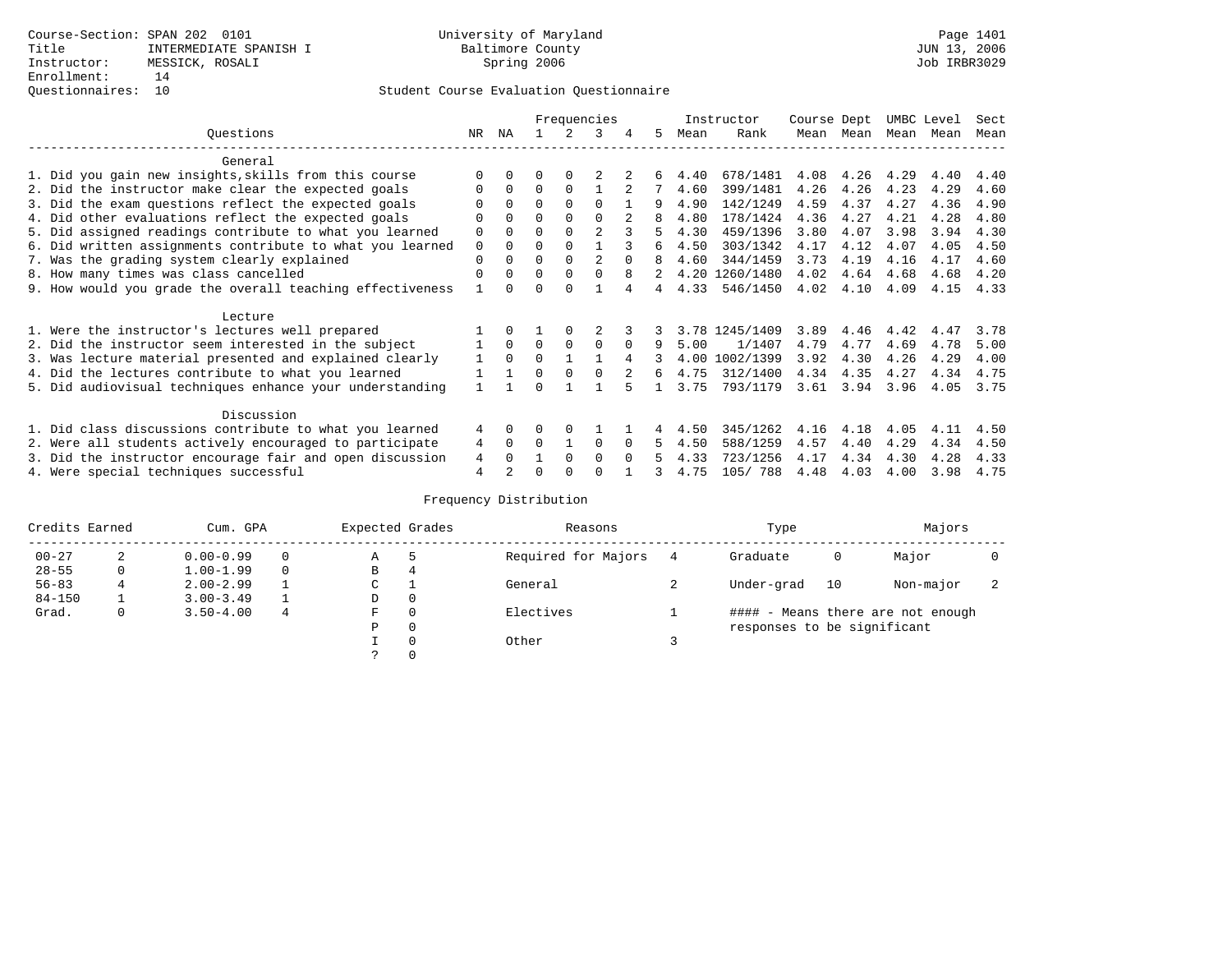Course-Section: SPAN 202 0101
Title: INTERMEDIATE SPANISH I
Instructor: MESSICK, ROSALI
Enrollment: 14
Questionnaires: 10

University of Maryland
Baltimore County
Spring 2006

JUN 13, 2006
Job IRBR3029

## Student Course Evaluation Questionnaire

| Questions | NR | NA | 1 | 2 | 3 | 4 | 5 | Instructor Mean | Rank | Course Mean | Dept Mean | UMBC Mean | Level Mean | Sect Mean |
|---|---|---|---|---|---|---|---|---|---|---|---|---|---|---|
| **General** | | | | | | | | | | | | | | |
| 1. Did you gain new insights,skills from this course | 0 | 0 | 0 | 0 | 2 | 2 | 6 | 4.40 | 678/1481 | 4.08 | 4.26 | 4.29 | 4.40 | 4.40 |
| 2. Did the instructor make clear the expected goals | 0 | 0 | 0 | 0 | 1 | 2 | 7 | 4.60 | 399/1481 | 4.26 | 4.26 | 4.23 | 4.29 | 4.60 |
| 3. Did the exam questions reflect the expected goals | 0 | 0 | 0 | 0 | 0 | 1 | 9 | 4.90 | 142/1249 | 4.59 | 4.37 | 4.27 | 4.36 | 4.90 |
| 4. Did other evaluations reflect the expected goals | 0 | 0 | 0 | 0 | 0 | 2 | 8 | 4.80 | 178/1424 | 4.36 | 4.27 | 4.21 | 4.28 | 4.80 |
| 5. Did assigned readings contribute to what you learned | 0 | 0 | 0 | 0 | 2 | 3 | 5 | 4.30 | 459/1396 | 3.80 | 4.07 | 3.98 | 3.94 | 4.30 |
| 6. Did written assignments contribute to what you learned | 0 | 0 | 0 | 0 | 1 | 3 | 6 | 4.50 | 303/1342 | 4.17 | 4.12 | 4.07 | 4.05 | 4.50 |
| 7. Was the grading system clearly explained | 0 | 0 | 0 | 0 | 2 | 0 | 8 | 4.60 | 344/1459 | 3.73 | 4.19 | 4.16 | 4.17 | 4.60 |
| 8. How many times was class cancelled | 0 | 0 | 0 | 0 | 0 | 8 | 2 | 4.20 | 1260/1480 | 4.02 | 4.64 | 4.68 | 4.68 | 4.20 |
| 9. How would you grade the overall teaching effectiveness | 1 | 0 | 0 | 0 | 1 | 4 | 4 | 4.33 | 546/1450 | 4.02 | 4.10 | 4.09 | 4.15 | 4.33 |
| **Lecture** | | | | | | | | | | | | | | |
| 1. Were the instructor's lectures well prepared | 1 | 0 | 1 | 0 | 2 | 3 | 3 | 3.78 | 1245/1409 | 3.89 | 4.46 | 4.42 | 4.47 | 3.78 |
| 2. Did the instructor seem interested in the subject | 1 | 0 | 0 | 0 | 0 | 0 | 9 | 5.00 | 1/1407 | 4.79 | 4.77 | 4.69 | 4.78 | 5.00 |
| 3. Was lecture material presented and explained clearly | 1 | 0 | 0 | 1 | 1 | 4 | 3 | 4.00 | 1002/1399 | 3.92 | 4.30 | 4.26 | 4.29 | 4.00 |
| 4. Did the lectures contribute to what you learned | 1 | 1 | 0 | 0 | 0 | 2 | 6 | 4.75 | 312/1400 | 4.34 | 4.35 | 4.27 | 4.34 | 4.75 |
| 5. Did audiovisual techniques enhance your understanding | 1 | 1 | 0 | 1 | 1 | 5 | 1 | 3.75 | 793/1179 | 3.61 | 3.94 | 3.96 | 4.05 | 3.75 |
| **Discussion** | | | | | | | | | | | | | | |
| 1. Did class discussions contribute to what you learned | 4 | 0 | 0 | 0 | 1 | 1 | 4 | 4.50 | 345/1262 | 4.16 | 4.18 | 4.05 | 4.11 | 4.50 |
| 2. Were all students actively encouraged to participate | 4 | 0 | 0 | 1 | 0 | 0 | 5 | 4.50 | 588/1259 | 4.57 | 4.40 | 4.29 | 4.34 | 4.50 |
| 3. Did the instructor encourage fair and open discussion | 4 | 0 | 1 | 0 | 0 | 0 | 5 | 4.33 | 723/1256 | 4.17 | 4.34 | 4.30 | 4.28 | 4.33 |
| 4. Were special techniques successful | 4 | 2 | 0 | 0 | 0 | 1 | 3 | 4.75 | 105/ 788 | 4.48 | 4.03 | 4.00 | 3.98 | 4.75 |

## Frequency Distribution

| Credits Earned | | Cum. GPA | | Expected Grades | | Reasons | | Type | | Majors | |
|---|---|---|---|---|---|---|---|---|---|---|---|
| 00-27 | 2 | 0.00-0.99 | 0 | A | 5 | Required for Majors | 4 | Graduate | 0 | Major | 0 |
| 28-55 | 0 | 1.00-1.99 | 0 | B | 4 | | | | | | |
| 56-83 | 4 | 2.00-2.99 | 1 | C | 1 | General | 2 | Under-grad | 10 | Non-major | 2 |
| 84-150 | 1 | 3.00-3.49 | 1 | D | 0 | | | | | | |
| Grad. | 0 | 3.50-4.00 | 4 | F | 0 | Electives | 1 | | | | |
| | | | | P | 0 | | | | | | |
| | | | | I | 0 | Other | 3 | | | | |
| | | | | ? | 0 | | | | | | |

#### - Means there are not enough responses to be significant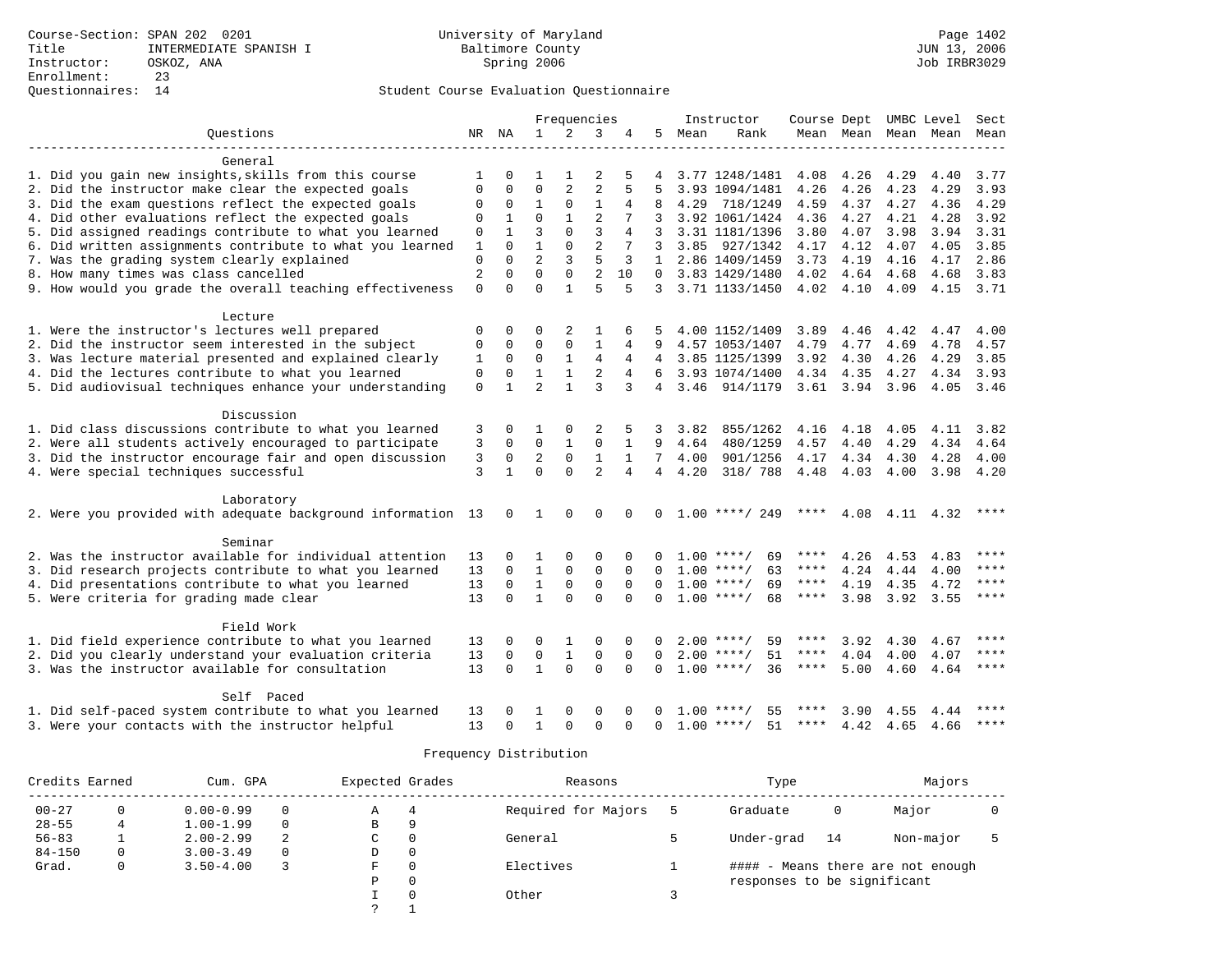Course-Section: SPAN 202 0201
Title: INTERMEDIATE SPANISH I
Instructor: OSKOZ, ANA
Enrollment: 23
Questionnaires: 14

University of Maryland
Baltimore County
Spring 2006

Page 1402
JUN 13, 2006
Job IRBR3029

## Student Course Evaluation Questionnaire

| Questions | NR | NA | 1 | 2 | 3 | 4 | 5 | Instructor Mean | Rank | Course Mean | Dept Mean | UMBC Mean | Level Mean | Sect Mean |
|---|---|---|---|---|---|---|---|---|---|---|---|---|---|---|
| **General** | | | | | | | | | | | | | | |
| 1. Did you gain new insights,skills from this course | 1 | 0 | 1 | 1 | 2 | 5 | 4 | 3.77 | 1248/1481 | 4.08 | 4.26 | 4.29 | 4.40 | 3.77 |
| 2. Did the instructor make clear the expected goals | 0 | 0 | 0 | 2 | 2 | 5 | 5 | 3.93 | 1094/1481 | 4.26 | 4.26 | 4.23 | 4.29 | 3.93 |
| 3. Did the exam questions reflect the expected goals | 0 | 0 | 1 | 0 | 1 | 4 | 8 | 4.29 | 718/1249 | 4.59 | 4.37 | 4.27 | 4.36 | 4.29 |
| 4. Did other evaluations reflect the expected goals | 0 | 1 | 0 | 1 | 2 | 7 | 3 | 3.92 | 1061/1424 | 4.36 | 4.27 | 4.21 | 4.28 | 3.92 |
| 5. Did assigned readings contribute to what you learned | 0 | 1 | 3 | 0 | 3 | 4 | 3 | 3.31 | 1181/1396 | 3.80 | 4.07 | 3.98 | 3.94 | 3.31 |
| 6. Did written assignments contribute to what you learned | 1 | 0 | 1 | 0 | 2 | 7 | 3 | 3.85 | 927/1342 | 4.17 | 4.12 | 4.07 | 4.05 | 3.85 |
| 7. Was the grading system clearly explained | 0 | 0 | 2 | 3 | 5 | 3 | 1 | 2.86 | 1409/1459 | 3.73 | 4.19 | 4.16 | 4.17 | 2.86 |
| 8. How many times was class cancelled | 2 | 0 | 0 | 0 | 2 | 10 | 0 | 3.83 | 1429/1480 | 4.02 | 4.64 | 4.68 | 4.68 | 3.83 |
| 9. How would you grade the overall teaching effectiveness | 0 | 0 | 0 | 1 | 5 | 5 | 3 | 3.71 | 1133/1450 | 4.02 | 4.10 | 4.09 | 4.15 | 3.71 |
| **Lecture** | | | | | | | | | | | | | | |
| 1. Were the instructor's lectures well prepared | 0 | 0 | 0 | 2 | 1 | 6 | 5 | 4.00 | 1152/1409 | 3.89 | 4.46 | 4.42 | 4.47 | 4.00 |
| 2. Did the instructor seem interested in the subject | 0 | 0 | 0 | 0 | 1 | 4 | 9 | 4.57 | 1053/1407 | 4.79 | 4.77 | 4.69 | 4.78 | 4.57 |
| 3. Was lecture material presented and explained clearly | 1 | 0 | 0 | 1 | 4 | 4 | 4 | 3.85 | 1125/1399 | 3.92 | 4.30 | 4.26 | 4.29 | 3.85 |
| 4. Did the lectures contribute to what you learned | 0 | 0 | 1 | 1 | 2 | 4 | 6 | 3.93 | 1074/1400 | 4.34 | 4.35 | 4.27 | 4.34 | 3.93 |
| 5. Did audiovisual techniques enhance your understanding | 0 | 1 | 2 | 1 | 3 | 3 | 4 | 3.46 | 914/1179 | 3.61 | 3.94 | 3.96 | 4.05 | 3.46 |
| **Discussion** | | | | | | | | | | | | | | |
| 1. Did class discussions contribute to what you learned | 3 | 0 | 1 | 0 | 2 | 5 | 3 | 3.82 | 855/1262 | 4.16 | 4.18 | 4.05 | 4.11 | 3.82 |
| 2. Were all students actively encouraged to participate | 3 | 0 | 0 | 1 | 0 | 1 | 9 | 4.64 | 480/1259 | 4.57 | 4.40 | 4.29 | 4.34 | 4.64 |
| 3. Did the instructor encourage fair and open discussion | 3 | 0 | 2 | 0 | 1 | 1 | 7 | 4.00 | 901/1256 | 4.17 | 4.34 | 4.30 | 4.28 | 4.00 |
| 4. Were special techniques successful | 3 | 1 | 0 | 0 | 2 | 4 | 4 | 4.20 | 318/ 788 | 4.48 | 4.03 | 4.00 | 3.98 | 4.20 |
| **Laboratory** | | | | | | | | | | | | | | |
| 2. Were you provided with adequate background information | 13 | 0 | 1 | 0 | 0 | 0 | 0 | 1.00 | ****/ 249 | **** | 4.08 | 4.11 | 4.32 | **** |
| **Seminar** | | | | | | | | | | | | | | |
| 2. Was the instructor available for individual attention | 13 | 0 | 1 | 0 | 0 | 0 | 0 | 1.00 | ****/ 69 | **** | 4.26 | 4.53 | 4.83 | **** |
| 3. Did research projects contribute to what you learned | 13 | 0 | 1 | 0 | 0 | 0 | 0 | 1.00 | ****/ 63 | **** | 4.24 | 4.44 | 4.00 | **** |
| 4. Did presentations contribute to what you learned | 13 | 0 | 1 | 0 | 0 | 0 | 0 | 1.00 | ****/ 69 | **** | 4.19 | 4.35 | 4.72 | **** |
| 5. Were criteria for grading made clear | 13 | 0 | 1 | 0 | 0 | 0 | 0 | 1.00 | ****/ 68 | **** | 3.98 | 3.92 | 3.55 | **** |
| **Field Work** | | | | | | | | | | | | | | |
| 1. Did field experience contribute to what you learned | 13 | 0 | 0 | 1 | 0 | 0 | 0 | 2.00 | ****/ 59 | **** | 3.92 | 4.30 | 4.67 | **** |
| 2. Did you clearly understand your evaluation criteria | 13 | 0 | 0 | 1 | 0 | 0 | 0 | 2.00 | ****/ 51 | **** | 4.04 | 4.00 | 4.07 | **** |
| 3. Was the instructor available for consultation | 13 | 0 | 1 | 0 | 0 | 0 | 0 | 1.00 | ****/ 36 | **** | 5.00 | 4.60 | 4.64 | **** |
| **Self Paced** | | | | | | | | | | | | | | |
| 1. Did self-paced system contribute to what you learned | 13 | 0 | 1 | 0 | 0 | 0 | 0 | 1.00 | ****/ 55 | **** | 3.90 | 4.55 | 4.44 | **** |
| 3. Were your contacts with the instructor helpful | 13 | 0 | 1 | 0 | 0 | 0 | 0 | 1.00 | ****/ 51 | **** | 4.42 | 4.65 | 4.66 | **** |

## Frequency Distribution

| Credits Earned | | Cum. GPA | | Expected Grades | | Reasons | | Type | | Majors | |
|---|---|---|---|---|---|---|---|---|---|---|---|
| 00-27 | 0 | 0.00-0.99 | 0 | A | 4 | Required for Majors | 5 | Graduate | 0 | Major | 0 |
| 28-55 | 4 | 1.00-1.99 | 0 | B | 9 | | | | | | |
| 56-83 | 1 | 2.00-2.99 | 2 | C | 0 | General | 5 | Under-grad | 14 | Non-major | 5 |
| 84-150 | 0 | 3.00-3.49 | 0 | D | 0 | | | | | | |
| Grad. | 0 | 3.50-4.00 | 3 | F | 0 | Electives | 1 | #### - Means there are not enough responses to be significant | | | |
| | | | | P | 0 | | | | | | |
| | | | | I | 0 | Other | 3 | | | | |
| | | | | ? | 1 | | | | | | |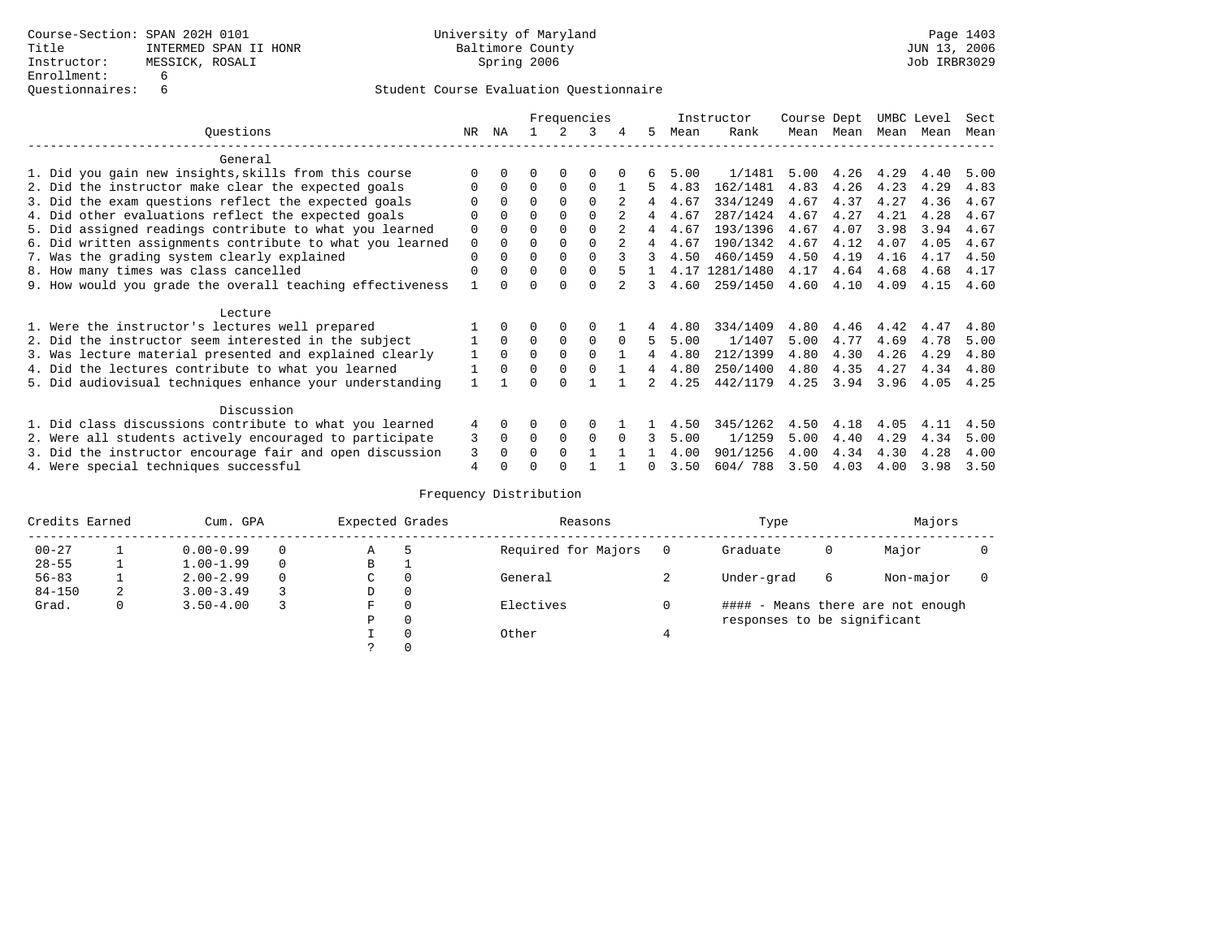Course-Section: SPAN 202H 0101
Title: INTERMED SPAN II HONR
Instructor: MESSICK, ROSALI
Enrollment: 6
Questionnaires: 6

University of Maryland
Baltimore County
Spring 2006

JUN 13, 2006
Job IRBR3029

## Student Course Evaluation Questionnaire

| Questions | NR | NA | 1 | 2 | 3 | 4 | 5 | Instructor Mean | Rank | Course Mean | Dept Mean | UMBC Mean | Level Mean | Sect Mean |
|---|---|---|---|---|---|---|---|---|---|---|---|---|---|---|
| **General** | | | | | | | | | | | | | | |
| 1. Did you gain new insights,skills from this course | 0 | 0 | 0 | 0 | 0 | 0 | 6 | 5.00 | 1/1481 | 5.00 | 4.26 | 4.29 | 4.40 | 5.00 |
| 2. Did the instructor make clear the expected goals | 0 | 0 | 0 | 0 | 0 | 1 | 5 | 4.83 | 162/1481 | 4.83 | 4.26 | 4.23 | 4.29 | 4.83 |
| 3. Did the exam questions reflect the expected goals | 0 | 0 | 0 | 0 | 0 | 2 | 4 | 4.67 | 334/1249 | 4.67 | 4.37 | 4.27 | 4.36 | 4.67 |
| 4. Did other evaluations reflect the expected goals | 0 | 0 | 0 | 0 | 0 | 2 | 4 | 4.67 | 287/1424 | 4.67 | 4.27 | 4.21 | 4.28 | 4.67 |
| 5. Did assigned readings contribute to what you learned | 0 | 0 | 0 | 0 | 0 | 2 | 4 | 4.67 | 193/1396 | 4.67 | 4.07 | 3.98 | 3.94 | 4.67 |
| 6. Did written assignments contribute to what you learned | 0 | 0 | 0 | 0 | 0 | 2 | 4 | 4.67 | 190/1342 | 4.67 | 4.12 | 4.07 | 4.05 | 4.67 |
| 7. Was the grading system clearly explained | 0 | 0 | 0 | 0 | 0 | 3 | 3 | 4.50 | 460/1459 | 4.50 | 4.19 | 4.16 | 4.17 | 4.50 |
| 8. How many times was class cancelled | 0 | 0 | 0 | 0 | 0 | 5 | 1 | 4.17 | 1281/1480 | 4.17 | 4.64 | 4.68 | 4.68 | 4.17 |
| 9. How would you grade the overall teaching effectiveness | 1 | 0 | 0 | 0 | 0 | 2 | 3 | 4.60 | 259/1450 | 4.60 | 4.10 | 4.09 | 4.15 | 4.60 |
| **Lecture** | | | | | | | | | | | | | | |
| 1. Were the instructor's lectures well prepared | 1 | 0 | 0 | 0 | 0 | 1 | 4 | 4.80 | 334/1409 | 4.80 | 4.46 | 4.42 | 4.47 | 4.80 |
| 2. Did the instructor seem interested in the subject | 1 | 0 | 0 | 0 | 0 | 0 | 5 | 5.00 | 1/1407 | 5.00 | 4.77 | 4.69 | 4.78 | 5.00 |
| 3. Was lecture material presented and explained clearly | 1 | 0 | 0 | 0 | 0 | 1 | 4 | 4.80 | 212/1399 | 4.80 | 4.30 | 4.26 | 4.29 | 4.80 |
| 4. Did the lectures contribute to what you learned | 1 | 0 | 0 | 0 | 0 | 1 | 4 | 4.80 | 250/1400 | 4.80 | 4.35 | 4.27 | 4.34 | 4.80 |
| 5. Did audiovisual techniques enhance your understanding | 1 | 1 | 0 | 0 | 1 | 1 | 2 | 4.25 | 442/1179 | 4.25 | 3.94 | 3.96 | 4.05 | 4.25 |
| **Discussion** | | | | | | | | | | | | | | |
| 1. Did class discussions contribute to what you learned | 4 | 0 | 0 | 0 | 0 | 1 | 1 | 4.50 | 345/1262 | 4.50 | 4.18 | 4.05 | 4.11 | 4.50 |
| 2. Were all students actively encouraged to participate | 3 | 0 | 0 | 0 | 0 | 0 | 3 | 5.00 | 1/1259 | 5.00 | 4.40 | 4.29 | 4.34 | 5.00 |
| 3. Did the instructor encourage fair and open discussion | 3 | 0 | 0 | 0 | 1 | 1 | 1 | 4.00 | 901/1256 | 4.00 | 4.34 | 4.30 | 4.28 | 4.00 |
| 4. Were special techniques successful | 4 | 0 | 0 | 0 | 1 | 1 | 0 | 3.50 | 604/ 788 | 3.50 | 4.03 | 4.00 | 3.98 | 3.50 |

## Frequency Distribution

| Credits Earned | | Cum. GPA | | Expected Grades | | Reasons | | Type | | Majors | |
|---|---|---|---|---|---|---|---|---|---|---|---|
| 00-27 | 1 | 0.00-0.99 | 0 | A | 5 | Required for Majors | 0 | Graduate | 0 | Major | 0 |
| 28-55 | 1 | 1.00-1.99 | 0 | B | 1 | | | | | | |
| 56-83 | 1 | 2.00-2.99 | 0 | C | 0 | General | 2 | Under-grad | 6 | Non-major | 0 |
| 84-150 | 2 | 3.00-3.49 | 3 | D | 0 | | | | | | |
| Grad. | 0 | 3.50-4.00 | 3 | F | 0 | Electives | 0 | #### - Means there are not enough responses to be significant | | | |
| | | | | P | 0 | | | | | | |
| | | | | I | 0 | Other | 4 | | | | |
| | | | | ? | 0 | | | | | | |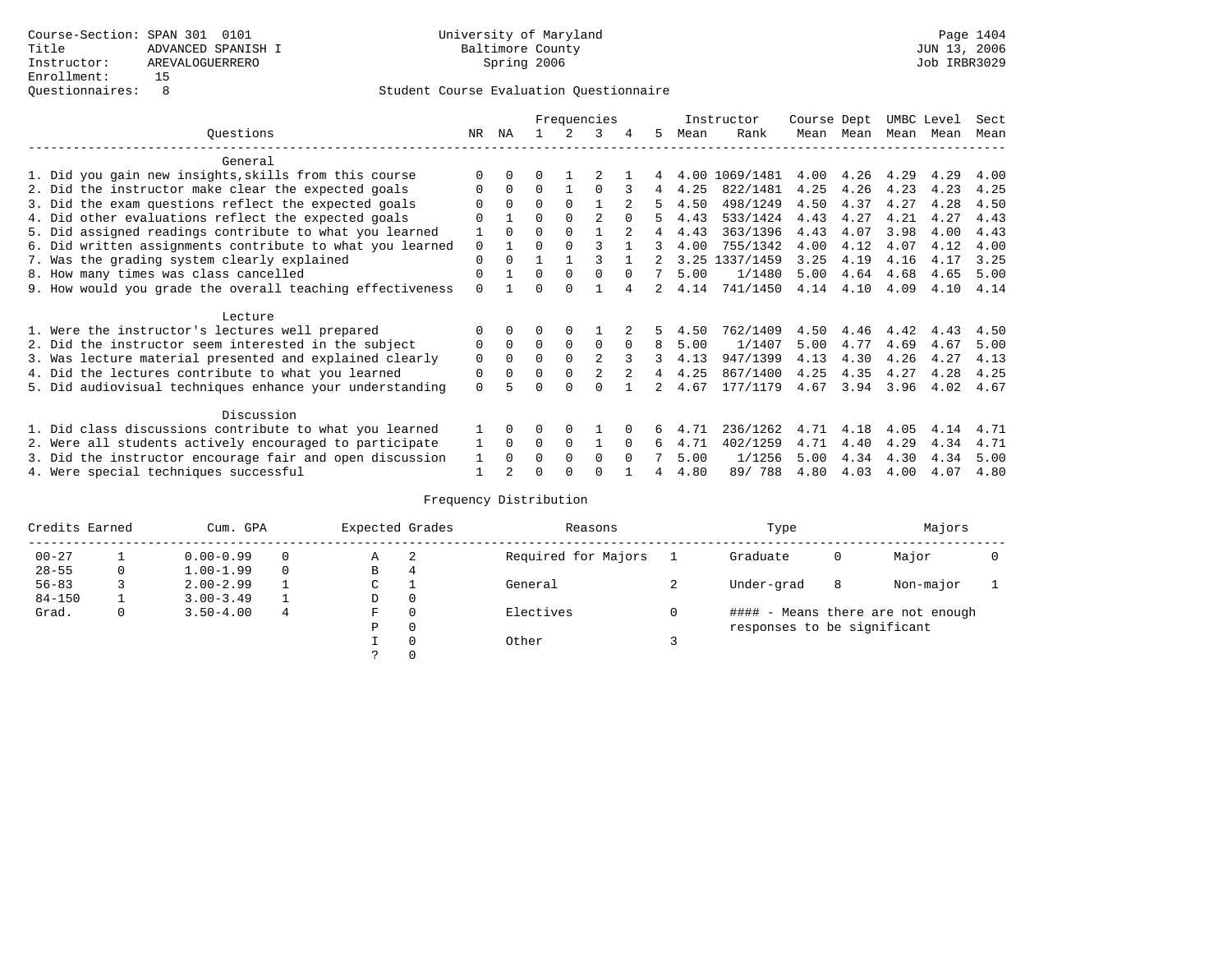Course-Section: SPAN 301 0101
Title: ADVANCED SPANISH I
Instructor: AREVALOGUERRERO
Enrollment: 15
Questionnaires: 8

University of Maryland
Baltimore County
Spring 2006

Page 1404
JUN 13, 2006
Job IRBR3029

## Student Course Evaluation Questionnaire

| Questions | NR | NA | 1 | 2 | 3 | 4 | 5 | Instructor Mean | Instructor Rank | Course Mean | Dept Mean | UMBC Mean | Level Mean | Sect Mean |
|---|---|---|---|---|---|---|---|---|---|---|---|---|---|---|
| **General** | | | | | | | | | | | | | | |
| 1. Did you gain new insights,skills from this course | 0 | 0 | 0 | 1 | 2 | 1 | 4 | 4.00 | 1069/1481 | 4.00 | 4.26 | 4.29 | 4.29 | 4.00 |
| 2. Did the instructor make clear the expected goals | 0 | 0 | 0 | 1 | 0 | 3 | 4 | 4.25 | 822/1481 | 4.25 | 4.26 | 4.23 | 4.23 | 4.25 |
| 3. Did the exam questions reflect the expected goals | 0 | 0 | 0 | 0 | 1 | 2 | 5 | 4.50 | 498/1249 | 4.50 | 4.37 | 4.27 | 4.28 | 4.50 |
| 4. Did other evaluations reflect the expected goals | 0 | 1 | 0 | 0 | 2 | 0 | 5 | 4.43 | 533/1424 | 4.43 | 4.27 | 4.21 | 4.27 | 4.43 |
| 5. Did assigned readings contribute to what you learned | 1 | 0 | 0 | 0 | 1 | 2 | 4 | 4.43 | 363/1396 | 4.43 | 4.07 | 3.98 | 4.00 | 4.43 |
| 6. Did written assignments contribute to what you learned | 0 | 1 | 0 | 0 | 3 | 1 | 3 | 4.00 | 755/1342 | 4.00 | 4.12 | 4.07 | 4.12 | 4.00 |
| 7. Was the grading system clearly explained | 0 | 0 | 1 | 1 | 3 | 1 | 2 | 3.25 | 1337/1459 | 3.25 | 4.19 | 4.16 | 4.17 | 3.25 |
| 8. How many times was class cancelled | 0 | 1 | 0 | 0 | 0 | 0 | 7 | 5.00 | 1/1480 | 5.00 | 4.64 | 4.68 | 4.65 | 5.00 |
| 9. How would you grade the overall teaching effectiveness | 0 | 1 | 0 | 0 | 1 | 4 | 2 | 4.14 | 741/1450 | 4.14 | 4.10 | 4.09 | 4.10 | 4.14 |
| **Lecture** | | | | | | | | | | | | | | |
| 1. Were the instructor's lectures well prepared | 0 | 0 | 0 | 0 | 1 | 2 | 5 | 4.50 | 762/1409 | 4.50 | 4.46 | 4.42 | 4.43 | 4.50 |
| 2. Did the instructor seem interested in the subject | 0 | 0 | 0 | 0 | 0 | 0 | 8 | 5.00 | 1/1407 | 5.00 | 4.77 | 4.69 | 4.67 | 5.00 |
| 3. Was lecture material presented and explained clearly | 0 | 0 | 0 | 0 | 2 | 3 | 3 | 4.13 | 947/1399 | 4.13 | 4.30 | 4.26 | 4.27 | 4.13 |
| 4. Did the lectures contribute to what you learned | 0 | 0 | 0 | 0 | 2 | 2 | 4 | 4.25 | 867/1400 | 4.25 | 4.35 | 4.27 | 4.28 | 4.25 |
| 5. Did audiovisual techniques enhance your understanding | 0 | 5 | 0 | 0 | 0 | 1 | 2 | 4.67 | 177/1179 | 4.67 | 3.94 | 3.96 | 4.02 | 4.67 |
| **Discussion** | | | | | | | | | | | | | | |
| 1. Did class discussions contribute to what you learned | 1 | 0 | 0 | 0 | 1 | 0 | 6 | 4.71 | 236/1262 | 4.71 | 4.18 | 4.05 | 4.14 | 4.71 |
| 2. Were all students actively encouraged to participate | 1 | 0 | 0 | 0 | 1 | 0 | 6 | 4.71 | 402/1259 | 4.71 | 4.40 | 4.29 | 4.34 | 4.71 |
| 3. Did the instructor encourage fair and open discussion | 1 | 0 | 0 | 0 | 0 | 0 | 7 | 5.00 | 1/1256 | 5.00 | 4.34 | 4.30 | 4.34 | 5.00 |
| 4. Were special techniques successful | 1 | 2 | 0 | 0 | 0 | 1 | 4 | 4.80 | 89/ 788 | 4.80 | 4.03 | 4.00 | 4.07 | 4.80 |

## Frequency Distribution

| Credits Earned | | Cum. GPA | | Expected Grades | | Reasons | | Type | | Majors | |
|---|---|---|---|---|---|---|---|---|---|---|---|
| 00-27 | 1 | 0.00-0.99 | 0 | A | 2 | Required for Majors | 1 | Graduate | 0 | Major | 0 |
| 28-55 | 0 | 1.00-1.99 | 0 | B | 4 | | | | | | |
| 56-83 | 3 | 2.00-2.99 | 1 | C | 1 | General | 2 | Under-grad | 8 | Non-major | 1 |
| 84-150 | 1 | 3.00-3.49 | 1 | D | 0 | | | | | | |
| Grad. | 0 | 3.50-4.00 | 4 | F | 0 | Electives | 0 | #### - Means there are not enough responses to be significant | | | |
| | | | | P | 0 | | | | | | |
| | | | | I | 0 | Other | 3 | | | | |
| | | | | ? | 0 | | | | | | |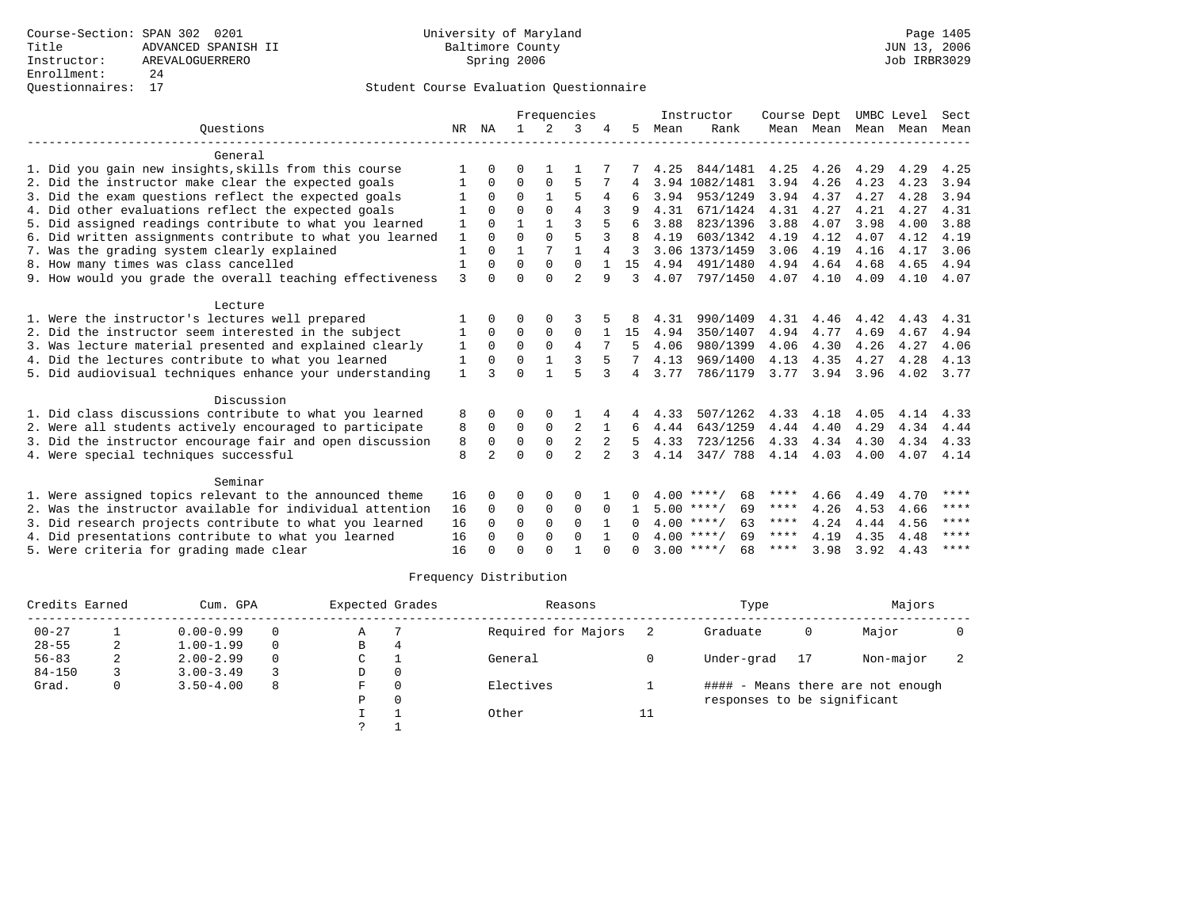Course-Section: SPAN 302 0201
Title: ADVANCED SPANISH II
Instructor: AREVALOGUERRERO
Enrollment: 24
Questionnaires: 17

University of Maryland
Baltimore County
Spring 2006

Page 1405
JUN 13, 2006
Job IRBR3029

## Student Course Evaluation Questionnaire

| Questions | NR | NA | 1 | 2 | 3 | 4 | 5 | Instructor Mean | Instructor Rank | Course Mean | Dept Mean | UMBC Mean | Level Mean | Sect Mean |
|---|---|---|---|---|---|---|---|---|---|---|---|---|---|---|
| **General** | | | | | | | | | | | | | | |
| 1. Did you gain new insights,skills from this course | 1 | 0 | 0 | 1 | 1 | 7 | 7 | 4.25 | 844/1481 | 4.25 | 4.26 | 4.29 | 4.29 | 4.25 |
| 2. Did the instructor make clear the expected goals | 1 | 0 | 0 | 0 | 5 | 7 | 4 | 3.94 | 1082/1481 | 3.94 | 4.26 | 4.23 | 4.23 | 3.94 |
| 3. Did the exam questions reflect the expected goals | 1 | 0 | 0 | 1 | 5 | 4 | 6 | 3.94 | 953/1249 | 3.94 | 4.37 | 4.27 | 4.28 | 3.94 |
| 4. Did other evaluations reflect the expected goals | 1 | 0 | 0 | 0 | 4 | 3 | 9 | 4.31 | 671/1424 | 4.31 | 4.27 | 4.21 | 4.27 | 4.31 |
| 5. Did assigned readings contribute to what you learned | 1 | 0 | 1 | 1 | 3 | 5 | 6 | 3.88 | 823/1396 | 3.88 | 4.07 | 3.98 | 4.00 | 3.88 |
| 6. Did written assignments contribute to what you learned | 1 | 0 | 0 | 0 | 5 | 3 | 8 | 4.19 | 603/1342 | 4.19 | 4.12 | 4.07 | 4.12 | 4.19 |
| 7. Was the grading system clearly explained | 1 | 0 | 1 | 7 | 1 | 4 | 3 | 3.06 | 1373/1459 | 3.06 | 4.19 | 4.16 | 4.17 | 3.06 |
| 8. How many times was class cancelled | 1 | 0 | 0 | 0 | 0 | 1 | 15 | 4.94 | 491/1480 | 4.94 | 4.64 | 4.68 | 4.65 | 4.94 |
| 9. How would you grade the overall teaching effectiveness | 3 | 0 | 0 | 0 | 2 | 9 | 3 | 4.07 | 797/1450 | 4.07 | 4.10 | 4.09 | 4.10 | 4.07 |
| **Lecture** | | | | | | | | | | | | | | |
| 1. Were the instructor's lectures well prepared | 1 | 0 | 0 | 0 | 3 | 5 | 8 | 4.31 | 990/1409 | 4.31 | 4.46 | 4.42 | 4.43 | 4.31 |
| 2. Did the instructor seem interested in the subject | 1 | 0 | 0 | 0 | 0 | 1 | 15 | 4.94 | 350/1407 | 4.94 | 4.77 | 4.69 | 4.67 | 4.94 |
| 3. Was lecture material presented and explained clearly | 1 | 0 | 0 | 0 | 4 | 7 | 5 | 4.06 | 980/1399 | 4.06 | 4.30 | 4.26 | 4.27 | 4.06 |
| 4. Did the lectures contribute to what you learned | 1 | 0 | 0 | 1 | 3 | 5 | 7 | 4.13 | 969/1400 | 4.13 | 4.35 | 4.27 | 4.28 | 4.13 |
| 5. Did audiovisual techniques enhance your understanding | 1 | 3 | 0 | 1 | 5 | 3 | 4 | 3.77 | 786/1179 | 3.77 | 3.94 | 3.96 | 4.02 | 3.77 |
| **Discussion** | | | | | | | | | | | | | | |
| 1. Did class discussions contribute to what you learned | 8 | 0 | 0 | 0 | 1 | 4 | 4 | 4.33 | 507/1262 | 4.33 | 4.18 | 4.05 | 4.14 | 4.33 |
| 2. Were all students actively encouraged to participate | 8 | 0 | 0 | 0 | 2 | 1 | 6 | 4.44 | 643/1259 | 4.44 | 4.40 | 4.29 | 4.34 | 4.44 |
| 3. Did the instructor encourage fair and open discussion | 8 | 0 | 0 | 0 | 2 | 2 | 5 | 4.33 | 723/1256 | 4.33 | 4.34 | 4.30 | 4.34 | 4.33 |
| 4. Were special techniques successful | 8 | 2 | 0 | 0 | 2 | 2 | 3 | 4.14 | 347/ 788 | 4.14 | 4.03 | 4.00 | 4.07 | 4.14 |
| **Seminar** | | | | | | | | | | | | | | |
| 1. Were assigned topics relevant to the announced theme | 16 | 0 | 0 | 0 | 0 | 1 | 0 | 4.00 | ****/ 68 | **** | 4.66 | 4.49 | 4.70 | **** |
| 2. Was the instructor available for individual attention | 16 | 0 | 0 | 0 | 0 | 0 | 1 | 5.00 | ****/ 69 | **** | 4.26 | 4.53 | 4.66 | **** |
| 3. Did research projects contribute to what you learned | 16 | 0 | 0 | 0 | 0 | 1 | 0 | 4.00 | ****/ 63 | **** | 4.24 | 4.44 | 4.56 | **** |
| 4. Did presentations contribute to what you learned | 16 | 0 | 0 | 0 | 0 | 1 | 0 | 4.00 | ****/ 69 | **** | 4.19 | 4.35 | 4.48 | **** |
| 5. Were criteria for grading made clear | 16 | 0 | 0 | 0 | 1 | 0 | 0 | 3.00 | ****/ 68 | **** | 3.98 | 3.92 | 4.43 | **** |

### Frequency Distribution

| Credits Earned | | Cum. GPA | | Expected Grades | | Reasons | | Type | | Majors | |
|---|---|---|---|---|---|---|---|---|---|---|---|
| 00-27 | 1 | 0.00-0.99 | 0 | A | 7 | Required for Majors | 2 | Graduate | 0 | Major | 0 |
| 28-55 | 2 | 1.00-1.99 | 0 | B | 4 | | | | | | |
| 56-83 | 2 | 2.00-2.99 | 0 | C | 1 | General | 0 | Under-grad | 17 | Non-major | 2 |
| 84-150 | 3 | 3.00-3.49 | 3 | D | 0 | | | | | | |
| Grad. | 0 | 3.50-4.00 | 8 | F | 0 | Electives | 1 | #### - Means there are not enough responses to be significant | | | |
| | | | | P | 0 | | | | | | |
| | | | | I | 1 | Other | 11 | | | | |
| | | | | ? | 1 | | | | | | |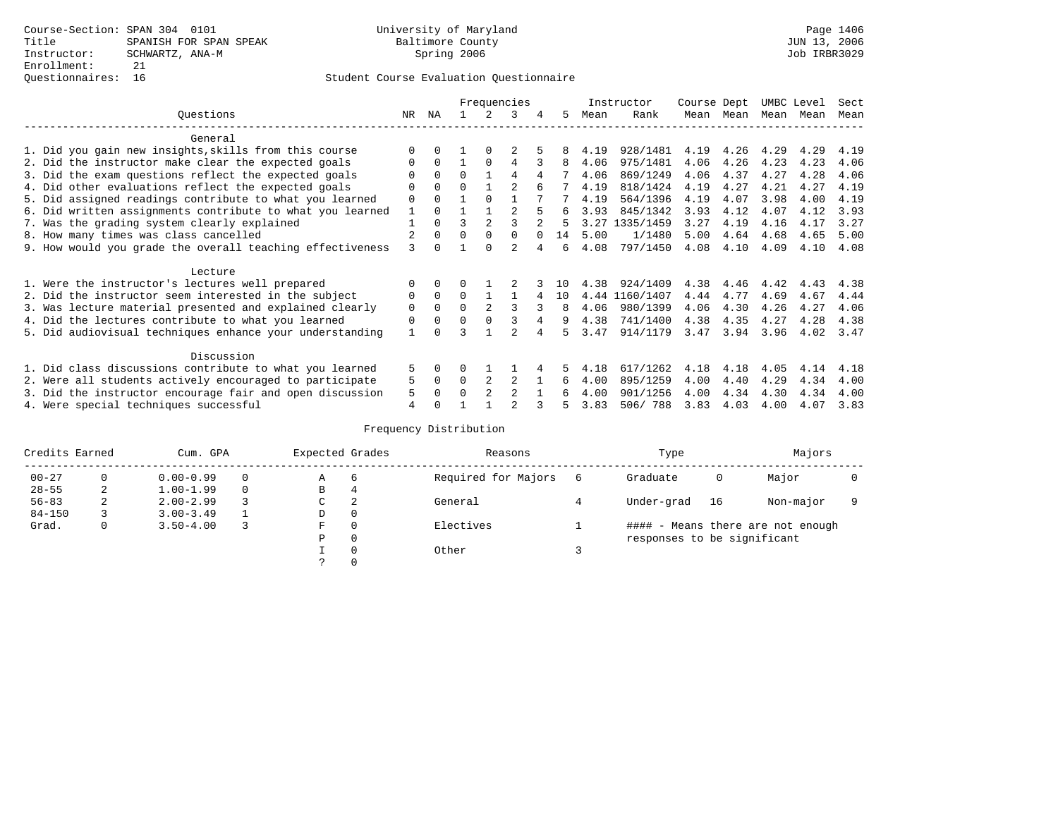Course-Section: SPAN 304 0101
Title: SPANISH FOR SPAN SPEAK
Instructor: SCHWARTZ, ANA-M
Enrollment: 21
Questionnaires: 16

University of Maryland
Baltimore County
Spring 2006

JUN 13, 2006
Job IRBR3029

## Student Course Evaluation Questionnaire

| Questions | NR | NA | 1 | 2 | 3 | 4 | 5 | Instructor Mean | Instructor Rank | Course Mean | Dept Mean | UMBC Mean | Level Mean | Sect Mean |
|---|---|---|---|---|---|---|---|---|---|---|---|---|---|---|
| **General** | | | | | | | | | | | | | | |
| 1. Did you gain new insights,skills from this course | 0 | 0 | 1 | 0 | 2 | 5 | 8 | 4.19 | 928/1481 | 4.19 | 4.26 | 4.29 | 4.29 | 4.19 |
| 2. Did the instructor make clear the expected goals | 0 | 0 | 1 | 0 | 4 | 3 | 8 | 4.06 | 975/1481 | 4.06 | 4.26 | 4.23 | 4.23 | 4.06 |
| 3. Did the exam questions reflect the expected goals | 0 | 0 | 0 | 1 | 4 | 4 | 7 | 4.06 | 869/1249 | 4.06 | 4.37 | 4.27 | 4.28 | 4.06 |
| 4. Did other evaluations reflect the expected goals | 0 | 0 | 0 | 1 | 2 | 6 | 7 | 4.19 | 818/1424 | 4.19 | 4.27 | 4.21 | 4.27 | 4.19 |
| 5. Did assigned readings contribute to what you learned | 0 | 0 | 1 | 0 | 1 | 7 | 7 | 4.19 | 564/1396 | 4.19 | 4.07 | 3.98 | 4.00 | 4.19 |
| 6. Did written assignments contribute to what you learned | 1 | 0 | 1 | 1 | 2 | 5 | 6 | 3.93 | 845/1342 | 3.93 | 4.12 | 4.07 | 4.12 | 3.93 |
| 7. Was the grading system clearly explained | 1 | 0 | 3 | 2 | 3 | 2 | 5 | 3.27 | 1335/1459 | 3.27 | 4.19 | 4.16 | 4.17 | 3.27 |
| 8. How many times was class cancelled | 2 | 0 | 0 | 0 | 0 | 0 | 14 | 5.00 | 1/1480 | 5.00 | 4.64 | 4.68 | 4.65 | 5.00 |
| 9. How would you grade the overall teaching effectiveness | 3 | 0 | 1 | 0 | 2 | 4 | 6 | 4.08 | 797/1450 | 4.08 | 4.10 | 4.09 | 4.10 | 4.08 |
| **Lecture** | | | | | | | | | | | | | | |
| 1. Were the instructor's lectures well prepared | 0 | 0 | 0 | 1 | 2 | 3 | 10 | 4.38 | 924/1409 | 4.38 | 4.46 | 4.42 | 4.43 | 4.38 |
| 2. Did the instructor seem interested in the subject | 0 | 0 | 0 | 1 | 1 | 4 | 10 | 4.44 | 1160/1407 | 4.44 | 4.77 | 4.69 | 4.67 | 4.44 |
| 3. Was lecture material presented and explained clearly | 0 | 0 | 0 | 2 | 3 | 3 | 8 | 4.06 | 980/1399 | 4.06 | 4.30 | 4.26 | 4.27 | 4.06 |
| 4. Did the lectures contribute to what you learned | 0 | 0 | 0 | 0 | 3 | 4 | 9 | 4.38 | 741/1400 | 4.38 | 4.35 | 4.27 | 4.28 | 4.38 |
| 5. Did audiovisual techniques enhance your understanding | 1 | 0 | 3 | 1 | 2 | 4 | 5 | 3.47 | 914/1179 | 3.47 | 3.94 | 3.96 | 4.02 | 3.47 |
| **Discussion** | | | | | | | | | | | | | | |
| 1. Did class discussions contribute to what you learned | 5 | 0 | 0 | 1 | 1 | 4 | 5 | 4.18 | 617/1262 | 4.18 | 4.18 | 4.05 | 4.14 | 4.18 |
| 2. Were all students actively encouraged to participate | 5 | 0 | 0 | 2 | 2 | 1 | 6 | 4.00 | 895/1259 | 4.00 | 4.40 | 4.29 | 4.34 | 4.00 |
| 3. Did the instructor encourage fair and open discussion | 5 | 0 | 0 | 2 | 2 | 1 | 6 | 4.00 | 901/1256 | 4.00 | 4.34 | 4.30 | 4.34 | 4.00 |
| 4. Were special techniques successful | 4 | 0 | 1 | 1 | 2 | 3 | 5 | 3.83 | 506/ 788 | 3.83 | 4.03 | 4.00 | 4.07 | 3.83 |

## Frequency Distribution

| Credits Earned | | Cum. GPA | | Expected Grades | | Reasons | | Type | | Majors | |
|---|---|---|---|---|---|---|---|---|---|---|---|
| 00-27 | 0 | 0.00-0.99 | 0 | A | 6 | Required for Majors | 6 | Graduate | 0 | Major | 0 |
| 28-55 | 2 | 1.00-1.99 | 0 | B | 4 | | | | | | |
| 56-83 | 2 | 2.00-2.99 | 3 | C | 2 | General | 4 | Under-grad | 16 | Non-major | 9 |
| 84-150 | 3 | 3.00-3.49 | 1 | D | 0 | | | | | | |
| Grad. | 0 | 3.50-4.00 | 3 | F | 0 | Electives | 1 | | | | |
| | | | | P | 0 | | | | | | |
| | | | | I | 0 | Other | 3 | | | | |
| | | | | ? | 0 | | | | | | |

#### - Means there are not enough responses to be significant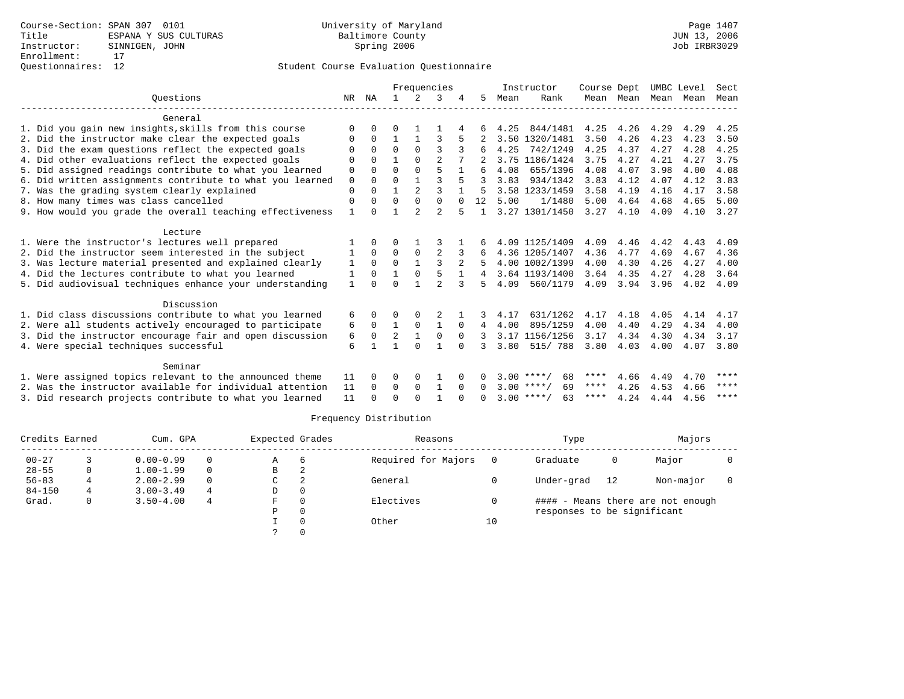Course-Section: SPAN 307 0101
Title: ESPANA Y SUS CULTURAS
Instructor: SINNIGEN, JOHN
Enrollment: 17
Questionnaires: 12

University of Maryland
Baltimore County
Spring 2006

Student Course Evaluation Questionnaire

JUN 13, 2006
Job IRBR3029

| Questions | NR | NA | 1 | 2 | 3 | 4 | 5 | Instructor Mean | Rank | Course Mean | Dept Mean | UMBC Mean | Level Mean | Sect Mean |
|---|---|---|---|---|---|---|---|---|---|---|---|---|---|---|
| **General** | | | | | | | | | | | | | | |
| 1. Did you gain new insights,skills from this course | 0 | 0 | 0 | 1 | 1 | 4 | 6 | 4.25 | 844/1481 | 4.25 | 4.26 | 4.29 | 4.29 | 4.25 |
| 2. Did the instructor make clear the expected goals | 0 | 0 | 1 | 1 | 3 | 5 | 2 | 3.50 | 1320/1481 | 3.50 | 4.26 | 4.23 | 4.23 | 3.50 |
| 3. Did the exam questions reflect the expected goals | 0 | 0 | 0 | 0 | 3 | 3 | 6 | 4.25 | 742/1249 | 4.25 | 4.37 | 4.27 | 4.28 | 4.25 |
| 4. Did other evaluations reflect the expected goals | 0 | 0 | 1 | 0 | 2 | 7 | 2 | 3.75 | 1186/1424 | 3.75 | 4.27 | 4.21 | 4.27 | 3.75 |
| 5. Did assigned readings contribute to what you learned | 0 | 0 | 0 | 0 | 5 | 1 | 6 | 4.08 | 655/1396 | 4.08 | 4.07 | 3.98 | 4.00 | 4.08 |
| 6. Did written assignments contribute to what you learned | 0 | 0 | 0 | 1 | 3 | 5 | 3 | 3.83 | 934/1342 | 3.83 | 4.12 | 4.07 | 4.12 | 3.83 |
| 7. Was the grading system clearly explained | 0 | 0 | 1 | 2 | 3 | 1 | 5 | 3.58 | 1233/1459 | 3.58 | 4.19 | 4.16 | 4.17 | 3.58 |
| 8. How many times was class cancelled | 0 | 0 | 0 | 0 | 0 | 0 | 12 | 5.00 | 1/1480 | 5.00 | 4.64 | 4.68 | 4.65 | 5.00 |
| 9. How would you grade the overall teaching effectiveness | 1 | 0 | 1 | 2 | 2 | 5 | 1 | 3.27 | 1301/1450 | 3.27 | 4.10 | 4.09 | 4.10 | 3.27 |
| **Lecture** | | | | | | | | | | | | | | |
| 1. Were the instructor's lectures well prepared | 1 | 0 | 0 | 1 | 3 | 1 | 6 | 4.09 | 1125/1409 | 4.09 | 4.46 | 4.42 | 4.43 | 4.09 |
| 2. Did the instructor seem interested in the subject | 1 | 0 | 0 | 0 | 2 | 3 | 6 | 4.36 | 1205/1407 | 4.36 | 4.77 | 4.69 | 4.67 | 4.36 |
| 3. Was lecture material presented and explained clearly | 1 | 0 | 0 | 1 | 3 | 2 | 5 | 4.00 | 1002/1399 | 4.00 | 4.30 | 4.26 | 4.27 | 4.00 |
| 4. Did the lectures contribute to what you learned | 1 | 0 | 1 | 0 | 5 | 1 | 4 | 3.64 | 1193/1400 | 3.64 | 4.35 | 4.27 | 4.28 | 3.64 |
| 5. Did audiovisual techniques enhance your understanding | 1 | 0 | 0 | 1 | 2 | 3 | 5 | 4.09 | 560/1179 | 4.09 | 3.94 | 3.96 | 4.02 | 4.09 |
| **Discussion** | | | | | | | | | | | | | | |
| 1. Did class discussions contribute to what you learned | 6 | 0 | 0 | 0 | 2 | 1 | 3 | 4.17 | 631/1262 | 4.17 | 4.18 | 4.05 | 4.14 | 4.17 |
| 2. Were all students actively encouraged to participate | 6 | 0 | 1 | 0 | 1 | 0 | 4 | 4.00 | 895/1259 | 4.00 | 4.40 | 4.29 | 4.34 | 4.00 |
| 3. Did the instructor encourage fair and open discussion | 6 | 0 | 2 | 1 | 0 | 0 | 3 | 3.17 | 1156/1256 | 3.17 | 4.34 | 4.30 | 4.34 | 3.17 |
| 4. Were special techniques successful | 6 | 1 | 1 | 0 | 1 | 0 | 3 | 3.80 | 515/ 788 | 3.80 | 4.03 | 4.00 | 4.07 | 3.80 |
| **Seminar** | | | | | | | | | | | | | | |
| 1. Were assigned topics relevant to the announced theme | 11 | 0 | 0 | 0 | 1 | 0 | 0 | 3.00 | ****/ 68 | **** | 4.66 | 4.49 | 4.70 | **** |
| 2. Was the instructor available for individual attention | 11 | 0 | 0 | 0 | 1 | 0 | 0 | 3.00 | ****/ 69 | **** | 4.26 | 4.53 | 4.66 | **** |
| 3. Did research projects contribute to what you learned | 11 | 0 | 0 | 0 | 1 | 0 | 0 | 3.00 | ****/ 63 | **** | 4.24 | 4.44 | 4.56 | **** |

## Frequency Distribution

| Credits Earned | | Cum. GPA | | Expected Grades | | Reasons | | Type | | Majors | |
|---|---|---|---|---|---|---|---|---|---|---|---|
| 00-27 | 3 | 0.00-0.99 | 0 | A | 6 | Required for Majors | 0 | Graduate | 0 | Major | 0 |
| 28-55 | 0 | 1.00-1.99 | 0 | B | 2 | | | | | | |
| 56-83 | 4 | 2.00-2.99 | 0 | C | 2 | General | 0 | Under-grad | 12 | Non-major | 0 |
| 84-150 | 4 | 3.00-3.49 | 4 | D | 0 | | | | | | |
| Grad. | 0 | 3.50-4.00 | 4 | F | 0 | Electives | 0 | #### - Means there are not enough responses to be significant | | | |
| | | | | P | 0 | | | | | | |
| | | | | I | 0 | Other | 10 | | | | |
| | | | | ? | 0 | | | | | | |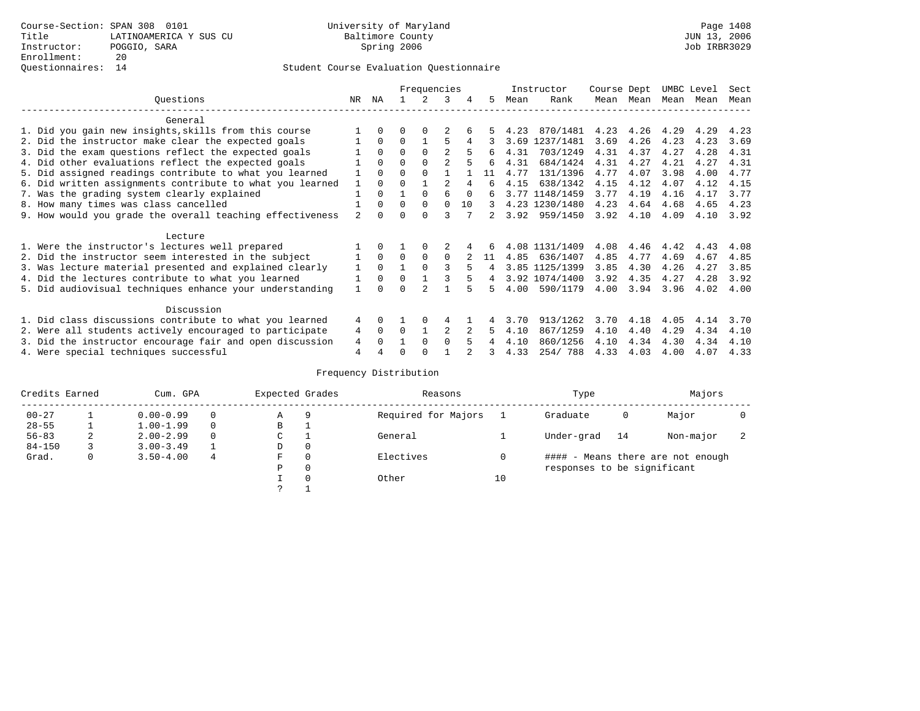Course-Section: SPAN 308 0101
Title: LATINOAMERICA Y SUS CU
Instructor: POGGIO, SARA
Enrollment: 20
Questionnaires: 14

University of Maryland Baltimore County
Spring 2006

JUN 13, 2006
Job IRBR3029

## Student Course Evaluation Questionnaire

| Questions | NR | NA | 1 | 2 | 3 | 4 | 5 | Instructor Mean | Instructor Rank | Course Mean | Dept Mean | UMBC Mean | Level Mean | Sect Mean |
|---|---|---|---|---|---|---|---|---|---|---|---|---|---|---|
| **General** | | | | | | | | | | | | | | |
| 1. Did you gain new insights,skills from this course | 1 | 0 | 0 | 0 | 2 | 6 | 5 | 4.23 | 870/1481 | 4.23 | 4.26 | 4.29 | 4.29 | 4.23 |
| 2. Did the instructor make clear the expected goals | 1 | 0 | 0 | 1 | 5 | 4 | 3 | 3.69 | 1237/1481 | 3.69 | 4.26 | 4.23 | 4.23 | 3.69 |
| 3. Did the exam questions reflect the expected goals | 1 | 0 | 0 | 0 | 2 | 5 | 6 | 4.31 | 703/1249 | 4.31 | 4.37 | 4.27 | 4.28 | 4.31 |
| 4. Did other evaluations reflect the expected goals | 1 | 0 | 0 | 0 | 2 | 5 | 6 | 4.31 | 684/1424 | 4.31 | 4.27 | 4.21 | 4.27 | 4.31 |
| 5. Did assigned readings contribute to what you learned | 1 | 0 | 0 | 0 | 1 | 1 | 11 | 4.77 | 131/1396 | 4.77 | 4.07 | 3.98 | 4.00 | 4.77 |
| 6. Did written assignments contribute to what you learned | 1 | 0 | 0 | 1 | 2 | 4 | 6 | 4.15 | 638/1342 | 4.15 | 4.12 | 4.07 | 4.12 | 4.15 |
| 7. Was the grading system clearly explained | 1 | 0 | 1 | 0 | 6 | 0 | 6 | 3.77 | 1148/1459 | 3.77 | 4.19 | 4.16 | 4.17 | 3.77 |
| 8. How many times was class cancelled | 1 | 0 | 0 | 0 | 0 | 10 | 3 | 4.23 | 1230/1480 | 4.23 | 4.64 | 4.68 | 4.65 | 4.23 |
| 9. How would you grade the overall teaching effectiveness | 2 | 0 | 0 | 0 | 3 | 7 | 2 | 3.92 | 959/1450 | 3.92 | 4.10 | 4.09 | 4.10 | 3.92 |
| **Lecture** | | | | | | | | | | | | | | |
| 1. Were the instructor's lectures well prepared | 1 | 0 | 1 | 0 | 2 | 4 | 6 | 4.08 | 1131/1409 | 4.08 | 4.46 | 4.42 | 4.43 | 4.08 |
| 2. Did the instructor seem interested in the subject | 1 | 0 | 0 | 0 | 0 | 2 | 11 | 4.85 | 636/1407 | 4.85 | 4.77 | 4.69 | 4.67 | 4.85 |
| 3. Was lecture material presented and explained clearly | 1 | 0 | 1 | 0 | 3 | 5 | 4 | 3.85 | 1125/1399 | 3.85 | 4.30 | 4.26 | 4.27 | 3.85 |
| 4. Did the lectures contribute to what you learned | 1 | 0 | 0 | 1 | 3 | 5 | 4 | 3.92 | 1074/1400 | 3.92 | 4.35 | 4.27 | 4.28 | 3.92 |
| 5. Did audiovisual techniques enhance your understanding | 1 | 0 | 0 | 2 | 1 | 5 | 5 | 4.00 | 590/1179 | 4.00 | 3.94 | 3.96 | 4.02 | 4.00 |
| **Discussion** | | | | | | | | | | | | | | |
| 1. Did class discussions contribute to what you learned | 4 | 0 | 1 | 0 | 4 | 1 | 4 | 3.70 | 913/1262 | 3.70 | 4.18 | 4.05 | 4.14 | 3.70 |
| 2. Were all students actively encouraged to participate | 4 | 0 | 0 | 1 | 2 | 2 | 5 | 4.10 | 867/1259 | 4.10 | 4.40 | 4.29 | 4.34 | 4.10 |
| 3. Did the instructor encourage fair and open discussion | 4 | 0 | 1 | 0 | 0 | 5 | 4 | 4.10 | 860/1256 | 4.10 | 4.34 | 4.30 | 4.34 | 4.10 |
| 4. Were special techniques successful | 4 | 4 | 0 | 0 | 1 | 2 | 3 | 4.33 | 254/ 788 | 4.33 | 4.03 | 4.00 | 4.07 | 4.33 |

## Frequency Distribution

| Credits Earned | | Cum. GPA | | Expected Grades | | Reasons | | Type | | Majors | |
|---|---|---|---|---|---|---|---|---|---|---|---|
| 00-27 | 1 | 0.00-0.99 | 0 | A | 9 | Required for Majors | 1 | Graduate | 0 | Major | 0 |
| 28-55 | 1 | 1.00-1.99 | 0 | B | 1 | | | | | | |
| 56-83 | 2 | 2.00-2.99 | 0 | C | 1 | General | 1 | Under-grad | 14 | Non-major | 2 |
| 84-150 | 3 | 3.00-3.49 | 1 | D | 0 | | | | | | |
| Grad. | 0 | 3.50-4.00 | 4 | F | 0 | Electives | 0 | #### - Means there are not enough responses to be significant | | | |
| | | | | P | 0 | | | | | | |
| | | | | I | 0 | Other | 10 | | | | |
| | | | | ? | 1 | | | | | | |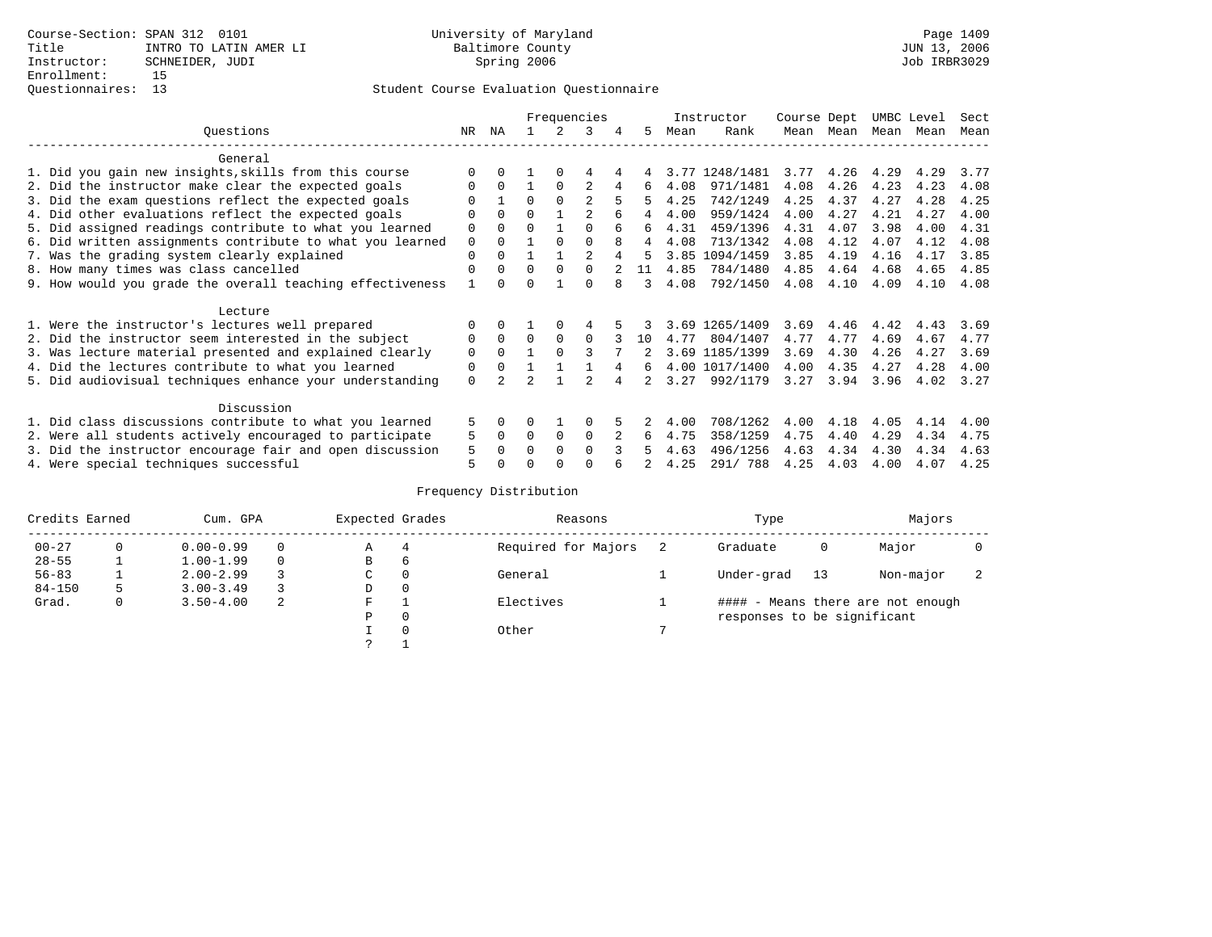Course-Section: SPAN 312 0101
Title: INTRO TO LATIN AMER LI
Instructor: SCHNEIDER, JUDI
Enrollment: 15
Questionnaires: 13

University of Maryland
Baltimore County
Spring 2006

JUN 13, 2006
Job IRBR3029

## Student Course Evaluation Questionnaire

| Questions | NR | NA | 1 | 2 | 3 | 4 | 5 | Instructor Mean | Instructor Rank | Course Mean | Dept Mean | UMBC Mean | Level Mean | Sect Mean |
|---|---|---|---|---|---|---|---|---|---|---|---|---|---|---|
| **General** | | | | | | | | | | | | | | |
| 1. Did you gain new insights,skills from this course | 0 | 0 | 1 | 0 | 4 | 4 | 4 | 3.77 | 1248/1481 | 3.77 | 4.26 | 4.29 | 4.29 | 3.77 |
| 2. Did the instructor make clear the expected goals | 0 | 0 | 1 | 0 | 2 | 4 | 6 | 4.08 | 971/1481 | 4.08 | 4.26 | 4.23 | 4.23 | 4.08 |
| 3. Did the exam questions reflect the expected goals | 0 | 1 | 0 | 0 | 2 | 5 | 5 | 4.25 | 742/1249 | 4.25 | 4.37 | 4.27 | 4.28 | 4.25 |
| 4. Did other evaluations reflect the expected goals | 0 | 0 | 0 | 1 | 2 | 6 | 4 | 4.00 | 959/1424 | 4.00 | 4.27 | 4.21 | 4.27 | 4.00 |
| 5. Did assigned readings contribute to what you learned | 0 | 0 | 0 | 1 | 0 | 6 | 6 | 4.31 | 459/1396 | 4.31 | 4.07 | 3.98 | 4.00 | 4.31 |
| 6. Did written assignments contribute to what you learned | 0 | 0 | 1 | 0 | 0 | 8 | 4 | 4.08 | 713/1342 | 4.08 | 4.12 | 4.07 | 4.12 | 4.08 |
| 7. Was the grading system clearly explained | 0 | 0 | 1 | 1 | 2 | 4 | 5 | 3.85 | 1094/1459 | 3.85 | 4.19 | 4.16 | 4.17 | 3.85 |
| 8. How many times was class cancelled | 0 | 0 | 0 | 0 | 0 | 2 | 11 | 4.85 | 784/1480 | 4.85 | 4.64 | 4.68 | 4.65 | 4.85 |
| 9. How would you grade the overall teaching effectiveness | 1 | 0 | 0 | 1 | 0 | 8 | 3 | 4.08 | 792/1450 | 4.08 | 4.10 | 4.09 | 4.10 | 4.08 |
| **Lecture** | | | | | | | | | | | | | | |
| 1. Were the instructor's lectures well prepared | 0 | 0 | 1 | 0 | 4 | 5 | 3 | 3.69 | 1265/1409 | 3.69 | 4.46 | 4.42 | 4.43 | 3.69 |
| 2. Did the instructor seem interested in the subject | 0 | 0 | 0 | 0 | 0 | 3 | 10 | 4.77 | 804/1407 | 4.77 | 4.77 | 4.69 | 4.67 | 4.77 |
| 3. Was lecture material presented and explained clearly | 0 | 0 | 1 | 0 | 3 | 7 | 2 | 3.69 | 1185/1399 | 3.69 | 4.30 | 4.26 | 4.27 | 3.69 |
| 4. Did the lectures contribute to what you learned | 0 | 0 | 1 | 1 | 1 | 4 | 6 | 4.00 | 1017/1400 | 4.00 | 4.35 | 4.27 | 4.28 | 4.00 |
| 5. Did audiovisual techniques enhance your understanding | 0 | 2 | 2 | 1 | 2 | 4 | 2 | 3.27 | 992/1179 | 3.27 | 3.94 | 3.96 | 4.02 | 3.27 |
| **Discussion** | | | | | | | | | | | | | | |
| 1. Did class discussions contribute to what you learned | 5 | 0 | 0 | 1 | 0 | 5 | 2 | 4.00 | 708/1262 | 4.00 | 4.18 | 4.05 | 4.14 | 4.00 |
| 2. Were all students actively encouraged to participate | 5 | 0 | 0 | 0 | 0 | 2 | 6 | 4.75 | 358/1259 | 4.75 | 4.40 | 4.29 | 4.34 | 4.75 |
| 3. Did the instructor encourage fair and open discussion | 5 | 0 | 0 | 0 | 0 | 3 | 5 | 4.63 | 496/1256 | 4.63 | 4.34 | 4.30 | 4.34 | 4.63 |
| 4. Were special techniques successful | 5 | 0 | 0 | 0 | 0 | 6 | 2 | 4.25 | 291/ 788 | 4.25 | 4.03 | 4.00 | 4.07 | 4.25 |

## Frequency Distribution

| Credits Earned | | Cum. GPA | | Expected Grades | | Reasons | | Type | | Majors | |
|---|---|---|---|---|---|---|---|---|---|---|---|
| 00-27 | 0 | 0.00-0.99 | 0 | A | 4 | Required for Majors | 2 | Graduate | 0 | Major | 0 |
| 28-55 | 1 | 1.00-1.99 | 0 | B | 6 | | | | | | |
| 56-83 | 1 | 2.00-2.99 | 3 | C | 0 | General | 1 | Under-grad | 13 | Non-major | 2 |
| 84-150 | 5 | 3.00-3.49 | 3 | D | 0 | | | | | | |
| Grad. | 0 | 3.50-4.00 | 2 | F | 1 | Electives | 1 | #### - Means there are not enough responses to be significant | | | |
| | | | | P | 0 | | | | | | |
| | | | | I | 0 | Other | 7 | | | | |
| | | | | ? | 1 | | | | | | |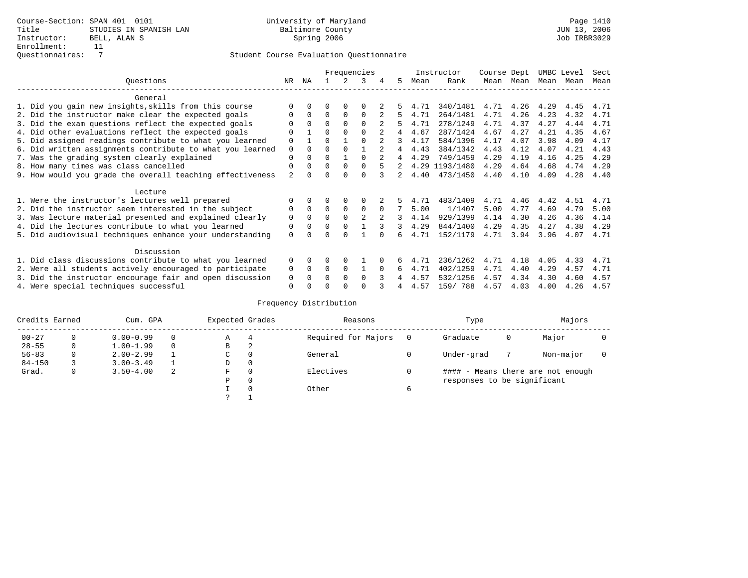Course-Section: SPAN 401 0101
Title: STUDIES IN SPANISH LAN
Instructor: BELL, ALAN S
Enrollment: 11
Questionnaires: 7

University of Maryland
Baltimore County
Spring 2006

Page 1410
JUN 13, 2006
Job IRBR3029

Student Course Evaluation Questionnaire

| Questions | NR | NA | 1 | 2 | 3 | 4 | 5 | Instructor Mean | Instructor Rank | Course Mean | Dept Mean | UMBC Mean | Level Mean | Sect Mean |
|---|---|---|---|---|---|---|---|---|---|---|---|---|---|---|
| **General** | | | | | | | | | | | | | | |
| 1. Did you gain new insights,skills from this course | 0 | 0 | 0 | 0 | 0 | 2 | 5 | 4.71 | 340/1481 | 4.71 | 4.26 | 4.29 | 4.45 | 4.71 |
| 2. Did the instructor make clear the expected goals | 0 | 0 | 0 | 0 | 0 | 2 | 5 | 4.71 | 264/1481 | 4.71 | 4.26 | 4.23 | 4.32 | 4.71 |
| 3. Did the exam questions reflect the expected goals | 0 | 0 | 0 | 0 | 0 | 2 | 5 | 4.71 | 278/1249 | 4.71 | 4.37 | 4.27 | 4.44 | 4.71 |
| 4. Did other evaluations reflect the expected goals | 0 | 1 | 0 | 0 | 0 | 2 | 4 | 4.67 | 287/1424 | 4.67 | 4.27 | 4.21 | 4.35 | 4.67 |
| 5. Did assigned readings contribute to what you learned | 0 | 1 | 0 | 1 | 0 | 2 | 3 | 4.17 | 584/1396 | 4.17 | 4.07 | 3.98 | 4.09 | 4.17 |
| 6. Did written assignments contribute to what you learned | 0 | 0 | 0 | 0 | 1 | 2 | 4 | 4.43 | 384/1342 | 4.43 | 4.12 | 4.07 | 4.21 | 4.43 |
| 7. Was the grading system clearly explained | 0 | 0 | 0 | 1 | 0 | 2 | 4 | 4.29 | 749/1459 | 4.29 | 4.19 | 4.16 | 4.25 | 4.29 |
| 8. How many times was class cancelled | 0 | 0 | 0 | 0 | 0 | 5 | 2 | 4.29 | 1193/1480 | 4.29 | 4.64 | 4.68 | 4.74 | 4.29 |
| 9. How would you grade the overall teaching effectiveness | 2 | 0 | 0 | 0 | 0 | 3 | 2 | 4.40 | 473/1450 | 4.40 | 4.10 | 4.09 | 4.28 | 4.40 |
| **Lecture** | | | | | | | | | | | | | | |
| 1. Were the instructor's lectures well prepared | 0 | 0 | 0 | 0 | 0 | 2 | 5 | 4.71 | 483/1409 | 4.71 | 4.46 | 4.42 | 4.51 | 4.71 |
| 2. Did the instructor seem interested in the subject | 0 | 0 | 0 | 0 | 0 | 0 | 7 | 5.00 | 1/1407 | 5.00 | 4.77 | 4.69 | 4.79 | 5.00 |
| 3. Was lecture material presented and explained clearly | 0 | 0 | 0 | 0 | 2 | 2 | 3 | 4.14 | 929/1399 | 4.14 | 4.30 | 4.26 | 4.36 | 4.14 |
| 4. Did the lectures contribute to what you learned | 0 | 0 | 0 | 0 | 1 | 3 | 3 | 4.29 | 844/1400 | 4.29 | 4.35 | 4.27 | 4.38 | 4.29 |
| 5. Did audiovisual techniques enhance your understanding | 0 | 0 | 0 | 0 | 1 | 0 | 6 | 4.71 | 152/1179 | 4.71 | 3.94 | 3.96 | 4.07 | 4.71 |
| **Discussion** | | | | | | | | | | | | | | |
| 1. Did class discussions contribute to what you learned | 0 | 0 | 0 | 0 | 1 | 0 | 6 | 4.71 | 236/1262 | 4.71 | 4.18 | 4.05 | 4.33 | 4.71 |
| 2. Were all students actively encouraged to participate | 0 | 0 | 0 | 0 | 1 | 0 | 6 | 4.71 | 402/1259 | 4.71 | 4.40 | 4.29 | 4.57 | 4.71 |
| 3. Did the instructor encourage fair and open discussion | 0 | 0 | 0 | 0 | 0 | 3 | 4 | 4.57 | 532/1256 | 4.57 | 4.34 | 4.30 | 4.60 | 4.57 |
| 4. Were special techniques successful | 0 | 0 | 0 | 0 | 0 | 3 | 4 | 4.57 | 159/ 788 | 4.57 | 4.03 | 4.00 | 4.26 | 4.57 |

Frequency Distribution

| Credits Earned | | Cum. GPA | | Expected Grades | | Reasons | | Type | | Majors | |
|---|---|---|---|---|---|---|---|---|---|---|---|
| 00-27 | 0 | 0.00-0.99 | 0 | A | 4 | Required for Majors | 0 | Graduate | 0 | Major | 0 |
| 28-55 | 0 | 1.00-1.99 | 0 | B | 2 | | | | | | |
| 56-83 | 0 | 2.00-2.99 | 1 | C | 0 | General | 0 | Under-grad | 7 | Non-major | 0 |
| 84-150 | 3 | 3.00-3.49 | 1 | D | 0 | | | | | | |
| Grad. | 0 | 3.50-4.00 | 2 | F | 0 | Electives | 0 | #### - Means there are not enough responses to be significant | | | |
| | | | | P | 0 | | | | | | |
| | | | | I | 0 | Other | 6 | | | | |
| | | | | ? | 1 | | | | | | |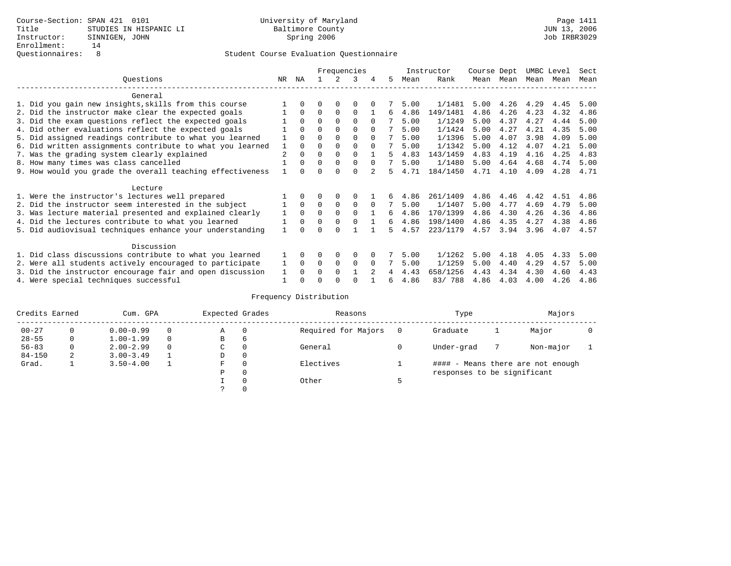Course-Section: SPAN 421 0101
Title: STUDIES IN HISPANIC LI
Instructor: SINNIGEN, JOHN
Enrollment: 14
Questionnaires: 8

University of Maryland
Baltimore County
Spring 2006

JUN 13, 2006
Job IRBR3029

## Student Course Evaluation Questionnaire

| Questions | NR | NA | 1 | 2 | 3 | 4 | 5 | Instructor Mean | Instructor Rank | Course Mean | Dept Mean | UMBC Mean | Level Mean | Sect Mean |
|---|---|---|---|---|---|---|---|---|---|---|---|---|---|---|
| **General** | | | | | | | | | | | | | | |
| 1. Did you gain new insights,skills from this course | 1 | 0 | 0 | 0 | 0 | 0 | 7 | 5.00 | 1/1481 | 5.00 | 4.26 | 4.29 | 4.45 | 5.00 |
| 2. Did the instructor make clear the expected goals | 1 | 0 | 0 | 0 | 0 | 1 | 6 | 4.86 | 149/1481 | 4.86 | 4.26 | 4.23 | 4.32 | 4.86 |
| 3. Did the exam questions reflect the expected goals | 1 | 0 | 0 | 0 | 0 | 0 | 7 | 5.00 | 1/1249 | 5.00 | 4.37 | 4.27 | 4.44 | 5.00 |
| 4. Did other evaluations reflect the expected goals | 1 | 0 | 0 | 0 | 0 | 0 | 7 | 5.00 | 1/1424 | 5.00 | 4.27 | 4.21 | 4.35 | 5.00 |
| 5. Did assigned readings contribute to what you learned | 1 | 0 | 0 | 0 | 0 | 0 | 7 | 5.00 | 1/1396 | 5.00 | 4.07 | 3.98 | 4.09 | 5.00 |
| 6. Did written assignments contribute to what you learned | 1 | 0 | 0 | 0 | 0 | 0 | 7 | 5.00 | 1/1342 | 5.00 | 4.12 | 4.07 | 4.21 | 5.00 |
| 7. Was the grading system clearly explained | 2 | 0 | 0 | 0 | 0 | 1 | 5 | 4.83 | 143/1459 | 4.83 | 4.19 | 4.16 | 4.25 | 4.83 |
| 8. How many times was class cancelled | 1 | 0 | 0 | 0 | 0 | 0 | 7 | 5.00 | 1/1480 | 5.00 | 4.64 | 4.68 | 4.74 | 5.00 |
| 9. How would you grade the overall teaching effectiveness | 1 | 0 | 0 | 0 | 0 | 2 | 5 | 4.71 | 184/1450 | 4.71 | 4.10 | 4.09 | 4.28 | 4.71 |
| **Lecture** | | | | | | | | | | | | | | |
| 1. Were the instructor's lectures well prepared | 1 | 0 | 0 | 0 | 0 | 1 | 6 | 4.86 | 261/1409 | 4.86 | 4.46 | 4.42 | 4.51 | 4.86 |
| 2. Did the instructor seem interested in the subject | 1 | 0 | 0 | 0 | 0 | 0 | 7 | 5.00 | 1/1407 | 5.00 | 4.77 | 4.69 | 4.79 | 5.00 |
| 3. Was lecture material presented and explained clearly | 1 | 0 | 0 | 0 | 0 | 1 | 6 | 4.86 | 170/1399 | 4.86 | 4.30 | 4.26 | 4.36 | 4.86 |
| 4. Did the lectures contribute to what you learned | 1 | 0 | 0 | 0 | 0 | 1 | 6 | 4.86 | 198/1400 | 4.86 | 4.35 | 4.27 | 4.38 | 4.86 |
| 5. Did audiovisual techniques enhance your understanding | 1 | 0 | 0 | 0 | 1 | 1 | 5 | 4.57 | 223/1179 | 4.57 | 3.94 | 3.96 | 4.07 | 4.57 |
| **Discussion** | | | | | | | | | | | | | | |
| 1. Did class discussions contribute to what you learned | 1 | 0 | 0 | 0 | 0 | 0 | 7 | 5.00 | 1/1262 | 5.00 | 4.18 | 4.05 | 4.33 | 5.00 |
| 2. Were all students actively encouraged to participate | 1 | 0 | 0 | 0 | 0 | 0 | 7 | 5.00 | 1/1259 | 5.00 | 4.40 | 4.29 | 4.57 | 5.00 |
| 3. Did the instructor encourage fair and open discussion | 1 | 0 | 0 | 0 | 1 | 2 | 4 | 4.43 | 658/1256 | 4.43 | 4.34 | 4.30 | 4.60 | 4.43 |
| 4. Were special techniques successful | 1 | 0 | 0 | 0 | 0 | 1 | 6 | 4.86 | 83/ 788 | 4.86 | 4.03 | 4.00 | 4.26 | 4.86 |

## Frequency Distribution

| Credits Earned | | Cum. GPA | | Expected Grades | | Reasons | | Type | | Majors | |
|---|---|---|---|---|---|---|---|---|---|---|---|
| 00-27 | 0 | 0.00-0.99 | 0 | A | 0 | Required for Majors | 0 | Graduate | 1 | Major | 0 |
| 28-55 | 0 | 1.00-1.99 | 0 | B | 6 | | | | | | |
| 56-83 | 0 | 2.00-2.99 | 0 | C | 0 | General | 0 | Under-grad | 7 | Non-major | 1 |
| 84-150 | 2 | 3.00-3.49 | 1 | D | 0 | | | | | | |
| Grad. | 1 | 3.50-4.00 | 1 | F | 0 | Electives | 1 | | | | |
| | | | | P | 0 | | | | | | |
| | | | | I | 0 | Other | 5 | | | | |
| | | | | ? | 0 | | | | | | |

#### - Means there are not enough responses to be significant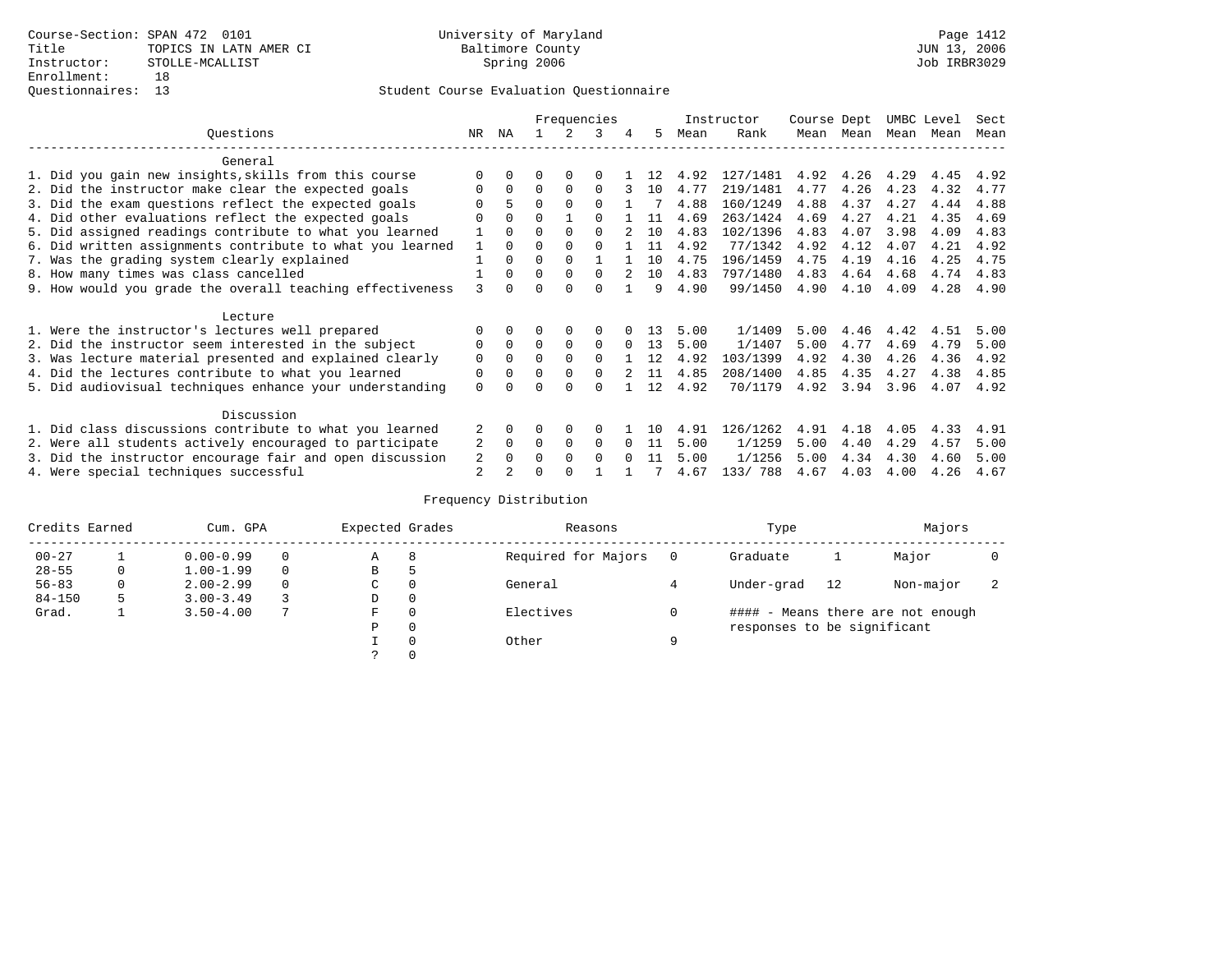Course-Section: SPAN 472 0101
Title: TOPICS IN LATN AMER CI
Instructor: STOLLE-MCALLIST
Enrollment: 18
Questionnaires: 13

University of Maryland
Baltimore County
Spring 2006

JUN 13, 2006
Job IRBR3029

Student Course Evaluation Questionnaire

| Questions | NR | NA | 1 | 2 | 3 | 4 | 5 | Instructor Mean | Instructor Rank | Course Mean | Dept Mean | UMBC Mean | Level Mean | Sect Mean |
|---|---|---|---|---|---|---|---|---|---|---|---|---|---|---|
| **General** | | | | | | | | | | | | | | |
| 1. Did you gain new insights,skills from this course | 0 | 0 | 0 | 0 | 0 | 1 | 12 | 4.92 | 127/1481 | 4.92 | 4.26 | 4.29 | 4.45 | 4.92 |
| 2. Did the instructor make clear the expected goals | 0 | 0 | 0 | 0 | 0 | 3 | 10 | 4.77 | 219/1481 | 4.77 | 4.26 | 4.23 | 4.32 | 4.77 |
| 3. Did the exam questions reflect the expected goals | 0 | 5 | 0 | 0 | 0 | 1 | 7 | 4.88 | 160/1249 | 4.88 | 4.37 | 4.27 | 4.44 | 4.88 |
| 4. Did other evaluations reflect the expected goals | 0 | 0 | 0 | 1 | 0 | 1 | 11 | 4.69 | 263/1424 | 4.69 | 4.27 | 4.21 | 4.35 | 4.69 |
| 5. Did assigned readings contribute to what you learned | 1 | 0 | 0 | 0 | 0 | 2 | 10 | 4.83 | 102/1396 | 4.83 | 4.07 | 3.98 | 4.09 | 4.83 |
| 6. Did written assignments contribute to what you learned | 1 | 0 | 0 | 0 | 0 | 1 | 11 | 4.92 | 77/1342 | 4.92 | 4.12 | 4.07 | 4.21 | 4.92 |
| 7. Was the grading system clearly explained | 1 | 0 | 0 | 0 | 1 | 1 | 10 | 4.75 | 196/1459 | 4.75 | 4.19 | 4.16 | 4.25 | 4.75 |
| 8. How many times was class cancelled | 1 | 0 | 0 | 0 | 0 | 2 | 10 | 4.83 | 797/1480 | 4.83 | 4.64 | 4.68 | 4.74 | 4.83 |
| 9. How would you grade the overall teaching effectiveness | 3 | 0 | 0 | 0 | 0 | 1 | 9 | 4.90 | 99/1450 | 4.90 | 4.10 | 4.09 | 4.28 | 4.90 |
| **Lecture** | | | | | | | | | | | | | | |
| 1. Were the instructor's lectures well prepared | 0 | 0 | 0 | 0 | 0 | 0 | 13 | 5.00 | 1/1409 | 5.00 | 4.46 | 4.42 | 4.51 | 5.00 |
| 2. Did the instructor seem interested in the subject | 0 | 0 | 0 | 0 | 0 | 0 | 13 | 5.00 | 1/1407 | 5.00 | 4.77 | 4.69 | 4.79 | 5.00 |
| 3. Was lecture material presented and explained clearly | 0 | 0 | 0 | 0 | 0 | 1 | 12 | 4.92 | 103/1399 | 4.92 | 4.30 | 4.26 | 4.36 | 4.92 |
| 4. Did the lectures contribute to what you learned | 0 | 0 | 0 | 0 | 0 | 2 | 11 | 4.85 | 208/1400 | 4.85 | 4.35 | 4.27 | 4.38 | 4.85 |
| 5. Did audiovisual techniques enhance your understanding | 0 | 0 | 0 | 0 | 0 | 1 | 12 | 4.92 | 70/1179 | 4.92 | 3.94 | 3.96 | 4.07 | 4.92 |
| **Discussion** | | | | | | | | | | | | | | |
| 1. Did class discussions contribute to what you learned | 2 | 0 | 0 | 0 | 0 | 1 | 10 | 4.91 | 126/1262 | 4.91 | 4.18 | 4.05 | 4.33 | 4.91 |
| 2. Were all students actively encouraged to participate | 2 | 0 | 0 | 0 | 0 | 0 | 11 | 5.00 | 1/1259 | 5.00 | 4.40 | 4.29 | 4.57 | 5.00 |
| 3. Did the instructor encourage fair and open discussion | 2 | 0 | 0 | 0 | 0 | 0 | 11 | 5.00 | 1/1256 | 5.00 | 4.34 | 4.30 | 4.60 | 5.00 |
| 4. Were special techniques successful | 2 | 2 | 0 | 0 | 1 | 1 | 7 | 4.67 | 133/ 788 | 4.67 | 4.03 | 4.00 | 4.26 | 4.67 |

Frequency Distribution

| Credits Earned | | Cum. GPA | | Expected Grades | | Reasons | | Type | | Majors | |
|---|---|---|---|---|---|---|---|---|---|---|---|
| 00-27 | 1 | 0.00-0.99 | 0 | A | 8 | Required for Majors | 0 | Graduate | 1 | Major | 0 |
| 28-55 | 0 | 1.00-1.99 | 0 | B | 5 | | | | | | |
| 56-83 | 0 | 2.00-2.99 | 0 | C | 0 | General | 4 | Under-grad | 12 | Non-major | 2 |
| 84-150 | 5 | 3.00-3.49 | 3 | D | 0 | | | | | | |
| Grad. | 1 | 3.50-4.00 | 7 | F | 0 | Electives | 0 | | | | |
| | | | | P | 0 | | | | | | |
| | | | | I | 0 | Other | 9 | | | | |
| | | | | ? | 0 | | | | | | |

#### - Means there are not enough responses to be significant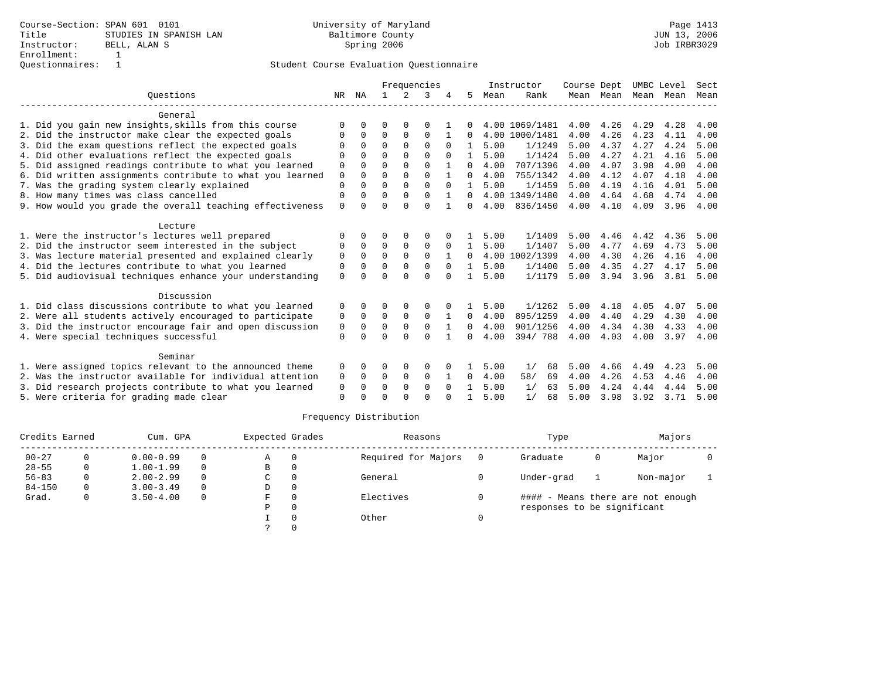Course-Section: SPAN 601 0101
Title: STUDIES IN SPANISH LAN
Instructor: BELL, ALAN S
Enrollment: 1
Questionnaires: 1

University of Maryland
Baltimore County
Spring 2006

Page 1413
JUN 13, 2006
Job IRBR3029

Student Course Evaluation Questionnaire

| Questions | NR | NA | 1 | 2 | 3 | 4 | 5 | Instructor Mean | Rank | Course Mean | Dept Mean | UMBC Mean | Level Mean | Sect Mean |
|---|---|---|---|---|---|---|---|---|---|---|---|---|---|---|
| **General** | | | | | | | | | | | | | | |
| 1. Did you gain new insights,skills from this course | 0 | 0 | 0 | 0 | 0 | 1 | 0 | 4.00 | 1069/1481 | 4.00 | 4.26 | 4.29 | 4.28 | 4.00 |
| 2. Did the instructor make clear the expected goals | 0 | 0 | 0 | 0 | 0 | 1 | 0 | 4.00 | 1000/1481 | 4.00 | 4.26 | 4.23 | 4.11 | 4.00 |
| 3. Did the exam questions reflect the expected goals | 0 | 0 | 0 | 0 | 0 | 0 | 1 | 5.00 | 1/1249 | 5.00 | 4.37 | 4.27 | 4.24 | 5.00 |
| 4. Did other evaluations reflect the expected goals | 0 | 0 | 0 | 0 | 0 | 0 | 1 | 5.00 | 1/1424 | 5.00 | 4.27 | 4.21 | 4.16 | 5.00 |
| 5. Did assigned readings contribute to what you learned | 0 | 0 | 0 | 0 | 0 | 1 | 0 | 4.00 | 707/1396 | 4.00 | 4.07 | 3.98 | 4.00 | 4.00 |
| 6. Did written assignments contribute to what you learned | 0 | 0 | 0 | 0 | 0 | 1 | 0 | 4.00 | 755/1342 | 4.00 | 4.12 | 4.07 | 4.18 | 4.00 |
| 7. Was the grading system clearly explained | 0 | 0 | 0 | 0 | 0 | 0 | 1 | 5.00 | 1/1459 | 5.00 | 4.19 | 4.16 | 4.01 | 5.00 |
| 8. How many times was class cancelled | 0 | 0 | 0 | 0 | 0 | 1 | 0 | 4.00 | 1349/1480 | 4.00 | 4.64 | 4.68 | 4.74 | 4.00 |
| 9. How would you grade the overall teaching effectiveness | 0 | 0 | 0 | 0 | 0 | 1 | 0 | 4.00 | 836/1450 | 4.00 | 4.10 | 4.09 | 3.96 | 4.00 |
| **Lecture** | | | | | | | | | | | | | | |
| 1. Were the instructor's lectures well prepared | 0 | 0 | 0 | 0 | 0 | 0 | 1 | 5.00 | 1/1409 | 5.00 | 4.46 | 4.42 | 4.36 | 5.00 |
| 2. Did the instructor seem interested in the subject | 0 | 0 | 0 | 0 | 0 | 0 | 1 | 5.00 | 1/1407 | 5.00 | 4.77 | 4.69 | 4.73 | 5.00 |
| 3. Was lecture material presented and explained clearly | 0 | 0 | 0 | 0 | 0 | 1 | 0 | 4.00 | 1002/1399 | 4.00 | 4.30 | 4.26 | 4.16 | 4.00 |
| 4. Did the lectures contribute to what you learned | 0 | 0 | 0 | 0 | 0 | 0 | 1 | 5.00 | 1/1400 | 5.00 | 4.35 | 4.27 | 4.17 | 5.00 |
| 5. Did audiovisual techniques enhance your understanding | 0 | 0 | 0 | 0 | 0 | 0 | 1 | 5.00 | 1/1179 | 5.00 | 3.94 | 3.96 | 3.81 | 5.00 |
| **Discussion** | | | | | | | | | | | | | | |
| 1. Did class discussions contribute to what you learned | 0 | 0 | 0 | 0 | 0 | 0 | 1 | 5.00 | 1/1262 | 5.00 | 4.18 | 4.05 | 4.07 | 5.00 |
| 2. Were all students actively encouraged to participate | 0 | 0 | 0 | 0 | 0 | 1 | 0 | 4.00 | 895/1259 | 4.00 | 4.40 | 4.29 | 4.30 | 4.00 |
| 3. Did the instructor encourage fair and open discussion | 0 | 0 | 0 | 0 | 0 | 1 | 0 | 4.00 | 901/1256 | 4.00 | 4.34 | 4.30 | 4.33 | 4.00 |
| 4. Were special techniques successful | 0 | 0 | 0 | 0 | 0 | 1 | 0 | 4.00 | 394/ 788 | 4.00 | 4.03 | 4.00 | 3.97 | 4.00 |
| **Seminar** | | | | | | | | | | | | | | |
| 1. Were assigned topics relevant to the announced theme | 0 | 0 | 0 | 0 | 0 | 0 | 1 | 5.00 | 1/ 68 | 5.00 | 4.66 | 4.49 | 4.23 | 5.00 |
| 2. Was the instructor available for individual attention | 0 | 0 | 0 | 0 | 0 | 1 | 0 | 4.00 | 58/ 69 | 4.00 | 4.26 | 4.53 | 4.46 | 4.00 |
| 3. Did research projects contribute to what you learned | 0 | 0 | 0 | 0 | 0 | 0 | 1 | 5.00 | 1/ 63 | 5.00 | 4.24 | 4.44 | 4.44 | 5.00 |
| 5. Were criteria for grading made clear | 0 | 0 | 0 | 0 | 0 | 0 | 1 | 5.00 | 1/ 68 | 5.00 | 3.98 | 3.92 | 3.71 | 5.00 |

Frequency Distribution

| Credits Earned | | Cum. GPA | | Expected Grades | | Reasons | | Type | | Majors | |
|---|---|---|---|---|---|---|---|---|---|---|---|
| 00-27 | 0 | 0.00-0.99 | 0 | A | 0 | Required for Majors | 0 | Graduate | 0 | Major | 0 |
| 28-55 | 0 | 1.00-1.99 | 0 | B | 0 | | | | | | |
| 56-83 | 0 | 2.00-2.99 | 0 | C | 0 | General | 0 | Under-grad | 1 | Non-major | 1 |
| 84-150 | 0 | 3.00-3.49 | 0 | D | 0 | | | | | | |
| Grad. | 0 | 3.50-4.00 | 0 | F | 0 | Electives | 0 | | | | |
| | | | | P | 0 | | | | | | |
| | | | | I | 0 | Other | 0 | | | | |
| | | | | ? | 0 | | | | | | |

#### - Means there are not enough responses to be significant